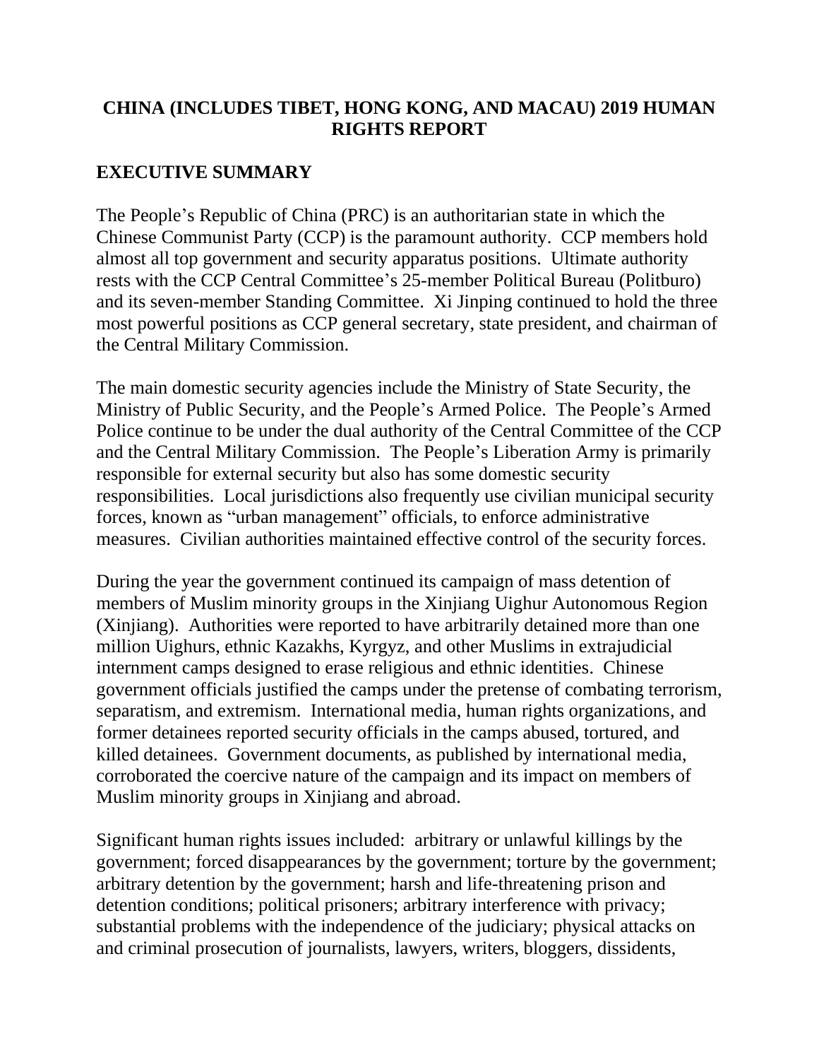# CHINA (INCLUDES TIBET, HONG KONG, AND MACAU) 2019 HUMAN RIGHTS REPORT

## EXECUTIVE SUMMARY

The People's Republic of China (PRC) is an authoritarian state in which the Chinese Communist Party (CCP) is the paramount authority. CCP members hold almost all top government and security apparatus positions. Ultimate authority rests with the CCP Central Committee's 25-member Political Bureau (Politburo) and its seven-member Standing Committee. Xi Jinping continued to hold the three most powerful positions as CCP general secretary, state president, and chairman of the Central Military Commission.

The main domestic security agencies include the Ministry of State Security, the Ministry of Public Security, and the People's Armed Police. The People's Armed Police continue to be under the dual authority of the Central Committee of the CCP and the Central Military Commission. The People's Liberation Army is primarily responsible for external security but also has some domestic security responsibilities. Local jurisdictions also frequently use civilian municipal security forces, known as "urban management" officials, to enforce administrative measures. Civilian authorities maintained effective control of the security forces.

During the year the government continued its campaign of mass detention of members of Muslim minority groups in the Xinjiang Uighur Autonomous Region (Xinjiang). Authorities were reported to have arbitrarily detained more than one million Uighurs, ethnic Kazakhs, Kyrgyz, and other Muslims in extrajudicial internment camps designed to erase religious and ethnic identities. Chinese government officials justified the camps under the pretense of combating terrorism, separatism, and extremism. International media, human rights organizations, and former detainees reported security officials in the camps abused, tortured, and killed detainees. Government documents, as published by international media, corroborated the coercive nature of the campaign and its impact on members of Muslim minority groups in Xinjiang and abroad.

Significant human rights issues included: arbitrary or unlawful killings by the government; forced disappearances by the government; torture by the government; arbitrary detention by the government; harsh and life-threatening prison and detention conditions; political prisoners; arbitrary interference with privacy; substantial problems with the independence of the judiciary; physical attacks on and criminal prosecution of journalists, lawyers, writers, bloggers, dissidents,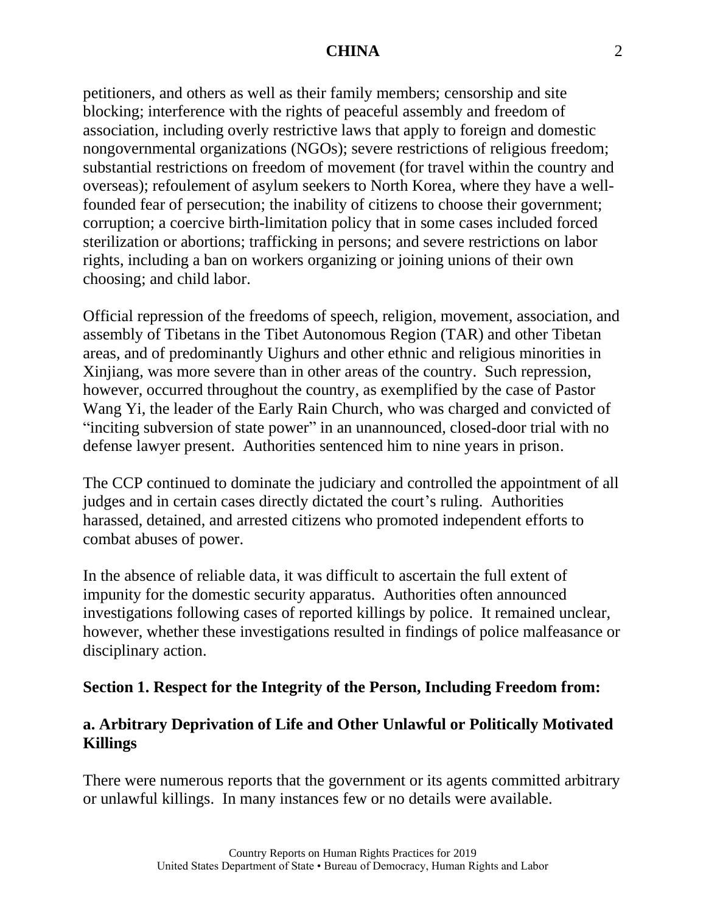petitioners, and others as well as their family members; censorship and site blocking; interference with the rights of peaceful assembly and freedom of association, including overly restrictive laws that apply to foreign and domestic nongovernmental organizations (NGOs); severe restrictions of religious freedom; substantial restrictions on freedom of movement (for travel within the country and overseas); refoulement of asylum seekers to North Korea, where they have a well-founded fear of persecution; the inability of citizens to choose their government; corruption; a coercive birth-limitation policy that in some cases included forced sterilization or abortions; trafficking in persons; and severe restrictions on labor rights, including a ban on workers organizing or joining unions of their own choosing; and child labor.

Official repression of the freedoms of speech, religion, movement, association, and assembly of Tibetans in the Tibet Autonomous Region (TAR) and other Tibetan areas, and of predominantly Uighurs and other ethnic and religious minorities in Xinjiang, was more severe than in other areas of the country. Such repression, however, occurred throughout the country, as exemplified by the case of Pastor Wang Yi, the leader of the Early Rain Church, who was charged and convicted of "inciting subversion of state power" in an unannounced, closed-door trial with no defense lawyer present. Authorities sentenced him to nine years in prison.

The CCP continued to dominate the judiciary and controlled the appointment of all judges and in certain cases directly dictated the court's ruling. Authorities harassed, detained, and arrested citizens who promoted independent efforts to combat abuses of power.

In the absence of reliable data, it was difficult to ascertain the full extent of impunity for the domestic security apparatus. Authorities often announced investigations following cases of reported killings by police. It remained unclear, however, whether these investigations resulted in findings of police malfeasance or disciplinary action.

## Section 1. Respect for the Integrity of the Person, Including Freedom from:

### a. Arbitrary Deprivation of Life and Other Unlawful or Politically Motivated Killings

There were numerous reports that the government or its agents committed arbitrary or unlawful killings. In many instances few or no details were available.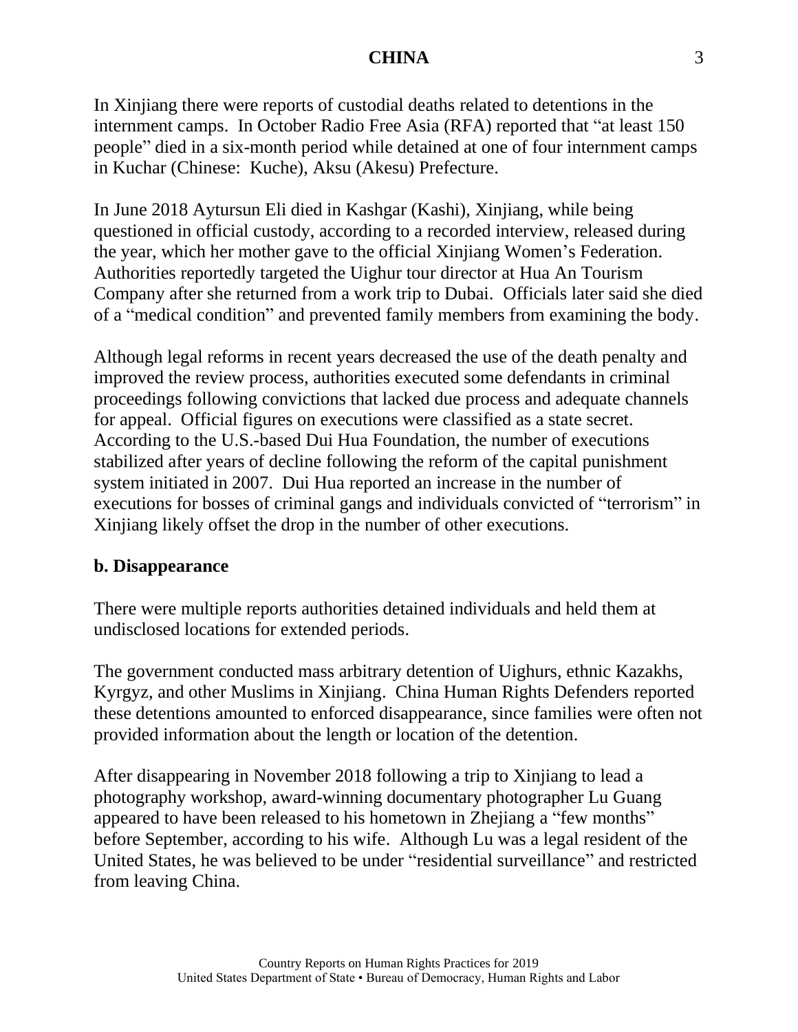In Xinjiang there were reports of custodial deaths related to detentions in the internment camps. In October Radio Free Asia (RFA) reported that "at least 150 people" died in a six-month period while detained at one of four internment camps in Kuchar (Chinese: Kuche), Aksu (Akesu) Prefecture.

In June 2018 Aytursun Eli died in Kashgar (Kashi), Xinjiang, while being questioned in official custody, according to a recorded interview, released during the year, which her mother gave to the official Xinjiang Women's Federation. Authorities reportedly targeted the Uighur tour director at Hua An Tourism Company after she returned from a work trip to Dubai. Officials later said she died of a "medical condition" and prevented family members from examining the body.

Although legal reforms in recent years decreased the use of the death penalty and improved the review process, authorities executed some defendants in criminal proceedings following convictions that lacked due process and adequate channels for appeal. Official figures on executions were classified as a state secret. According to the U.S.-based Dui Hua Foundation, the number of executions stabilized after years of decline following the reform of the capital punishment system initiated in 2007. Dui Hua reported an increase in the number of executions for bosses of criminal gangs and individuals convicted of "terrorism" in Xinjiang likely offset the drop in the number of other executions.

**b. Disappearance**

There were multiple reports authorities detained individuals and held them at undisclosed locations for extended periods.

The government conducted mass arbitrary detention of Uighurs, ethnic Kazakhs, Kyrgyz, and other Muslims in Xinjiang. China Human Rights Defenders reported these detentions amounted to enforced disappearance, since families were often not provided information about the length or location of the detention.

After disappearing in November 2018 following a trip to Xinjiang to lead a photography workshop, award-winning documentary photographer Lu Guang appeared to have been released to his hometown in Zhejiang a "few months" before September, according to his wife. Although Lu was a legal resident of the United States, he was believed to be under "residential surveillance" and restricted from leaving China.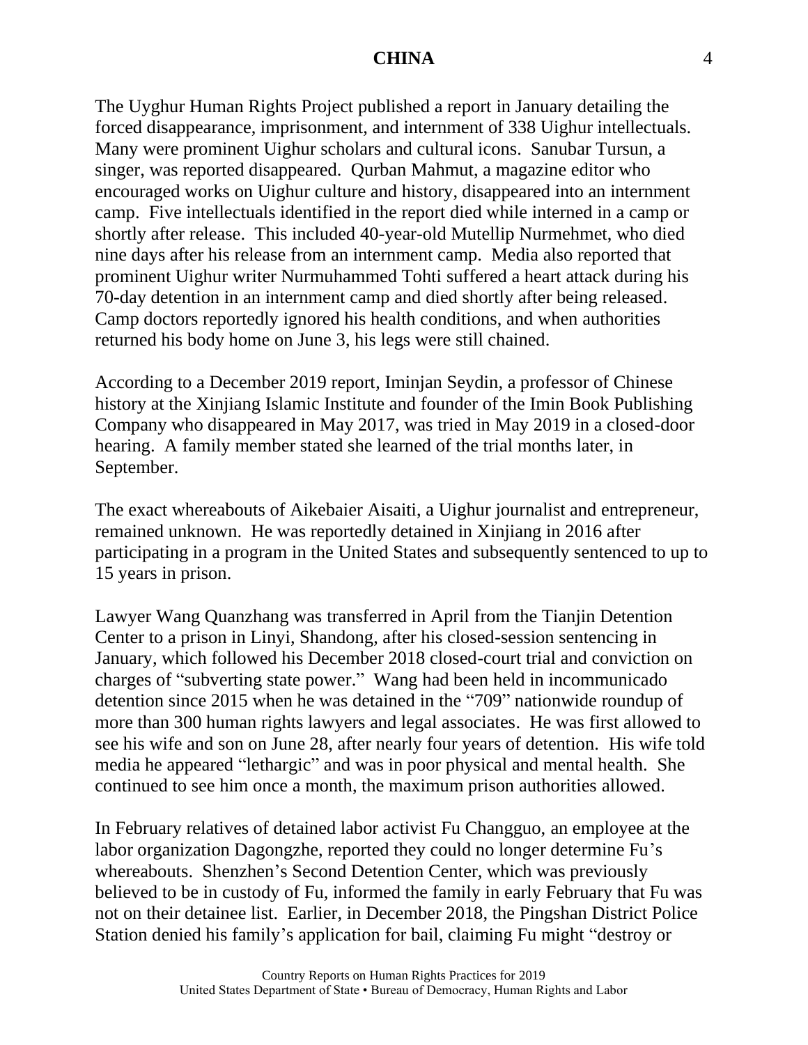The Uyghur Human Rights Project published a report in January detailing the forced disappearance, imprisonment, and internment of 338 Uighur intellectuals. Many were prominent Uighur scholars and cultural icons. Sanubar Tursun, a singer, was reported disappeared. Qurban Mahmut, a magazine editor who encouraged works on Uighur culture and history, disappeared into an internment camp. Five intellectuals identified in the report died while interned in a camp or shortly after release. This included 40-year-old Mutellip Nurmehmet, who died nine days after his release from an internment camp. Media also reported that prominent Uighur writer Nurmuhammed Tohti suffered a heart attack during his 70-day detention in an internment camp and died shortly after being released. Camp doctors reportedly ignored his health conditions, and when authorities returned his body home on June 3, his legs were still chained.

According to a December 2019 report, Iminjan Seydin, a professor of Chinese history at the Xinjiang Islamic Institute and founder of the Imin Book Publishing Company who disappeared in May 2017, was tried in May 2019 in a closed-door hearing. A family member stated she learned of the trial months later, in September.

The exact whereabouts of Aikebaier Aisaiti, a Uighur journalist and entrepreneur, remained unknown. He was reportedly detained in Xinjiang in 2016 after participating in a program in the United States and subsequently sentenced to up to 15 years in prison.

Lawyer Wang Quanzhang was transferred in April from the Tianjin Detention Center to a prison in Linyi, Shandong, after his closed-session sentencing in January, which followed his December 2018 closed-court trial and conviction on charges of "subverting state power." Wang had been held in incommunicado detention since 2015 when he was detained in the "709" nationwide roundup of more than 300 human rights lawyers and legal associates. He was first allowed to see his wife and son on June 28, after nearly four years of detention. His wife told media he appeared "lethargic" and was in poor physical and mental health. She continued to see him once a month, the maximum prison authorities allowed.

In February relatives of detained labor activist Fu Changguo, an employee at the labor organization Dagongzhe, reported they could no longer determine Fu's whereabouts. Shenzhen's Second Detention Center, which was previously believed to be in custody of Fu, informed the family in early February that Fu was not on their detainee list. Earlier, in December 2018, the Pingshan District Police Station denied his family's application for bail, claiming Fu might "destroy or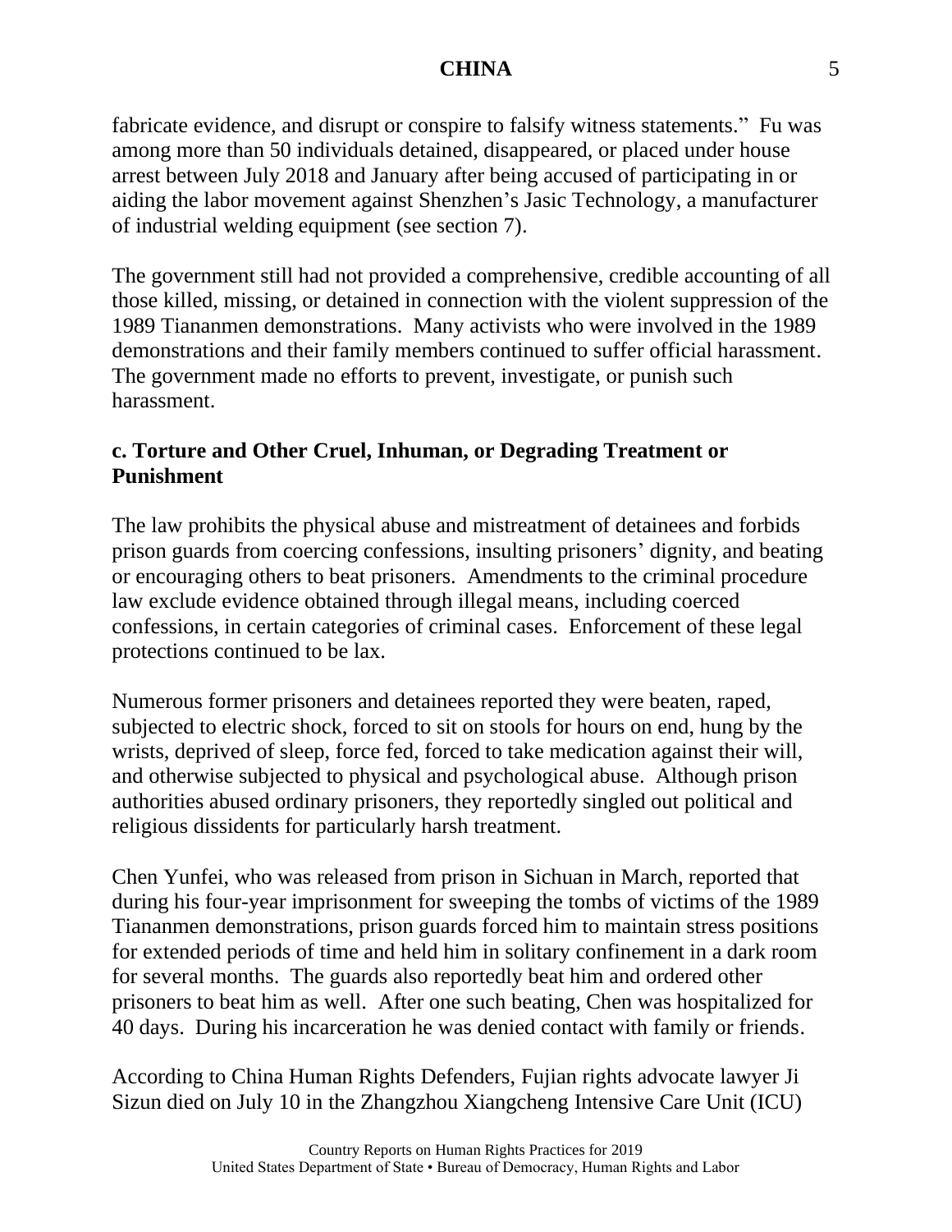fabricate evidence, and disrupt or conspire to falsify witness statements." Fu was among more than 50 individuals detained, disappeared, or placed under house arrest between July 2018 and January after being accused of participating in or aiding the labor movement against Shenzhen's Jasic Technology, a manufacturer of industrial welding equipment (see section 7).

The government still had not provided a comprehensive, credible accounting of all those killed, missing, or detained in connection with the violent suppression of the 1989 Tiananmen demonstrations. Many activists who were involved in the 1989 demonstrations and their family members continued to suffer official harassment. The government made no efforts to prevent, investigate, or punish such harassment.

### c. Torture and Other Cruel, Inhuman, or Degrading Treatment or Punishment

The law prohibits the physical abuse and mistreatment of detainees and forbids prison guards from coercing confessions, insulting prisoners' dignity, and beating or encouraging others to beat prisoners. Amendments to the criminal procedure law exclude evidence obtained through illegal means, including coerced confessions, in certain categories of criminal cases. Enforcement of these legal protections continued to be lax.

Numerous former prisoners and detainees reported they were beaten, raped, subjected to electric shock, forced to sit on stools for hours on end, hung by the wrists, deprived of sleep, force fed, forced to take medication against their will, and otherwise subjected to physical and psychological abuse. Although prison authorities abused ordinary prisoners, they reportedly singled out political and religious dissidents for particularly harsh treatment.

Chen Yunfei, who was released from prison in Sichuan in March, reported that during his four-year imprisonment for sweeping the tombs of victims of the 1989 Tiananmen demonstrations, prison guards forced him to maintain stress positions for extended periods of time and held him in solitary confinement in a dark room for several months. The guards also reportedly beat him and ordered other prisoners to beat him as well. After one such beating, Chen was hospitalized for 40 days. During his incarceration he was denied contact with family or friends.

According to China Human Rights Defenders, Fujian rights advocate lawyer Ji Sizun died on July 10 in the Zhangzhou Xiangcheng Intensive Care Unit (ICU)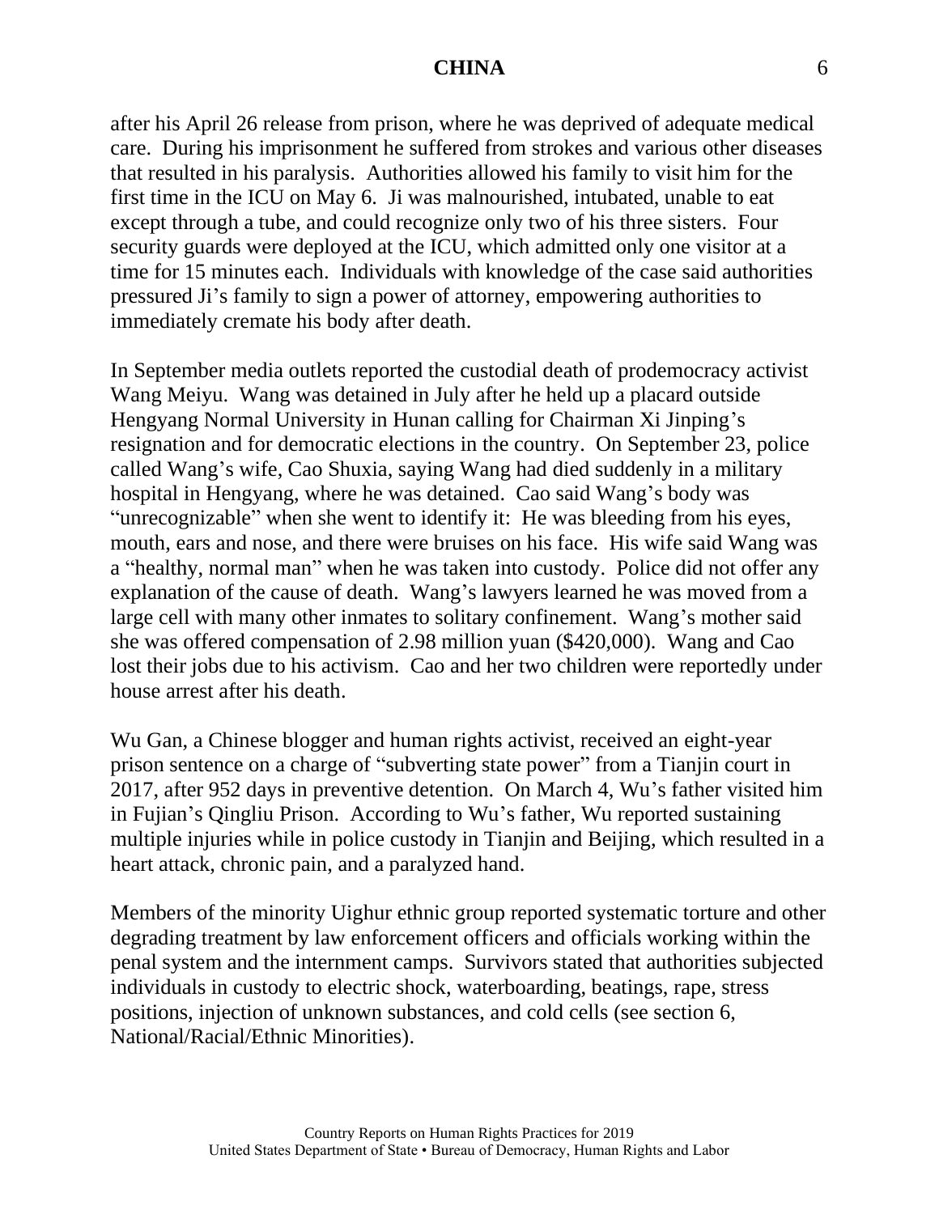after his April 26 release from prison, where he was deprived of adequate medical care. During his imprisonment he suffered from strokes and various other diseases that resulted in his paralysis. Authorities allowed his family to visit him for the first time in the ICU on May 6. Ji was malnourished, intubated, unable to eat except through a tube, and could recognize only two of his three sisters. Four security guards were deployed at the ICU, which admitted only one visitor at a time for 15 minutes each. Individuals with knowledge of the case said authorities pressured Ji's family to sign a power of attorney, empowering authorities to immediately cremate his body after death.

In September media outlets reported the custodial death of prodemocracy activist Wang Meiyu. Wang was detained in July after he held up a placard outside Hengyang Normal University in Hunan calling for Chairman Xi Jinping's resignation and for democratic elections in the country. On September 23, police called Wang's wife, Cao Shuxia, saying Wang had died suddenly in a military hospital in Hengyang, where he was detained. Cao said Wang's body was "unrecognizable" when she went to identify it: He was bleeding from his eyes, mouth, ears and nose, and there were bruises on his face. His wife said Wang was a "healthy, normal man" when he was taken into custody. Police did not offer any explanation of the cause of death. Wang's lawyers learned he was moved from a large cell with many other inmates to solitary confinement. Wang's mother said she was offered compensation of 2.98 million yuan ($420,000). Wang and Cao lost their jobs due to his activism. Cao and her two children were reportedly under house arrest after his death.

Wu Gan, a Chinese blogger and human rights activist, received an eight-year prison sentence on a charge of "subverting state power" from a Tianjin court in 2017, after 952 days in preventive detention. On March 4, Wu's father visited him in Fujian's Qingliu Prison. According to Wu's father, Wu reported sustaining multiple injuries while in police custody in Tianjin and Beijing, which resulted in a heart attack, chronic pain, and a paralyzed hand.

Members of the minority Uighur ethnic group reported systematic torture and other degrading treatment by law enforcement officers and officials working within the penal system and the internment camps. Survivors stated that authorities subjected individuals in custody to electric shock, waterboarding, beatings, rape, stress positions, injection of unknown substances, and cold cells (see section 6, National/Racial/Ethnic Minorities).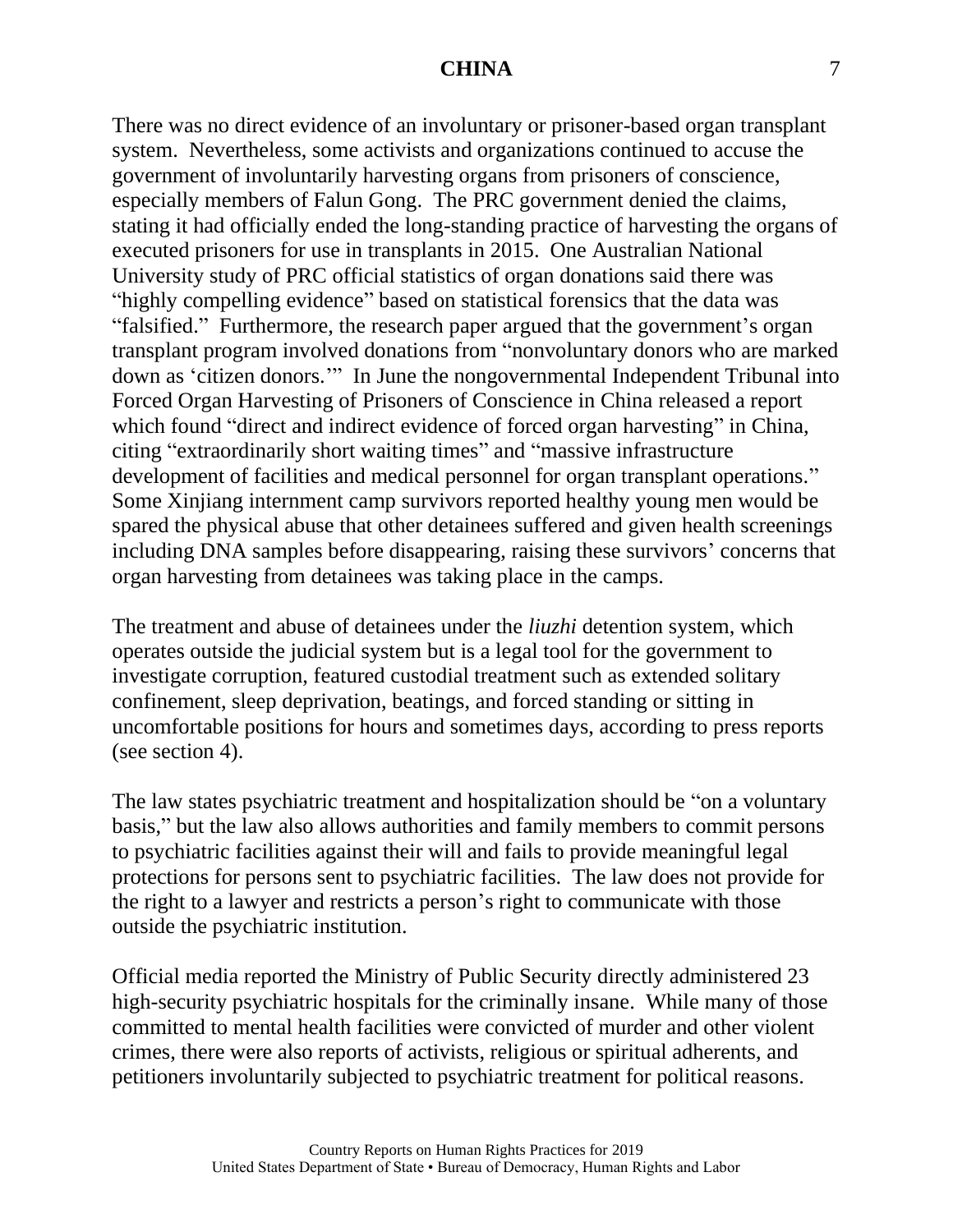There was no direct evidence of an involuntary or prisoner-based organ transplant system. Nevertheless, some activists and organizations continued to accuse the government of involuntarily harvesting organs from prisoners of conscience, especially members of Falun Gong. The PRC government denied the claims, stating it had officially ended the long-standing practice of harvesting the organs of executed prisoners for use in transplants in 2015. One Australian National University study of PRC official statistics of organ donations said there was "highly compelling evidence" based on statistical forensics that the data was "falsified." Furthermore, the research paper argued that the government's organ transplant program involved donations from "nonvoluntary donors who are marked down as 'citizen donors.'" In June the nongovernmental Independent Tribunal into Forced Organ Harvesting of Prisoners of Conscience in China released a report which found "direct and indirect evidence of forced organ harvesting" in China, citing "extraordinarily short waiting times" and "massive infrastructure development of facilities and medical personnel for organ transplant operations." Some Xinjiang internment camp survivors reported healthy young men would be spared the physical abuse that other detainees suffered and given health screenings including DNA samples before disappearing, raising these survivors' concerns that organ harvesting from detainees was taking place in the camps.

The treatment and abuse of detainees under the *liuzhi* detention system, which operates outside the judicial system but is a legal tool for the government to investigate corruption, featured custodial treatment such as extended solitary confinement, sleep deprivation, beatings, and forced standing or sitting in uncomfortable positions for hours and sometimes days, according to press reports (see section 4).

The law states psychiatric treatment and hospitalization should be "on a voluntary basis," but the law also allows authorities and family members to commit persons to psychiatric facilities against their will and fails to provide meaningful legal protections for persons sent to psychiatric facilities. The law does not provide for the right to a lawyer and restricts a person's right to communicate with those outside the psychiatric institution.

Official media reported the Ministry of Public Security directly administered 23 high-security psychiatric hospitals for the criminally insane. While many of those committed to mental health facilities were convicted of murder and other violent crimes, there were also reports of activists, religious or spiritual adherents, and petitioners involuntarily subjected to psychiatric treatment for political reasons.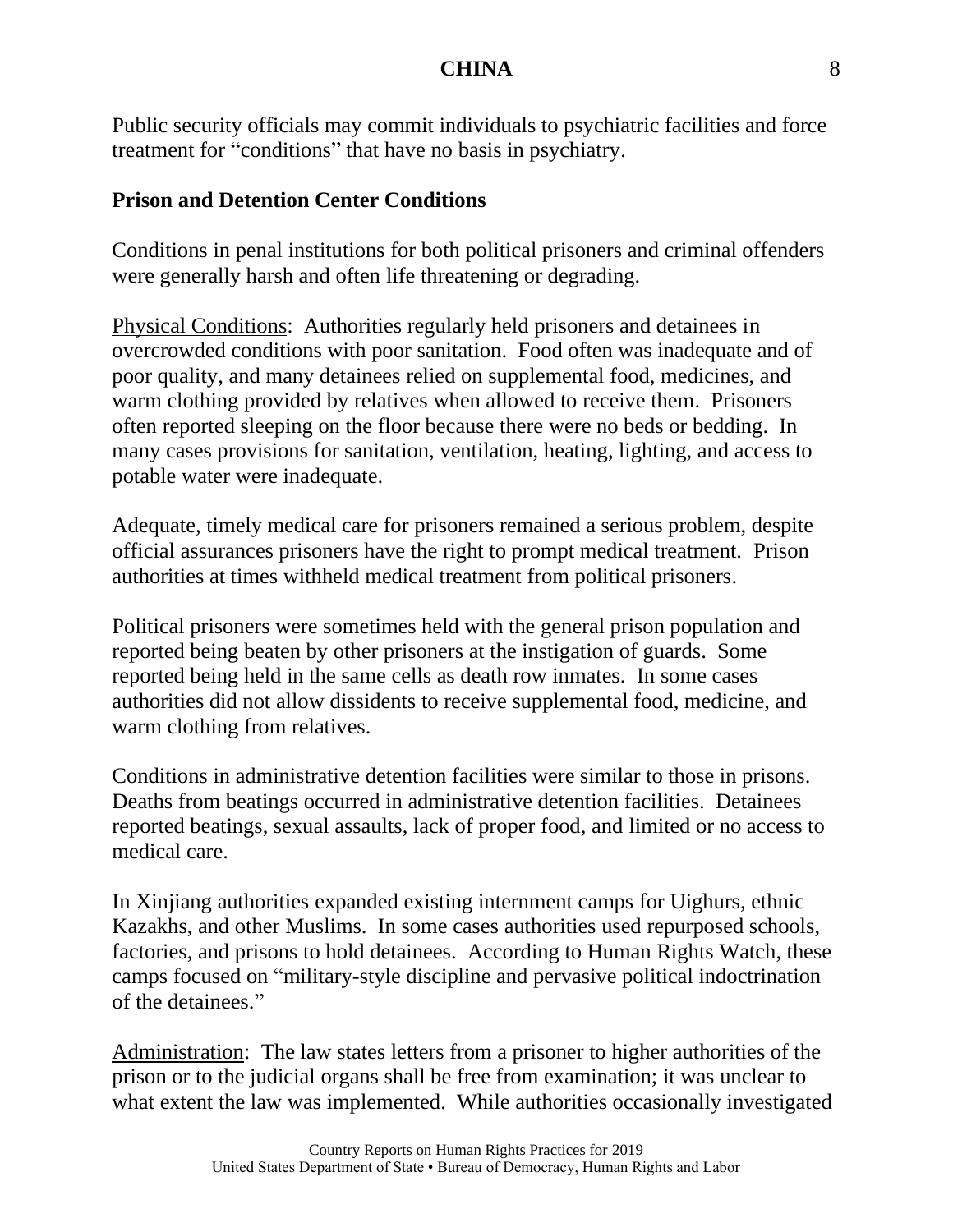Public security officials may commit individuals to psychiatric facilities and force treatment for "conditions" that have no basis in psychiatry.

## Prison and Detention Center Conditions

Conditions in penal institutions for both political prisoners and criminal offenders were generally harsh and often life threatening or degrading.

Physical Conditions: Authorities regularly held prisoners and detainees in overcrowded conditions with poor sanitation. Food often was inadequate and of poor quality, and many detainees relied on supplemental food, medicines, and warm clothing provided by relatives when allowed to receive them. Prisoners often reported sleeping on the floor because there were no beds or bedding. In many cases provisions for sanitation, ventilation, heating, lighting, and access to potable water were inadequate.

Adequate, timely medical care for prisoners remained a serious problem, despite official assurances prisoners have the right to prompt medical treatment. Prison authorities at times withheld medical treatment from political prisoners.

Political prisoners were sometimes held with the general prison population and reported being beaten by other prisoners at the instigation of guards. Some reported being held in the same cells as death row inmates. In some cases authorities did not allow dissidents to receive supplemental food, medicine, and warm clothing from relatives.

Conditions in administrative detention facilities were similar to those in prisons. Deaths from beatings occurred in administrative detention facilities. Detainees reported beatings, sexual assaults, lack of proper food, and limited or no access to medical care.

In Xinjiang authorities expanded existing internment camps for Uighurs, ethnic Kazakhs, and other Muslims. In some cases authorities used repurposed schools, factories, and prisons to hold detainees. According to Human Rights Watch, these camps focused on "military-style discipline and pervasive political indoctrination of the detainees."

Administration: The law states letters from a prisoner to higher authorities of the prison or to the judicial organs shall be free from examination; it was unclear to what extent the law was implemented. While authorities occasionally investigated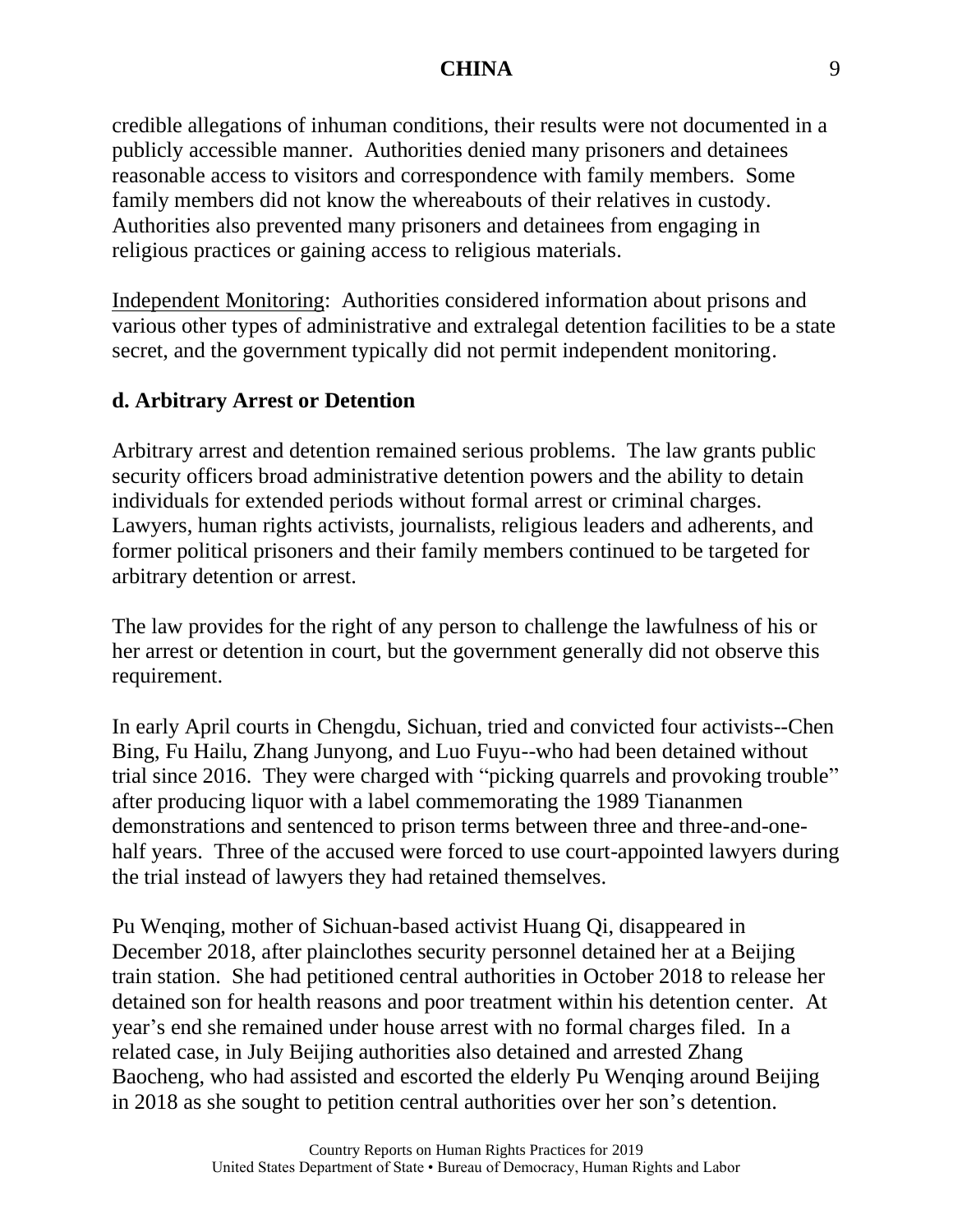credible allegations of inhuman conditions, their results were not documented in a publicly accessible manner. Authorities denied many prisoners and detainees reasonable access to visitors and correspondence with family members. Some family members did not know the whereabouts of their relatives in custody. Authorities also prevented many prisoners and detainees from engaging in religious practices or gaining access to religious materials.

Independent Monitoring: Authorities considered information about prisons and various other types of administrative and extralegal detention facilities to be a state secret, and the government typically did not permit independent monitoring.

## d. Arbitrary Arrest or Detention

Arbitrary arrest and detention remained serious problems. The law grants public security officers broad administrative detention powers and the ability to detain individuals for extended periods without formal arrest or criminal charges. Lawyers, human rights activists, journalists, religious leaders and adherents, and former political prisoners and their family members continued to be targeted for arbitrary detention or arrest.

The law provides for the right of any person to challenge the lawfulness of his or her arrest or detention in court, but the government generally did not observe this requirement.

In early April courts in Chengdu, Sichuan, tried and convicted four activists--Chen Bing, Fu Hailu, Zhang Junyong, and Luo Fuyu--who had been detained without trial since 2016. They were charged with "picking quarrels and provoking trouble" after producing liquor with a label commemorating the 1989 Tiananmen demonstrations and sentenced to prison terms between three and three-and-one-half years. Three of the accused were forced to use court-appointed lawyers during the trial instead of lawyers they had retained themselves.

Pu Wenqing, mother of Sichuan-based activist Huang Qi, disappeared in December 2018, after plainclothes security personnel detained her at a Beijing train station. She had petitioned central authorities in October 2018 to release her detained son for health reasons and poor treatment within his detention center. At year's end she remained under house arrest with no formal charges filed. In a related case, in July Beijing authorities also detained and arrested Zhang Baocheng, who had assisted and escorted the elderly Pu Wenqing around Beijing in 2018 as she sought to petition central authorities over her son's detention.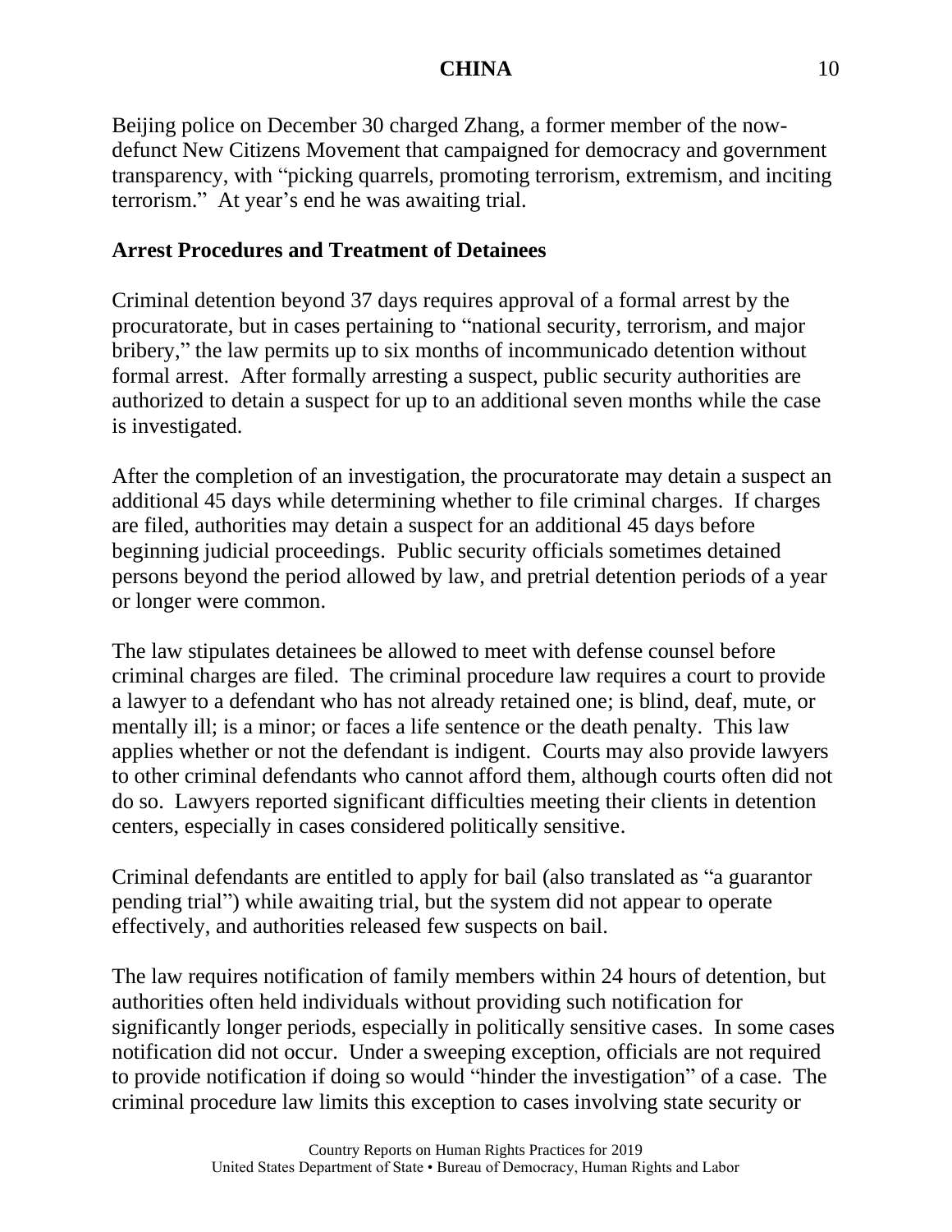Beijing police on December 30 charged Zhang, a former member of the now-defunct New Citizens Movement that campaigned for democracy and government transparency, with "picking quarrels, promoting terrorism, extremism, and inciting terrorism." At year's end he was awaiting trial.

**Arrest Procedures and Treatment of Detainees**

Criminal detention beyond 37 days requires approval of a formal arrest by the procuratorate, but in cases pertaining to "national security, terrorism, and major bribery," the law permits up to six months of incommunicado detention without formal arrest. After formally arresting a suspect, public security authorities are authorized to detain a suspect for up to an additional seven months while the case is investigated.

After the completion of an investigation, the procuratorate may detain a suspect an additional 45 days while determining whether to file criminal charges. If charges are filed, authorities may detain a suspect for an additional 45 days before beginning judicial proceedings. Public security officials sometimes detained persons beyond the period allowed by law, and pretrial detention periods of a year or longer were common.

The law stipulates detainees be allowed to meet with defense counsel before criminal charges are filed. The criminal procedure law requires a court to provide a lawyer to a defendant who has not already retained one; is blind, deaf, mute, or mentally ill; is a minor; or faces a life sentence or the death penalty. This law applies whether or not the defendant is indigent. Courts may also provide lawyers to other criminal defendants who cannot afford them, although courts often did not do so. Lawyers reported significant difficulties meeting their clients in detention centers, especially in cases considered politically sensitive.

Criminal defendants are entitled to apply for bail (also translated as "a guarantor pending trial") while awaiting trial, but the system did not appear to operate effectively, and authorities released few suspects on bail.

The law requires notification of family members within 24 hours of detention, but authorities often held individuals without providing such notification for significantly longer periods, especially in politically sensitive cases. In some cases notification did not occur. Under a sweeping exception, officials are not required to provide notification if doing so would "hinder the investigation" of a case. The criminal procedure law limits this exception to cases involving state security or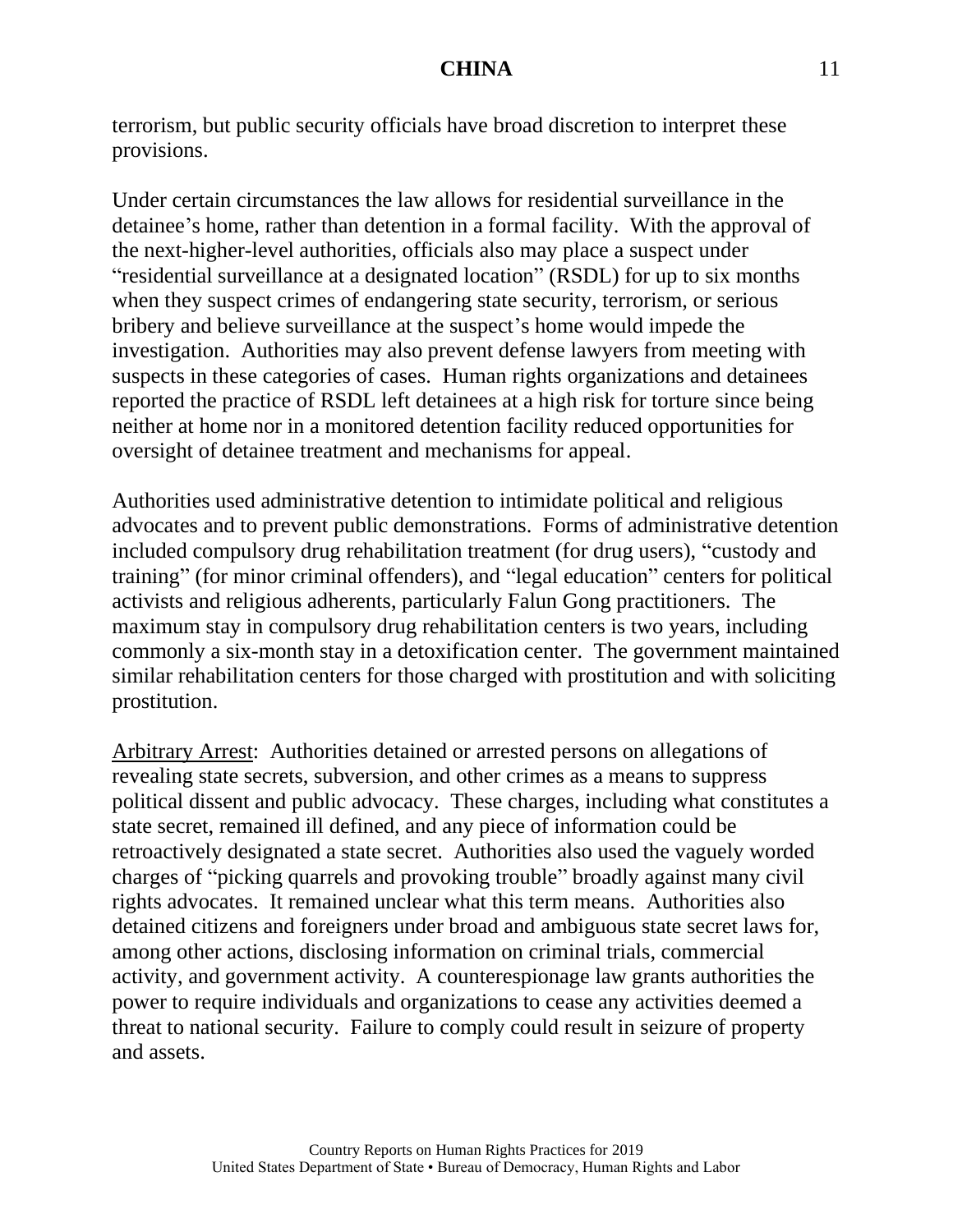terrorism, but public security officials have broad discretion to interpret these provisions.

Under certain circumstances the law allows for residential surveillance in the detainee's home, rather than detention in a formal facility. With the approval of the next-higher-level authorities, officials also may place a suspect under "residential surveillance at a designated location" (RSDL) for up to six months when they suspect crimes of endangering state security, terrorism, or serious bribery and believe surveillance at the suspect's home would impede the investigation. Authorities may also prevent defense lawyers from meeting with suspects in these categories of cases. Human rights organizations and detainees reported the practice of RSDL left detainees at a high risk for torture since being neither at home nor in a monitored detention facility reduced opportunities for oversight of detainee treatment and mechanisms for appeal.

Authorities used administrative detention to intimidate political and religious advocates and to prevent public demonstrations. Forms of administrative detention included compulsory drug rehabilitation treatment (for drug users), "custody and training" (for minor criminal offenders), and "legal education" centers for political activists and religious adherents, particularly Falun Gong practitioners. The maximum stay in compulsory drug rehabilitation centers is two years, including commonly a six-month stay in a detoxification center. The government maintained similar rehabilitation centers for those charged with prostitution and with soliciting prostitution.

Arbitrary Arrest: Authorities detained or arrested persons on allegations of revealing state secrets, subversion, and other crimes as a means to suppress political dissent and public advocacy. These charges, including what constitutes a state secret, remained ill defined, and any piece of information could be retroactively designated a state secret. Authorities also used the vaguely worded charges of "picking quarrels and provoking trouble" broadly against many civil rights advocates. It remained unclear what this term means. Authorities also detained citizens and foreigners under broad and ambiguous state secret laws for, among other actions, disclosing information on criminal trials, commercial activity, and government activity. A counterespionage law grants authorities the power to require individuals and organizations to cease any activities deemed a threat to national security. Failure to comply could result in seizure of property and assets.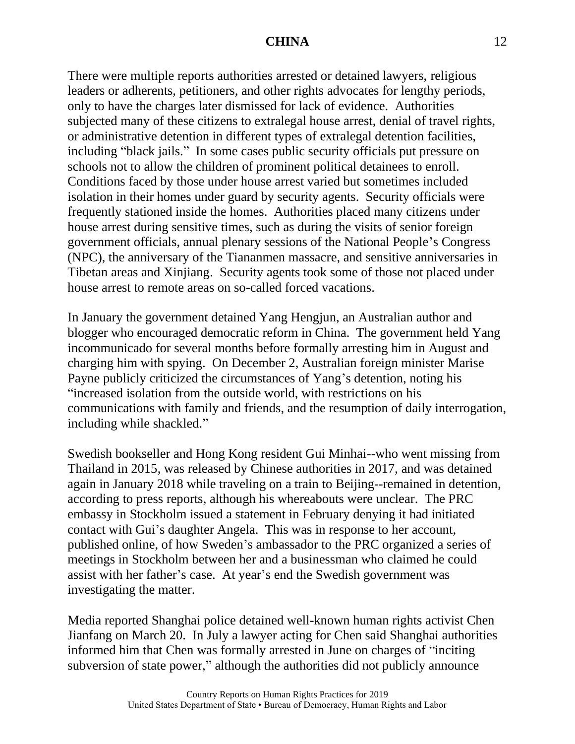There were multiple reports authorities arrested or detained lawyers, religious leaders or adherents, petitioners, and other rights advocates for lengthy periods, only to have the charges later dismissed for lack of evidence. Authorities subjected many of these citizens to extralegal house arrest, denial of travel rights, or administrative detention in different types of extralegal detention facilities, including "black jails." In some cases public security officials put pressure on schools not to allow the children of prominent political detainees to enroll. Conditions faced by those under house arrest varied but sometimes included isolation in their homes under guard by security agents. Security officials were frequently stationed inside the homes. Authorities placed many citizens under house arrest during sensitive times, such as during the visits of senior foreign government officials, annual plenary sessions of the National People's Congress (NPC), the anniversary of the Tiananmen massacre, and sensitive anniversaries in Tibetan areas and Xinjiang. Security agents took some of those not placed under house arrest to remote areas on so-called forced vacations.

In January the government detained Yang Hengjun, an Australian author and blogger who encouraged democratic reform in China. The government held Yang incommunicado for several months before formally arresting him in August and charging him with spying. On December 2, Australian foreign minister Marise Payne publicly criticized the circumstances of Yang's detention, noting his "increased isolation from the outside world, with restrictions on his communications with family and friends, and the resumption of daily interrogation, including while shackled."

Swedish bookseller and Hong Kong resident Gui Minhai--who went missing from Thailand in 2015, was released by Chinese authorities in 2017, and was detained again in January 2018 while traveling on a train to Beijing--remained in detention, according to press reports, although his whereabouts were unclear. The PRC embassy in Stockholm issued a statement in February denying it had initiated contact with Gui's daughter Angela. This was in response to her account, published online, of how Sweden's ambassador to the PRC organized a series of meetings in Stockholm between her and a businessman who claimed he could assist with her father's case. At year's end the Swedish government was investigating the matter.

Media reported Shanghai police detained well-known human rights activist Chen Jianfang on March 20. In July a lawyer acting for Chen said Shanghai authorities informed him that Chen was formally arrested in June on charges of "inciting subversion of state power," although the authorities did not publicly announce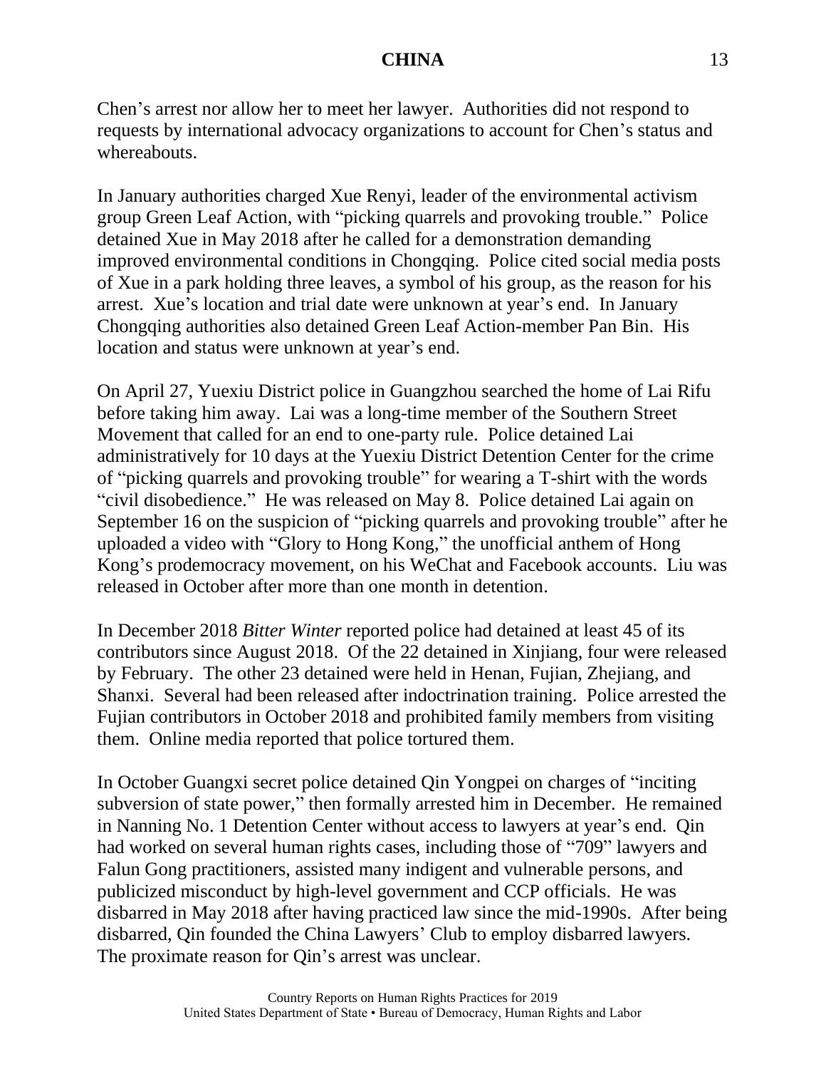Chen's arrest nor allow her to meet her lawyer. Authorities did not respond to requests by international advocacy organizations to account for Chen's status and whereabouts.

In January authorities charged Xue Renyi, leader of the environmental activism group Green Leaf Action, with "picking quarrels and provoking trouble." Police detained Xue in May 2018 after he called for a demonstration demanding improved environmental conditions in Chongqing. Police cited social media posts of Xue in a park holding three leaves, a symbol of his group, as the reason for his arrest. Xue's location and trial date were unknown at year's end. In January Chongqing authorities also detained Green Leaf Action-member Pan Bin. His location and status were unknown at year's end.

On April 27, Yuexiu District police in Guangzhou searched the home of Lai Rifu before taking him away. Lai was a long-time member of the Southern Street Movement that called for an end to one-party rule. Police detained Lai administratively for 10 days at the Yuexiu District Detention Center for the crime of "picking quarrels and provoking trouble" for wearing a T-shirt with the words "civil disobedience." He was released on May 8. Police detained Lai again on September 16 on the suspicion of "picking quarrels and provoking trouble" after he uploaded a video with "Glory to Hong Kong," the unofficial anthem of Hong Kong's prodemocracy movement, on his WeChat and Facebook accounts. Liu was released in October after more than one month in detention.

In December 2018 *Bitter Winter* reported police had detained at least 45 of its contributors since August 2018. Of the 22 detained in Xinjiang, four were released by February. The other 23 detained were held in Henan, Fujian, Zhejiang, and Shanxi. Several had been released after indoctrination training. Police arrested the Fujian contributors in October 2018 and prohibited family members from visiting them. Online media reported that police tortured them.

In October Guangxi secret police detained Qin Yongpei on charges of "inciting subversion of state power," then formally arrested him in December. He remained in Nanning No. 1 Detention Center without access to lawyers at year's end. Qin had worked on several human rights cases, including those of "709" lawyers and Falun Gong practitioners, assisted many indigent and vulnerable persons, and publicized misconduct by high-level government and CCP officials. He was disbarred in May 2018 after having practiced law since the mid-1990s. After being disbarred, Qin founded the China Lawyers' Club to employ disbarred lawyers. The proximate reason for Qin's arrest was unclear.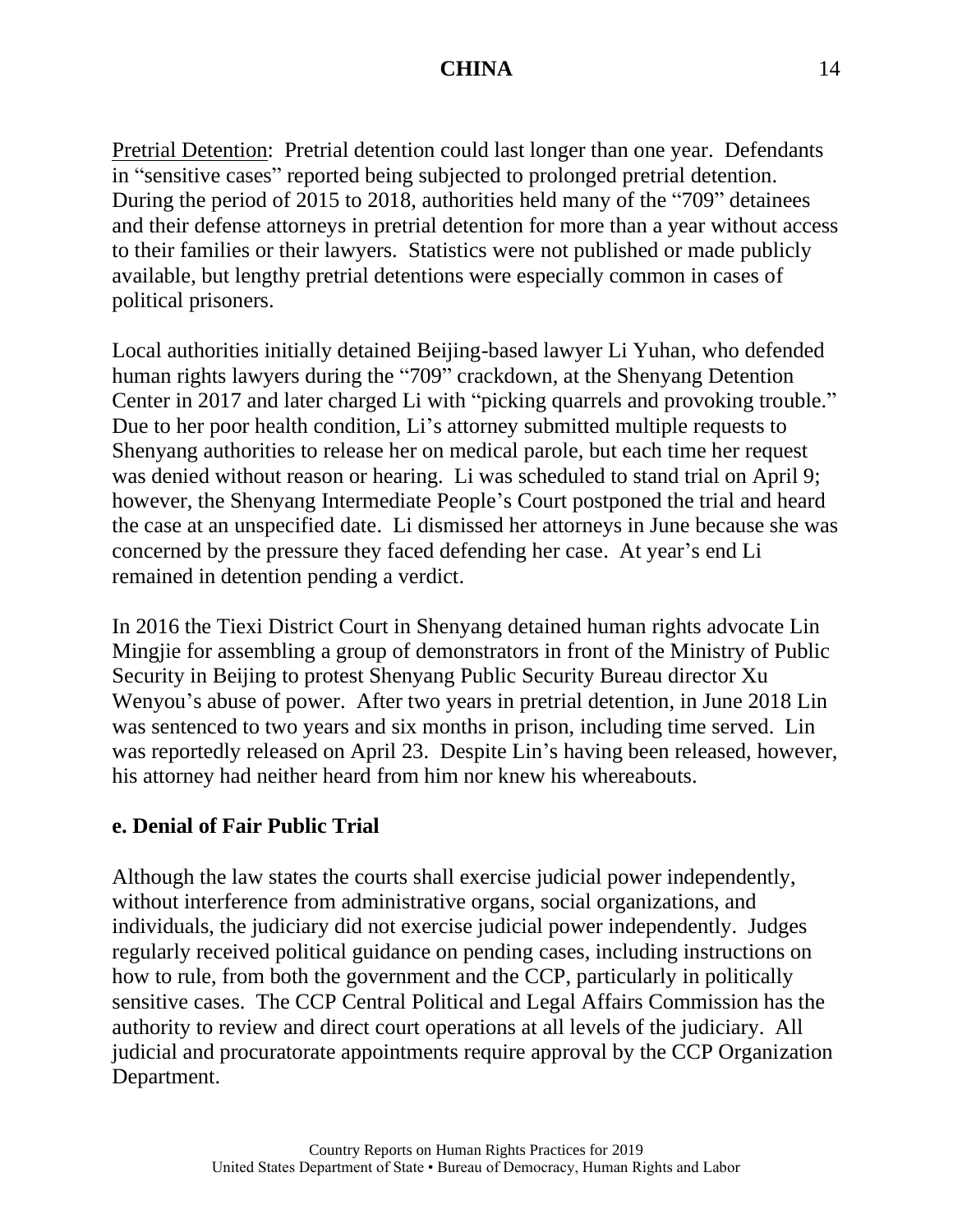Pretrial Detention: Pretrial detention could last longer than one year. Defendants in "sensitive cases" reported being subjected to prolonged pretrial detention. During the period of 2015 to 2018, authorities held many of the "709" detainees and their defense attorneys in pretrial detention for more than a year without access to their families or their lawyers. Statistics were not published or made publicly available, but lengthy pretrial detentions were especially common in cases of political prisoners.

Local authorities initially detained Beijing-based lawyer Li Yuhan, who defended human rights lawyers during the "709" crackdown, at the Shenyang Detention Center in 2017 and later charged Li with "picking quarrels and provoking trouble." Due to her poor health condition, Li's attorney submitted multiple requests to Shenyang authorities to release her on medical parole, but each time her request was denied without reason or hearing. Li was scheduled to stand trial on April 9; however, the Shenyang Intermediate People's Court postponed the trial and heard the case at an unspecified date. Li dismissed her attorneys in June because she was concerned by the pressure they faced defending her case. At year's end Li remained in detention pending a verdict.

In 2016 the Tiexi District Court in Shenyang detained human rights advocate Lin Mingjie for assembling a group of demonstrators in front of the Ministry of Public Security in Beijing to protest Shenyang Public Security Bureau director Xu Wenyou's abuse of power. After two years in pretrial detention, in June 2018 Lin was sentenced to two years and six months in prison, including time served. Lin was reportedly released on April 23. Despite Lin's having been released, however, his attorney had neither heard from him nor knew his whereabouts.

## e. Denial of Fair Public Trial

Although the law states the courts shall exercise judicial power independently, without interference from administrative organs, social organizations, and individuals, the judiciary did not exercise judicial power independently. Judges regularly received political guidance on pending cases, including instructions on how to rule, from both the government and the CCP, particularly in politically sensitive cases. The CCP Central Political and Legal Affairs Commission has the authority to review and direct court operations at all levels of the judiciary. All judicial and procuratorate appointments require approval by the CCP Organization Department.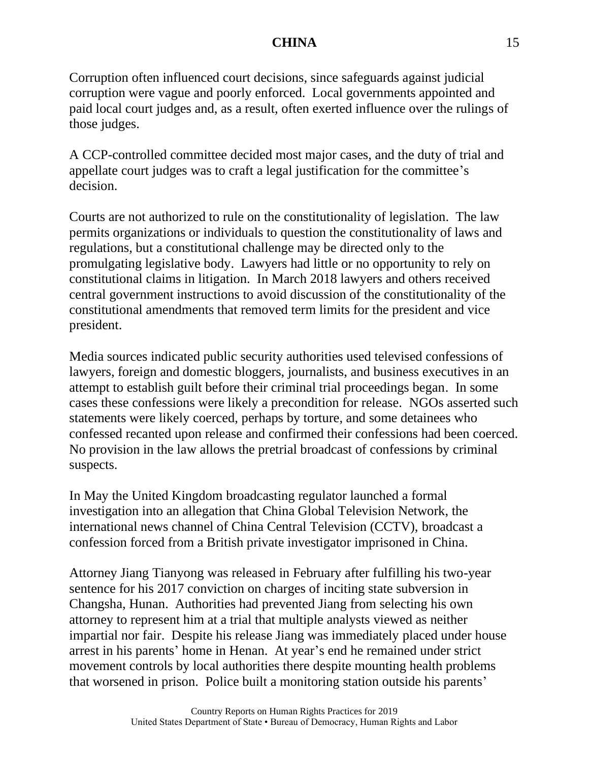Corruption often influenced court decisions, since safeguards against judicial corruption were vague and poorly enforced. Local governments appointed and paid local court judges and, as a result, often exerted influence over the rulings of those judges.

A CCP-controlled committee decided most major cases, and the duty of trial and appellate court judges was to craft a legal justification for the committee's decision.

Courts are not authorized to rule on the constitutionality of legislation. The law permits organizations or individuals to question the constitutionality of laws and regulations, but a constitutional challenge may be directed only to the promulgating legislative body. Lawyers had little or no opportunity to rely on constitutional claims in litigation. In March 2018 lawyers and others received central government instructions to avoid discussion of the constitutionality of the constitutional amendments that removed term limits for the president and vice president.

Media sources indicated public security authorities used televised confessions of lawyers, foreign and domestic bloggers, journalists, and business executives in an attempt to establish guilt before their criminal trial proceedings began. In some cases these confessions were likely a precondition for release. NGOs asserted such statements were likely coerced, perhaps by torture, and some detainees who confessed recanted upon release and confirmed their confessions had been coerced. No provision in the law allows the pretrial broadcast of confessions by criminal suspects.

In May the United Kingdom broadcasting regulator launched a formal investigation into an allegation that China Global Television Network, the international news channel of China Central Television (CCTV), broadcast a confession forced from a British private investigator imprisoned in China.

Attorney Jiang Tianyong was released in February after fulfilling his two-year sentence for his 2017 conviction on charges of inciting state subversion in Changsha, Hunan. Authorities had prevented Jiang from selecting his own attorney to represent him at a trial that multiple analysts viewed as neither impartial nor fair. Despite his release Jiang was immediately placed under house arrest in his parents' home in Henan. At year's end he remained under strict movement controls by local authorities there despite mounting health problems that worsened in prison. Police built a monitoring station outside his parents'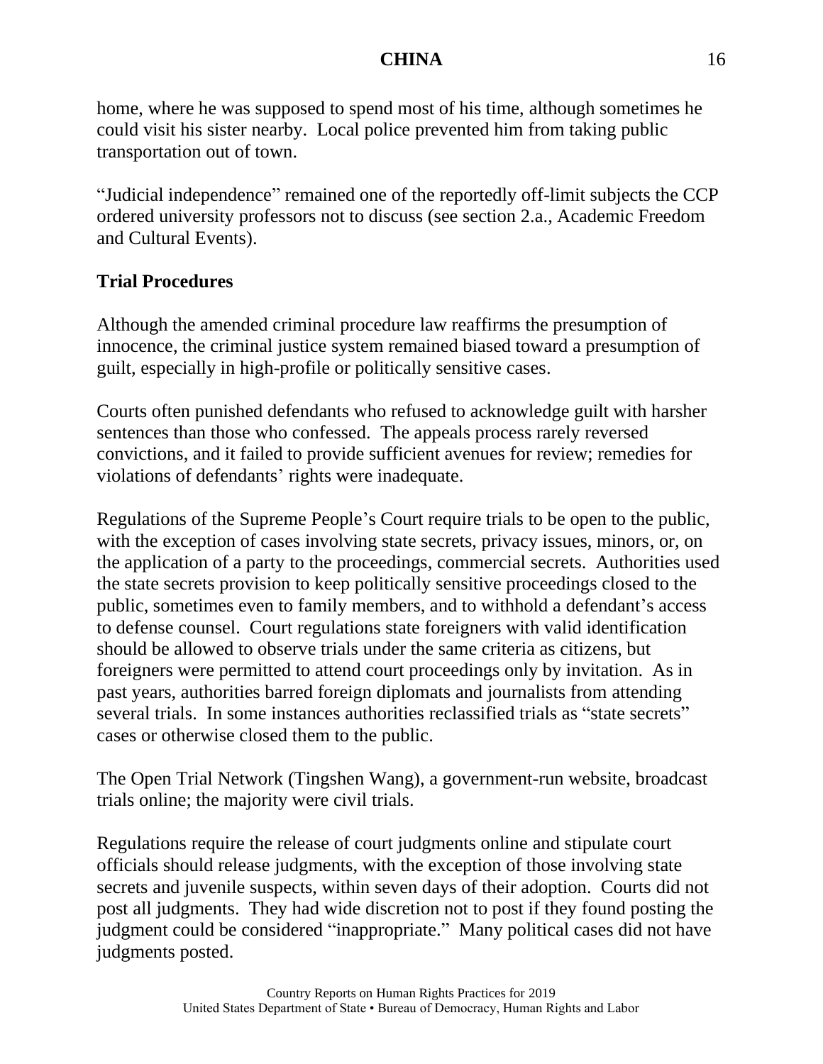home, where he was supposed to spend most of his time, although sometimes he could visit his sister nearby. Local police prevented him from taking public transportation out of town.

"Judicial independence" remained one of the reportedly off-limit subjects the CCP ordered university professors not to discuss (see section 2.a., Academic Freedom and Cultural Events).

### Trial Procedures

Although the amended criminal procedure law reaffirms the presumption of innocence, the criminal justice system remained biased toward a presumption of guilt, especially in high-profile or politically sensitive cases.

Courts often punished defendants who refused to acknowledge guilt with harsher sentences than those who confessed. The appeals process rarely reversed convictions, and it failed to provide sufficient avenues for review; remedies for violations of defendants' rights were inadequate.

Regulations of the Supreme People's Court require trials to be open to the public, with the exception of cases involving state secrets, privacy issues, minors, or, on the application of a party to the proceedings, commercial secrets. Authorities used the state secrets provision to keep politically sensitive proceedings closed to the public, sometimes even to family members, and to withhold a defendant's access to defense counsel. Court regulations state foreigners with valid identification should be allowed to observe trials under the same criteria as citizens, but foreigners were permitted to attend court proceedings only by invitation. As in past years, authorities barred foreign diplomats and journalists from attending several trials. In some instances authorities reclassified trials as "state secrets" cases or otherwise closed them to the public.

The Open Trial Network (Tingshen Wang), a government-run website, broadcast trials online; the majority were civil trials.

Regulations require the release of court judgments online and stipulate court officials should release judgments, with the exception of those involving state secrets and juvenile suspects, within seven days of their adoption. Courts did not post all judgments. They had wide discretion not to post if they found posting the judgment could be considered "inappropriate." Many political cases did not have judgments posted.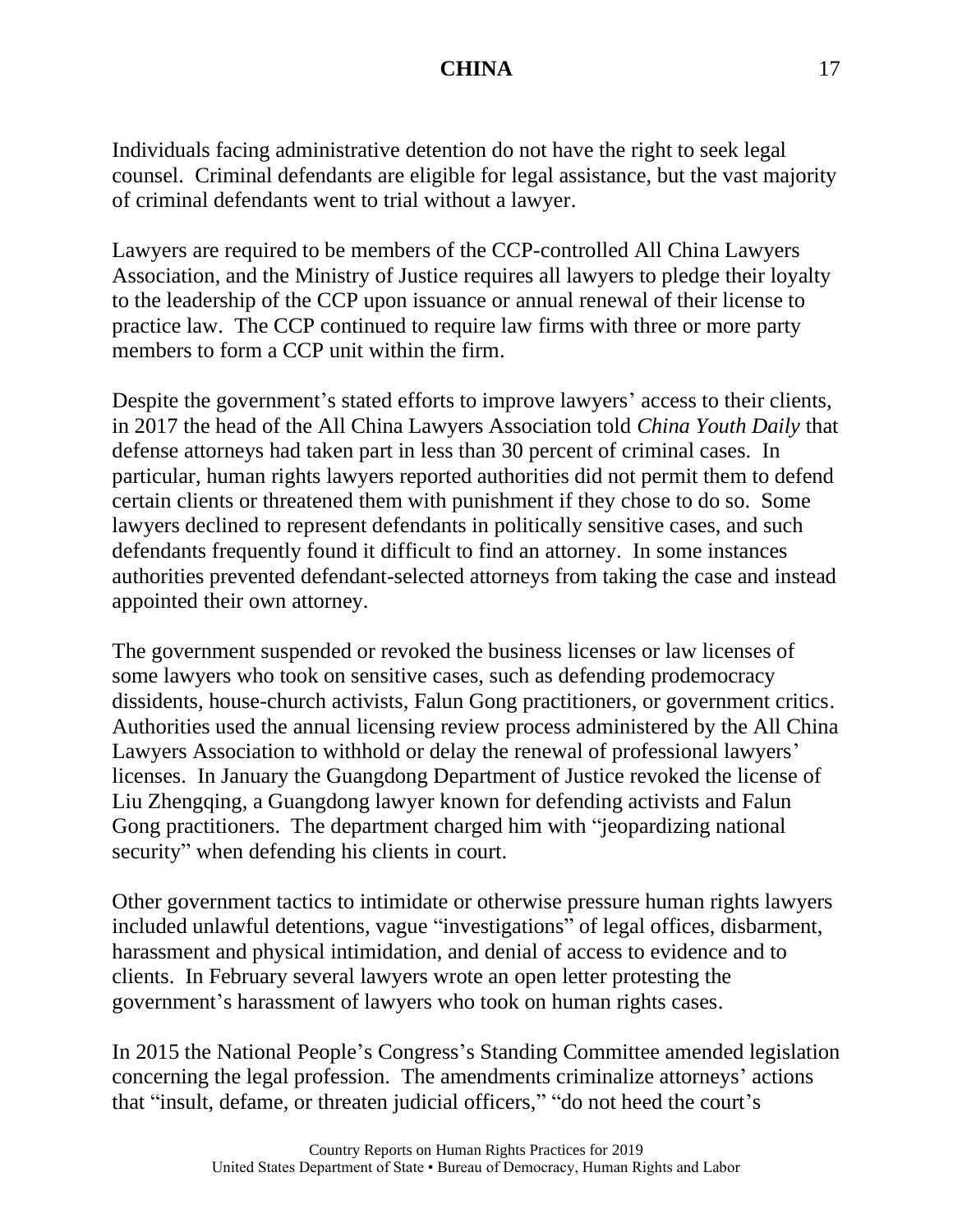Individuals facing administrative detention do not have the right to seek legal counsel. Criminal defendants are eligible for legal assistance, but the vast majority of criminal defendants went to trial without a lawyer.

Lawyers are required to be members of the CCP-controlled All China Lawyers Association, and the Ministry of Justice requires all lawyers to pledge their loyalty to the leadership of the CCP upon issuance or annual renewal of their license to practice law. The CCP continued to require law firms with three or more party members to form a CCP unit within the firm.

Despite the government's stated efforts to improve lawyers' access to their clients, in 2017 the head of the All China Lawyers Association told *China Youth Daily* that defense attorneys had taken part in less than 30 percent of criminal cases. In particular, human rights lawyers reported authorities did not permit them to defend certain clients or threatened them with punishment if they chose to do so. Some lawyers declined to represent defendants in politically sensitive cases, and such defendants frequently found it difficult to find an attorney. In some instances authorities prevented defendant-selected attorneys from taking the case and instead appointed their own attorney.

The government suspended or revoked the business licenses or law licenses of some lawyers who took on sensitive cases, such as defending prodemocracy dissidents, house-church activists, Falun Gong practitioners, or government critics. Authorities used the annual licensing review process administered by the All China Lawyers Association to withhold or delay the renewal of professional lawyers' licenses. In January the Guangdong Department of Justice revoked the license of Liu Zhengqing, a Guangdong lawyer known for defending activists and Falun Gong practitioners. The department charged him with "jeopardizing national security" when defending his clients in court.

Other government tactics to intimidate or otherwise pressure human rights lawyers included unlawful detentions, vague "investigations" of legal offices, disbarment, harassment and physical intimidation, and denial of access to evidence and to clients. In February several lawyers wrote an open letter protesting the government's harassment of lawyers who took on human rights cases.

In 2015 the National People's Congress's Standing Committee amended legislation concerning the legal profession. The amendments criminalize attorneys' actions that "insult, defame, or threaten judicial officers," "do not heed the court's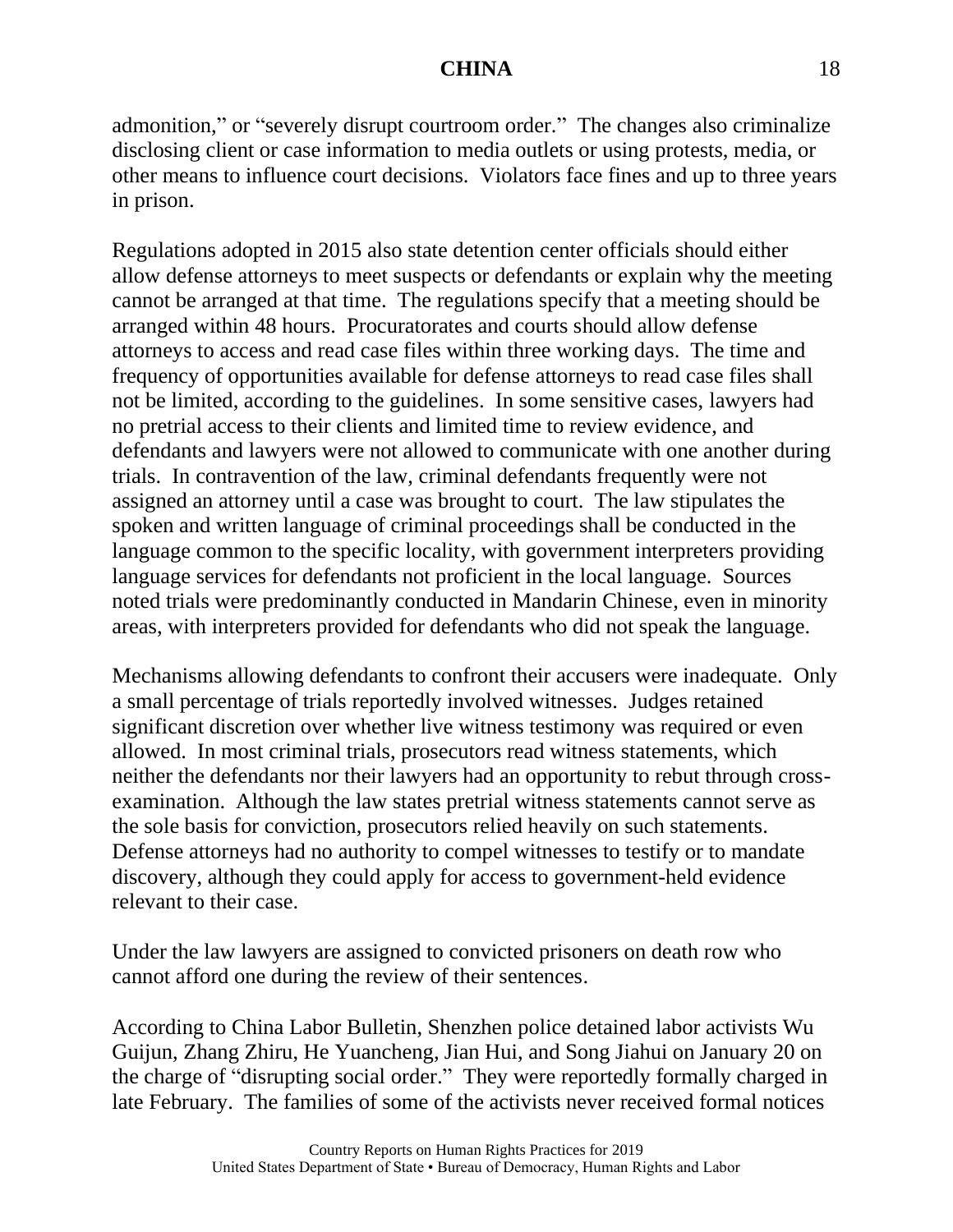admonition," or "severely disrupt courtroom order." The changes also criminalize disclosing client or case information to media outlets or using protests, media, or other means to influence court decisions. Violators face fines and up to three years in prison.

Regulations adopted in 2015 also state detention center officials should either allow defense attorneys to meet suspects or defendants or explain why the meeting cannot be arranged at that time. The regulations specify that a meeting should be arranged within 48 hours. Procuratorates and courts should allow defense attorneys to access and read case files within three working days. The time and frequency of opportunities available for defense attorneys to read case files shall not be limited, according to the guidelines. In some sensitive cases, lawyers had no pretrial access to their clients and limited time to review evidence, and defendants and lawyers were not allowed to communicate with one another during trials. In contravention of the law, criminal defendants frequently were not assigned an attorney until a case was brought to court. The law stipulates the spoken and written language of criminal proceedings shall be conducted in the language common to the specific locality, with government interpreters providing language services for defendants not proficient in the local language. Sources noted trials were predominantly conducted in Mandarin Chinese, even in minority areas, with interpreters provided for defendants who did not speak the language.

Mechanisms allowing defendants to confront their accusers were inadequate. Only a small percentage of trials reportedly involved witnesses. Judges retained significant discretion over whether live witness testimony was required or even allowed. In most criminal trials, prosecutors read witness statements, which neither the defendants nor their lawyers had an opportunity to rebut through cross-examination. Although the law states pretrial witness statements cannot serve as the sole basis for conviction, prosecutors relied heavily on such statements. Defense attorneys had no authority to compel witnesses to testify or to mandate discovery, although they could apply for access to government-held evidence relevant to their case.

Under the law lawyers are assigned to convicted prisoners on death row who cannot afford one during the review of their sentences.

According to China Labor Bulletin, Shenzhen police detained labor activists Wu Guijun, Zhang Zhiru, He Yuancheng, Jian Hui, and Song Jiahui on January 20 on the charge of "disrupting social order." They were reportedly formally charged in late February. The families of some of the activists never received formal notices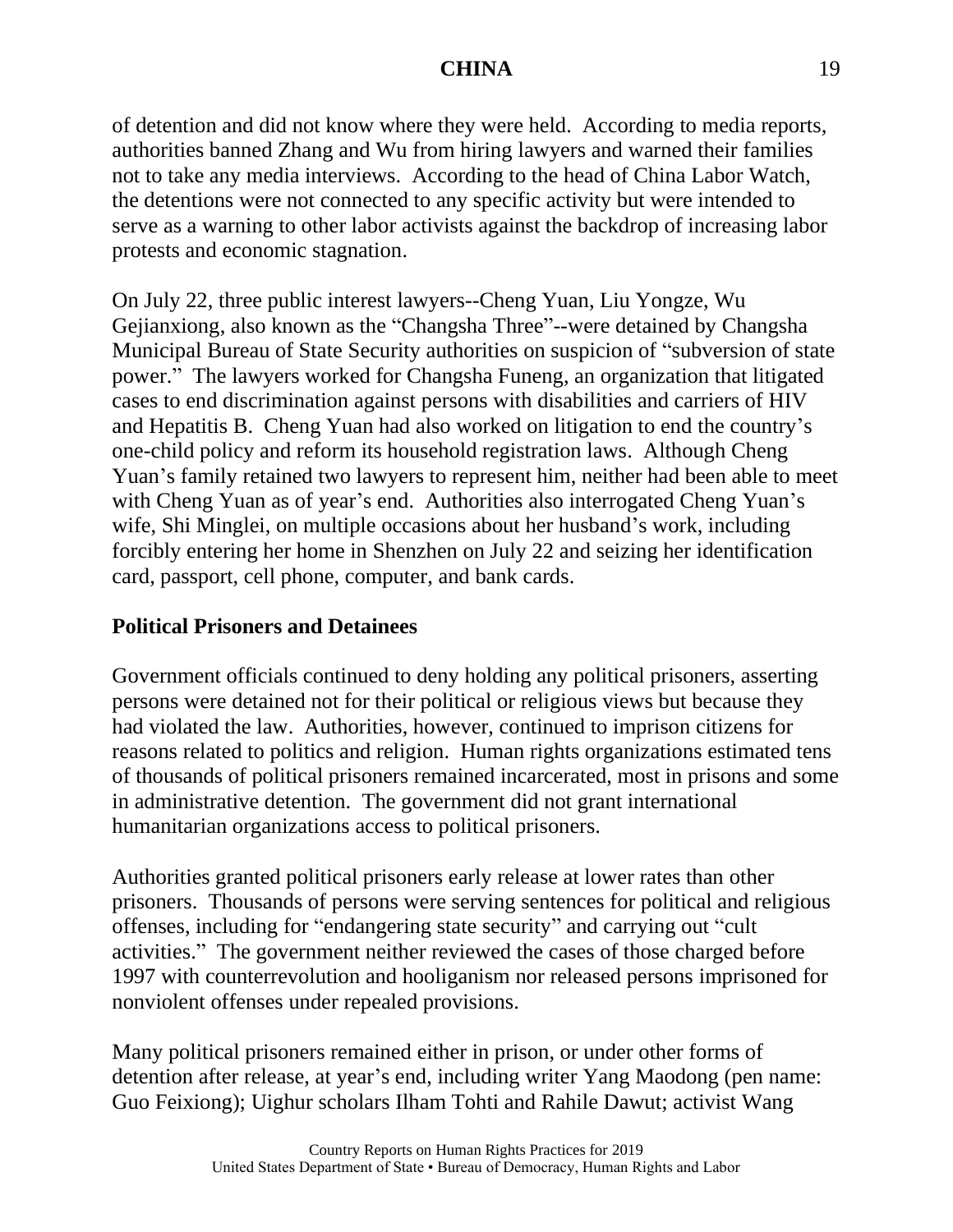of detention and did not know where they were held. According to media reports, authorities banned Zhang and Wu from hiring lawyers and warned their families not to take any media interviews. According to the head of China Labor Watch, the detentions were not connected to any specific activity but were intended to serve as a warning to other labor activists against the backdrop of increasing labor protests and economic stagnation.

On July 22, three public interest lawyers--Cheng Yuan, Liu Yongze, Wu Gejianxiong, also known as the "Changsha Three"--were detained by Changsha Municipal Bureau of State Security authorities on suspicion of "subversion of state power." The lawyers worked for Changsha Funeng, an organization that litigated cases to end discrimination against persons with disabilities and carriers of HIV and Hepatitis B. Cheng Yuan had also worked on litigation to end the country's one-child policy and reform its household registration laws. Although Cheng Yuan's family retained two lawyers to represent him, neither had been able to meet with Cheng Yuan as of year's end. Authorities also interrogated Cheng Yuan's wife, Shi Minglei, on multiple occasions about her husband's work, including forcibly entering her home in Shenzhen on July 22 and seizing her identification card, passport, cell phone, computer, and bank cards.

**Political Prisoners and Detainees**

Government officials continued to deny holding any political prisoners, asserting persons were detained not for their political or religious views but because they had violated the law. Authorities, however, continued to imprison citizens for reasons related to politics and religion. Human rights organizations estimated tens of thousands of political prisoners remained incarcerated, most in prisons and some in administrative detention. The government did not grant international humanitarian organizations access to political prisoners.

Authorities granted political prisoners early release at lower rates than other prisoners. Thousands of persons were serving sentences for political and religious offenses, including for "endangering state security" and carrying out "cult activities." The government neither reviewed the cases of those charged before 1997 with counterrevolution and hooliganism nor released persons imprisoned for nonviolent offenses under repealed provisions.

Many political prisoners remained either in prison, or under other forms of detention after release, at year's end, including writer Yang Maodong (pen name: Guo Feixiong); Uighur scholars Ilham Tohti and Rahile Dawut; activist Wang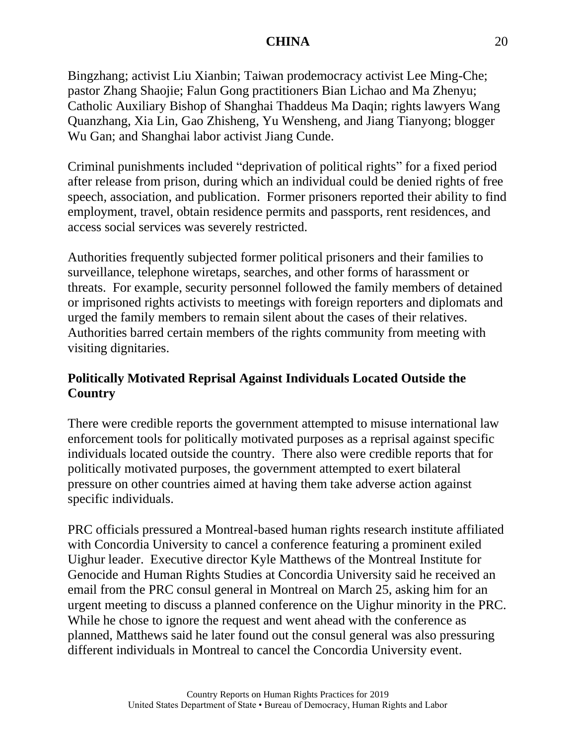Bingzhang; activist Liu Xianbin; Taiwan prodemocracy activist Lee Ming-Che; pastor Zhang Shaojie; Falun Gong practitioners Bian Lichao and Ma Zhenyu; Catholic Auxiliary Bishop of Shanghai Thaddeus Ma Daqin; rights lawyers Wang Quanzhang, Xia Lin, Gao Zhisheng, Yu Wensheng, and Jiang Tianyong; blogger Wu Gan; and Shanghai labor activist Jiang Cunde.

Criminal punishments included "deprivation of political rights" for a fixed period after release from prison, during which an individual could be denied rights of free speech, association, and publication. Former prisoners reported their ability to find employment, travel, obtain residence permits and passports, rent residences, and access social services was severely restricted.

Authorities frequently subjected former political prisoners and their families to surveillance, telephone wiretaps, searches, and other forms of harassment or threats. For example, security personnel followed the family members of detained or imprisoned rights activists to meetings with foreign reporters and diplomats and urged the family members to remain silent about the cases of their relatives. Authorities barred certain members of the rights community from meeting with visiting dignitaries.

**Politically Motivated Reprisal Against Individuals Located Outside the Country**

There were credible reports the government attempted to misuse international law enforcement tools for politically motivated purposes as a reprisal against specific individuals located outside the country. There also were credible reports that for politically motivated purposes, the government attempted to exert bilateral pressure on other countries aimed at having them take adverse action against specific individuals.

PRC officials pressured a Montreal-based human rights research institute affiliated with Concordia University to cancel a conference featuring a prominent exiled Uighur leader. Executive director Kyle Matthews of the Montreal Institute for Genocide and Human Rights Studies at Concordia University said he received an email from the PRC consul general in Montreal on March 25, asking him for an urgent meeting to discuss a planned conference on the Uighur minority in the PRC. While he chose to ignore the request and went ahead with the conference as planned, Matthews said he later found out the consul general was also pressuring different individuals in Montreal to cancel the Concordia University event.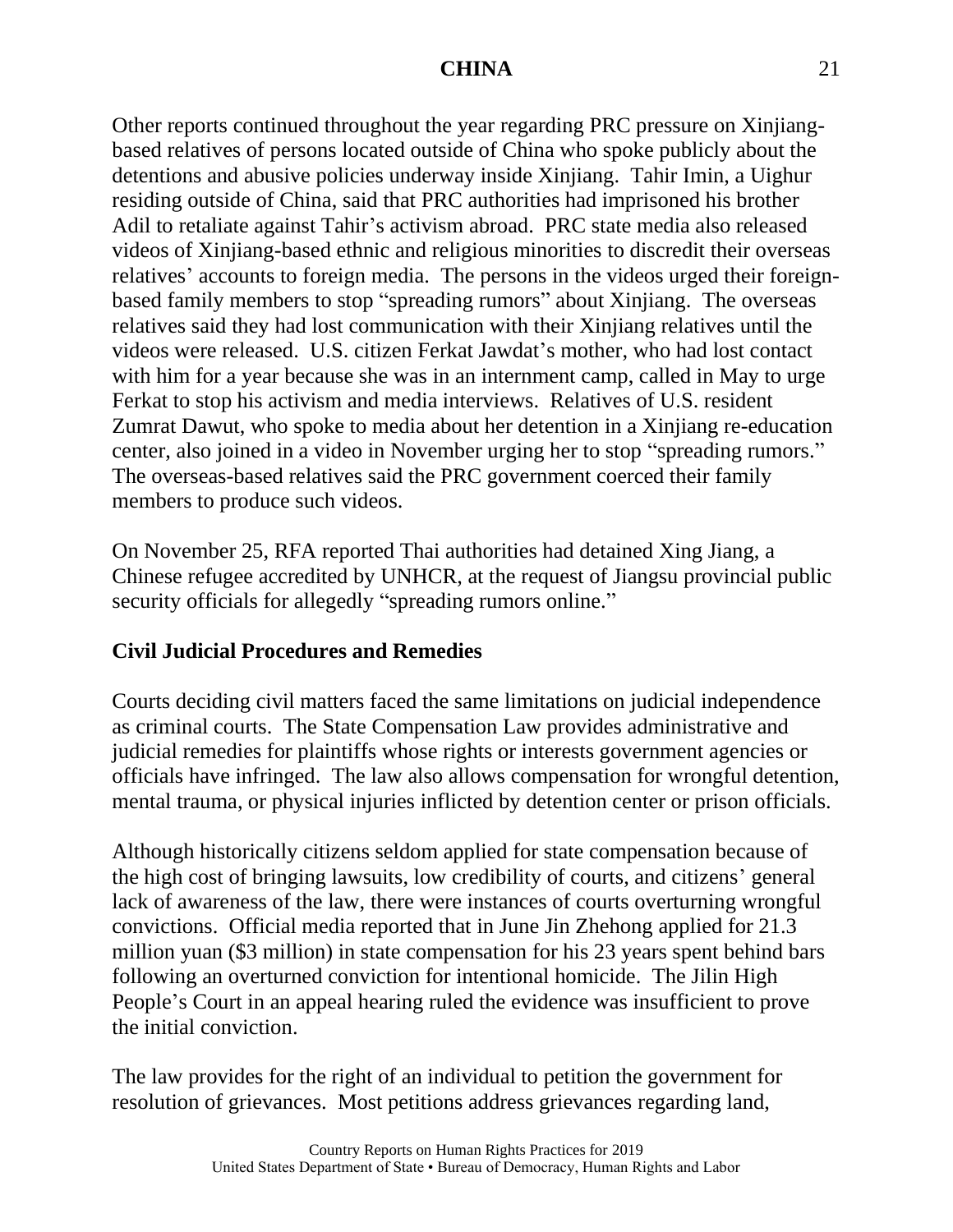Other reports continued throughout the year regarding PRC pressure on Xinjiang-based relatives of persons located outside of China who spoke publicly about the detentions and abusive policies underway inside Xinjiang. Tahir Imin, a Uighur residing outside of China, said that PRC authorities had imprisoned his brother Adil to retaliate against Tahir's activism abroad. PRC state media also released videos of Xinjiang-based ethnic and religious minorities to discredit their overseas relatives' accounts to foreign media. The persons in the videos urged their foreign-based family members to stop "spreading rumors" about Xinjiang. The overseas relatives said they had lost communication with their Xinjiang relatives until the videos were released. U.S. citizen Ferkat Jawdat's mother, who had lost contact with him for a year because she was in an internment camp, called in May to urge Ferkat to stop his activism and media interviews. Relatives of U.S. resident Zumrat Dawut, who spoke to media about her detention in a Xinjiang re-education center, also joined in a video in November urging her to stop "spreading rumors." The overseas-based relatives said the PRC government coerced their family members to produce such videos.

On November 25, RFA reported Thai authorities had detained Xing Jiang, a Chinese refugee accredited by UNHCR, at the request of Jiangsu provincial public security officials for allegedly "spreading rumors online."

**Civil Judicial Procedures and Remedies**

Courts deciding civil matters faced the same limitations on judicial independence as criminal courts. The State Compensation Law provides administrative and judicial remedies for plaintiffs whose rights or interests government agencies or officials have infringed. The law also allows compensation for wrongful detention, mental trauma, or physical injuries inflicted by detention center or prison officials.

Although historically citizens seldom applied for state compensation because of the high cost of bringing lawsuits, low credibility of courts, and citizens' general lack of awareness of the law, there were instances of courts overturning wrongful convictions. Official media reported that in June Jin Zhehong applied for 21.3 million yuan ($3 million) in state compensation for his 23 years spent behind bars following an overturned conviction for intentional homicide. The Jilin High People's Court in an appeal hearing ruled the evidence was insufficient to prove the initial conviction.

The law provides for the right of an individual to petition the government for resolution of grievances. Most petitions address grievances regarding land,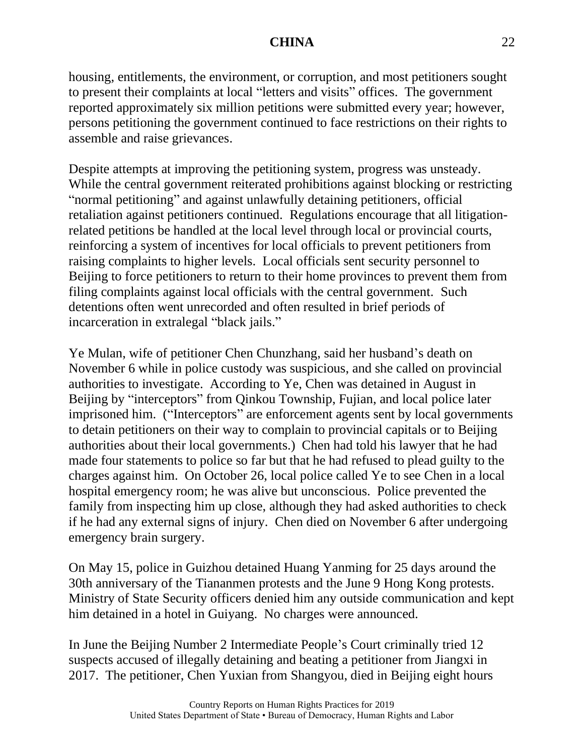housing, entitlements, the environment, or corruption, and most petitioners sought to present their complaints at local "letters and visits" offices. The government reported approximately six million petitions were submitted every year; however, persons petitioning the government continued to face restrictions on their rights to assemble and raise grievances.

Despite attempts at improving the petitioning system, progress was unsteady. While the central government reiterated prohibitions against blocking or restricting "normal petitioning" and against unlawfully detaining petitioners, official retaliation against petitioners continued. Regulations encourage that all litigation-related petitions be handled at the local level through local or provincial courts, reinforcing a system of incentives for local officials to prevent petitioners from raising complaints to higher levels. Local officials sent security personnel to Beijing to force petitioners to return to their home provinces to prevent them from filing complaints against local officials with the central government. Such detentions often went unrecorded and often resulted in brief periods of incarceration in extralegal "black jails."

Ye Mulan, wife of petitioner Chen Chunzhang, said her husband's death on November 6 while in police custody was suspicious, and she called on provincial authorities to investigate. According to Ye, Chen was detained in August in Beijing by "interceptors" from Qinkou Township, Fujian, and local police later imprisoned him. ("Interceptors" are enforcement agents sent by local governments to detain petitioners on their way to complain to provincial capitals or to Beijing authorities about their local governments.) Chen had told his lawyer that he had made four statements to police so far but that he had refused to plead guilty to the charges against him. On October 26, local police called Ye to see Chen in a local hospital emergency room; he was alive but unconscious. Police prevented the family from inspecting him up close, although they had asked authorities to check if he had any external signs of injury. Chen died on November 6 after undergoing emergency brain surgery.

On May 15, police in Guizhou detained Huang Yanming for 25 days around the 30th anniversary of the Tiananmen protests and the June 9 Hong Kong protests. Ministry of State Security officers denied him any outside communication and kept him detained in a hotel in Guiyang. No charges were announced.

In June the Beijing Number 2 Intermediate People's Court criminally tried 12 suspects accused of illegally detaining and beating a petitioner from Jiangxi in 2017. The petitioner, Chen Yuxian from Shangyou, died in Beijing eight hours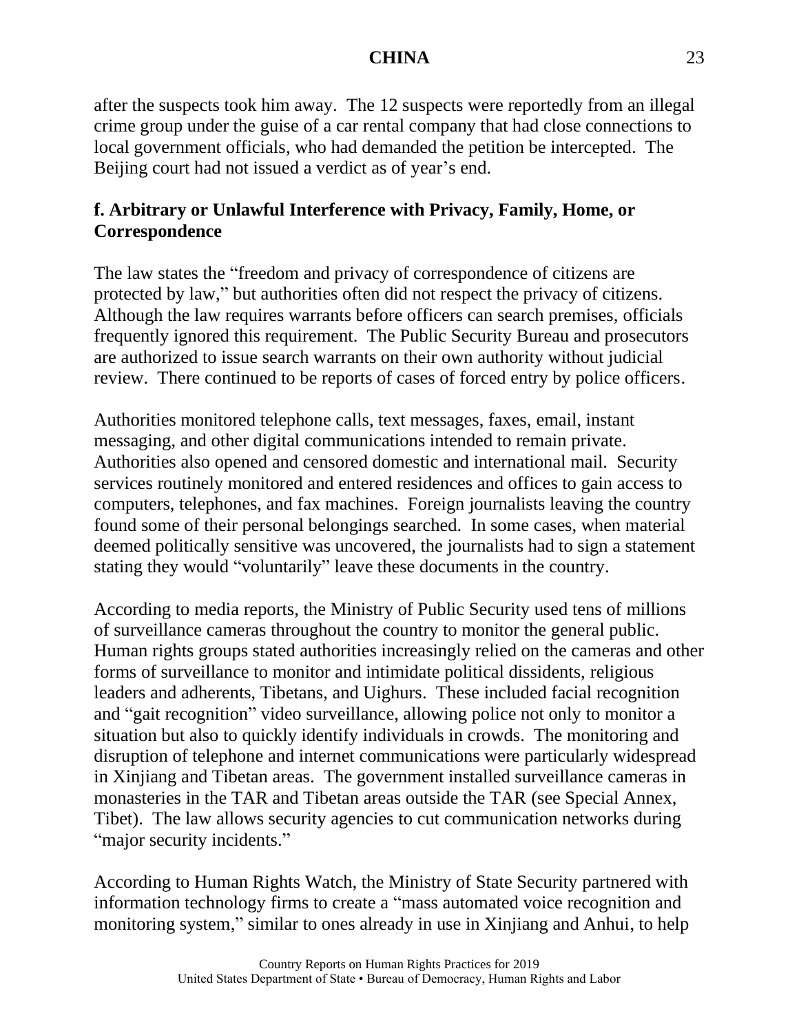after the suspects took him away. The 12 suspects were reportedly from an illegal crime group under the guise of a car rental company that had close connections to local government officials, who had demanded the petition be intercepted. The Beijing court had not issued a verdict as of year's end.

### f. Arbitrary or Unlawful Interference with Privacy, Family, Home, or Correspondence

The law states the "freedom and privacy of correspondence of citizens are protected by law," but authorities often did not respect the privacy of citizens. Although the law requires warrants before officers can search premises, officials frequently ignored this requirement. The Public Security Bureau and prosecutors are authorized to issue search warrants on their own authority without judicial review. There continued to be reports of cases of forced entry by police officers.

Authorities monitored telephone calls, text messages, faxes, email, instant messaging, and other digital communications intended to remain private. Authorities also opened and censored domestic and international mail. Security services routinely monitored and entered residences and offices to gain access to computers, telephones, and fax machines. Foreign journalists leaving the country found some of their personal belongings searched. In some cases, when material deemed politically sensitive was uncovered, the journalists had to sign a statement stating they would "voluntarily" leave these documents in the country.

According to media reports, the Ministry of Public Security used tens of millions of surveillance cameras throughout the country to monitor the general public. Human rights groups stated authorities increasingly relied on the cameras and other forms of surveillance to monitor and intimidate political dissidents, religious leaders and adherents, Tibetans, and Uighurs. These included facial recognition and "gait recognition" video surveillance, allowing police not only to monitor a situation but also to quickly identify individuals in crowds. The monitoring and disruption of telephone and internet communications were particularly widespread in Xinjiang and Tibetan areas. The government installed surveillance cameras in monasteries in the TAR and Tibetan areas outside the TAR (see Special Annex, Tibet). The law allows security agencies to cut communication networks during "major security incidents."

According to Human Rights Watch, the Ministry of State Security partnered with information technology firms to create a "mass automated voice recognition and monitoring system," similar to ones already in use in Xinjiang and Anhui, to help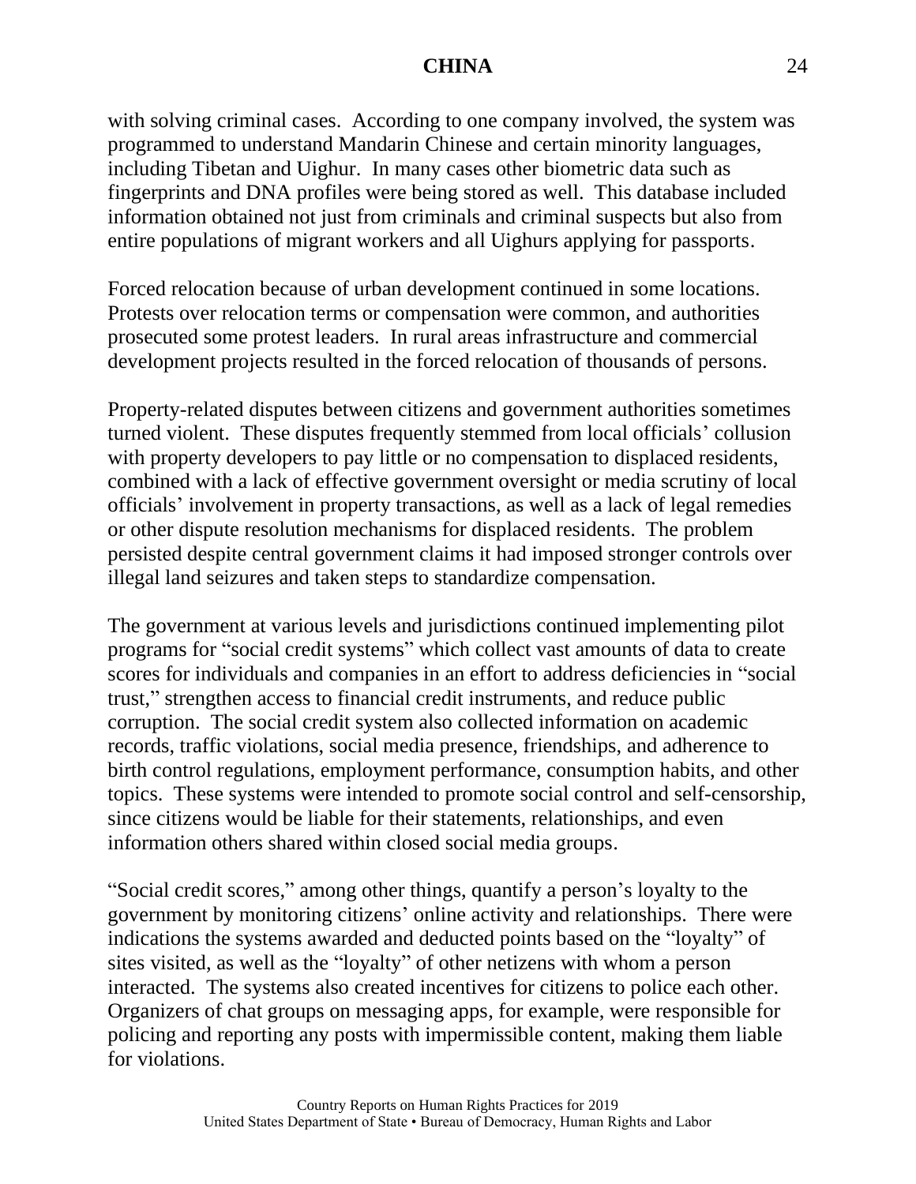with solving criminal cases. According to one company involved, the system was programmed to understand Mandarin Chinese and certain minority languages, including Tibetan and Uighur. In many cases other biometric data such as fingerprints and DNA profiles were being stored as well. This database included information obtained not just from criminals and criminal suspects but also from entire populations of migrant workers and all Uighurs applying for passports.

Forced relocation because of urban development continued in some locations. Protests over relocation terms or compensation were common, and authorities prosecuted some protest leaders. In rural areas infrastructure and commercial development projects resulted in the forced relocation of thousands of persons.

Property-related disputes between citizens and government authorities sometimes turned violent. These disputes frequently stemmed from local officials' collusion with property developers to pay little or no compensation to displaced residents, combined with a lack of effective government oversight or media scrutiny of local officials' involvement in property transactions, as well as a lack of legal remedies or other dispute resolution mechanisms for displaced residents. The problem persisted despite central government claims it had imposed stronger controls over illegal land seizures and taken steps to standardize compensation.

The government at various levels and jurisdictions continued implementing pilot programs for "social credit systems" which collect vast amounts of data to create scores for individuals and companies in an effort to address deficiencies in "social trust," strengthen access to financial credit instruments, and reduce public corruption. The social credit system also collected information on academic records, traffic violations, social media presence, friendships, and adherence to birth control regulations, employment performance, consumption habits, and other topics. These systems were intended to promote social control and self-censorship, since citizens would be liable for their statements, relationships, and even information others shared within closed social media groups.

"Social credit scores," among other things, quantify a person's loyalty to the government by monitoring citizens' online activity and relationships. There were indications the systems awarded and deducted points based on the "loyalty" of sites visited, as well as the "loyalty" of other netizens with whom a person interacted. The systems also created incentives for citizens to police each other. Organizers of chat groups on messaging apps, for example, were responsible for policing and reporting any posts with impermissible content, making them liable for violations.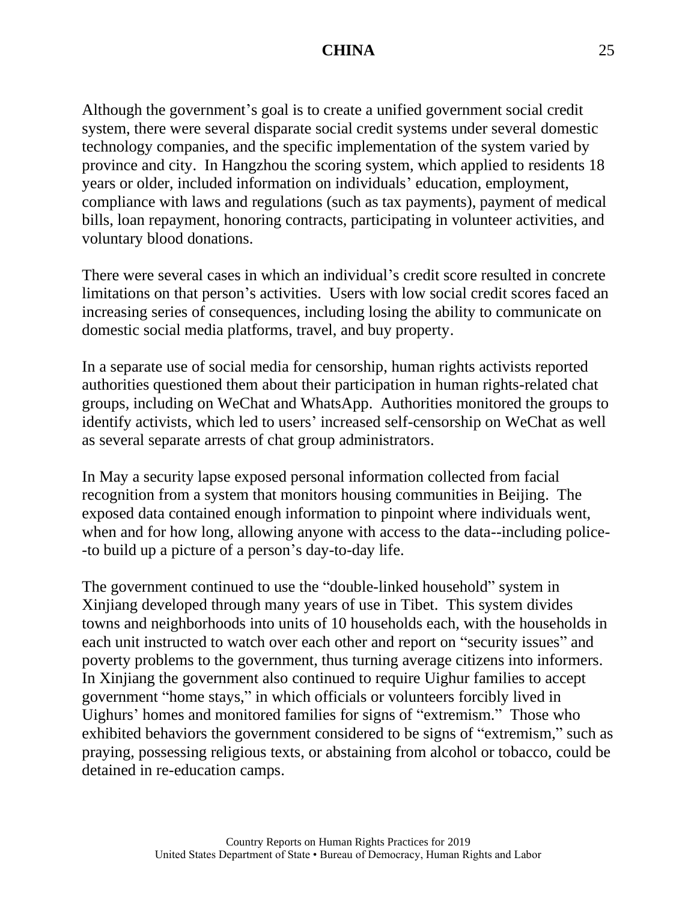Although the government's goal is to create a unified government social credit system, there were several disparate social credit systems under several domestic technology companies, and the specific implementation of the system varied by province and city. In Hangzhou the scoring system, which applied to residents 18 years or older, included information on individuals' education, employment, compliance with laws and regulations (such as tax payments), payment of medical bills, loan repayment, honoring contracts, participating in volunteer activities, and voluntary blood donations.

There were several cases in which an individual's credit score resulted in concrete limitations on that person's activities. Users with low social credit scores faced an increasing series of consequences, including losing the ability to communicate on domestic social media platforms, travel, and buy property.

In a separate use of social media for censorship, human rights activists reported authorities questioned them about their participation in human rights-related chat groups, including on WeChat and WhatsApp. Authorities monitored the groups to identify activists, which led to users' increased self-censorship on WeChat as well as several separate arrests of chat group administrators.

In May a security lapse exposed personal information collected from facial recognition from a system that monitors housing communities in Beijing. The exposed data contained enough information to pinpoint where individuals went, when and for how long, allowing anyone with access to the data--including police--to build up a picture of a person's day-to-day life.

The government continued to use the "double-linked household" system in Xinjiang developed through many years of use in Tibet. This system divides towns and neighborhoods into units of 10 households each, with the households in each unit instructed to watch over each other and report on "security issues" and poverty problems to the government, thus turning average citizens into informers. In Xinjiang the government also continued to require Uighur families to accept government "home stays," in which officials or volunteers forcibly lived in Uighurs' homes and monitored families for signs of "extremism." Those who exhibited behaviors the government considered to be signs of "extremism," such as praying, possessing religious texts, or abstaining from alcohol or tobacco, could be detained in re-education camps.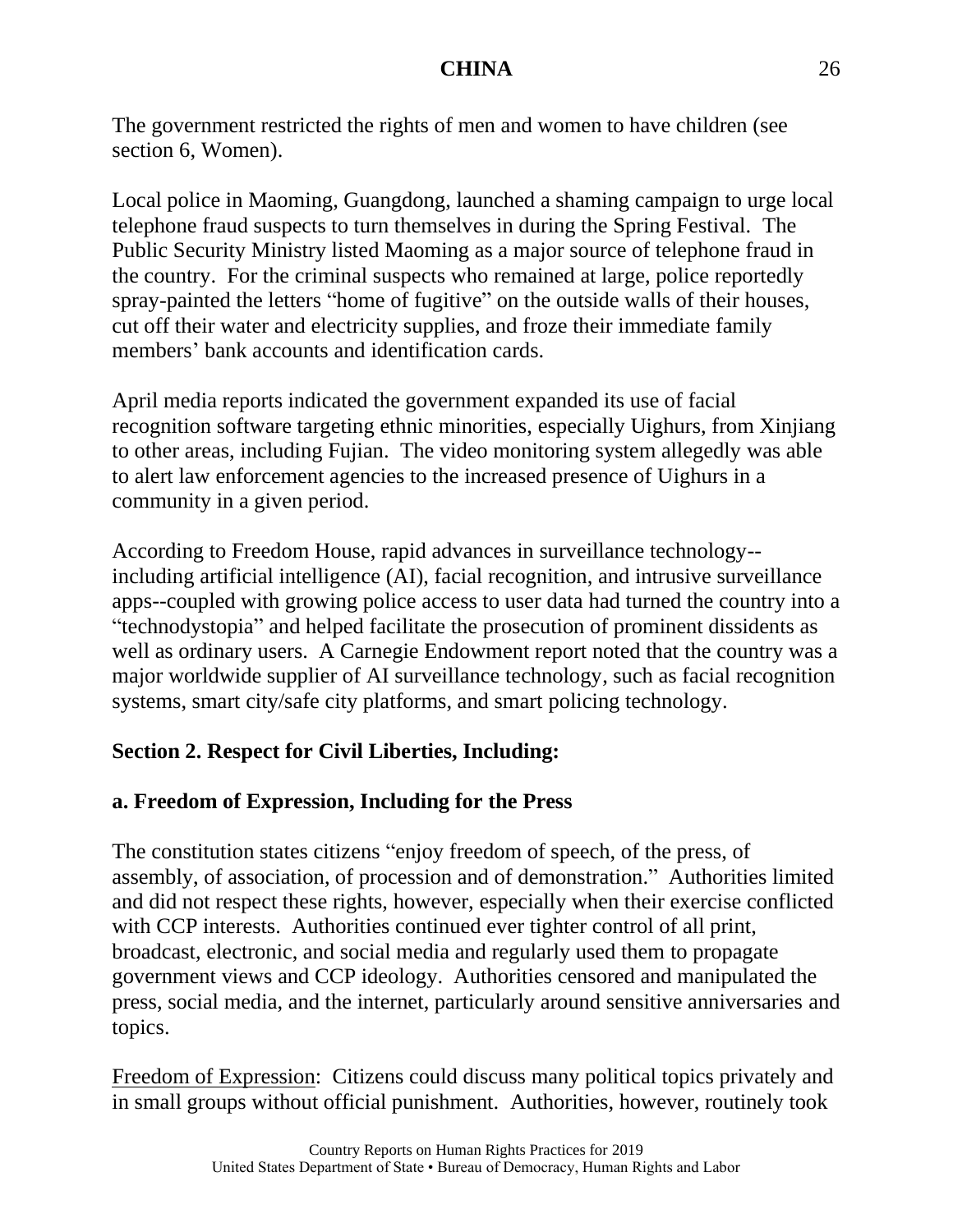The government restricted the rights of men and women to have children (see section 6, Women).

Local police in Maoming, Guangdong, launched a shaming campaign to urge local telephone fraud suspects to turn themselves in during the Spring Festival. The Public Security Ministry listed Maoming as a major source of telephone fraud in the country. For the criminal suspects who remained at large, police reportedly spray-painted the letters "home of fugitive" on the outside walls of their houses, cut off their water and electricity supplies, and froze their immediate family members' bank accounts and identification cards.

April media reports indicated the government expanded its use of facial recognition software targeting ethnic minorities, especially Uighurs, from Xinjiang to other areas, including Fujian. The video monitoring system allegedly was able to alert law enforcement agencies to the increased presence of Uighurs in a community in a given period.

According to Freedom House, rapid advances in surveillance technology--including artificial intelligence (AI), facial recognition, and intrusive surveillance apps--coupled with growing police access to user data had turned the country into a "technodystopia" and helped facilitate the prosecution of prominent dissidents as well as ordinary users. A Carnegie Endowment report noted that the country was a major worldwide supplier of AI surveillance technology, such as facial recognition systems, smart city/safe city platforms, and smart policing technology.

## Section 2. Respect for Civil Liberties, Including:

### a. Freedom of Expression, Including for the Press

The constitution states citizens "enjoy freedom of speech, of the press, of assembly, of association, of procession and of demonstration." Authorities limited and did not respect these rights, however, especially when their exercise conflicted with CCP interests. Authorities continued ever tighter control of all print, broadcast, electronic, and social media and regularly used them to propagate government views and CCP ideology. Authorities censored and manipulated the press, social media, and the internet, particularly around sensitive anniversaries and topics.

Freedom of Expression: Citizens could discuss many political topics privately and in small groups without official punishment. Authorities, however, routinely took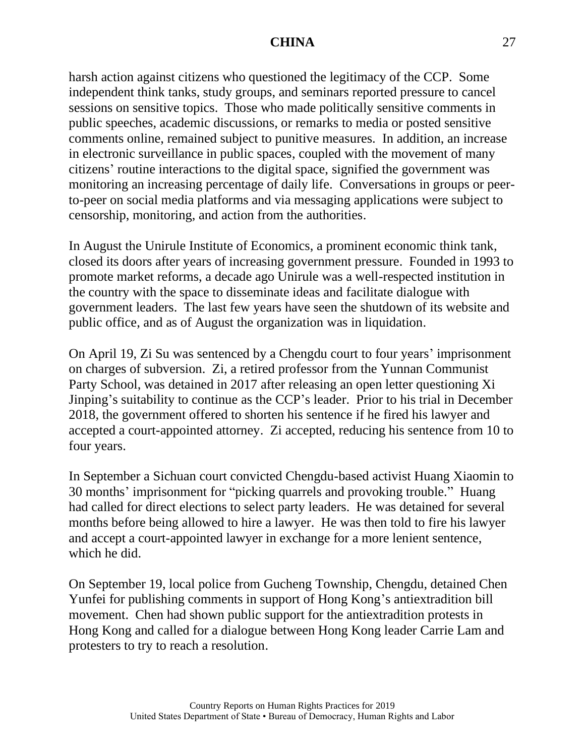harsh action against citizens who questioned the legitimacy of the CCP. Some independent think tanks, study groups, and seminars reported pressure to cancel sessions on sensitive topics. Those who made politically sensitive comments in public speeches, academic discussions, or remarks to media or posted sensitive comments online, remained subject to punitive measures. In addition, an increase in electronic surveillance in public spaces, coupled with the movement of many citizens' routine interactions to the digital space, signified the government was monitoring an increasing percentage of daily life. Conversations in groups or peer-to-peer on social media platforms and via messaging applications were subject to censorship, monitoring, and action from the authorities.

In August the Unirule Institute of Economics, a prominent economic think tank, closed its doors after years of increasing government pressure. Founded in 1993 to promote market reforms, a decade ago Unirule was a well-respected institution in the country with the space to disseminate ideas and facilitate dialogue with government leaders. The last few years have seen the shutdown of its website and public office, and as of August the organization was in liquidation.

On April 19, Zi Su was sentenced by a Chengdu court to four years' imprisonment on charges of subversion. Zi, a retired professor from the Yunnan Communist Party School, was detained in 2017 after releasing an open letter questioning Xi Jinping's suitability to continue as the CCP's leader. Prior to his trial in December 2018, the government offered to shorten his sentence if he fired his lawyer and accepted a court-appointed attorney. Zi accepted, reducing his sentence from 10 to four years.

In September a Sichuan court convicted Chengdu-based activist Huang Xiaomin to 30 months' imprisonment for "picking quarrels and provoking trouble." Huang had called for direct elections to select party leaders. He was detained for several months before being allowed to hire a lawyer. He was then told to fire his lawyer and accept a court-appointed lawyer in exchange for a more lenient sentence, which he did.

On September 19, local police from Gucheng Township, Chengdu, detained Chen Yunfei for publishing comments in support of Hong Kong's antiextradition bill movement. Chen had shown public support for the antiextradition protests in Hong Kong and called for a dialogue between Hong Kong leader Carrie Lam and protesters to try to reach a resolution.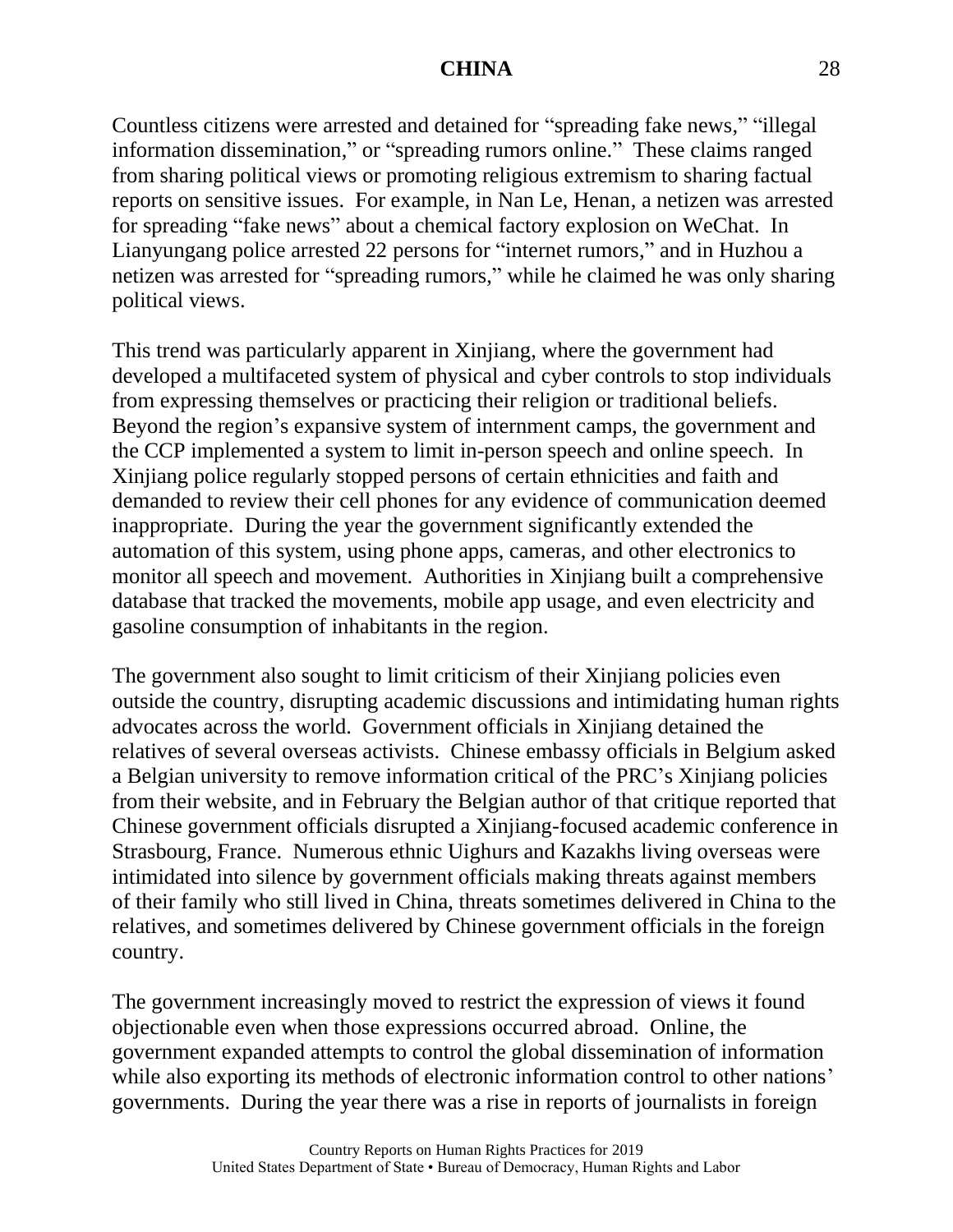Countless citizens were arrested and detained for "spreading fake news," "illegal information dissemination," or "spreading rumors online." These claims ranged from sharing political views or promoting religious extremism to sharing factual reports on sensitive issues. For example, in Nan Le, Henan, a netizen was arrested for spreading "fake news" about a chemical factory explosion on WeChat. In Lianyungang police arrested 22 persons for "internet rumors," and in Huzhou a netizen was arrested for "spreading rumors," while he claimed he was only sharing political views.

This trend was particularly apparent in Xinjiang, where the government had developed a multifaceted system of physical and cyber controls to stop individuals from expressing themselves or practicing their religion or traditional beliefs. Beyond the region's expansive system of internment camps, the government and the CCP implemented a system to limit in-person speech and online speech. In Xinjiang police regularly stopped persons of certain ethnicities and faith and demanded to review their cell phones for any evidence of communication deemed inappropriate. During the year the government significantly extended the automation of this system, using phone apps, cameras, and other electronics to monitor all speech and movement. Authorities in Xinjiang built a comprehensive database that tracked the movements, mobile app usage, and even electricity and gasoline consumption of inhabitants in the region.

The government also sought to limit criticism of their Xinjiang policies even outside the country, disrupting academic discussions and intimidating human rights advocates across the world. Government officials in Xinjiang detained the relatives of several overseas activists. Chinese embassy officials in Belgium asked a Belgian university to remove information critical of the PRC's Xinjiang policies from their website, and in February the Belgian author of that critique reported that Chinese government officials disrupted a Xinjiang-focused academic conference in Strasbourg, France. Numerous ethnic Uighurs and Kazakhs living overseas were intimidated into silence by government officials making threats against members of their family who still lived in China, threats sometimes delivered in China to the relatives, and sometimes delivered by Chinese government officials in the foreign country.

The government increasingly moved to restrict the expression of views it found objectionable even when those expressions occurred abroad. Online, the government expanded attempts to control the global dissemination of information while also exporting its methods of electronic information control to other nations' governments. During the year there was a rise in reports of journalists in foreign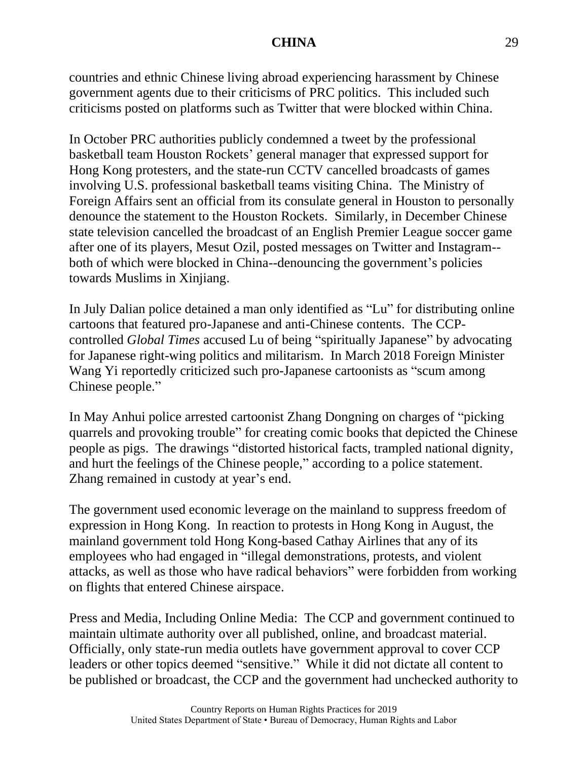countries and ethnic Chinese living abroad experiencing harassment by Chinese government agents due to their criticisms of PRC politics. This included such criticisms posted on platforms such as Twitter that were blocked within China.

In October PRC authorities publicly condemned a tweet by the professional basketball team Houston Rockets' general manager that expressed support for Hong Kong protesters, and the state-run CCTV cancelled broadcasts of games involving U.S. professional basketball teams visiting China. The Ministry of Foreign Affairs sent an official from its consulate general in Houston to personally denounce the statement to the Houston Rockets. Similarly, in December Chinese state television cancelled the broadcast of an English Premier League soccer game after one of its players, Mesut Ozil, posted messages on Twitter and Instagram--both of which were blocked in China--denouncing the government's policies towards Muslims in Xinjiang.

In July Dalian police detained a man only identified as "Lu" for distributing online cartoons that featured pro-Japanese and anti-Chinese contents. The CCP-controlled *Global Times* accused Lu of being "spiritually Japanese" by advocating for Japanese right-wing politics and militarism. In March 2018 Foreign Minister Wang Yi reportedly criticized such pro-Japanese cartoonists as "scum among Chinese people."

In May Anhui police arrested cartoonist Zhang Dongning on charges of "picking quarrels and provoking trouble" for creating comic books that depicted the Chinese people as pigs. The drawings "distorted historical facts, trampled national dignity, and hurt the feelings of the Chinese people," according to a police statement. Zhang remained in custody at year's end.

The government used economic leverage on the mainland to suppress freedom of expression in Hong Kong. In reaction to protests in Hong Kong in August, the mainland government told Hong Kong-based Cathay Airlines that any of its employees who had engaged in "illegal demonstrations, protests, and violent attacks, as well as those who have radical behaviors" were forbidden from working on flights that entered Chinese airspace.

Press and Media, Including Online Media: The CCP and government continued to maintain ultimate authority over all published, online, and broadcast material. Officially, only state-run media outlets have government approval to cover CCP leaders or other topics deemed "sensitive." While it did not dictate all content to be published or broadcast, the CCP and the government had unchecked authority to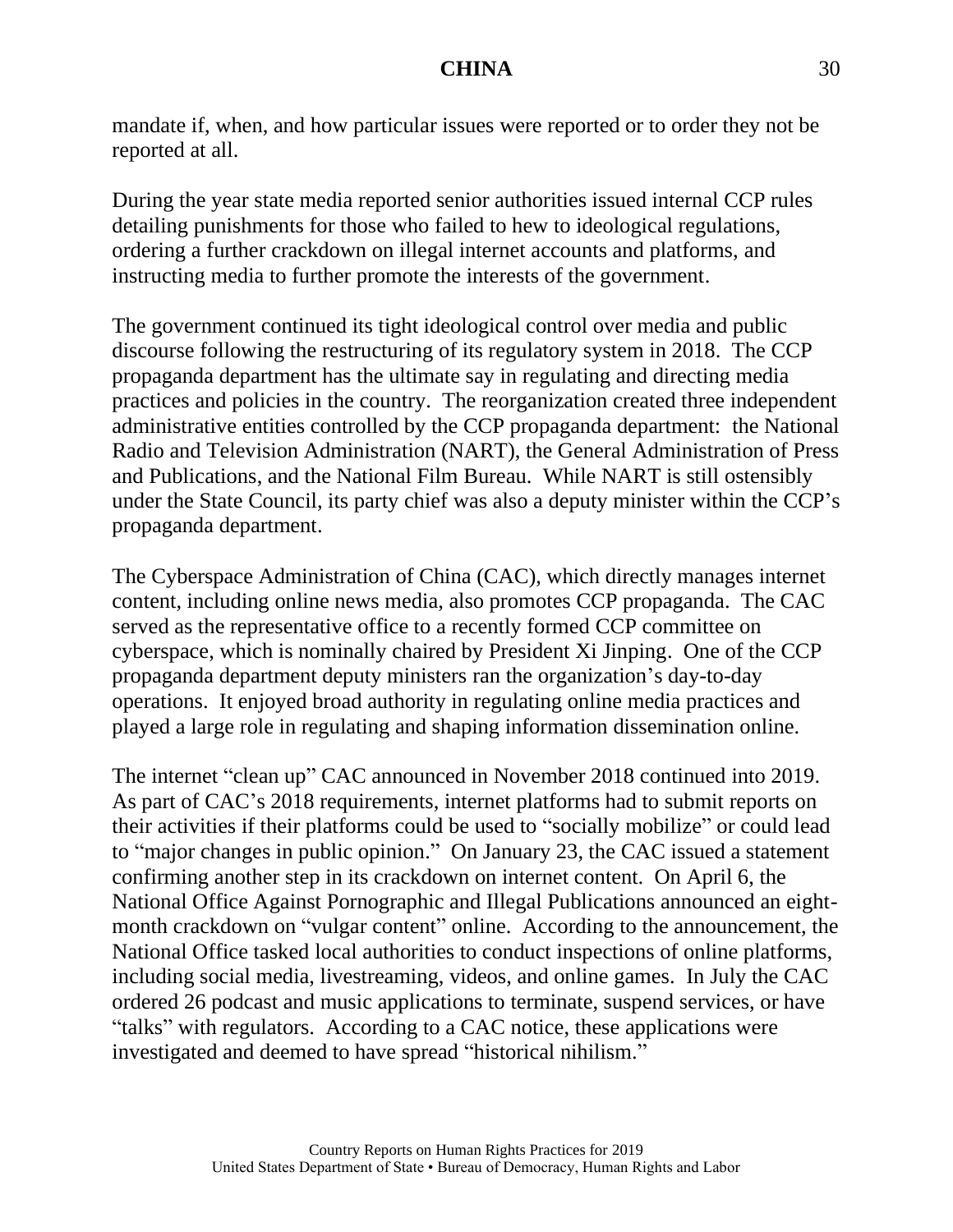mandate if, when, and how particular issues were reported or to order they not be reported at all.

During the year state media reported senior authorities issued internal CCP rules detailing punishments for those who failed to hew to ideological regulations, ordering a further crackdown on illegal internet accounts and platforms, and instructing media to further promote the interests of the government.

The government continued its tight ideological control over media and public discourse following the restructuring of its regulatory system in 2018. The CCP propaganda department has the ultimate say in regulating and directing media practices and policies in the country. The reorganization created three independent administrative entities controlled by the CCP propaganda department: the National Radio and Television Administration (NART), the General Administration of Press and Publications, and the National Film Bureau. While NART is still ostensibly under the State Council, its party chief was also a deputy minister within the CCP's propaganda department.

The Cyberspace Administration of China (CAC), which directly manages internet content, including online news media, also promotes CCP propaganda. The CAC served as the representative office to a recently formed CCP committee on cyberspace, which is nominally chaired by President Xi Jinping. One of the CCP propaganda department deputy ministers ran the organization's day-to-day operations. It enjoyed broad authority in regulating online media practices and played a large role in regulating and shaping information dissemination online.

The internet "clean up" CAC announced in November 2018 continued into 2019. As part of CAC's 2018 requirements, internet platforms had to submit reports on their activities if their platforms could be used to "socially mobilize" or could lead to "major changes in public opinion." On January 23, the CAC issued a statement confirming another step in its crackdown on internet content. On April 6, the National Office Against Pornographic and Illegal Publications announced an eight-month crackdown on "vulgar content" online. According to the announcement, the National Office tasked local authorities to conduct inspections of online platforms, including social media, livestreaming, videos, and online games. In July the CAC ordered 26 podcast and music applications to terminate, suspend services, or have "talks" with regulators. According to a CAC notice, these applications were investigated and deemed to have spread "historical nihilism."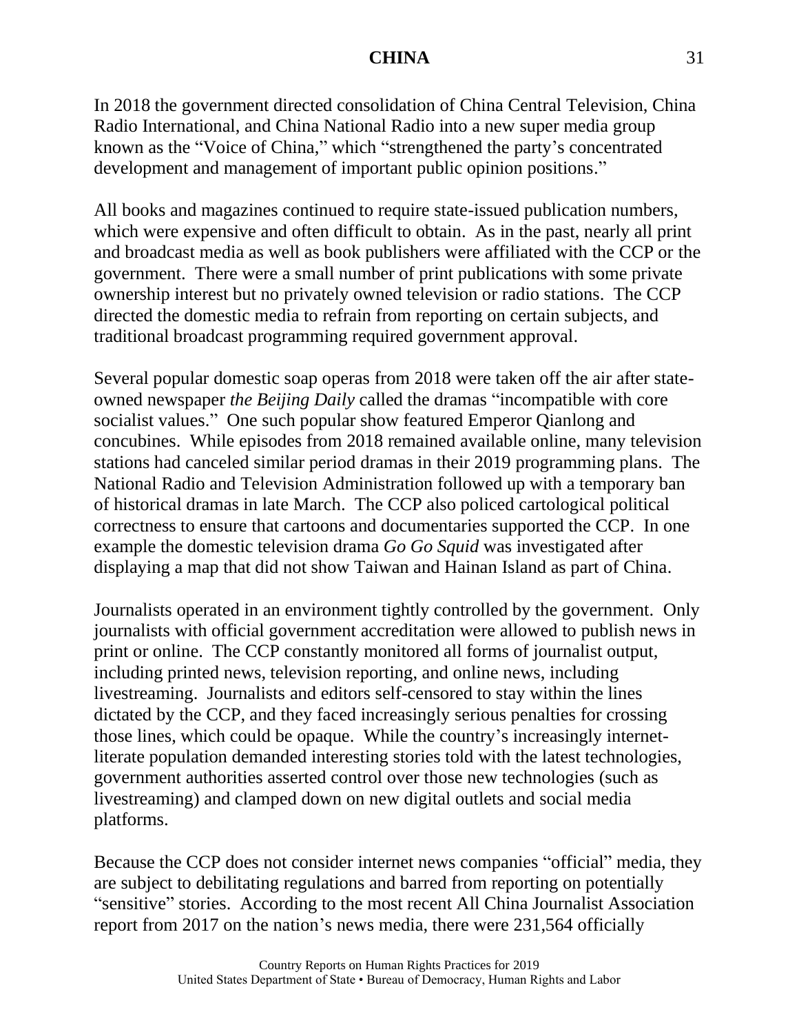In 2018 the government directed consolidation of China Central Television, China Radio International, and China National Radio into a new super media group known as the "Voice of China," which "strengthened the party's concentrated development and management of important public opinion positions."

All books and magazines continued to require state-issued publication numbers, which were expensive and often difficult to obtain. As in the past, nearly all print and broadcast media as well as book publishers were affiliated with the CCP or the government. There were a small number of print publications with some private ownership interest but no privately owned television or radio stations. The CCP directed the domestic media to refrain from reporting on certain subjects, and traditional broadcast programming required government approval.

Several popular domestic soap operas from 2018 were taken off the air after state-owned newspaper *the Beijing Daily* called the dramas "incompatible with core socialist values." One such popular show featured Emperor Qianlong and concubines. While episodes from 2018 remained available online, many television stations had canceled similar period dramas in their 2019 programming plans. The National Radio and Television Administration followed up with a temporary ban of historical dramas in late March. The CCP also policed cartological political correctness to ensure that cartoons and documentaries supported the CCP. In one example the domestic television drama *Go Go Squid* was investigated after displaying a map that did not show Taiwan and Hainan Island as part of China.

Journalists operated in an environment tightly controlled by the government. Only journalists with official government accreditation were allowed to publish news in print or online. The CCP constantly monitored all forms of journalist output, including printed news, television reporting, and online news, including livestreaming. Journalists and editors self-censored to stay within the lines dictated by the CCP, and they faced increasingly serious penalties for crossing those lines, which could be opaque. While the country's increasingly internet-literate population demanded interesting stories told with the latest technologies, government authorities asserted control over those new technologies (such as livestreaming) and clamped down on new digital outlets and social media platforms.

Because the CCP does not consider internet news companies "official" media, they are subject to debilitating regulations and barred from reporting on potentially "sensitive" stories. According to the most recent All China Journalist Association report from 2017 on the nation's news media, there were 231,564 officially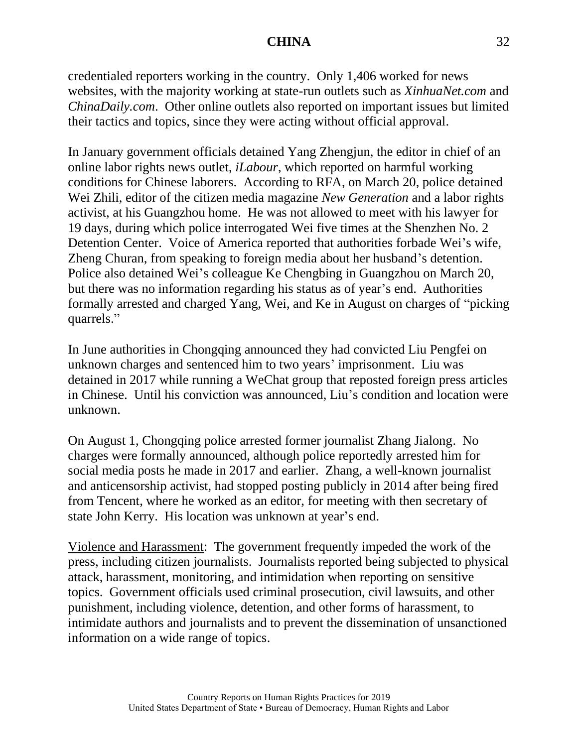credentialed reporters working in the country. Only 1,406 worked for news websites, with the majority working at state-run outlets such as *XinhuaNet.com* and *ChinaDaily.com*. Other online outlets also reported on important issues but limited their tactics and topics, since they were acting without official approval.

In January government officials detained Yang Zhengjun, the editor in chief of an online labor rights news outlet, *iLabour*, which reported on harmful working conditions for Chinese laborers. According to RFA, on March 20, police detained Wei Zhili, editor of the citizen media magazine *New Generation* and a labor rights activist, at his Guangzhou home. He was not allowed to meet with his lawyer for 19 days, during which police interrogated Wei five times at the Shenzhen No. 2 Detention Center. Voice of America reported that authorities forbade Wei's wife, Zheng Churan, from speaking to foreign media about her husband's detention. Police also detained Wei's colleague Ke Chengbing in Guangzhou on March 20, but there was no information regarding his status as of year's end. Authorities formally arrested and charged Yang, Wei, and Ke in August on charges of "picking quarrels."

In June authorities in Chongqing announced they had convicted Liu Pengfei on unknown charges and sentenced him to two years' imprisonment. Liu was detained in 2017 while running a WeChat group that reposted foreign press articles in Chinese. Until his conviction was announced, Liu's condition and location were unknown.

On August 1, Chongqing police arrested former journalist Zhang Jialong. No charges were formally announced, although police reportedly arrested him for social media posts he made in 2017 and earlier. Zhang, a well-known journalist and anticensorship activist, had stopped posting publicly in 2014 after being fired from Tencent, where he worked as an editor, for meeting with then secretary of state John Kerry. His location was unknown at year's end.

Violence and Harassment: The government frequently impeded the work of the press, including citizen journalists. Journalists reported being subjected to physical attack, harassment, monitoring, and intimidation when reporting on sensitive topics. Government officials used criminal prosecution, civil lawsuits, and other punishment, including violence, detention, and other forms of harassment, to intimidate authors and journalists and to prevent the dissemination of unsanctioned information on a wide range of topics.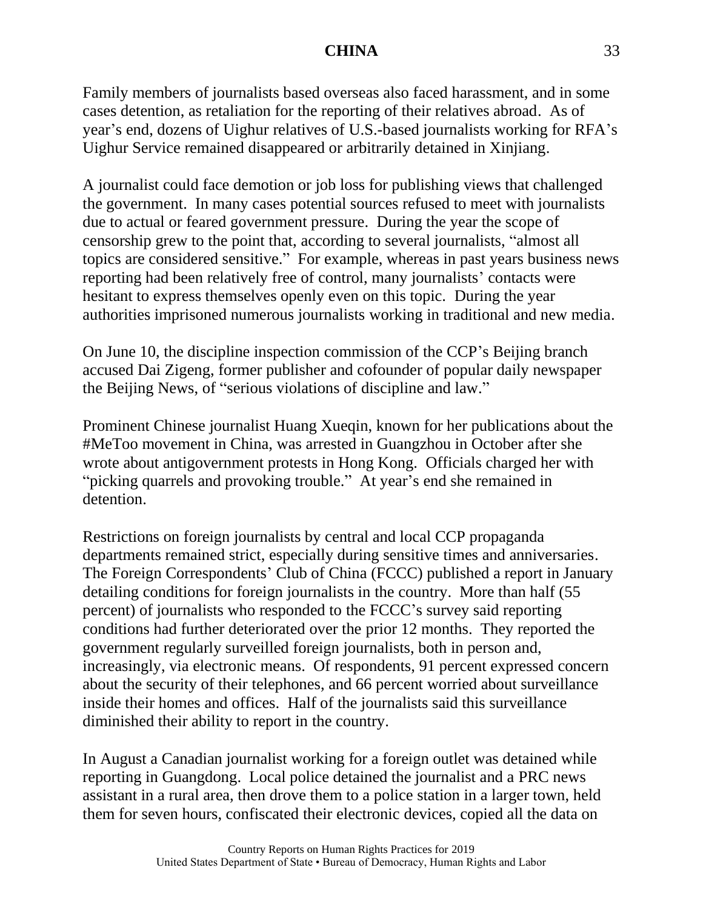Family members of journalists based overseas also faced harassment, and in some cases detention, as retaliation for the reporting of their relatives abroad. As of year's end, dozens of Uighur relatives of U.S.-based journalists working for RFA's Uighur Service remained disappeared or arbitrarily detained in Xinjiang.

A journalist could face demotion or job loss for publishing views that challenged the government. In many cases potential sources refused to meet with journalists due to actual or feared government pressure. During the year the scope of censorship grew to the point that, according to several journalists, "almost all topics are considered sensitive." For example, whereas in past years business news reporting had been relatively free of control, many journalists' contacts were hesitant to express themselves openly even on this topic. During the year authorities imprisoned numerous journalists working in traditional and new media.

On June 10, the discipline inspection commission of the CCP's Beijing branch accused Dai Zigeng, former publisher and cofounder of popular daily newspaper the Beijing News, of "serious violations of discipline and law."

Prominent Chinese journalist Huang Xueqin, known for her publications about the #MeToo movement in China, was arrested in Guangzhou in October after she wrote about antigovernment protests in Hong Kong. Officials charged her with "picking quarrels and provoking trouble." At year's end she remained in detention.

Restrictions on foreign journalists by central and local CCP propaganda departments remained strict, especially during sensitive times and anniversaries. The Foreign Correspondents' Club of China (FCCC) published a report in January detailing conditions for foreign journalists in the country. More than half (55 percent) of journalists who responded to the FCCC's survey said reporting conditions had further deteriorated over the prior 12 months. They reported the government regularly surveilled foreign journalists, both in person and, increasingly, via electronic means. Of respondents, 91 percent expressed concern about the security of their telephones, and 66 percent worried about surveillance inside their homes and offices. Half of the journalists said this surveillance diminished their ability to report in the country.

In August a Canadian journalist working for a foreign outlet was detained while reporting in Guangdong. Local police detained the journalist and a PRC news assistant in a rural area, then drove them to a police station in a larger town, held them for seven hours, confiscated their electronic devices, copied all the data on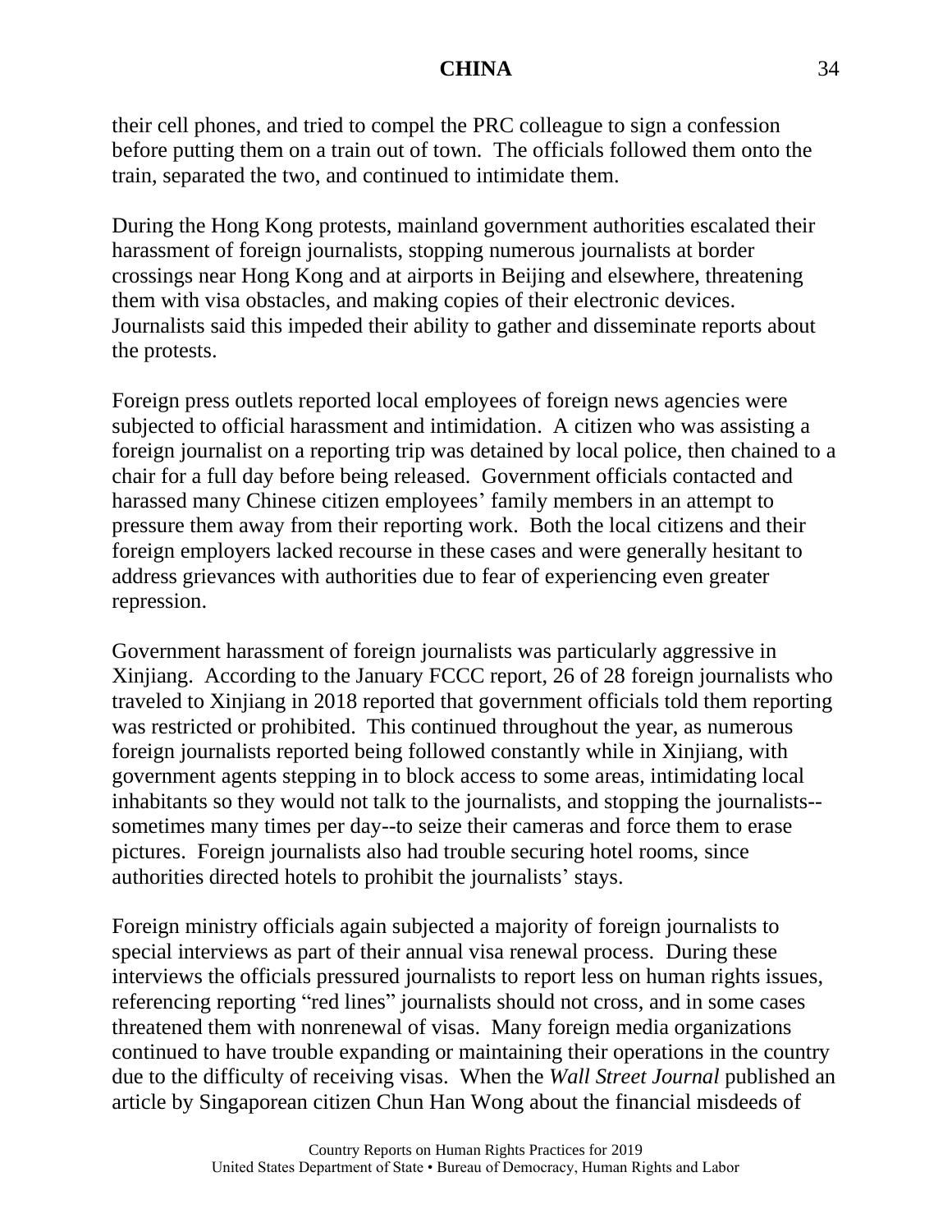their cell phones, and tried to compel the PRC colleague to sign a confession before putting them on a train out of town. The officials followed them onto the train, separated the two, and continued to intimidate them.

During the Hong Kong protests, mainland government authorities escalated their harassment of foreign journalists, stopping numerous journalists at border crossings near Hong Kong and at airports in Beijing and elsewhere, threatening them with visa obstacles, and making copies of their electronic devices. Journalists said this impeded their ability to gather and disseminate reports about the protests.

Foreign press outlets reported local employees of foreign news agencies were subjected to official harassment and intimidation. A citizen who was assisting a foreign journalist on a reporting trip was detained by local police, then chained to a chair for a full day before being released. Government officials contacted and harassed many Chinese citizen employees' family members in an attempt to pressure them away from their reporting work. Both the local citizens and their foreign employers lacked recourse in these cases and were generally hesitant to address grievances with authorities due to fear of experiencing even greater repression.

Government harassment of foreign journalists was particularly aggressive in Xinjiang. According to the January FCCC report, 26 of 28 foreign journalists who traveled to Xinjiang in 2018 reported that government officials told them reporting was restricted or prohibited. This continued throughout the year, as numerous foreign journalists reported being followed constantly while in Xinjiang, with government agents stepping in to block access to some areas, intimidating local inhabitants so they would not talk to the journalists, and stopping the journalists--sometimes many times per day--to seize their cameras and force them to erase pictures. Foreign journalists also had trouble securing hotel rooms, since authorities directed hotels to prohibit the journalists' stays.

Foreign ministry officials again subjected a majority of foreign journalists to special interviews as part of their annual visa renewal process. During these interviews the officials pressured journalists to report less on human rights issues, referencing reporting "red lines" journalists should not cross, and in some cases threatened them with nonrenewal of visas. Many foreign media organizations continued to have trouble expanding or maintaining their operations in the country due to the difficulty of receiving visas. When the *Wall Street Journal* published an article by Singaporean citizen Chun Han Wong about the financial misdeeds of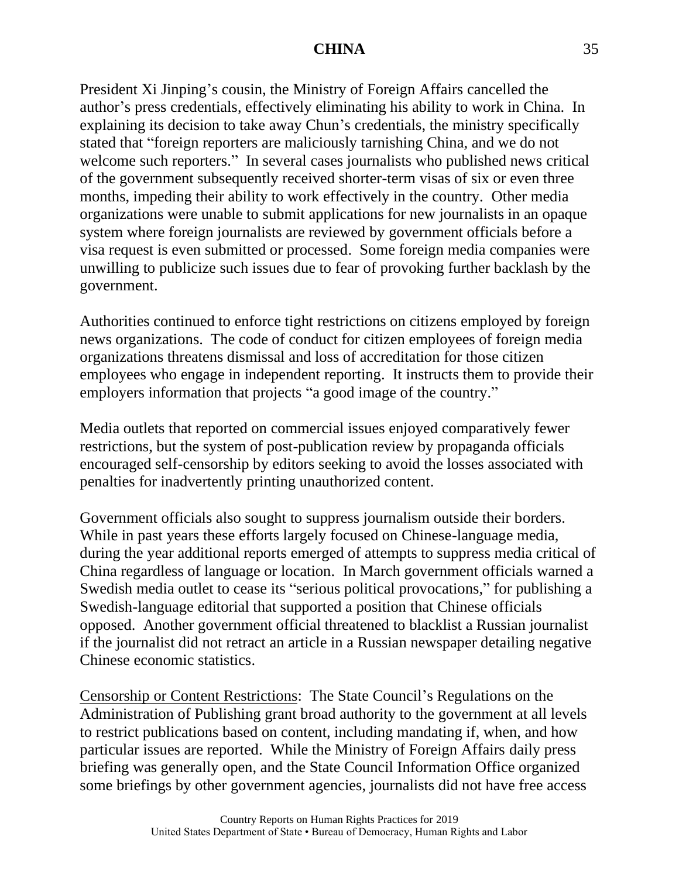President Xi Jinping's cousin, the Ministry of Foreign Affairs cancelled the author's press credentials, effectively eliminating his ability to work in China. In explaining its decision to take away Chun's credentials, the ministry specifically stated that "foreign reporters are maliciously tarnishing China, and we do not welcome such reporters." In several cases journalists who published news critical of the government subsequently received shorter-term visas of six or even three months, impeding their ability to work effectively in the country. Other media organizations were unable to submit applications for new journalists in an opaque system where foreign journalists are reviewed by government officials before a visa request is even submitted or processed. Some foreign media companies were unwilling to publicize such issues due to fear of provoking further backlash by the government.

Authorities continued to enforce tight restrictions on citizens employed by foreign news organizations. The code of conduct for citizen employees of foreign media organizations threatens dismissal and loss of accreditation for those citizen employees who engage in independent reporting. It instructs them to provide their employers information that projects "a good image of the country."

Media outlets that reported on commercial issues enjoyed comparatively fewer restrictions, but the system of post-publication review by propaganda officials encouraged self-censorship by editors seeking to avoid the losses associated with penalties for inadvertently printing unauthorized content.

Government officials also sought to suppress journalism outside their borders. While in past years these efforts largely focused on Chinese-language media, during the year additional reports emerged of attempts to suppress media critical of China regardless of language or location. In March government officials warned a Swedish media outlet to cease its "serious political provocations," for publishing a Swedish-language editorial that supported a position that Chinese officials opposed. Another government official threatened to blacklist a Russian journalist if the journalist did not retract an article in a Russian newspaper detailing negative Chinese economic statistics.

Censorship or Content Restrictions: The State Council's Regulations on the Administration of Publishing grant broad authority to the government at all levels to restrict publications based on content, including mandating if, when, and how particular issues are reported. While the Ministry of Foreign Affairs daily press briefing was generally open, and the State Council Information Office organized some briefings by other government agencies, journalists did not have free access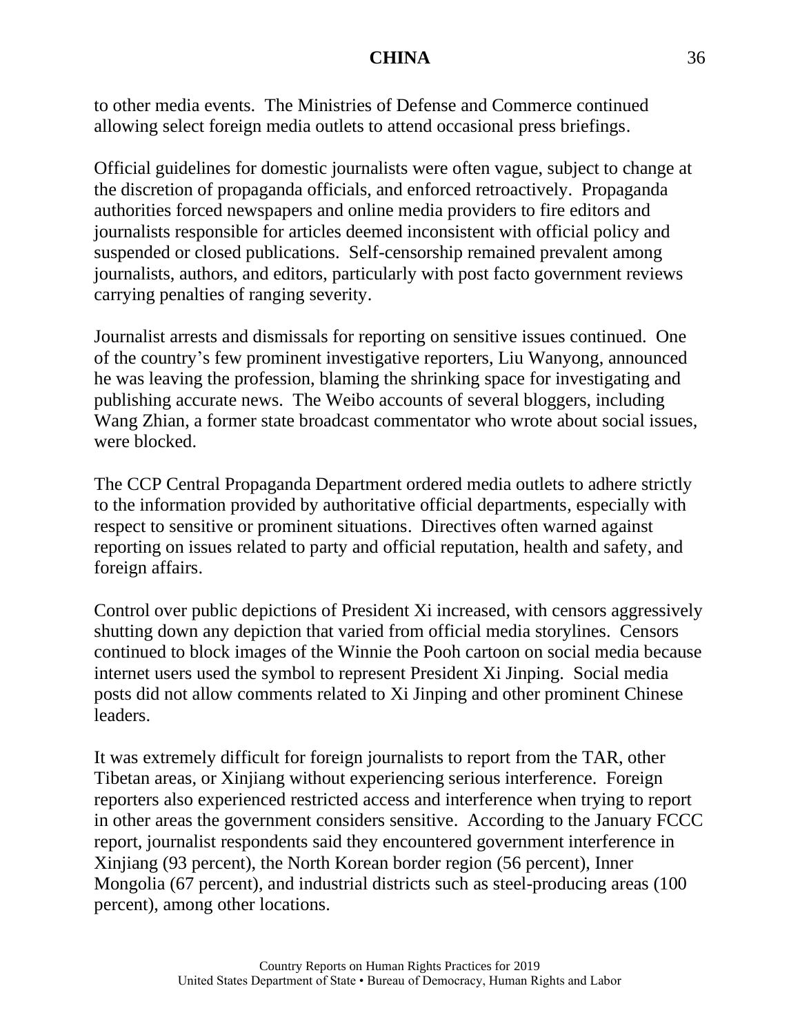to other media events. The Ministries of Defense and Commerce continued allowing select foreign media outlets to attend occasional press briefings.

Official guidelines for domestic journalists were often vague, subject to change at the discretion of propaganda officials, and enforced retroactively. Propaganda authorities forced newspapers and online media providers to fire editors and journalists responsible for articles deemed inconsistent with official policy and suspended or closed publications. Self-censorship remained prevalent among journalists, authors, and editors, particularly with post facto government reviews carrying penalties of ranging severity.

Journalist arrests and dismissals for reporting on sensitive issues continued. One of the country's few prominent investigative reporters, Liu Wanyong, announced he was leaving the profession, blaming the shrinking space for investigating and publishing accurate news. The Weibo accounts of several bloggers, including Wang Zhian, a former state broadcast commentator who wrote about social issues, were blocked.

The CCP Central Propaganda Department ordered media outlets to adhere strictly to the information provided by authoritative official departments, especially with respect to sensitive or prominent situations. Directives often warned against reporting on issues related to party and official reputation, health and safety, and foreign affairs.

Control over public depictions of President Xi increased, with censors aggressively shutting down any depiction that varied from official media storylines. Censors continued to block images of the Winnie the Pooh cartoon on social media because internet users used the symbol to represent President Xi Jinping. Social media posts did not allow comments related to Xi Jinping and other prominent Chinese leaders.

It was extremely difficult for foreign journalists to report from the TAR, other Tibetan areas, or Xinjiang without experiencing serious interference. Foreign reporters also experienced restricted access and interference when trying to report in other areas the government considers sensitive. According to the January FCCC report, journalist respondents said they encountered government interference in Xinjiang (93 percent), the North Korean border region (56 percent), Inner Mongolia (67 percent), and industrial districts such as steel-producing areas (100 percent), among other locations.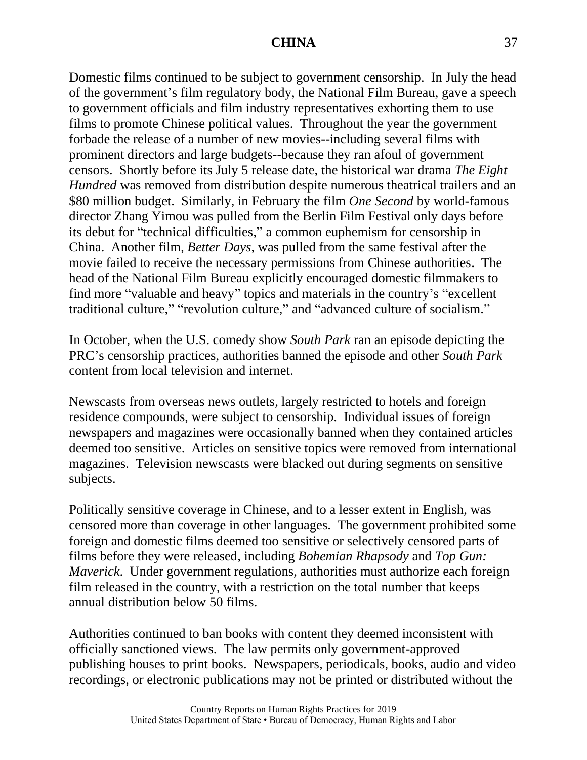Domestic films continued to be subject to government censorship. In July the head of the government's film regulatory body, the National Film Bureau, gave a speech to government officials and film industry representatives exhorting them to use films to promote Chinese political values. Throughout the year the government forbade the release of a number of new movies--including several films with prominent directors and large budgets--because they ran afoul of government censors. Shortly before its July 5 release date, the historical war drama *The Eight Hundred* was removed from distribution despite numerous theatrical trailers and an $80 million budget. Similarly, in February the film *One Second* by world-famous director Zhang Yimou was pulled from the Berlin Film Festival only days before its debut for "technical difficulties," a common euphemism for censorship in China. Another film, *Better Days*, was pulled from the same festival after the movie failed to receive the necessary permissions from Chinese authorities. The head of the National Film Bureau explicitly encouraged domestic filmmakers to find more "valuable and heavy" topics and materials in the country's "excellent traditional culture," "revolution culture," and "advanced culture of socialism."

In October, when the U.S. comedy show *South Park* ran an episode depicting the PRC's censorship practices, authorities banned the episode and other *South Park* content from local television and internet.

Newscasts from overseas news outlets, largely restricted to hotels and foreign residence compounds, were subject to censorship. Individual issues of foreign newspapers and magazines were occasionally banned when they contained articles deemed too sensitive. Articles on sensitive topics were removed from international magazines. Television newscasts were blacked out during segments on sensitive subjects.

Politically sensitive coverage in Chinese, and to a lesser extent in English, was censored more than coverage in other languages. The government prohibited some foreign and domestic films deemed too sensitive or selectively censored parts of films before they were released, including *Bohemian Rhapsody* and *Top Gun: Maverick*. Under government regulations, authorities must authorize each foreign film released in the country, with a restriction on the total number that keeps annual distribution below 50 films.

Authorities continued to ban books with content they deemed inconsistent with officially sanctioned views. The law permits only government-approved publishing houses to print books. Newspapers, periodicals, books, audio and video recordings, or electronic publications may not be printed or distributed without the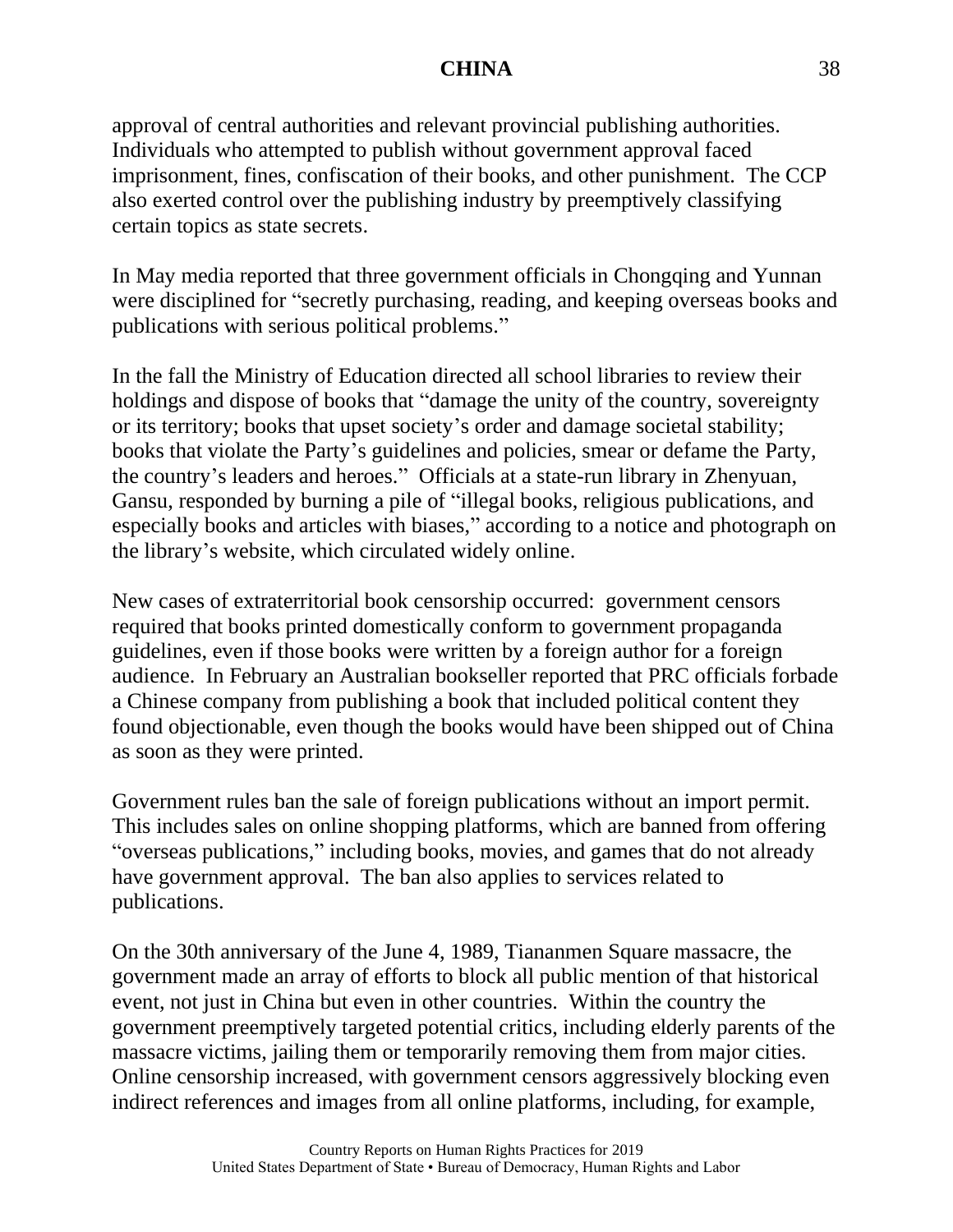approval of central authorities and relevant provincial publishing authorities. Individuals who attempted to publish without government approval faced imprisonment, fines, confiscation of their books, and other punishment. The CCP also exerted control over the publishing industry by preemptively classifying certain topics as state secrets.

In May media reported that three government officials in Chongqing and Yunnan were disciplined for "secretly purchasing, reading, and keeping overseas books and publications with serious political problems."

In the fall the Ministry of Education directed all school libraries to review their holdings and dispose of books that "damage the unity of the country, sovereignty or its territory; books that upset society's order and damage societal stability; books that violate the Party's guidelines and policies, smear or defame the Party, the country's leaders and heroes." Officials at a state-run library in Zhenyuan, Gansu, responded by burning a pile of "illegal books, religious publications, and especially books and articles with biases," according to a notice and photograph on the library's website, which circulated widely online.

New cases of extraterritorial book censorship occurred: government censors required that books printed domestically conform to government propaganda guidelines, even if those books were written by a foreign author for a foreign audience. In February an Australian bookseller reported that PRC officials forbade a Chinese company from publishing a book that included political content they found objectionable, even though the books would have been shipped out of China as soon as they were printed.

Government rules ban the sale of foreign publications without an import permit. This includes sales on online shopping platforms, which are banned from offering "overseas publications," including books, movies, and games that do not already have government approval. The ban also applies to services related to publications.

On the 30th anniversary of the June 4, 1989, Tiananmen Square massacre, the government made an array of efforts to block all public mention of that historical event, not just in China but even in other countries. Within the country the government preemptively targeted potential critics, including elderly parents of the massacre victims, jailing them or temporarily removing them from major cities. Online censorship increased, with government censors aggressively blocking even indirect references and images from all online platforms, including, for example,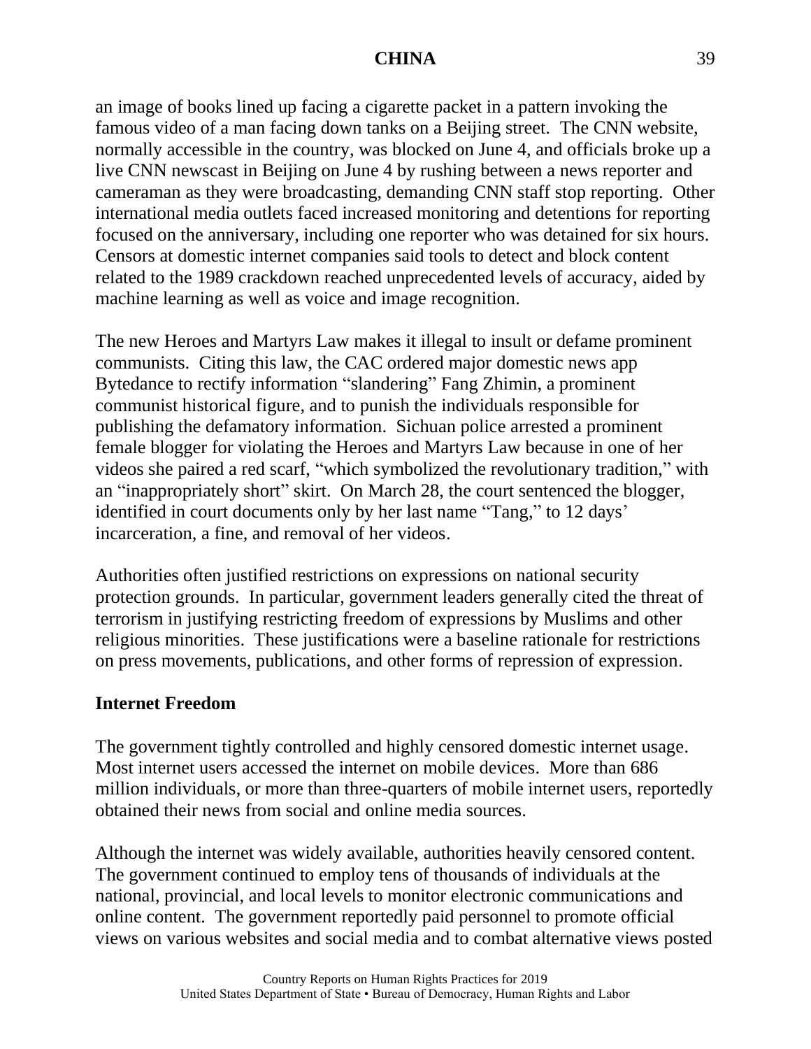an image of books lined up facing a cigarette packet in a pattern invoking the famous video of a man facing down tanks on a Beijing street. The CNN website, normally accessible in the country, was blocked on June 4, and officials broke up a live CNN newscast in Beijing on June 4 by rushing between a news reporter and cameraman as they were broadcasting, demanding CNN staff stop reporting. Other international media outlets faced increased monitoring and detentions for reporting focused on the anniversary, including one reporter who was detained for six hours. Censors at domestic internet companies said tools to detect and block content related to the 1989 crackdown reached unprecedented levels of accuracy, aided by machine learning as well as voice and image recognition.

The new Heroes and Martyrs Law makes it illegal to insult or defame prominent communists. Citing this law, the CAC ordered major domestic news app Bytedance to rectify information "slandering" Fang Zhimin, a prominent communist historical figure, and to punish the individuals responsible for publishing the defamatory information. Sichuan police arrested a prominent female blogger for violating the Heroes and Martyrs Law because in one of her videos she paired a red scarf, "which symbolized the revolutionary tradition," with an "inappropriately short" skirt. On March 28, the court sentenced the blogger, identified in court documents only by her last name "Tang," to 12 days' incarceration, a fine, and removal of her videos.

Authorities often justified restrictions on expressions on national security protection grounds. In particular, government leaders generally cited the threat of terrorism in justifying restricting freedom of expressions by Muslims and other religious minorities. These justifications were a baseline rationale for restrictions on press movements, publications, and other forms of repression of expression.

**Internet Freedom**

The government tightly controlled and highly censored domestic internet usage. Most internet users accessed the internet on mobile devices. More than 686 million individuals, or more than three-quarters of mobile internet users, reportedly obtained their news from social and online media sources.

Although the internet was widely available, authorities heavily censored content. The government continued to employ tens of thousands of individuals at the national, provincial, and local levels to monitor electronic communications and online content. The government reportedly paid personnel to promote official views on various websites and social media and to combat alternative views posted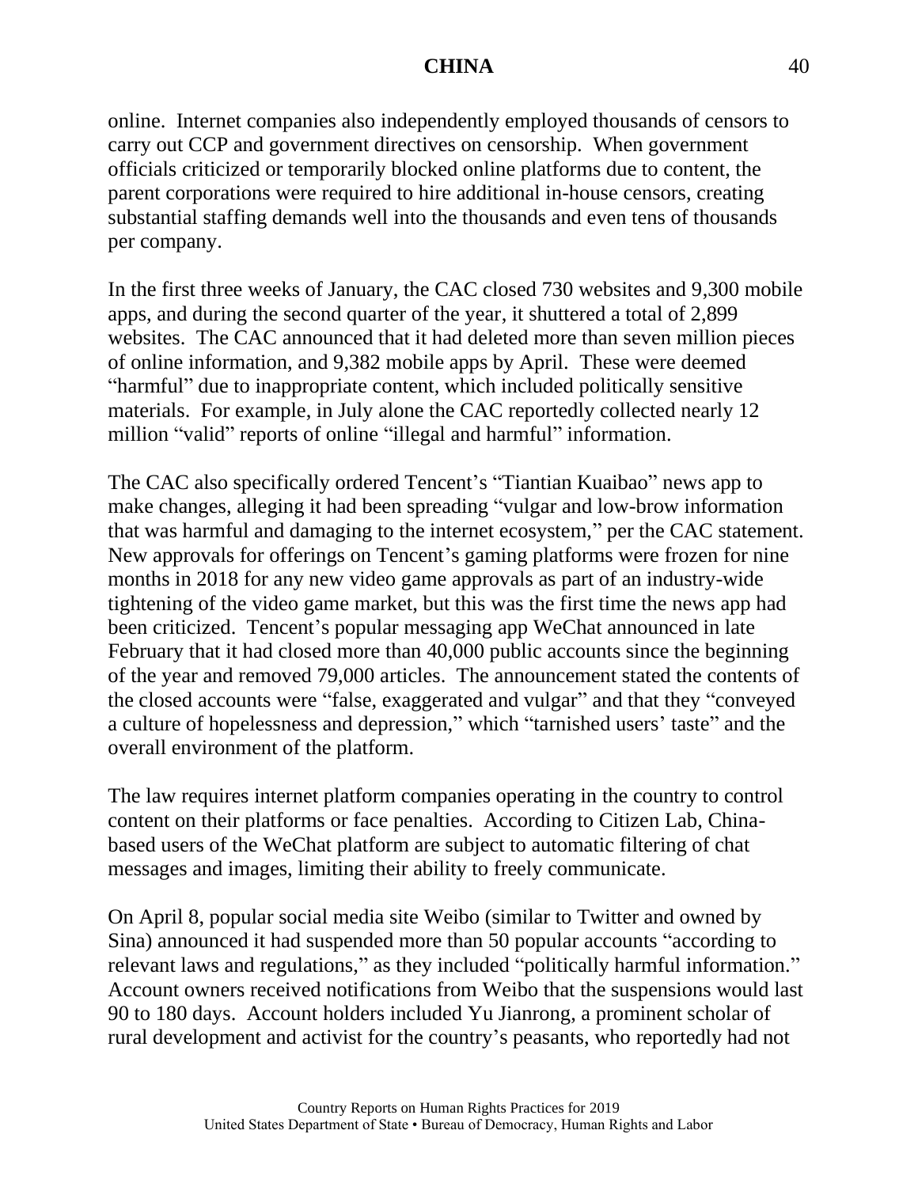online. Internet companies also independently employed thousands of censors to carry out CCP and government directives on censorship. When government officials criticized or temporarily blocked online platforms due to content, the parent corporations were required to hire additional in-house censors, creating substantial staffing demands well into the thousands and even tens of thousands per company.

In the first three weeks of January, the CAC closed 730 websites and 9,300 mobile apps, and during the second quarter of the year, it shuttered a total of 2,899 websites. The CAC announced that it had deleted more than seven million pieces of online information, and 9,382 mobile apps by April. These were deemed "harmful" due to inappropriate content, which included politically sensitive materials. For example, in July alone the CAC reportedly collected nearly 12 million "valid" reports of online "illegal and harmful" information.

The CAC also specifically ordered Tencent's "Tiantian Kuaibao" news app to make changes, alleging it had been spreading "vulgar and low-brow information that was harmful and damaging to the internet ecosystem," per the CAC statement. New approvals for offerings on Tencent's gaming platforms were frozen for nine months in 2018 for any new video game approvals as part of an industry-wide tightening of the video game market, but this was the first time the news app had been criticized. Tencent's popular messaging app WeChat announced in late February that it had closed more than 40,000 public accounts since the beginning of the year and removed 79,000 articles. The announcement stated the contents of the closed accounts were "false, exaggerated and vulgar" and that they "conveyed a culture of hopelessness and depression," which "tarnished users' taste" and the overall environment of the platform.

The law requires internet platform companies operating in the country to control content on their platforms or face penalties. According to Citizen Lab, China-based users of the WeChat platform are subject to automatic filtering of chat messages and images, limiting their ability to freely communicate.

On April 8, popular social media site Weibo (similar to Twitter and owned by Sina) announced it had suspended more than 50 popular accounts "according to relevant laws and regulations," as they included "politically harmful information." Account owners received notifications from Weibo that the suspensions would last 90 to 180 days. Account holders included Yu Jianrong, a prominent scholar of rural development and activist for the country's peasants, who reportedly had not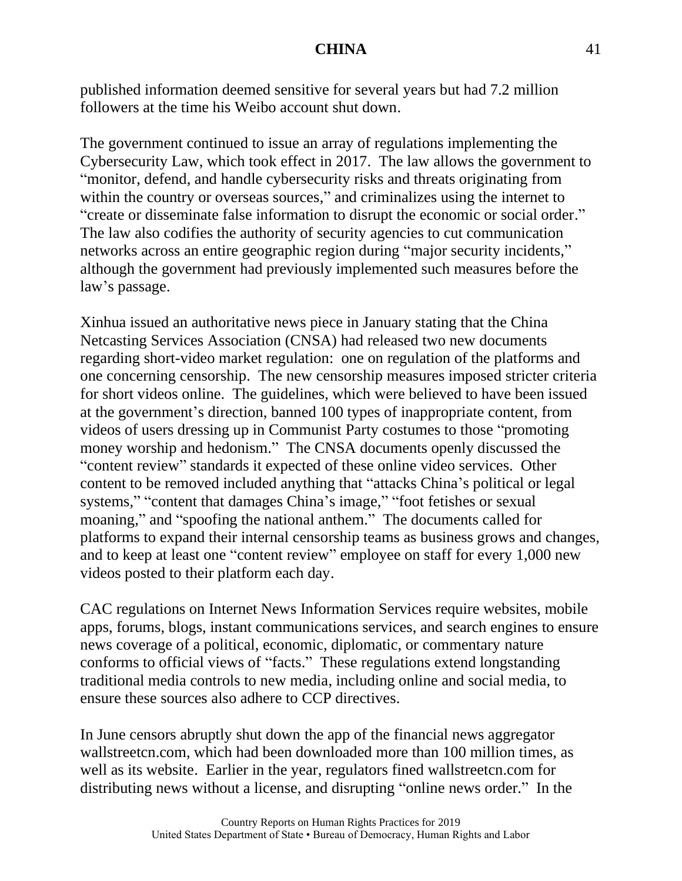published information deemed sensitive for several years but had 7.2 million followers at the time his Weibo account shut down.

The government continued to issue an array of regulations implementing the Cybersecurity Law, which took effect in 2017. The law allows the government to "monitor, defend, and handle cybersecurity risks and threats originating from within the country or overseas sources," and criminalizes using the internet to "create or disseminate false information to disrupt the economic or social order." The law also codifies the authority of security agencies to cut communication networks across an entire geographic region during "major security incidents," although the government had previously implemented such measures before the law's passage.

Xinhua issued an authoritative news piece in January stating that the China Netcasting Services Association (CNSA) had released two new documents regarding short-video market regulation: one on regulation of the platforms and one concerning censorship. The new censorship measures imposed stricter criteria for short videos online. The guidelines, which were believed to have been issued at the government's direction, banned 100 types of inappropriate content, from videos of users dressing up in Communist Party costumes to those "promoting money worship and hedonism." The CNSA documents openly discussed the "content review" standards it expected of these online video services. Other content to be removed included anything that "attacks China's political or legal systems," "content that damages China's image," "foot fetishes or sexual moaning," and "spoofing the national anthem." The documents called for platforms to expand their internal censorship teams as business grows and changes, and to keep at least one "content review" employee on staff for every 1,000 new videos posted to their platform each day.

CAC regulations on Internet News Information Services require websites, mobile apps, forums, blogs, instant communications services, and search engines to ensure news coverage of a political, economic, diplomatic, or commentary nature conforms to official views of "facts." These regulations extend longstanding traditional media controls to new media, including online and social media, to ensure these sources also adhere to CCP directives.

In June censors abruptly shut down the app of the financial news aggregator wallstreetcn.com, which had been downloaded more than 100 million times, as well as its website. Earlier in the year, regulators fined wallstreetcn.com for distributing news without a license, and disrupting "online news order." In the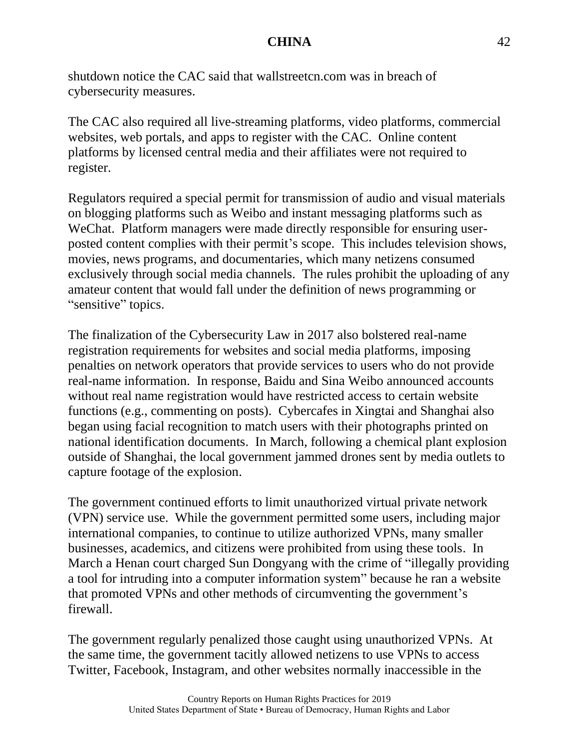shutdown notice the CAC said that wallstreetcn.com was in breach of cybersecurity measures.

The CAC also required all live-streaming platforms, video platforms, commercial websites, web portals, and apps to register with the CAC. Online content platforms by licensed central media and their affiliates were not required to register.

Regulators required a special permit for transmission of audio and visual materials on blogging platforms such as Weibo and instant messaging platforms such as WeChat. Platform managers were made directly responsible for ensuring user-posted content complies with their permit's scope. This includes television shows, movies, news programs, and documentaries, which many netizens consumed exclusively through social media channels. The rules prohibit the uploading of any amateur content that would fall under the definition of news programming or "sensitive" topics.

The finalization of the Cybersecurity Law in 2017 also bolstered real-name registration requirements for websites and social media platforms, imposing penalties on network operators that provide services to users who do not provide real-name information. In response, Baidu and Sina Weibo announced accounts without real name registration would have restricted access to certain website functions (e.g., commenting on posts). Cybercafes in Xingtai and Shanghai also began using facial recognition to match users with their photographs printed on national identification documents. In March, following a chemical plant explosion outside of Shanghai, the local government jammed drones sent by media outlets to capture footage of the explosion.

The government continued efforts to limit unauthorized virtual private network (VPN) service use. While the government permitted some users, including major international companies, to continue to utilize authorized VPNs, many smaller businesses, academics, and citizens were prohibited from using these tools. In March a Henan court charged Sun Dongyang with the crime of "illegally providing a tool for intruding into a computer information system" because he ran a website that promoted VPNs and other methods of circumventing the government's firewall.

The government regularly penalized those caught using unauthorized VPNs. At the same time, the government tacitly allowed netizens to use VPNs to access Twitter, Facebook, Instagram, and other websites normally inaccessible in the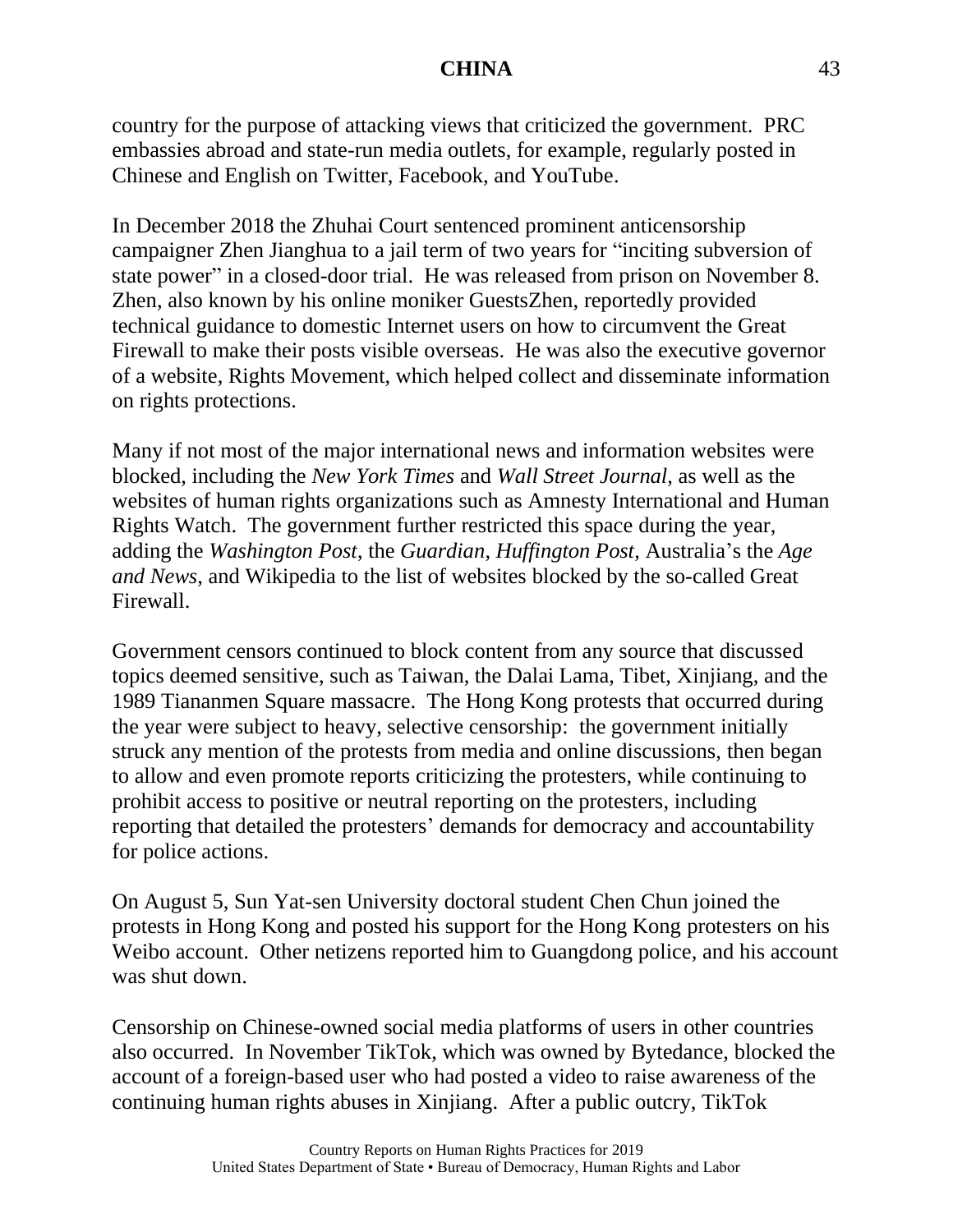country for the purpose of attacking views that criticized the government. PRC embassies abroad and state-run media outlets, for example, regularly posted in Chinese and English on Twitter, Facebook, and YouTube.

In December 2018 the Zhuhai Court sentenced prominent anticensorship campaigner Zhen Jianghua to a jail term of two years for "inciting subversion of state power" in a closed-door trial. He was released from prison on November 8. Zhen, also known by his online moniker GuestsZhen, reportedly provided technical guidance to domestic Internet users on how to circumvent the Great Firewall to make their posts visible overseas. He was also the executive governor of a website, Rights Movement, which helped collect and disseminate information on rights protections.

Many if not most of the major international news and information websites were blocked, including the *New York Times* and *Wall Street Journal*, as well as the websites of human rights organizations such as Amnesty International and Human Rights Watch. The government further restricted this space during the year, adding the *Washington Post*, the *Guardian*, *Huffington Post*, Australia's the *Age and News*, and Wikipedia to the list of websites blocked by the so-called Great Firewall.

Government censors continued to block content from any source that discussed topics deemed sensitive, such as Taiwan, the Dalai Lama, Tibet, Xinjiang, and the 1989 Tiananmen Square massacre. The Hong Kong protests that occurred during the year were subject to heavy, selective censorship: the government initially struck any mention of the protests from media and online discussions, then began to allow and even promote reports criticizing the protesters, while continuing to prohibit access to positive or neutral reporting on the protesters, including reporting that detailed the protesters' demands for democracy and accountability for police actions.

On August 5, Sun Yat-sen University doctoral student Chen Chun joined the protests in Hong Kong and posted his support for the Hong Kong protesters on his Weibo account. Other netizens reported him to Guangdong police, and his account was shut down.

Censorship on Chinese-owned social media platforms of users in other countries also occurred. In November TikTok, which was owned by Bytedance, blocked the account of a foreign-based user who had posted a video to raise awareness of the continuing human rights abuses in Xinjiang. After a public outcry, TikTok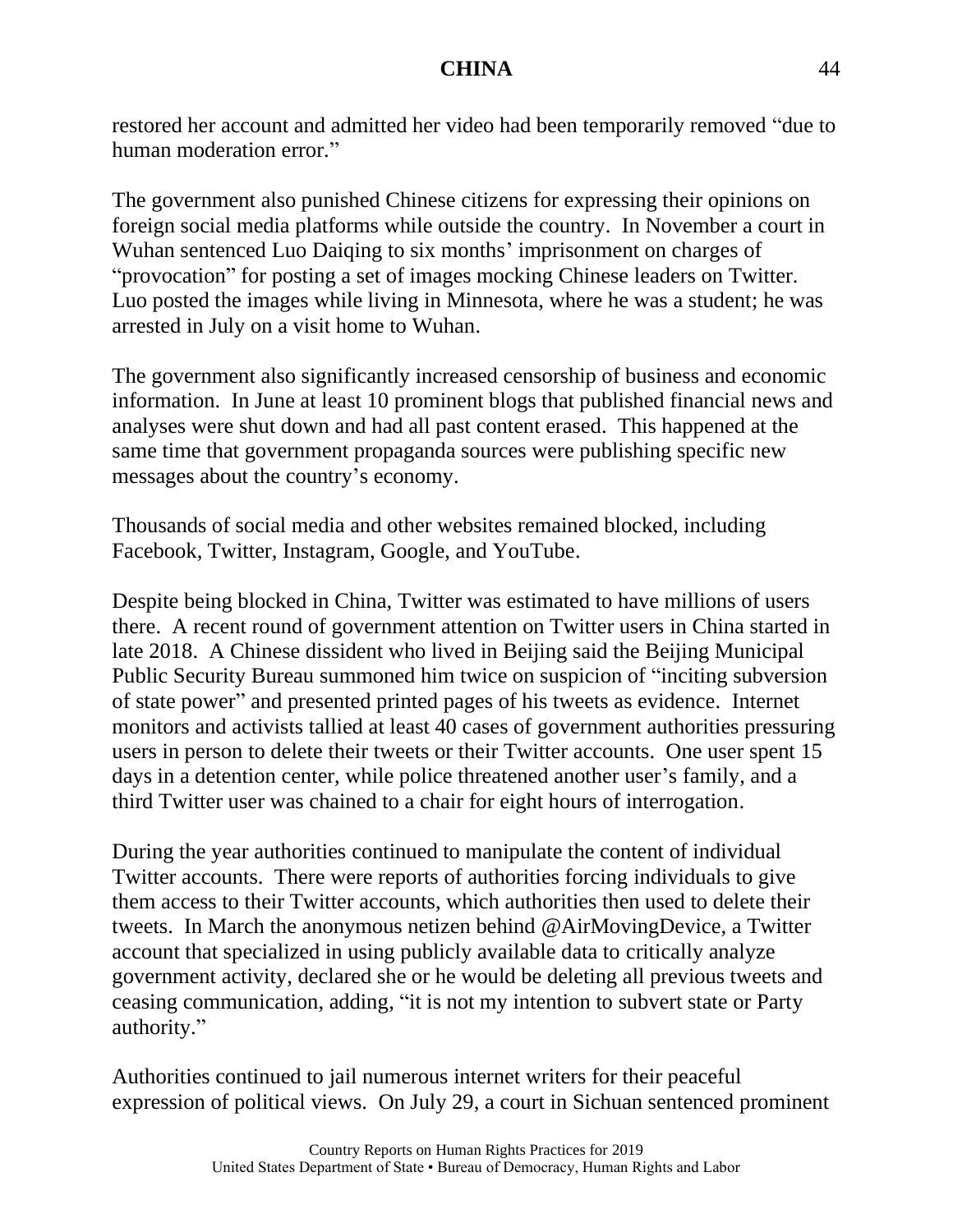restored her account and admitted her video had been temporarily removed "due to human moderation error."

The government also punished Chinese citizens for expressing their opinions on foreign social media platforms while outside the country. In November a court in Wuhan sentenced Luo Daiqing to six months' imprisonment on charges of "provocation" for posting a set of images mocking Chinese leaders on Twitter. Luo posted the images while living in Minnesota, where he was a student; he was arrested in July on a visit home to Wuhan.

The government also significantly increased censorship of business and economic information. In June at least 10 prominent blogs that published financial news and analyses were shut down and had all past content erased. This happened at the same time that government propaganda sources were publishing specific new messages about the country's economy.

Thousands of social media and other websites remained blocked, including Facebook, Twitter, Instagram, Google, and YouTube.

Despite being blocked in China, Twitter was estimated to have millions of users there. A recent round of government attention on Twitter users in China started in late 2018. A Chinese dissident who lived in Beijing said the Beijing Municipal Public Security Bureau summoned him twice on suspicion of "inciting subversion of state power" and presented printed pages of his tweets as evidence. Internet monitors and activists tallied at least 40 cases of government authorities pressuring users in person to delete their tweets or their Twitter accounts. One user spent 15 days in a detention center, while police threatened another user's family, and a third Twitter user was chained to a chair for eight hours of interrogation.

During the year authorities continued to manipulate the content of individual Twitter accounts. There were reports of authorities forcing individuals to give them access to their Twitter accounts, which authorities then used to delete their tweets. In March the anonymous netizen behind @AirMovingDevice, a Twitter account that specialized in using publicly available data to critically analyze government activity, declared she or he would be deleting all previous tweets and ceasing communication, adding, "it is not my intention to subvert state or Party authority."

Authorities continued to jail numerous internet writers for their peaceful expression of political views. On July 29, a court in Sichuan sentenced prominent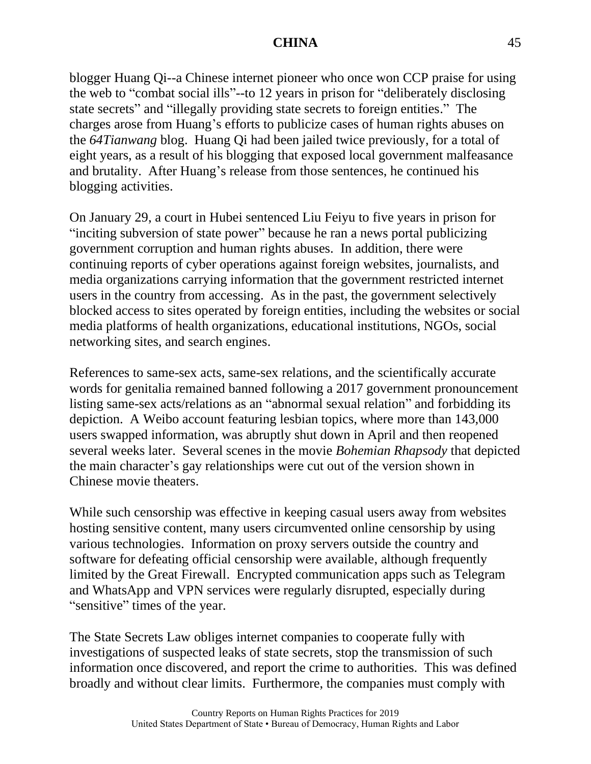blogger Huang Qi--a Chinese internet pioneer who once won CCP praise for using the web to "combat social ills"--to 12 years in prison for "deliberately disclosing state secrets" and "illegally providing state secrets to foreign entities." The charges arose from Huang's efforts to publicize cases of human rights abuses on the *64Tianwang* blog. Huang Qi had been jailed twice previously, for a total of eight years, as a result of his blogging that exposed local government malfeasance and brutality. After Huang's release from those sentences, he continued his blogging activities.

On January 29, a court in Hubei sentenced Liu Feiyu to five years in prison for "inciting subversion of state power" because he ran a news portal publicizing government corruption and human rights abuses. In addition, there were continuing reports of cyber operations against foreign websites, journalists, and media organizations carrying information that the government restricted internet users in the country from accessing. As in the past, the government selectively blocked access to sites operated by foreign entities, including the websites or social media platforms of health organizations, educational institutions, NGOs, social networking sites, and search engines.

References to same-sex acts, same-sex relations, and the scientifically accurate words for genitalia remained banned following a 2017 government pronouncement listing same-sex acts/relations as an "abnormal sexual relation" and forbidding its depiction. A Weibo account featuring lesbian topics, where more than 143,000 users swapped information, was abruptly shut down in April and then reopened several weeks later. Several scenes in the movie *Bohemian Rhapsody* that depicted the main character's gay relationships were cut out of the version shown in Chinese movie theaters.

While such censorship was effective in keeping casual users away from websites hosting sensitive content, many users circumvented online censorship by using various technologies. Information on proxy servers outside the country and software for defeating official censorship were available, although frequently limited by the Great Firewall. Encrypted communication apps such as Telegram and WhatsApp and VPN services were regularly disrupted, especially during "sensitive" times of the year.

The State Secrets Law obliges internet companies to cooperate fully with investigations of suspected leaks of state secrets, stop the transmission of such information once discovered, and report the crime to authorities. This was defined broadly and without clear limits. Furthermore, the companies must comply with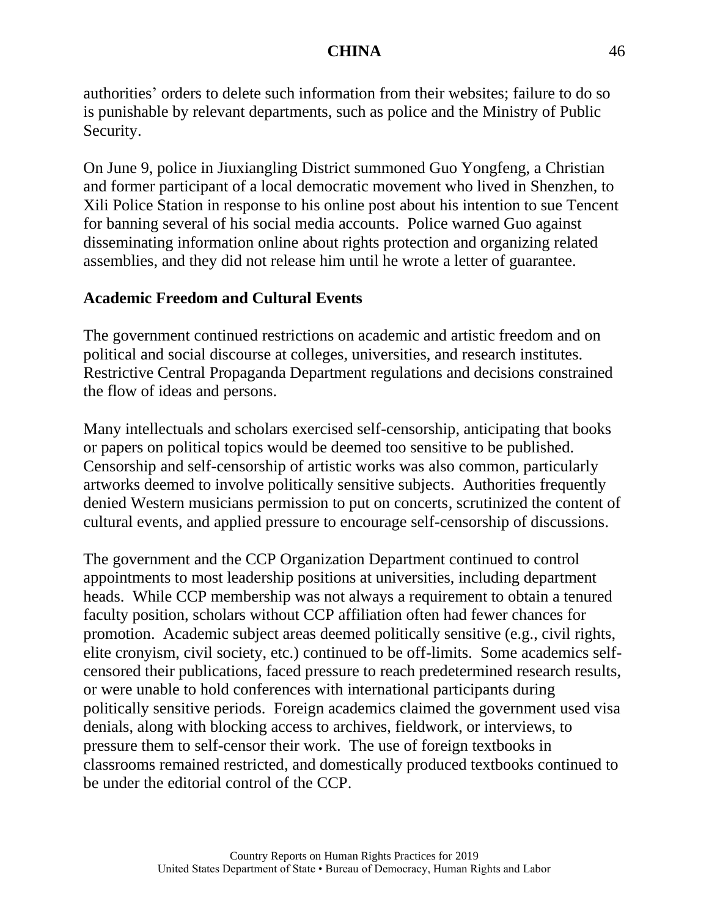authorities' orders to delete such information from their websites; failure to do so is punishable by relevant departments, such as police and the Ministry of Public Security.

On June 9, police in Jiuxiangling District summoned Guo Yongfeng, a Christian and former participant of a local democratic movement who lived in Shenzhen, to Xili Police Station in response to his online post about his intention to sue Tencent for banning several of his social media accounts. Police warned Guo against disseminating information online about rights protection and organizing related assemblies, and they did not release him until he wrote a letter of guarantee.

**Academic Freedom and Cultural Events**

The government continued restrictions on academic and artistic freedom and on political and social discourse at colleges, universities, and research institutes. Restrictive Central Propaganda Department regulations and decisions constrained the flow of ideas and persons.

Many intellectuals and scholars exercised self-censorship, anticipating that books or papers on political topics would be deemed too sensitive to be published. Censorship and self-censorship of artistic works was also common, particularly artworks deemed to involve politically sensitive subjects. Authorities frequently denied Western musicians permission to put on concerts, scrutinized the content of cultural events, and applied pressure to encourage self-censorship of discussions.

The government and the CCP Organization Department continued to control appointments to most leadership positions at universities, including department heads. While CCP membership was not always a requirement to obtain a tenured faculty position, scholars without CCP affiliation often had fewer chances for promotion. Academic subject areas deemed politically sensitive (e.g., civil rights, elite cronyism, civil society, etc.) continued to be off-limits. Some academics self-censored their publications, faced pressure to reach predetermined research results, or were unable to hold conferences with international participants during politically sensitive periods. Foreign academics claimed the government used visa denials, along with blocking access to archives, fieldwork, or interviews, to pressure them to self-censor their work. The use of foreign textbooks in classrooms remained restricted, and domestically produced textbooks continued to be under the editorial control of the CCP.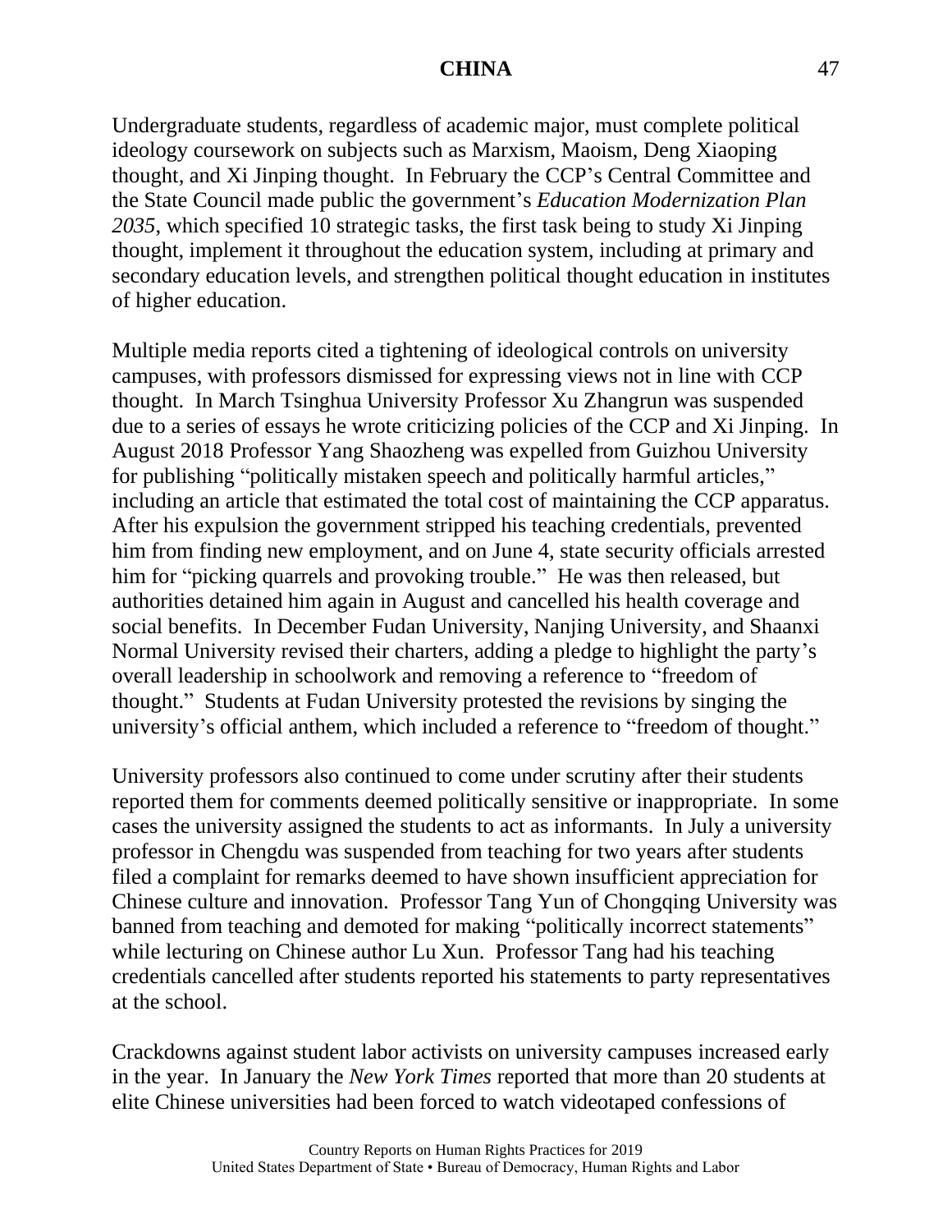Undergraduate students, regardless of academic major, must complete political ideology coursework on subjects such as Marxism, Maoism, Deng Xiaoping thought, and Xi Jinping thought. In February the CCP's Central Committee and the State Council made public the government's *Education Modernization Plan 2035*, which specified 10 strategic tasks, the first task being to study Xi Jinping thought, implement it throughout the education system, including at primary and secondary education levels, and strengthen political thought education in institutes of higher education.

Multiple media reports cited a tightening of ideological controls on university campuses, with professors dismissed for expressing views not in line with CCP thought. In March Tsinghua University Professor Xu Zhangrun was suspended due to a series of essays he wrote criticizing policies of the CCP and Xi Jinping. In August 2018 Professor Yang Shaozheng was expelled from Guizhou University for publishing "politically mistaken speech and politically harmful articles," including an article that estimated the total cost of maintaining the CCP apparatus. After his expulsion the government stripped his teaching credentials, prevented him from finding new employment, and on June 4, state security officials arrested him for "picking quarrels and provoking trouble." He was then released, but authorities detained him again in August and cancelled his health coverage and social benefits. In December Fudan University, Nanjing University, and Shaanxi Normal University revised their charters, adding a pledge to highlight the party's overall leadership in schoolwork and removing a reference to "freedom of thought." Students at Fudan University protested the revisions by singing the university's official anthem, which included a reference to "freedom of thought."

University professors also continued to come under scrutiny after their students reported them for comments deemed politically sensitive or inappropriate. In some cases the university assigned the students to act as informants. In July a university professor in Chengdu was suspended from teaching for two years after students filed a complaint for remarks deemed to have shown insufficient appreciation for Chinese culture and innovation. Professor Tang Yun of Chongqing University was banned from teaching and demoted for making "politically incorrect statements" while lecturing on Chinese author Lu Xun. Professor Tang had his teaching credentials cancelled after students reported his statements to party representatives at the school.

Crackdowns against student labor activists on university campuses increased early in the year. In January the *New York Times* reported that more than 20 students at elite Chinese universities had been forced to watch videotaped confessions of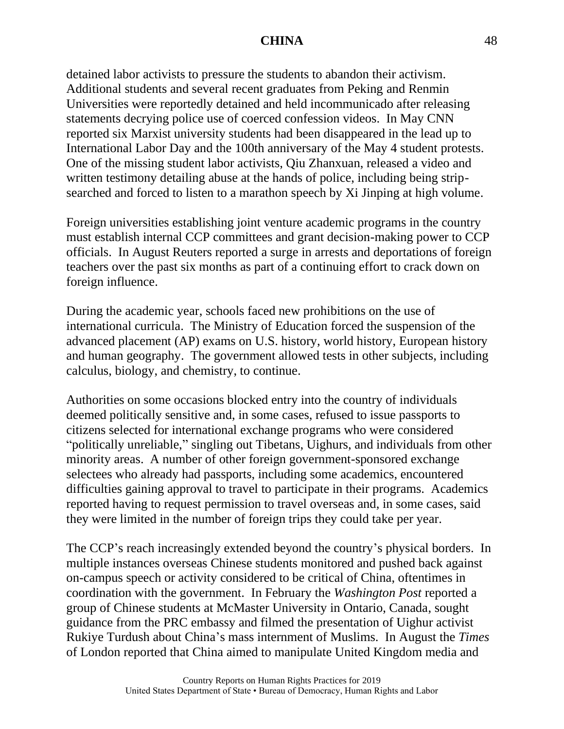detained labor activists to pressure the students to abandon their activism. Additional students and several recent graduates from Peking and Renmin Universities were reportedly detained and held incommunicado after releasing statements decrying police use of coerced confession videos. In May CNN reported six Marxist university students had been disappeared in the lead up to International Labor Day and the 100th anniversary of the May 4 student protests. One of the missing student labor activists, Qiu Zhanxuan, released a video and written testimony detailing abuse at the hands of police, including being strip-searched and forced to listen to a marathon speech by Xi Jinping at high volume.

Foreign universities establishing joint venture academic programs in the country must establish internal CCP committees and grant decision-making power to CCP officials. In August Reuters reported a surge in arrests and deportations of foreign teachers over the past six months as part of a continuing effort to crack down on foreign influence.

During the academic year, schools faced new prohibitions on the use of international curricula. The Ministry of Education forced the suspension of the advanced placement (AP) exams on U.S. history, world history, European history and human geography. The government allowed tests in other subjects, including calculus, biology, and chemistry, to continue.

Authorities on some occasions blocked entry into the country of individuals deemed politically sensitive and, in some cases, refused to issue passports to citizens selected for international exchange programs who were considered "politically unreliable," singling out Tibetans, Uighurs, and individuals from other minority areas. A number of other foreign government-sponsored exchange selectees who already had passports, including some academics, encountered difficulties gaining approval to travel to participate in their programs. Academics reported having to request permission to travel overseas and, in some cases, said they were limited in the number of foreign trips they could take per year.

The CCP's reach increasingly extended beyond the country's physical borders. In multiple instances overseas Chinese students monitored and pushed back against on-campus speech or activity considered to be critical of China, oftentimes in coordination with the government. In February the *Washington Post* reported a group of Chinese students at McMaster University in Ontario, Canada, sought guidance from the PRC embassy and filmed the presentation of Uighur activist Rukiye Turdush about China's mass internment of Muslims. In August the *Times* of London reported that China aimed to manipulate United Kingdom media and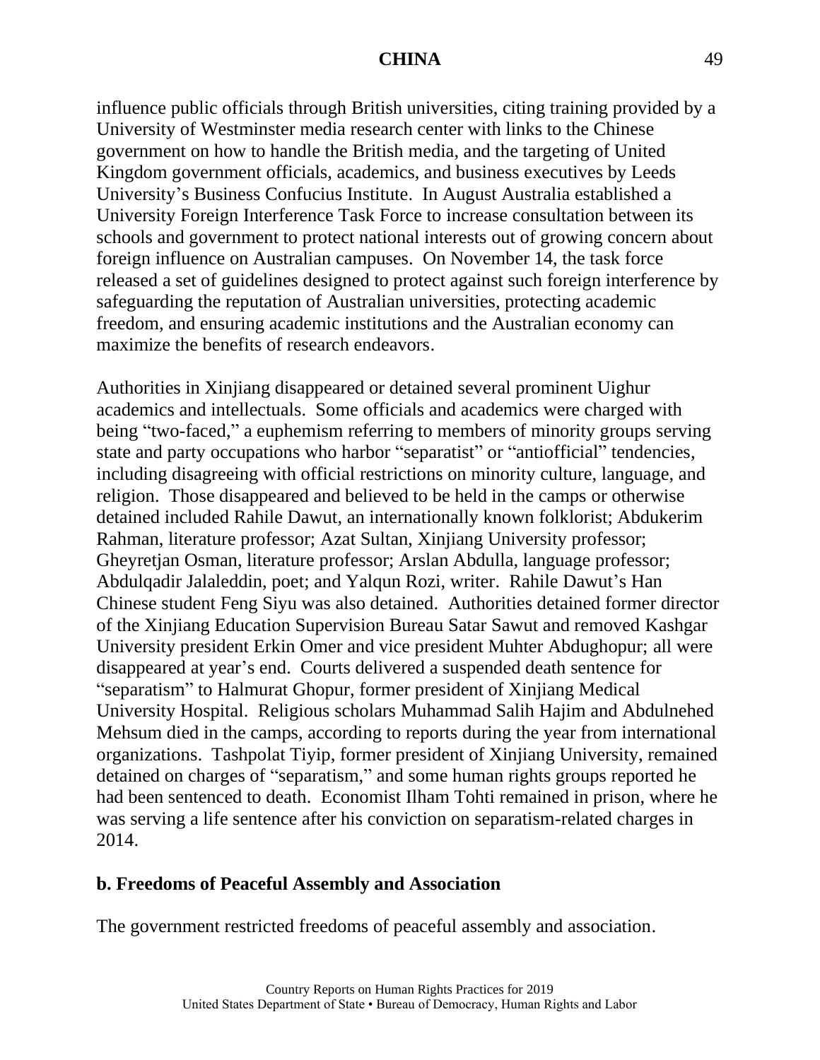influence public officials through British universities, citing training provided by a University of Westminster media research center with links to the Chinese government on how to handle the British media, and the targeting of United Kingdom government officials, academics, and business executives by Leeds University's Business Confucius Institute. In August Australia established a University Foreign Interference Task Force to increase consultation between its schools and government to protect national interests out of growing concern about foreign influence on Australian campuses. On November 14, the task force released a set of guidelines designed to protect against such foreign interference by safeguarding the reputation of Australian universities, protecting academic freedom, and ensuring academic institutions and the Australian economy can maximize the benefits of research endeavors.

Authorities in Xinjiang disappeared or detained several prominent Uighur academics and intellectuals. Some officials and academics were charged with being "two-faced," a euphemism referring to members of minority groups serving state and party occupations who harbor "separatist" or "antiofficial" tendencies, including disagreeing with official restrictions on minority culture, language, and religion. Those disappeared and believed to be held in the camps or otherwise detained included Rahile Dawut, an internationally known folklorist; Abdukerim Rahman, literature professor; Azat Sultan, Xinjiang University professor; Gheyretjan Osman, literature professor; Arslan Abdulla, language professor; Abdulqadir Jalaleddin, poet; and Yalqun Rozi, writer. Rahile Dawut's Han Chinese student Feng Siyu was also detained. Authorities detained former director of the Xinjiang Education Supervision Bureau Satar Sawut and removed Kashgar University president Erkin Omer and vice president Muhter Abdughopur; all were disappeared at year's end. Courts delivered a suspended death sentence for "separatism" to Halmurat Ghopur, former president of Xinjiang Medical University Hospital. Religious scholars Muhammad Salih Hajim and Abdulnehed Mehsum died in the camps, according to reports during the year from international organizations. Tashpolat Tiyip, former president of Xinjiang University, remained detained on charges of "separatism," and some human rights groups reported he had been sentenced to death. Economist Ilham Tohti remained in prison, where he was serving a life sentence after his conviction on separatism-related charges in 2014.

## b. Freedoms of Peaceful Assembly and Association

The government restricted freedoms of peaceful assembly and association.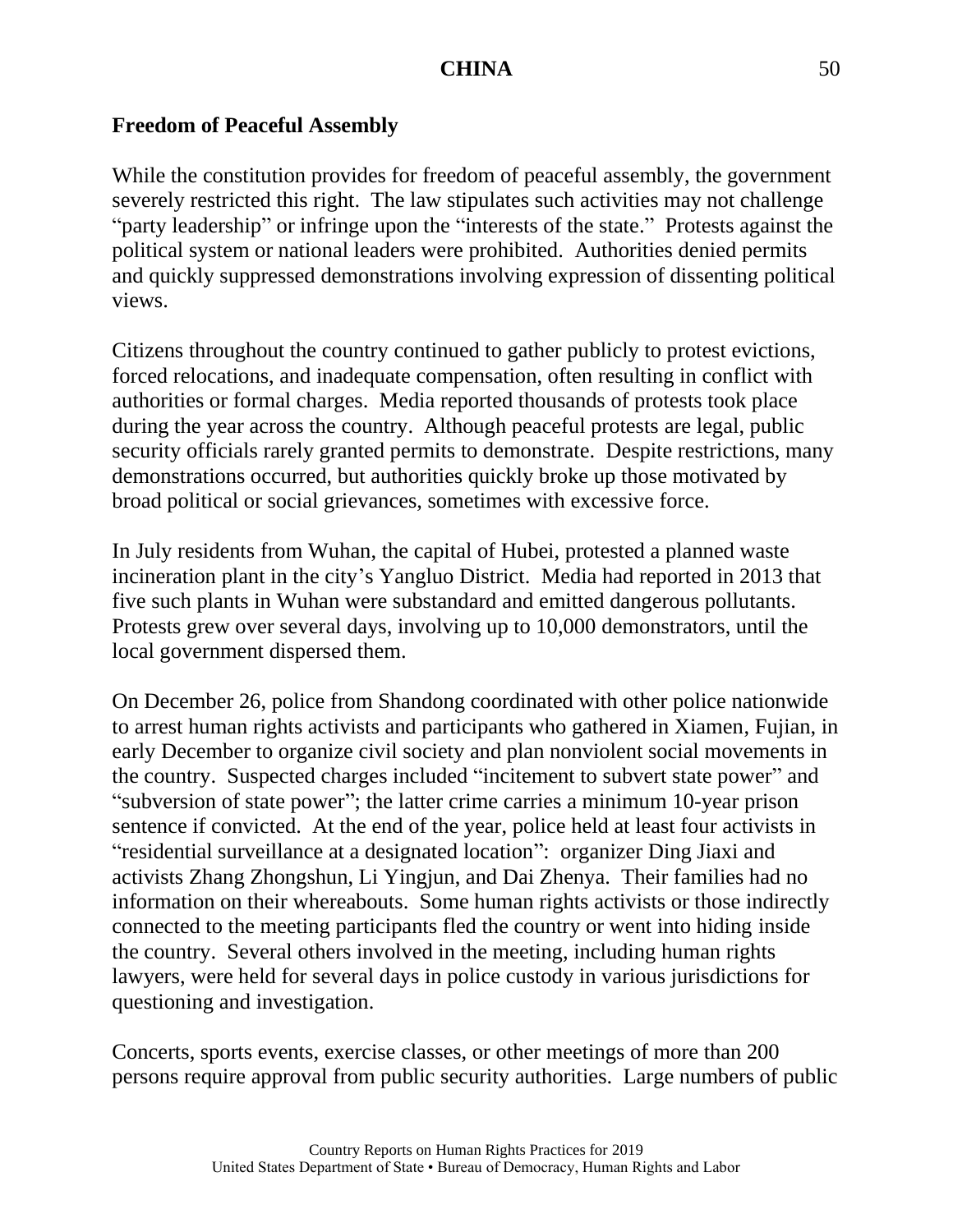**Freedom of Peaceful Assembly**

While the constitution provides for freedom of peaceful assembly, the government severely restricted this right. The law stipulates such activities may not challenge "party leadership" or infringe upon the "interests of the state." Protests against the political system or national leaders were prohibited. Authorities denied permits and quickly suppressed demonstrations involving expression of dissenting political views.

Citizens throughout the country continued to gather publicly to protest evictions, forced relocations, and inadequate compensation, often resulting in conflict with authorities or formal charges. Media reported thousands of protests took place during the year across the country. Although peaceful protests are legal, public security officials rarely granted permits to demonstrate. Despite restrictions, many demonstrations occurred, but authorities quickly broke up those motivated by broad political or social grievances, sometimes with excessive force.

In July residents from Wuhan, the capital of Hubei, protested a planned waste incineration plant in the city's Yangluo District. Media had reported in 2013 that five such plants in Wuhan were substandard and emitted dangerous pollutants. Protests grew over several days, involving up to 10,000 demonstrators, until the local government dispersed them.

On December 26, police from Shandong coordinated with other police nationwide to arrest human rights activists and participants who gathered in Xiamen, Fujian, in early December to organize civil society and plan nonviolent social movements in the country. Suspected charges included "incitement to subvert state power" and "subversion of state power"; the latter crime carries a minimum 10-year prison sentence if convicted. At the end of the year, police held at least four activists in "residential surveillance at a designated location": organizer Ding Jiaxi and activists Zhang Zhongshun, Li Yingjun, and Dai Zhenya. Their families had no information on their whereabouts. Some human rights activists or those indirectly connected to the meeting participants fled the country or went into hiding inside the country. Several others involved in the meeting, including human rights lawyers, were held for several days in police custody in various jurisdictions for questioning and investigation.

Concerts, sports events, exercise classes, or other meetings of more than 200 persons require approval from public security authorities. Large numbers of public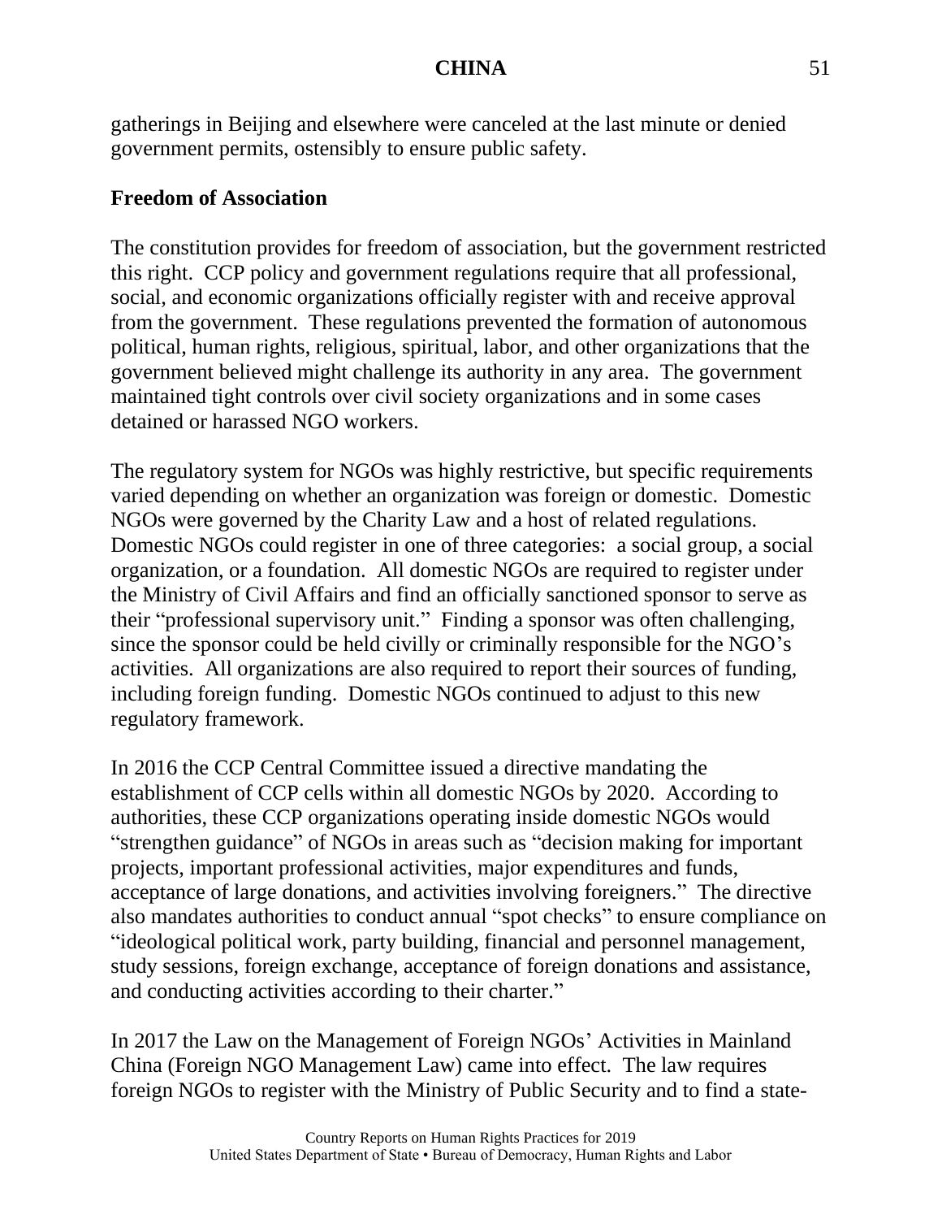gatherings in Beijing and elsewhere were canceled at the last minute or denied government permits, ostensibly to ensure public safety.

**Freedom of Association**

The constitution provides for freedom of association, but the government restricted this right. CCP policy and government regulations require that all professional, social, and economic organizations officially register with and receive approval from the government. These regulations prevented the formation of autonomous political, human rights, religious, spiritual, labor, and other organizations that the government believed might challenge its authority in any area. The government maintained tight controls over civil society organizations and in some cases detained or harassed NGO workers.

The regulatory system for NGOs was highly restrictive, but specific requirements varied depending on whether an organization was foreign or domestic. Domestic NGOs were governed by the Charity Law and a host of related regulations. Domestic NGOs could register in one of three categories: a social group, a social organization, or a foundation. All domestic NGOs are required to register under the Ministry of Civil Affairs and find an officially sanctioned sponsor to serve as their "professional supervisory unit." Finding a sponsor was often challenging, since the sponsor could be held civilly or criminally responsible for the NGO's activities. All organizations are also required to report their sources of funding, including foreign funding. Domestic NGOs continued to adjust to this new regulatory framework.

In 2016 the CCP Central Committee issued a directive mandating the establishment of CCP cells within all domestic NGOs by 2020. According to authorities, these CCP organizations operating inside domestic NGOs would "strengthen guidance" of NGOs in areas such as "decision making for important projects, important professional activities, major expenditures and funds, acceptance of large donations, and activities involving foreigners." The directive also mandates authorities to conduct annual "spot checks" to ensure compliance on "ideological political work, party building, financial and personnel management, study sessions, foreign exchange, acceptance of foreign donations and assistance, and conducting activities according to their charter."

In 2017 the Law on the Management of Foreign NGOs' Activities in Mainland China (Foreign NGO Management Law) came into effect. The law requires foreign NGOs to register with the Ministry of Public Security and to find a state-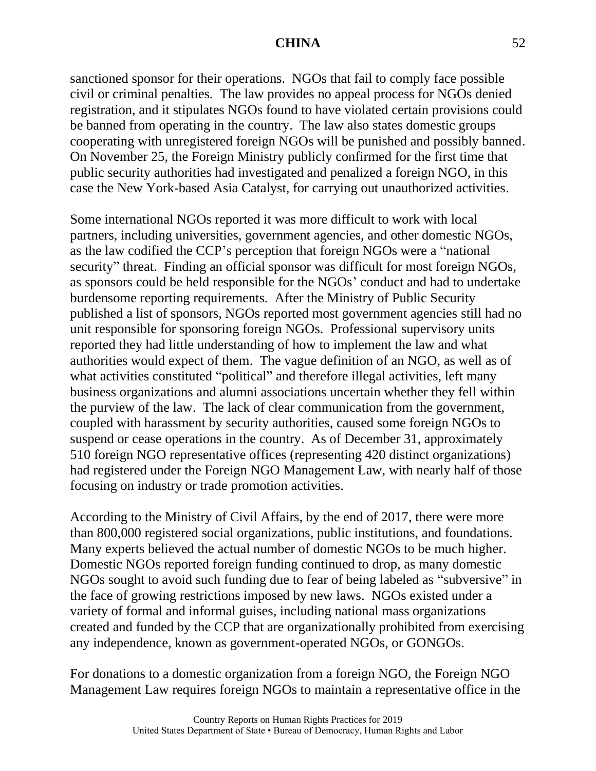sanctioned sponsor for their operations. NGOs that fail to comply face possible civil or criminal penalties. The law provides no appeal process for NGOs denied registration, and it stipulates NGOs found to have violated certain provisions could be banned from operating in the country. The law also states domestic groups cooperating with unregistered foreign NGOs will be punished and possibly banned. On November 25, the Foreign Ministry publicly confirmed for the first time that public security authorities had investigated and penalized a foreign NGO, in this case the New York-based Asia Catalyst, for carrying out unauthorized activities.

Some international NGOs reported it was more difficult to work with local partners, including universities, government agencies, and other domestic NGOs, as the law codified the CCP's perception that foreign NGOs were a "national security" threat. Finding an official sponsor was difficult for most foreign NGOs, as sponsors could be held responsible for the NGOs' conduct and had to undertake burdensome reporting requirements. After the Ministry of Public Security published a list of sponsors, NGOs reported most government agencies still had no unit responsible for sponsoring foreign NGOs. Professional supervisory units reported they had little understanding of how to implement the law and what authorities would expect of them. The vague definition of an NGO, as well as of what activities constituted "political" and therefore illegal activities, left many business organizations and alumni associations uncertain whether they fell within the purview of the law. The lack of clear communication from the government, coupled with harassment by security authorities, caused some foreign NGOs to suspend or cease operations in the country. As of December 31, approximately 510 foreign NGO representative offices (representing 420 distinct organizations) had registered under the Foreign NGO Management Law, with nearly half of those focusing on industry or trade promotion activities.

According to the Ministry of Civil Affairs, by the end of 2017, there were more than 800,000 registered social organizations, public institutions, and foundations. Many experts believed the actual number of domestic NGOs to be much higher. Domestic NGOs reported foreign funding continued to drop, as many domestic NGOs sought to avoid such funding due to fear of being labeled as "subversive" in the face of growing restrictions imposed by new laws. NGOs existed under a variety of formal and informal guises, including national mass organizations created and funded by the CCP that are organizationally prohibited from exercising any independence, known as government-operated NGOs, or GONGOs.

For donations to a domestic organization from a foreign NGO, the Foreign NGO Management Law requires foreign NGOs to maintain a representative office in the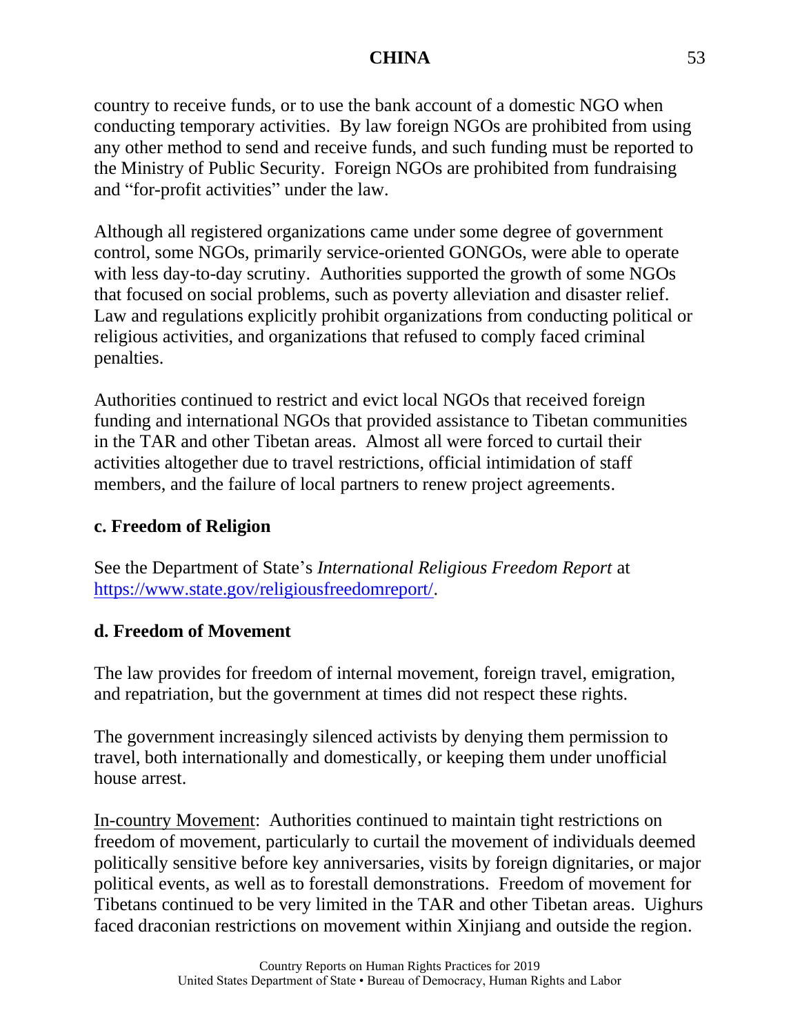country to receive funds, or to use the bank account of a domestic NGO when conducting temporary activities. By law foreign NGOs are prohibited from using any other method to send and receive funds, and such funding must be reported to the Ministry of Public Security. Foreign NGOs are prohibited from fundraising and "for-profit activities" under the law.

Although all registered organizations came under some degree of government control, some NGOs, primarily service-oriented GONGOs, were able to operate with less day-to-day scrutiny. Authorities supported the growth of some NGOs that focused on social problems, such as poverty alleviation and disaster relief. Law and regulations explicitly prohibit organizations from conducting political or religious activities, and organizations that refused to comply faced criminal penalties.

Authorities continued to restrict and evict local NGOs that received foreign funding and international NGOs that provided assistance to Tibetan communities in the TAR and other Tibetan areas. Almost all were forced to curtail their activities altogether due to travel restrictions, official intimidation of staff members, and the failure of local partners to renew project agreements.

### c. Freedom of Religion

See the Department of State's *International Religious Freedom Report* at https://www.state.gov/religiousfreedomreport/.

### d. Freedom of Movement

The law provides for freedom of internal movement, foreign travel, emigration, and repatriation, but the government at times did not respect these rights.

The government increasingly silenced activists by denying them permission to travel, both internationally and domestically, or keeping them under unofficial house arrest.

In-country Movement: Authorities continued to maintain tight restrictions on freedom of movement, particularly to curtail the movement of individuals deemed politically sensitive before key anniversaries, visits by foreign dignitaries, or major political events, as well as to forestall demonstrations. Freedom of movement for Tibetans continued to be very limited in the TAR and other Tibetan areas. Uighurs faced draconian restrictions on movement within Xinjiang and outside the region.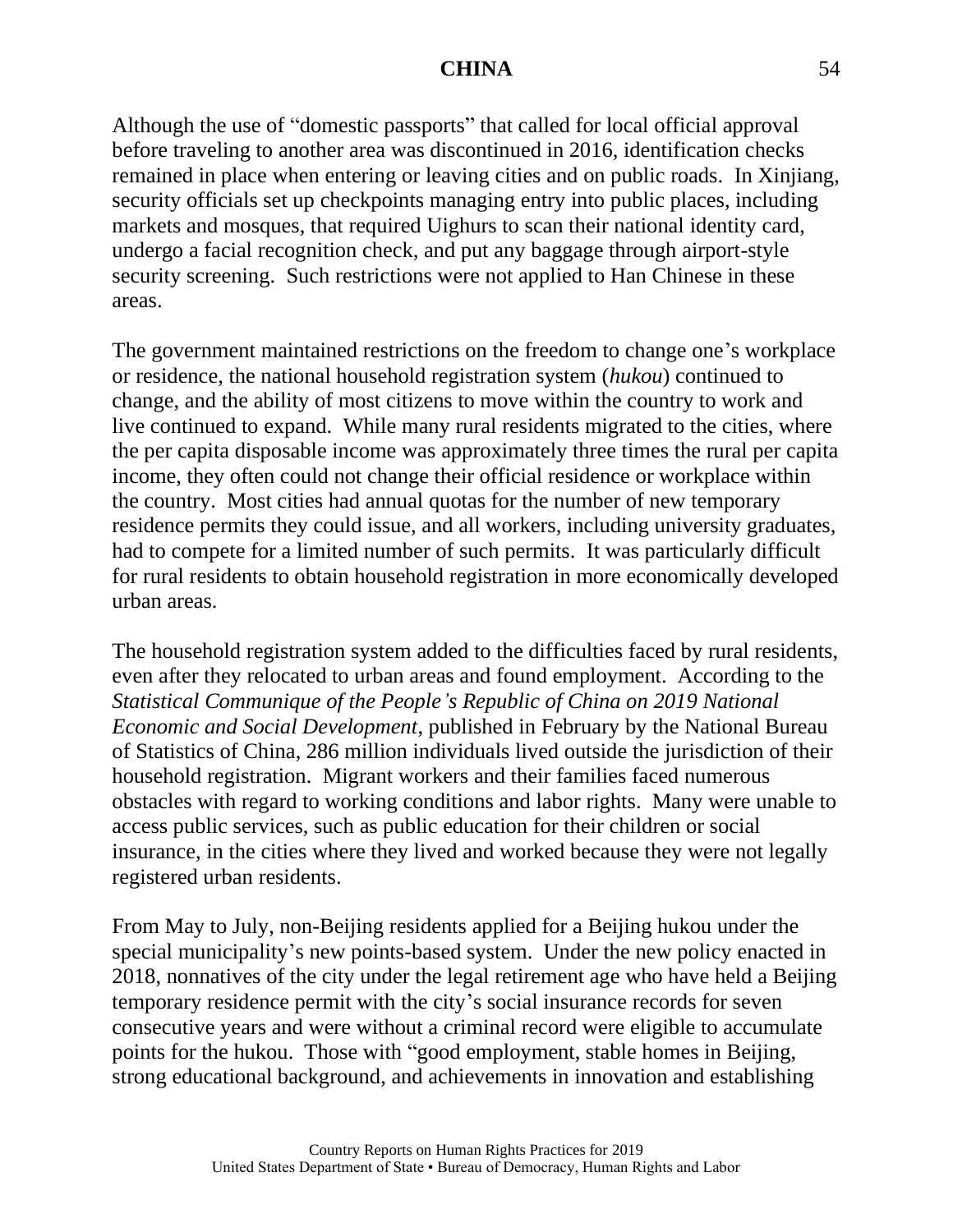Although the use of "domestic passports" that called for local official approval before traveling to another area was discontinued in 2016, identification checks remained in place when entering or leaving cities and on public roads. In Xinjiang, security officials set up checkpoints managing entry into public places, including markets and mosques, that required Uighurs to scan their national identity card, undergo a facial recognition check, and put any baggage through airport-style security screening. Such restrictions were not applied to Han Chinese in these areas.

The government maintained restrictions on the freedom to change one's workplace or residence, the national household registration system (*hukou*) continued to change, and the ability of most citizens to move within the country to work and live continued to expand. While many rural residents migrated to the cities, where the per capita disposable income was approximately three times the rural per capita income, they often could not change their official residence or workplace within the country. Most cities had annual quotas for the number of new temporary residence permits they could issue, and all workers, including university graduates, had to compete for a limited number of such permits. It was particularly difficult for rural residents to obtain household registration in more economically developed urban areas.

The household registration system added to the difficulties faced by rural residents, even after they relocated to urban areas and found employment. According to the *Statistical Communique of the People's Republic of China on 2019 National Economic and Social Development*, published in February by the National Bureau of Statistics of China, 286 million individuals lived outside the jurisdiction of their household registration. Migrant workers and their families faced numerous obstacles with regard to working conditions and labor rights. Many were unable to access public services, such as public education for their children or social insurance, in the cities where they lived and worked because they were not legally registered urban residents.

From May to July, non-Beijing residents applied for a Beijing hukou under the special municipality's new points-based system. Under the new policy enacted in 2018, nonnatives of the city under the legal retirement age who have held a Beijing temporary residence permit with the city's social insurance records for seven consecutive years and were without a criminal record were eligible to accumulate points for the hukou. Those with "good employment, stable homes in Beijing, strong educational background, and achievements in innovation and establishing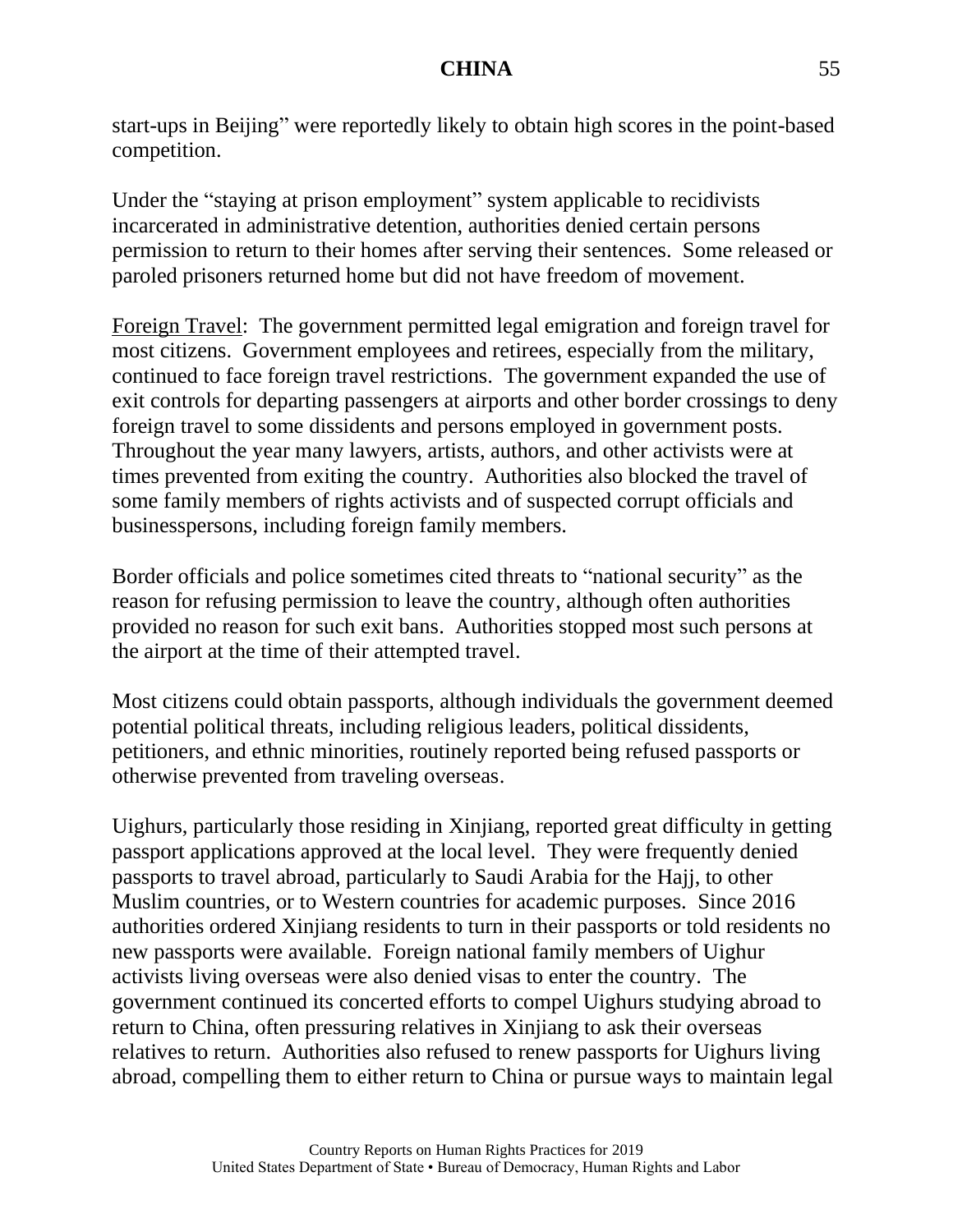start-ups in Beijing" were reportedly likely to obtain high scores in the point-based competition.

Under the "staying at prison employment" system applicable to recidivists incarcerated in administrative detention, authorities denied certain persons permission to return to their homes after serving their sentences. Some released or paroled prisoners returned home but did not have freedom of movement.

Foreign Travel: The government permitted legal emigration and foreign travel for most citizens. Government employees and retirees, especially from the military, continued to face foreign travel restrictions. The government expanded the use of exit controls for departing passengers at airports and other border crossings to deny foreign travel to some dissidents and persons employed in government posts. Throughout the year many lawyers, artists, authors, and other activists were at times prevented from exiting the country. Authorities also blocked the travel of some family members of rights activists and of suspected corrupt officials and businesspersons, including foreign family members.

Border officials and police sometimes cited threats to "national security" as the reason for refusing permission to leave the country, although often authorities provided no reason for such exit bans. Authorities stopped most such persons at the airport at the time of their attempted travel.

Most citizens could obtain passports, although individuals the government deemed potential political threats, including religious leaders, political dissidents, petitioners, and ethnic minorities, routinely reported being refused passports or otherwise prevented from traveling overseas.

Uighurs, particularly those residing in Xinjiang, reported great difficulty in getting passport applications approved at the local level. They were frequently denied passports to travel abroad, particularly to Saudi Arabia for the Hajj, to other Muslim countries, or to Western countries for academic purposes. Since 2016 authorities ordered Xinjiang residents to turn in their passports or told residents no new passports were available. Foreign national family members of Uighur activists living overseas were also denied visas to enter the country. The government continued its concerted efforts to compel Uighurs studying abroad to return to China, often pressuring relatives in Xinjiang to ask their overseas relatives to return. Authorities also refused to renew passports for Uighurs living abroad, compelling them to either return to China or pursue ways to maintain legal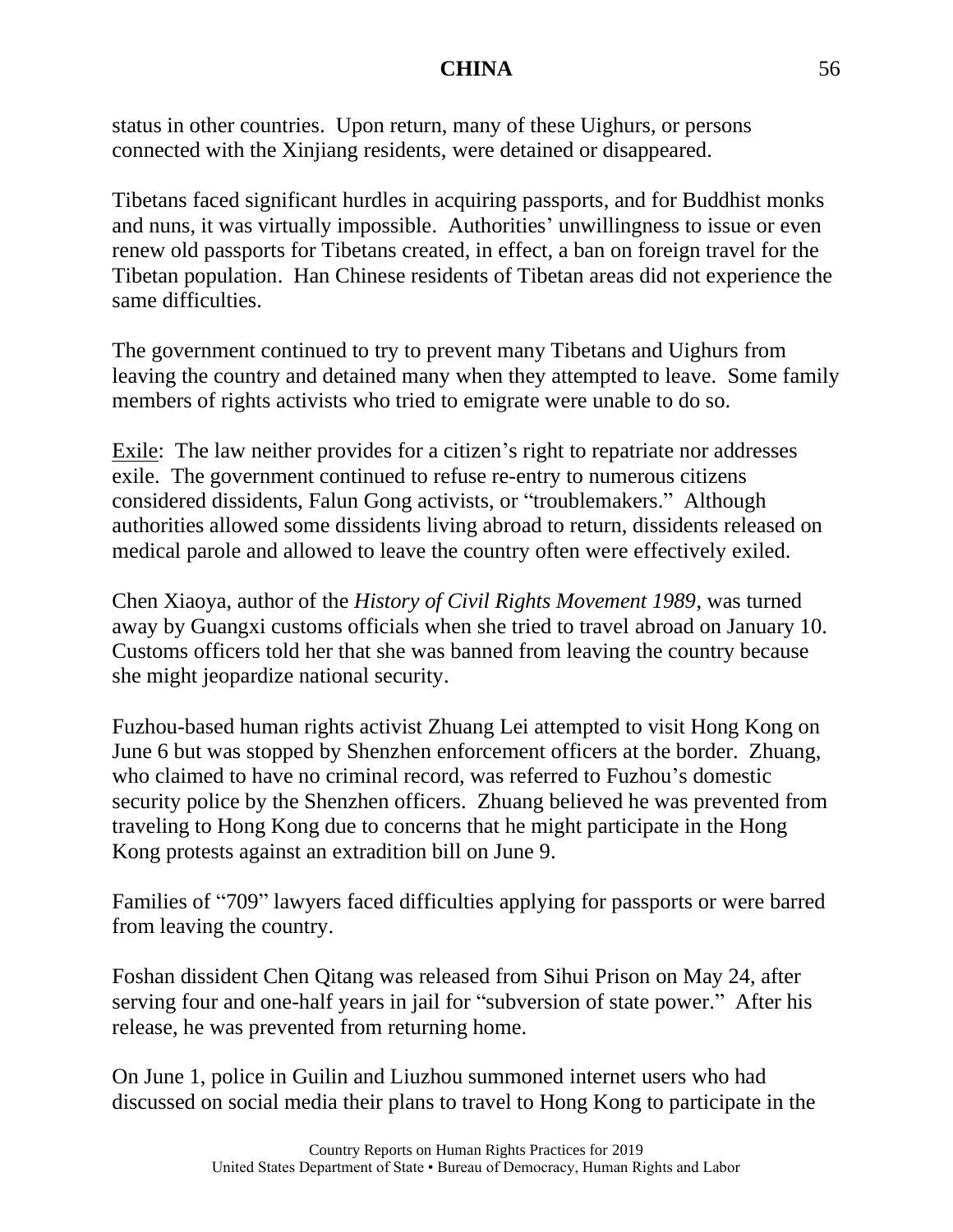status in other countries. Upon return, many of these Uighurs, or persons connected with the Xinjiang residents, were detained or disappeared.

Tibetans faced significant hurdles in acquiring passports, and for Buddhist monks and nuns, it was virtually impossible. Authorities' unwillingness to issue or even renew old passports for Tibetans created, in effect, a ban on foreign travel for the Tibetan population. Han Chinese residents of Tibetan areas did not experience the same difficulties.

The government continued to try to prevent many Tibetans and Uighurs from leaving the country and detained many when they attempted to leave. Some family members of rights activists who tried to emigrate were unable to do so.

Exile: The law neither provides for a citizen's right to repatriate nor addresses exile. The government continued to refuse re-entry to numerous citizens considered dissidents, Falun Gong activists, or "troublemakers." Although authorities allowed some dissidents living abroad to return, dissidents released on medical parole and allowed to leave the country often were effectively exiled.

Chen Xiaoya, author of the *History of Civil Rights Movement 1989*, was turned away by Guangxi customs officials when she tried to travel abroad on January 10. Customs officers told her that she was banned from leaving the country because she might jeopardize national security.

Fuzhou-based human rights activist Zhuang Lei attempted to visit Hong Kong on June 6 but was stopped by Shenzhen enforcement officers at the border. Zhuang, who claimed to have no criminal record, was referred to Fuzhou's domestic security police by the Shenzhen officers. Zhuang believed he was prevented from traveling to Hong Kong due to concerns that he might participate in the Hong Kong protests against an extradition bill on June 9.

Families of "709" lawyers faced difficulties applying for passports or were barred from leaving the country.

Foshan dissident Chen Qitang was released from Sihui Prison on May 24, after serving four and one-half years in jail for "subversion of state power." After his release, he was prevented from returning home.

On June 1, police in Guilin and Liuzhou summoned internet users who had discussed on social media their plans to travel to Hong Kong to participate in the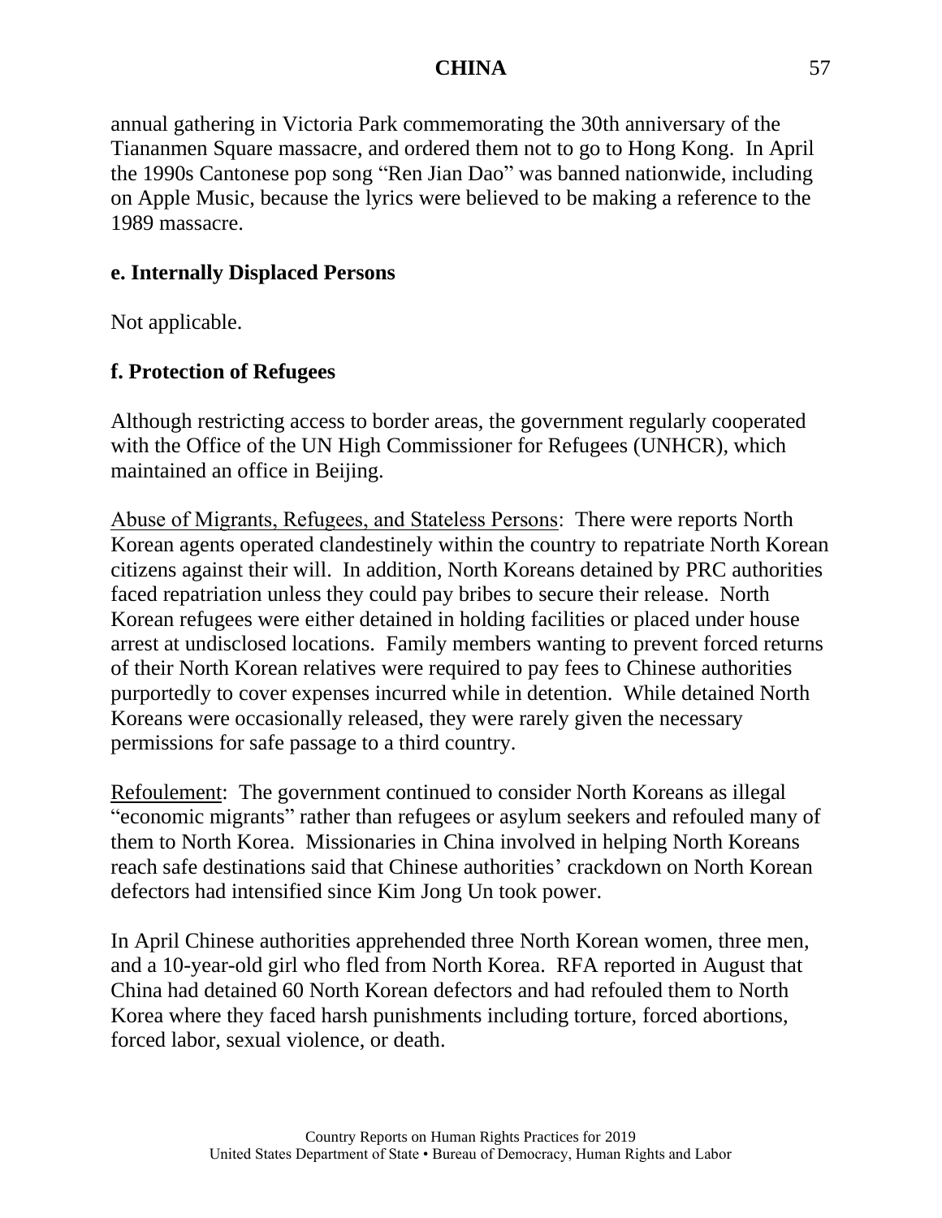annual gathering in Victoria Park commemorating the 30th anniversary of the Tiananmen Square massacre, and ordered them not to go to Hong Kong. In April the 1990s Cantonese pop song "Ren Jian Dao" was banned nationwide, including on Apple Music, because the lyrics were believed to be making a reference to the 1989 massacre.

**e. Internally Displaced Persons**

Not applicable.

**f. Protection of Refugees**

Although restricting access to border areas, the government regularly cooperated with the Office of the UN High Commissioner for Refugees (UNHCR), which maintained an office in Beijing.

Abuse of Migrants, Refugees, and Stateless Persons: There were reports North Korean agents operated clandestinely within the country to repatriate North Korean citizens against their will. In addition, North Koreans detained by PRC authorities faced repatriation unless they could pay bribes to secure their release. North Korean refugees were either detained in holding facilities or placed under house arrest at undisclosed locations. Family members wanting to prevent forced returns of their North Korean relatives were required to pay fees to Chinese authorities purportedly to cover expenses incurred while in detention. While detained North Koreans were occasionally released, they were rarely given the necessary permissions for safe passage to a third country.

Refoulement: The government continued to consider North Koreans as illegal "economic migrants" rather than refugees or asylum seekers and refouled many of them to North Korea. Missionaries in China involved in helping North Koreans reach safe destinations said that Chinese authorities' crackdown on North Korean defectors had intensified since Kim Jong Un took power.

In April Chinese authorities apprehended three North Korean women, three men, and a 10-year-old girl who fled from North Korea. RFA reported in August that China had detained 60 North Korean defectors and had refouled them to North Korea where they faced harsh punishments including torture, forced abortions, forced labor, sexual violence, or death.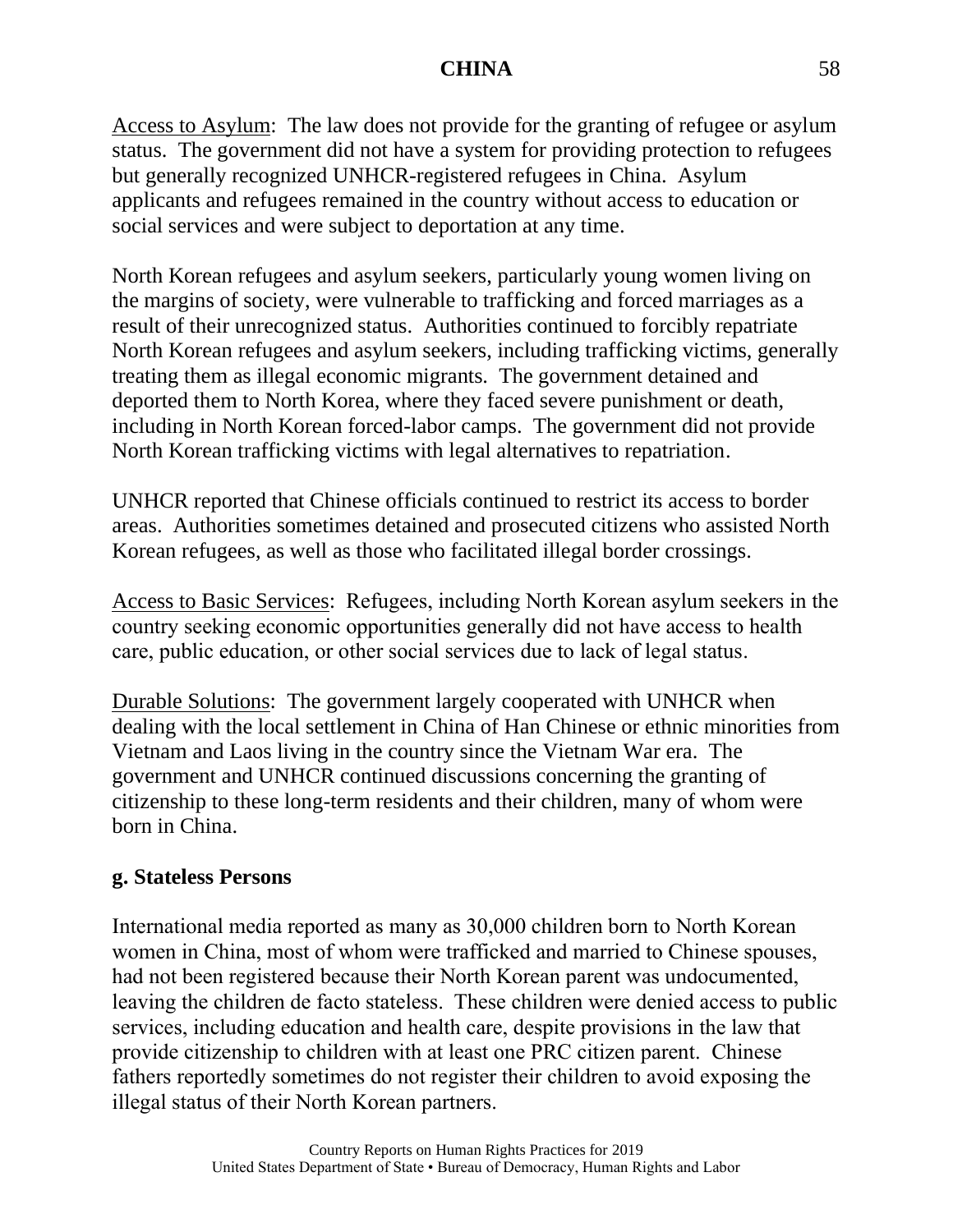Access to Asylum: The law does not provide for the granting of refugee or asylum status. The government did not have a system for providing protection to refugees but generally recognized UNHCR-registered refugees in China. Asylum applicants and refugees remained in the country without access to education or social services and were subject to deportation at any time.

North Korean refugees and asylum seekers, particularly young women living on the margins of society, were vulnerable to trafficking and forced marriages as a result of their unrecognized status. Authorities continued to forcibly repatriate North Korean refugees and asylum seekers, including trafficking victims, generally treating them as illegal economic migrants. The government detained and deported them to North Korea, where they faced severe punishment or death, including in North Korean forced-labor camps. The government did not provide North Korean trafficking victims with legal alternatives to repatriation.

UNHCR reported that Chinese officials continued to restrict its access to border areas. Authorities sometimes detained and prosecuted citizens who assisted North Korean refugees, as well as those who facilitated illegal border crossings.

Access to Basic Services: Refugees, including North Korean asylum seekers in the country seeking economic opportunities generally did not have access to health care, public education, or other social services due to lack of legal status.

Durable Solutions: The government largely cooperated with UNHCR when dealing with the local settlement in China of Han Chinese or ethnic minorities from Vietnam and Laos living in the country since the Vietnam War era. The government and UNHCR continued discussions concerning the granting of citizenship to these long-term residents and their children, many of whom were born in China.

**g. Stateless Persons**

International media reported as many as 30,000 children born to North Korean women in China, most of whom were trafficked and married to Chinese spouses, had not been registered because their North Korean parent was undocumented, leaving the children de facto stateless. These children were denied access to public services, including education and health care, despite provisions in the law that provide citizenship to children with at least one PRC citizen parent. Chinese fathers reportedly sometimes do not register their children to avoid exposing the illegal status of their North Korean partners.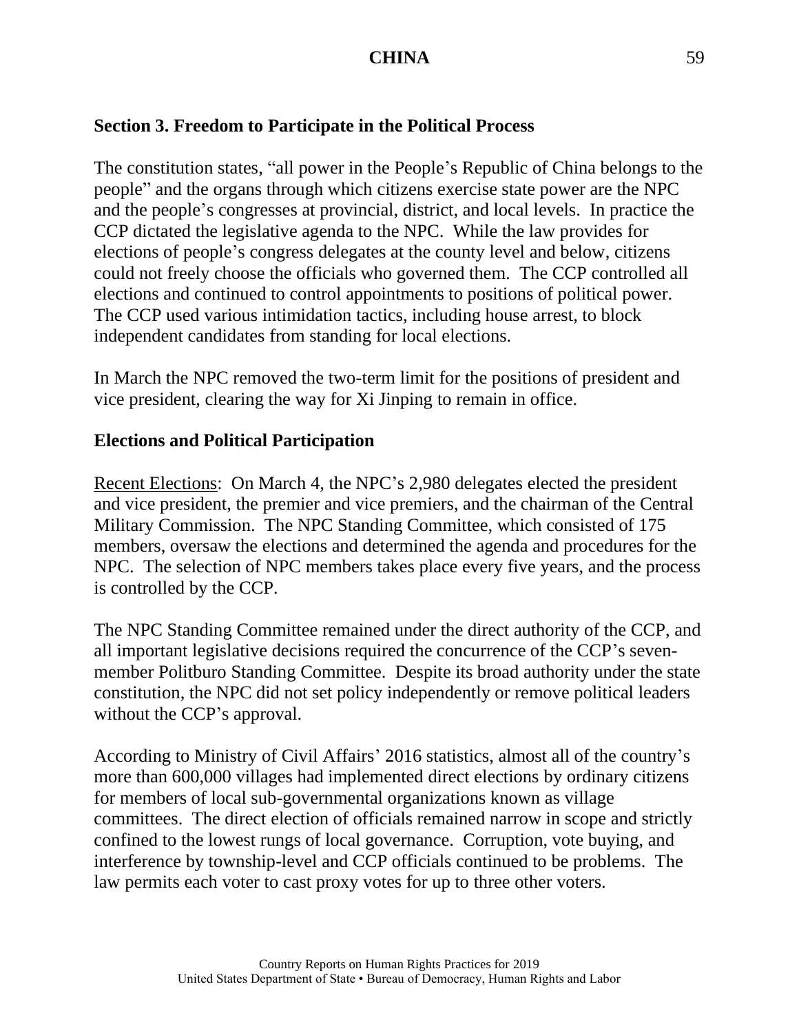## Section 3. Freedom to Participate in the Political Process

The constitution states, "all power in the People's Republic of China belongs to the people" and the organs through which citizens exercise state power are the NPC and the people's congresses at provincial, district, and local levels. In practice the CCP dictated the legislative agenda to the NPC. While the law provides for elections of people's congress delegates at the county level and below, citizens could not freely choose the officials who governed them. The CCP controlled all elections and continued to control appointments to positions of political power. The CCP used various intimidation tactics, including house arrest, to block independent candidates from standing for local elections.

In March the NPC removed the two-term limit for the positions of president and vice president, clearing the way for Xi Jinping to remain in office.

### Elections and Political Participation

Recent Elections: On March 4, the NPC's 2,980 delegates elected the president and vice president, the premier and vice premiers, and the chairman of the Central Military Commission. The NPC Standing Committee, which consisted of 175 members, oversaw the elections and determined the agenda and procedures for the NPC. The selection of NPC members takes place every five years, and the process is controlled by the CCP.

The NPC Standing Committee remained under the direct authority of the CCP, and all important legislative decisions required the concurrence of the CCP's seven-member Politburo Standing Committee. Despite its broad authority under the state constitution, the NPC did not set policy independently or remove political leaders without the CCP's approval.

According to Ministry of Civil Affairs' 2016 statistics, almost all of the country's more than 600,000 villages had implemented direct elections by ordinary citizens for members of local sub-governmental organizations known as village committees. The direct election of officials remained narrow in scope and strictly confined to the lowest rungs of local governance. Corruption, vote buying, and interference by township-level and CCP officials continued to be problems. The law permits each voter to cast proxy votes for up to three other voters.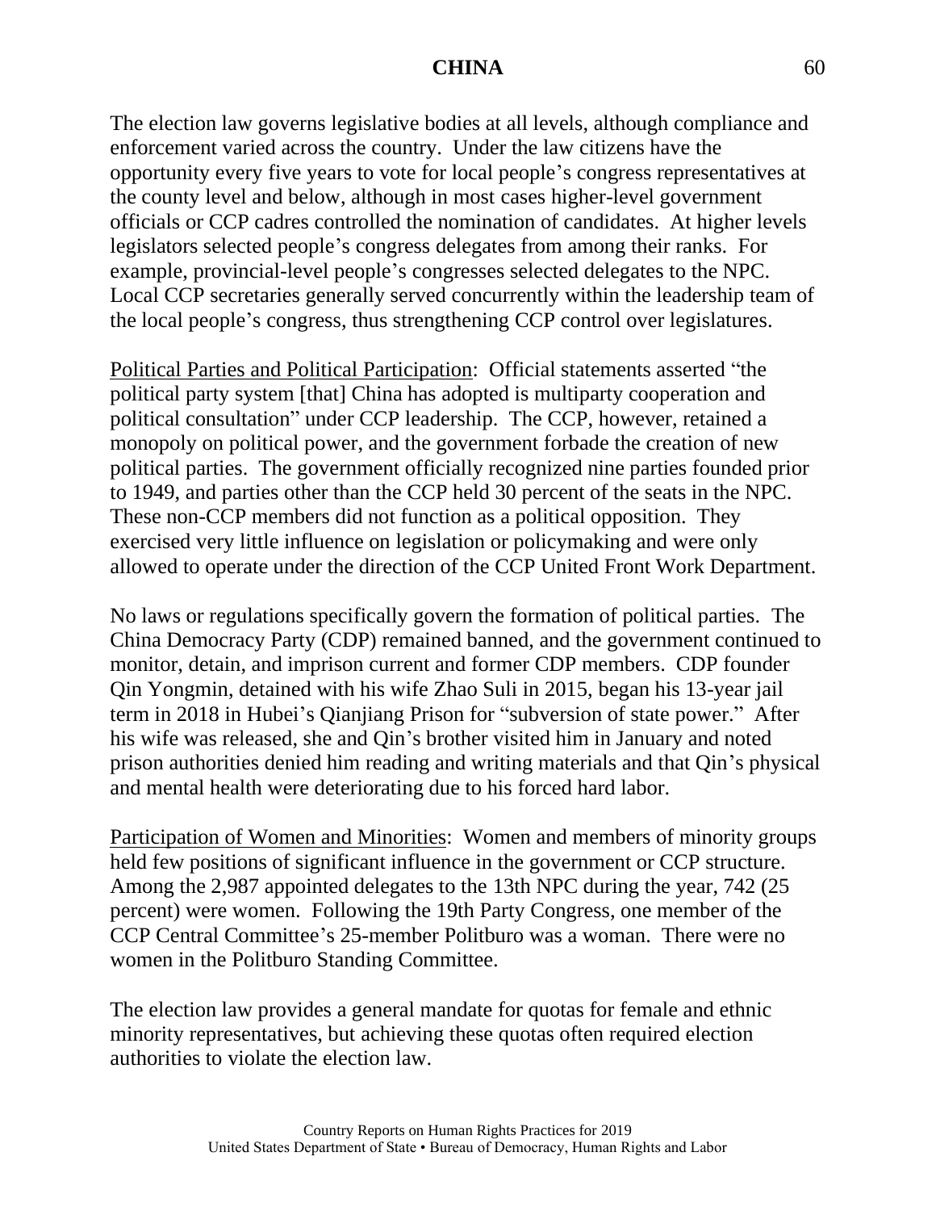The election law governs legislative bodies at all levels, although compliance and enforcement varied across the country. Under the law citizens have the opportunity every five years to vote for local people's congress representatives at the county level and below, although in most cases higher-level government officials or CCP cadres controlled the nomination of candidates. At higher levels legislators selected people's congress delegates from among their ranks. For example, provincial-level people's congresses selected delegates to the NPC. Local CCP secretaries generally served concurrently within the leadership team of the local people's congress, thus strengthening CCP control over legislatures.

Political Parties and Political Participation: Official statements asserted "the political party system [that] China has adopted is multiparty cooperation and political consultation" under CCP leadership. The CCP, however, retained a monopoly on political power, and the government forbade the creation of new political parties. The government officially recognized nine parties founded prior to 1949, and parties other than the CCP held 30 percent of the seats in the NPC. These non-CCP members did not function as a political opposition. They exercised very little influence on legislation or policymaking and were only allowed to operate under the direction of the CCP United Front Work Department.

No laws or regulations specifically govern the formation of political parties. The China Democracy Party (CDP) remained banned, and the government continued to monitor, detain, and imprison current and former CDP members. CDP founder Qin Yongmin, detained with his wife Zhao Suli in 2015, began his 13-year jail term in 2018 in Hubei's Qianjiang Prison for "subversion of state power." After his wife was released, she and Qin's brother visited him in January and noted prison authorities denied him reading and writing materials and that Qin's physical and mental health were deteriorating due to his forced hard labor.

Participation of Women and Minorities: Women and members of minority groups held few positions of significant influence in the government or CCP structure. Among the 2,987 appointed delegates to the 13th NPC during the year, 742 (25 percent) were women. Following the 19th Party Congress, one member of the CCP Central Committee's 25-member Politburo was a woman. There were no women in the Politburo Standing Committee.

The election law provides a general mandate for quotas for female and ethnic minority representatives, but achieving these quotas often required election authorities to violate the election law.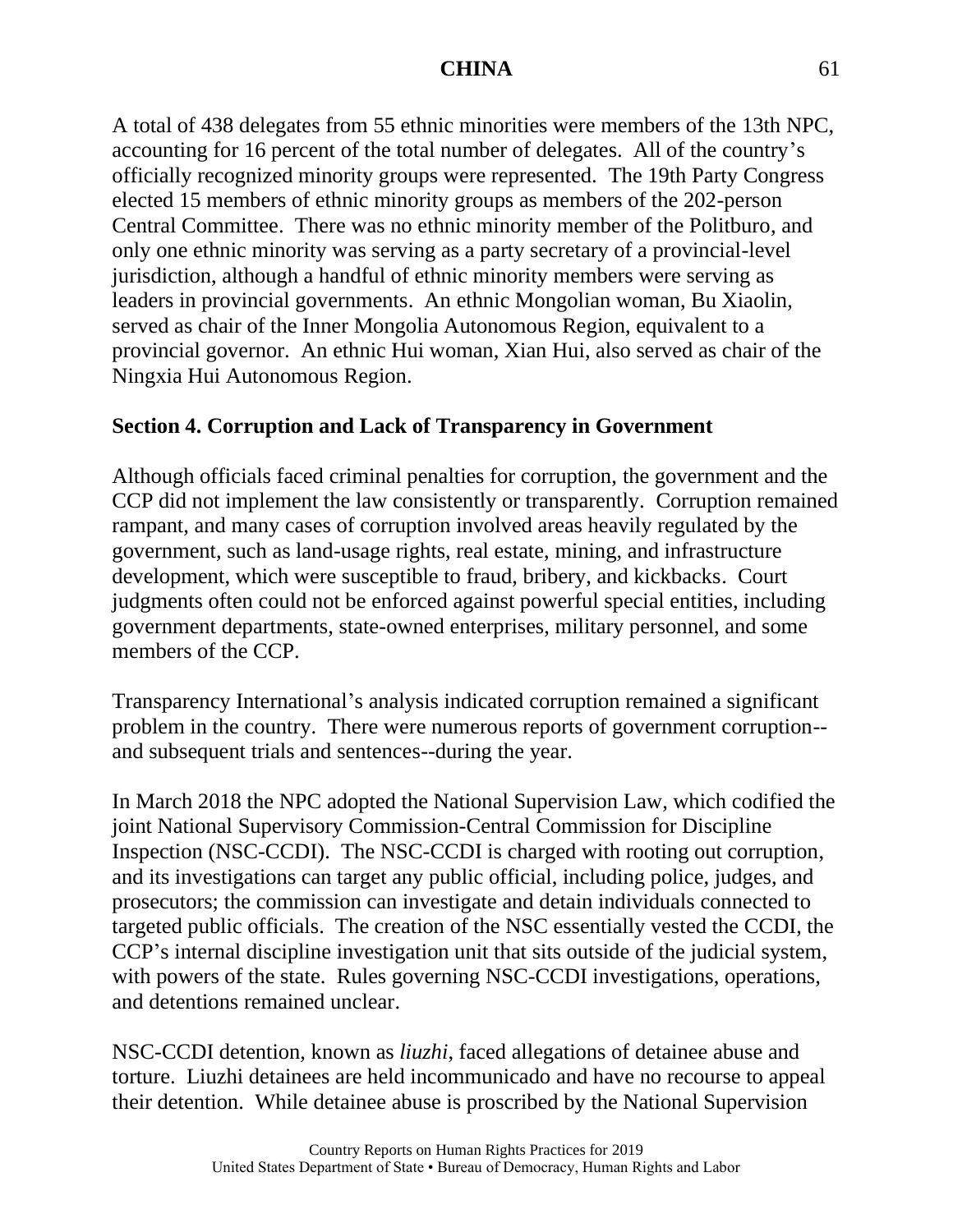A total of 438 delegates from 55 ethnic minorities were members of the 13th NPC, accounting for 16 percent of the total number of delegates. All of the country's officially recognized minority groups were represented. The 19th Party Congress elected 15 members of ethnic minority groups as members of the 202-person Central Committee. There was no ethnic minority member of the Politburo, and only one ethnic minority was serving as a party secretary of a provincial-level jurisdiction, although a handful of ethnic minority members were serving as leaders in provincial governments. An ethnic Mongolian woman, Bu Xiaolin, served as chair of the Inner Mongolia Autonomous Region, equivalent to a provincial governor. An ethnic Hui woman, Xian Hui, also served as chair of the Ningxia Hui Autonomous Region.

## Section 4. Corruption and Lack of Transparency in Government

Although officials faced criminal penalties for corruption, the government and the CCP did not implement the law consistently or transparently. Corruption remained rampant, and many cases of corruption involved areas heavily regulated by the government, such as land-usage rights, real estate, mining, and infrastructure development, which were susceptible to fraud, bribery, and kickbacks. Court judgments often could not be enforced against powerful special entities, including government departments, state-owned enterprises, military personnel, and some members of the CCP.

Transparency International's analysis indicated corruption remained a significant problem in the country. There were numerous reports of government corruption--and subsequent trials and sentences--during the year.

In March 2018 the NPC adopted the National Supervision Law, which codified the joint National Supervisory Commission-Central Commission for Discipline Inspection (NSC-CCDI). The NSC-CCDI is charged with rooting out corruption, and its investigations can target any public official, including police, judges, and prosecutors; the commission can investigate and detain individuals connected to targeted public officials. The creation of the NSC essentially vested the CCDI, the CCP's internal discipline investigation unit that sits outside of the judicial system, with powers of the state. Rules governing NSC-CCDI investigations, operations, and detentions remained unclear.

NSC-CCDI detention, known as *liuzhi*, faced allegations of detainee abuse and torture. Liuzhi detainees are held incommunicado and have no recourse to appeal their detention. While detainee abuse is proscribed by the National Supervision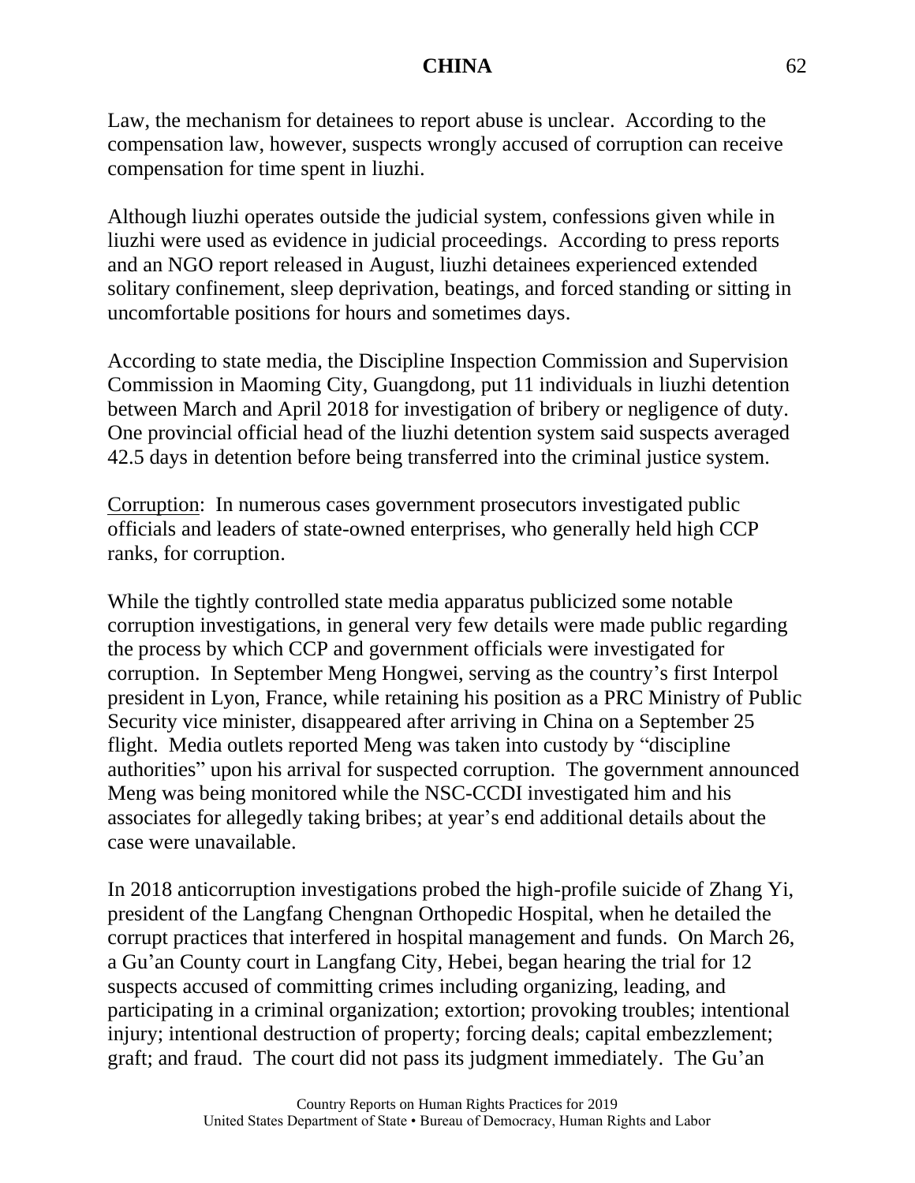Law, the mechanism for detainees to report abuse is unclear. According to the compensation law, however, suspects wrongly accused of corruption can receive compensation for time spent in liuzhi.

Although liuzhi operates outside the judicial system, confessions given while in liuzhi were used as evidence in judicial proceedings. According to press reports and an NGO report released in August, liuzhi detainees experienced extended solitary confinement, sleep deprivation, beatings, and forced standing or sitting in uncomfortable positions for hours and sometimes days.

According to state media, the Discipline Inspection Commission and Supervision Commission in Maoming City, Guangdong, put 11 individuals in liuzhi detention between March and April 2018 for investigation of bribery or negligence of duty. One provincial official head of the liuzhi detention system said suspects averaged 42.5 days in detention before being transferred into the criminal justice system.

Corruption: In numerous cases government prosecutors investigated public officials and leaders of state-owned enterprises, who generally held high CCP ranks, for corruption.

While the tightly controlled state media apparatus publicized some notable corruption investigations, in general very few details were made public regarding the process by which CCP and government officials were investigated for corruption. In September Meng Hongwei, serving as the country's first Interpol president in Lyon, France, while retaining his position as a PRC Ministry of Public Security vice minister, disappeared after arriving in China on a September 25 flight. Media outlets reported Meng was taken into custody by "discipline authorities" upon his arrival for suspected corruption. The government announced Meng was being monitored while the NSC-CCDI investigated him and his associates for allegedly taking bribes; at year's end additional details about the case were unavailable.

In 2018 anticorruption investigations probed the high-profile suicide of Zhang Yi, president of the Langfang Chengnan Orthopedic Hospital, when he detailed the corrupt practices that interfered in hospital management and funds. On March 26, a Gu'an County court in Langfang City, Hebei, began hearing the trial for 12 suspects accused of committing crimes including organizing, leading, and participating in a criminal organization; extortion; provoking troubles; intentional injury; intentional destruction of property; forcing deals; capital embezzlement; graft; and fraud. The court did not pass its judgment immediately. The Gu'an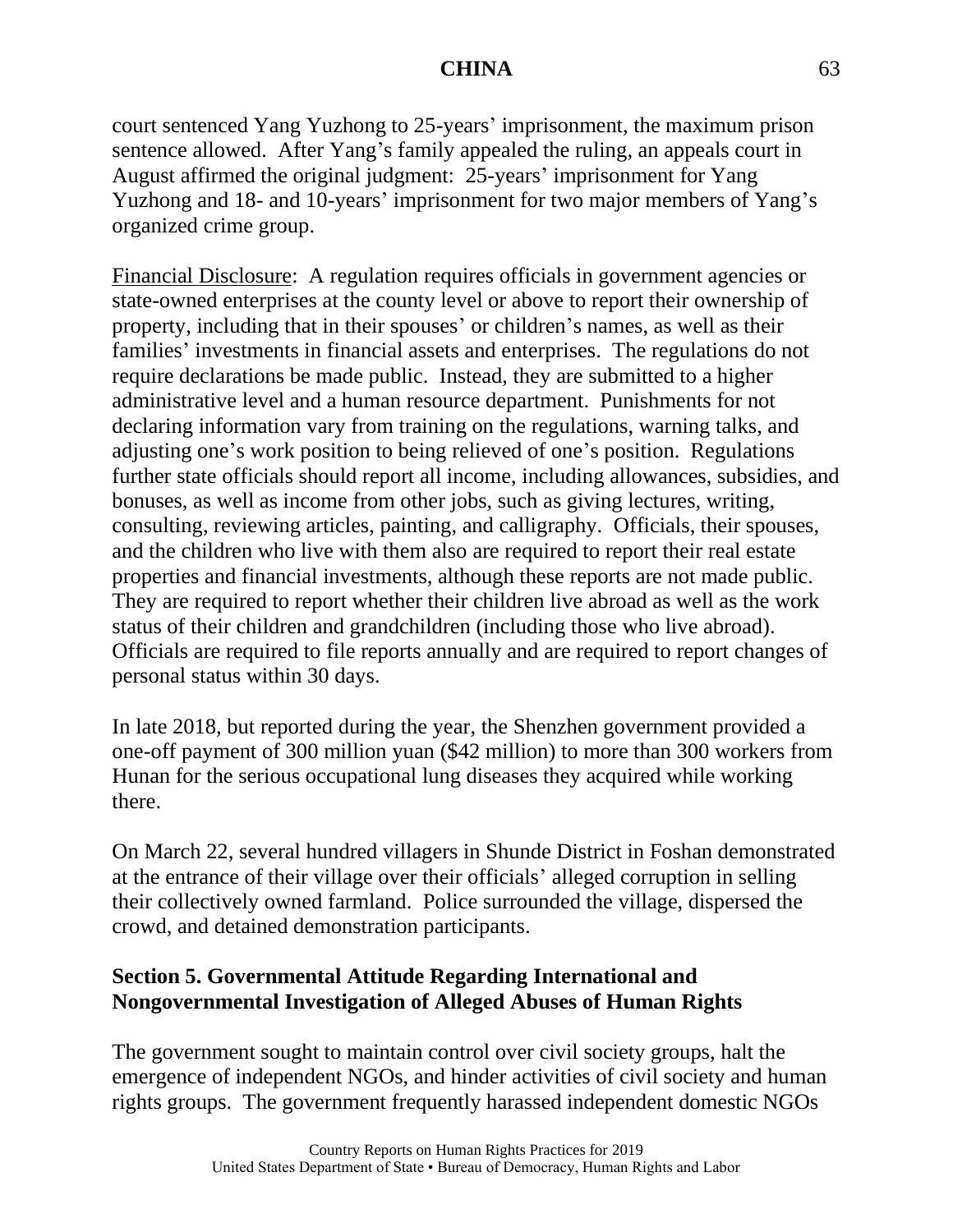court sentenced Yang Yuzhong to 25-years' imprisonment, the maximum prison sentence allowed. After Yang's family appealed the ruling, an appeals court in August affirmed the original judgment: 25-years' imprisonment for Yang Yuzhong and 18- and 10-years' imprisonment for two major members of Yang's organized crime group.

Financial Disclosure: A regulation requires officials in government agencies or state-owned enterprises at the county level or above to report their ownership of property, including that in their spouses' or children's names, as well as their families' investments in financial assets and enterprises. The regulations do not require declarations be made public. Instead, they are submitted to a higher administrative level and a human resource department. Punishments for not declaring information vary from training on the regulations, warning talks, and adjusting one's work position to being relieved of one's position. Regulations further state officials should report all income, including allowances, subsidies, and bonuses, as well as income from other jobs, such as giving lectures, writing, consulting, reviewing articles, painting, and calligraphy. Officials, their spouses, and the children who live with them also are required to report their real estate properties and financial investments, although these reports are not made public. They are required to report whether their children live abroad as well as the work status of their children and grandchildren (including those who live abroad). Officials are required to file reports annually and are required to report changes of personal status within 30 days.

In late 2018, but reported during the year, the Shenzhen government provided a one-off payment of 300 million yuan ($42 million) to more than 300 workers from Hunan for the serious occupational lung diseases they acquired while working there.

On March 22, several hundred villagers in Shunde District in Foshan demonstrated at the entrance of their village over their officials' alleged corruption in selling their collectively owned farmland. Police surrounded the village, dispersed the crowd, and detained demonstration participants.

## Section 5. Governmental Attitude Regarding International and Nongovernmental Investigation of Alleged Abuses of Human Rights

The government sought to maintain control over civil society groups, halt the emergence of independent NGOs, and hinder activities of civil society and human rights groups. The government frequently harassed independent domestic NGOs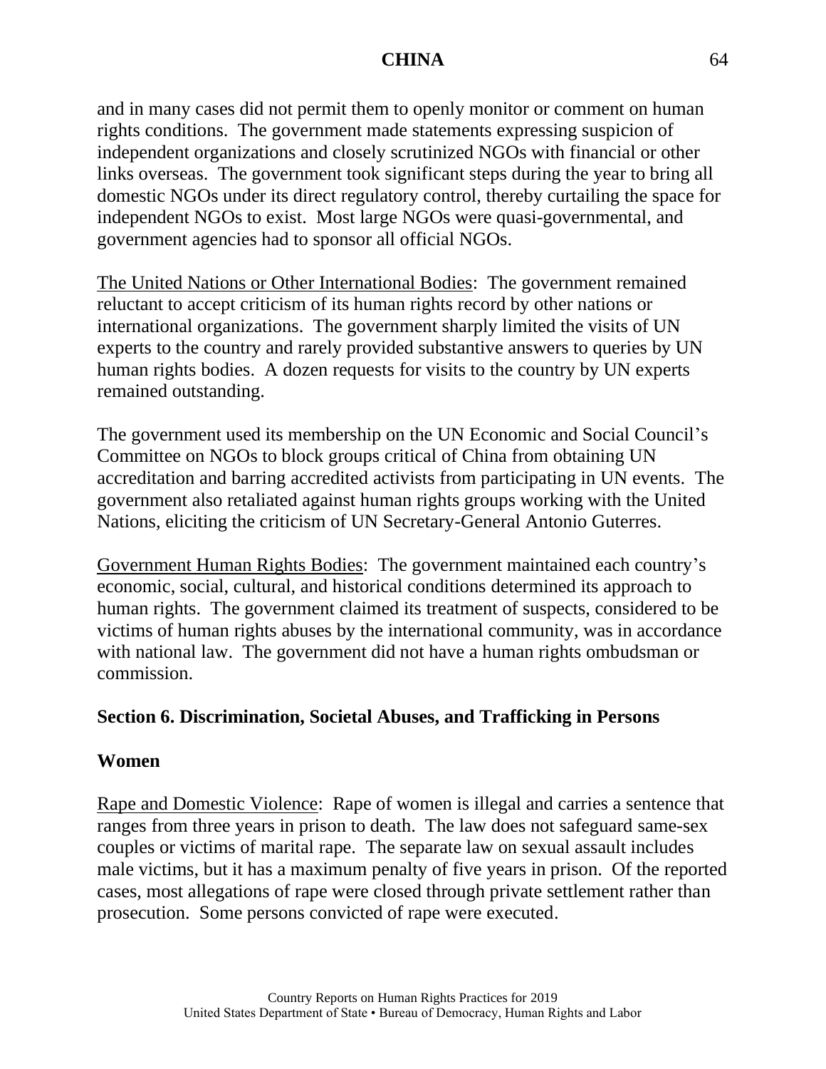and in many cases did not permit them to openly monitor or comment on human rights conditions. The government made statements expressing suspicion of independent organizations and closely scrutinized NGOs with financial or other links overseas. The government took significant steps during the year to bring all domestic NGOs under its direct regulatory control, thereby curtailing the space for independent NGOs to exist. Most large NGOs were quasi-governmental, and government agencies had to sponsor all official NGOs.

The United Nations or Other International Bodies: The government remained reluctant to accept criticism of its human rights record by other nations or international organizations. The government sharply limited the visits of UN experts to the country and rarely provided substantive answers to queries by UN human rights bodies. A dozen requests for visits to the country by UN experts remained outstanding.

The government used its membership on the UN Economic and Social Council's Committee on NGOs to block groups critical of China from obtaining UN accreditation and barring accredited activists from participating in UN events. The government also retaliated against human rights groups working with the United Nations, eliciting the criticism of UN Secretary-General Antonio Guterres.

Government Human Rights Bodies: The government maintained each country's economic, social, cultural, and historical conditions determined its approach to human rights. The government claimed its treatment of suspects, considered to be victims of human rights abuses by the international community, was in accordance with national law. The government did not have a human rights ombudsman or commission.

## Section 6. Discrimination, Societal Abuses, and Trafficking in Persons

### Women

Rape and Domestic Violence: Rape of women is illegal and carries a sentence that ranges from three years in prison to death. The law does not safeguard same-sex couples or victims of marital rape. The separate law on sexual assault includes male victims, but it has a maximum penalty of five years in prison. Of the reported cases, most allegations of rape were closed through private settlement rather than prosecution. Some persons convicted of rape were executed.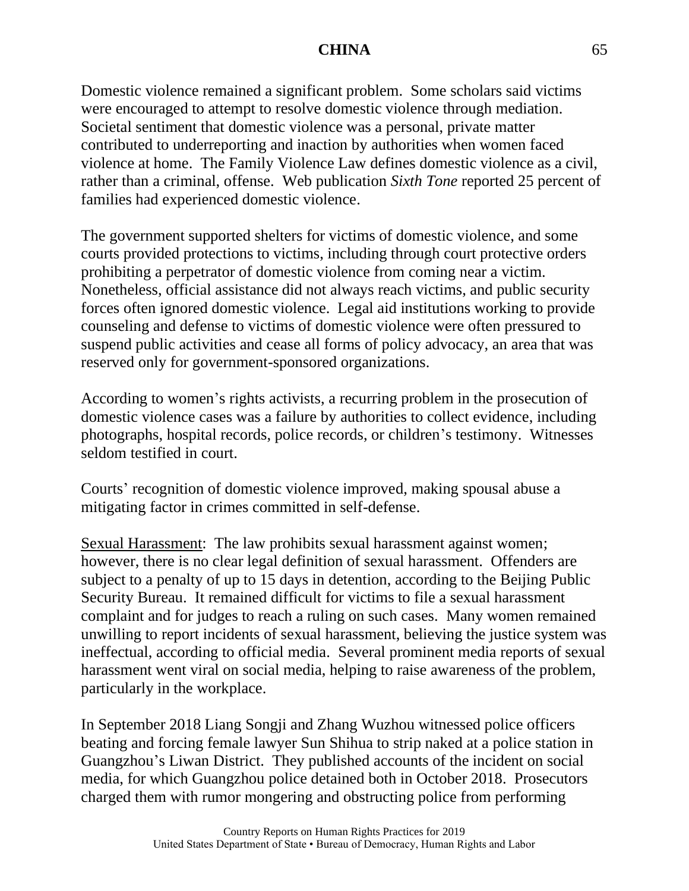Domestic violence remained a significant problem. Some scholars said victims were encouraged to attempt to resolve domestic violence through mediation. Societal sentiment that domestic violence was a personal, private matter contributed to underreporting and inaction by authorities when women faced violence at home. The Family Violence Law defines domestic violence as a civil, rather than a criminal, offense. Web publication *Sixth Tone* reported 25 percent of families had experienced domestic violence.

The government supported shelters for victims of domestic violence, and some courts provided protections to victims, including through court protective orders prohibiting a perpetrator of domestic violence from coming near a victim. Nonetheless, official assistance did not always reach victims, and public security forces often ignored domestic violence. Legal aid institutions working to provide counseling and defense to victims of domestic violence were often pressured to suspend public activities and cease all forms of policy advocacy, an area that was reserved only for government-sponsored organizations.

According to women's rights activists, a recurring problem in the prosecution of domestic violence cases was a failure by authorities to collect evidence, including photographs, hospital records, police records, or children's testimony. Witnesses seldom testified in court.

Courts' recognition of domestic violence improved, making spousal abuse a mitigating factor in crimes committed in self-defense.

Sexual Harassment: The law prohibits sexual harassment against women; however, there is no clear legal definition of sexual harassment. Offenders are subject to a penalty of up to 15 days in detention, according to the Beijing Public Security Bureau. It remained difficult for victims to file a sexual harassment complaint and for judges to reach a ruling on such cases. Many women remained unwilling to report incidents of sexual harassment, believing the justice system was ineffectual, according to official media. Several prominent media reports of sexual harassment went viral on social media, helping to raise awareness of the problem, particularly in the workplace.

In September 2018 Liang Songji and Zhang Wuzhou witnessed police officers beating and forcing female lawyer Sun Shihua to strip naked at a police station in Guangzhou's Liwan District. They published accounts of the incident on social media, for which Guangzhou police detained both in October 2018. Prosecutors charged them with rumor mongering and obstructing police from performing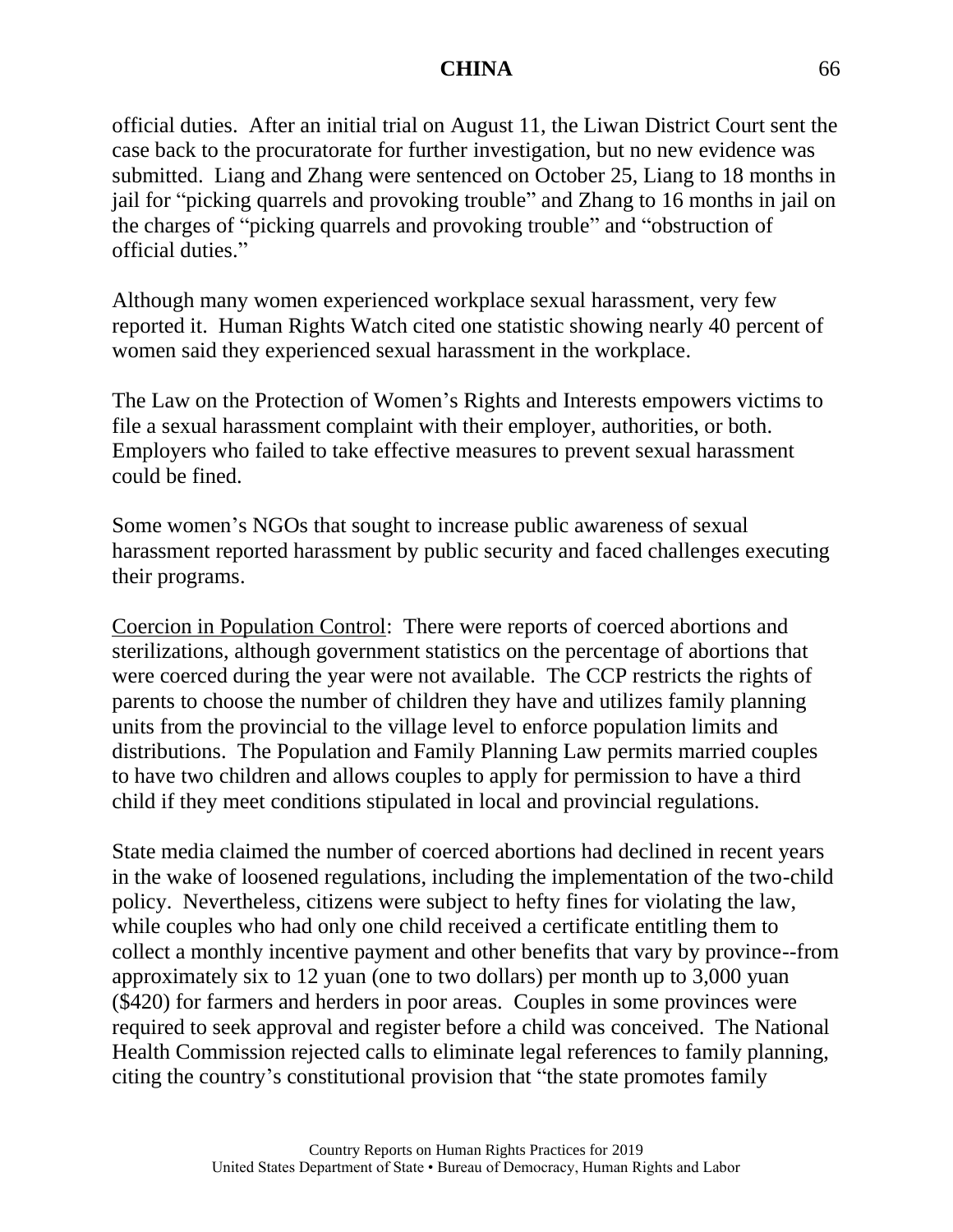official duties. After an initial trial on August 11, the Liwan District Court sent the case back to the procuratorate for further investigation, but no new evidence was submitted. Liang and Zhang were sentenced on October 25, Liang to 18 months in jail for "picking quarrels and provoking trouble" and Zhang to 16 months in jail on the charges of "picking quarrels and provoking trouble" and "obstruction of official duties."

Although many women experienced workplace sexual harassment, very few reported it. Human Rights Watch cited one statistic showing nearly 40 percent of women said they experienced sexual harassment in the workplace.

The Law on the Protection of Women's Rights and Interests empowers victims to file a sexual harassment complaint with their employer, authorities, or both. Employers who failed to take effective measures to prevent sexual harassment could be fined.

Some women's NGOs that sought to increase public awareness of sexual harassment reported harassment by public security and faced challenges executing their programs.

<u>Coercion in Population Control</u>: There were reports of coerced abortions and sterilizations, although government statistics on the percentage of abortions that were coerced during the year were not available. The CCP restricts the rights of parents to choose the number of children they have and utilizes family planning units from the provincial to the village level to enforce population limits and distributions. The Population and Family Planning Law permits married couples to have two children and allows couples to apply for permission to have a third child if they meet conditions stipulated in local and provincial regulations.

State media claimed the number of coerced abortions had declined in recent years in the wake of loosened regulations, including the implementation of the two-child policy. Nevertheless, citizens were subject to hefty fines for violating the law, while couples who had only one child received a certificate entitling them to collect a monthly incentive payment and other benefits that vary by province--from approximately six to 12 yuan (one to two dollars) per month up to 3,000 yuan ($420) for farmers and herders in poor areas. Couples in some provinces were required to seek approval and register before a child was conceived. The National Health Commission rejected calls to eliminate legal references to family planning, citing the country's constitutional provision that "the state promotes family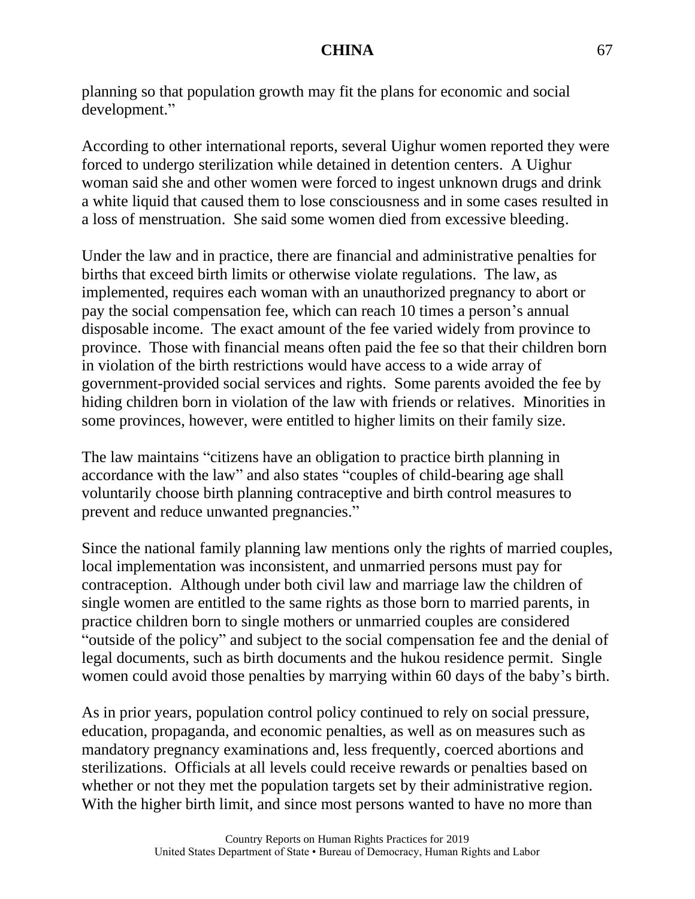planning so that population growth may fit the plans for economic and social development."

According to other international reports, several Uighur women reported they were forced to undergo sterilization while detained in detention centers. A Uighur woman said she and other women were forced to ingest unknown drugs and drink a white liquid that caused them to lose consciousness and in some cases resulted in a loss of menstruation. She said some women died from excessive bleeding.

Under the law and in practice, there are financial and administrative penalties for births that exceed birth limits or otherwise violate regulations. The law, as implemented, requires each woman with an unauthorized pregnancy to abort or pay the social compensation fee, which can reach 10 times a person's annual disposable income. The exact amount of the fee varied widely from province to province. Those with financial means often paid the fee so that their children born in violation of the birth restrictions would have access to a wide array of government-provided social services and rights. Some parents avoided the fee by hiding children born in violation of the law with friends or relatives. Minorities in some provinces, however, were entitled to higher limits on their family size.

The law maintains "citizens have an obligation to practice birth planning in accordance with the law" and also states "couples of child-bearing age shall voluntarily choose birth planning contraceptive and birth control measures to prevent and reduce unwanted pregnancies."

Since the national family planning law mentions only the rights of married couples, local implementation was inconsistent, and unmarried persons must pay for contraception. Although under both civil law and marriage law the children of single women are entitled to the same rights as those born to married parents, in practice children born to single mothers or unmarried couples are considered "outside of the policy" and subject to the social compensation fee and the denial of legal documents, such as birth documents and the hukou residence permit. Single women could avoid those penalties by marrying within 60 days of the baby's birth.

As in prior years, population control policy continued to rely on social pressure, education, propaganda, and economic penalties, as well as on measures such as mandatory pregnancy examinations and, less frequently, coerced abortions and sterilizations. Officials at all levels could receive rewards or penalties based on whether or not they met the population targets set by their administrative region. With the higher birth limit, and since most persons wanted to have no more than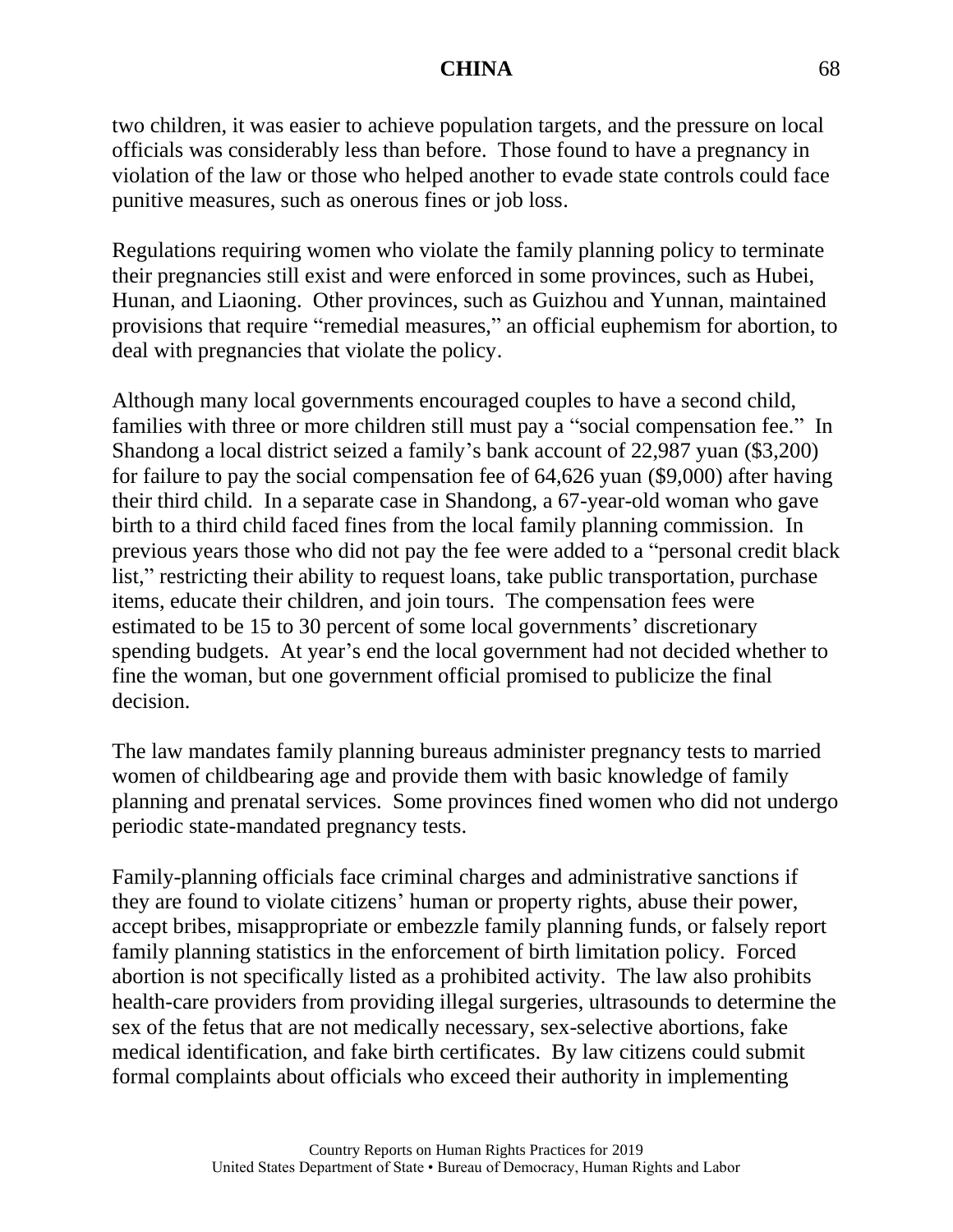two children, it was easier to achieve population targets, and the pressure on local officials was considerably less than before. Those found to have a pregnancy in violation of the law or those who helped another to evade state controls could face punitive measures, such as onerous fines or job loss.

Regulations requiring women who violate the family planning policy to terminate their pregnancies still exist and were enforced in some provinces, such as Hubei, Hunan, and Liaoning. Other provinces, such as Guizhou and Yunnan, maintained provisions that require "remedial measures," an official euphemism for abortion, to deal with pregnancies that violate the policy.

Although many local governments encouraged couples to have a second child, families with three or more children still must pay a "social compensation fee." In Shandong a local district seized a family's bank account of 22,987 yuan ($3,200) for failure to pay the social compensation fee of 64,626 yuan ($9,000) after having their third child. In a separate case in Shandong, a 67-year-old woman who gave birth to a third child faced fines from the local family planning commission. In previous years those who did not pay the fee were added to a "personal credit black list," restricting their ability to request loans, take public transportation, purchase items, educate their children, and join tours. The compensation fees were estimated to be 15 to 30 percent of some local governments' discretionary spending budgets. At year's end the local government had not decided whether to fine the woman, but one government official promised to publicize the final decision.

The law mandates family planning bureaus administer pregnancy tests to married women of childbearing age and provide them with basic knowledge of family planning and prenatal services. Some provinces fined women who did not undergo periodic state-mandated pregnancy tests.

Family-planning officials face criminal charges and administrative sanctions if they are found to violate citizens' human or property rights, abuse their power, accept bribes, misappropriate or embezzle family planning funds, or falsely report family planning statistics in the enforcement of birth limitation policy. Forced abortion is not specifically listed as a prohibited activity. The law also prohibits health-care providers from providing illegal surgeries, ultrasounds to determine the sex of the fetus that are not medically necessary, sex-selective abortions, fake medical identification, and fake birth certificates. By law citizens could submit formal complaints about officials who exceed their authority in implementing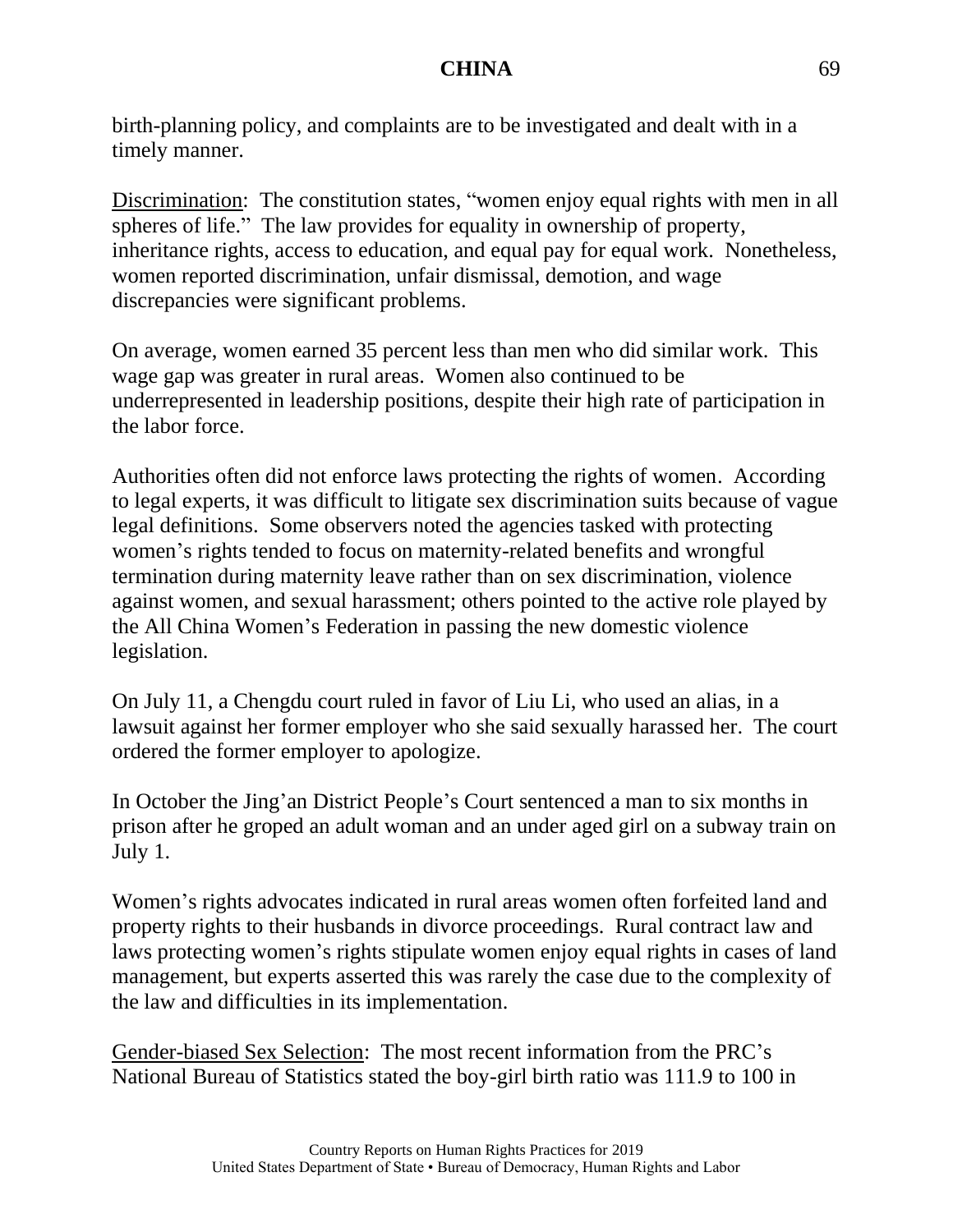birth-planning policy, and complaints are to be investigated and dealt with in a timely manner.

Discrimination: The constitution states, "women enjoy equal rights with men in all spheres of life." The law provides for equality in ownership of property, inheritance rights, access to education, and equal pay for equal work. Nonetheless, women reported discrimination, unfair dismissal, demotion, and wage discrepancies were significant problems.

On average, women earned 35 percent less than men who did similar work. This wage gap was greater in rural areas. Women also continued to be underrepresented in leadership positions, despite their high rate of participation in the labor force.

Authorities often did not enforce laws protecting the rights of women. According to legal experts, it was difficult to litigate sex discrimination suits because of vague legal definitions. Some observers noted the agencies tasked with protecting women's rights tended to focus on maternity-related benefits and wrongful termination during maternity leave rather than on sex discrimination, violence against women, and sexual harassment; others pointed to the active role played by the All China Women's Federation in passing the new domestic violence legislation.

On July 11, a Chengdu court ruled in favor of Liu Li, who used an alias, in a lawsuit against her former employer who she said sexually harassed her. The court ordered the former employer to apologize.

In October the Jing'an District People's Court sentenced a man to six months in prison after he groped an adult woman and an under aged girl on a subway train on July 1.

Women's rights advocates indicated in rural areas women often forfeited land and property rights to their husbands in divorce proceedings. Rural contract law and laws protecting women's rights stipulate women enjoy equal rights in cases of land management, but experts asserted this was rarely the case due to the complexity of the law and difficulties in its implementation.

Gender-biased Sex Selection: The most recent information from the PRC's National Bureau of Statistics stated the boy-girl birth ratio was 111.9 to 100 in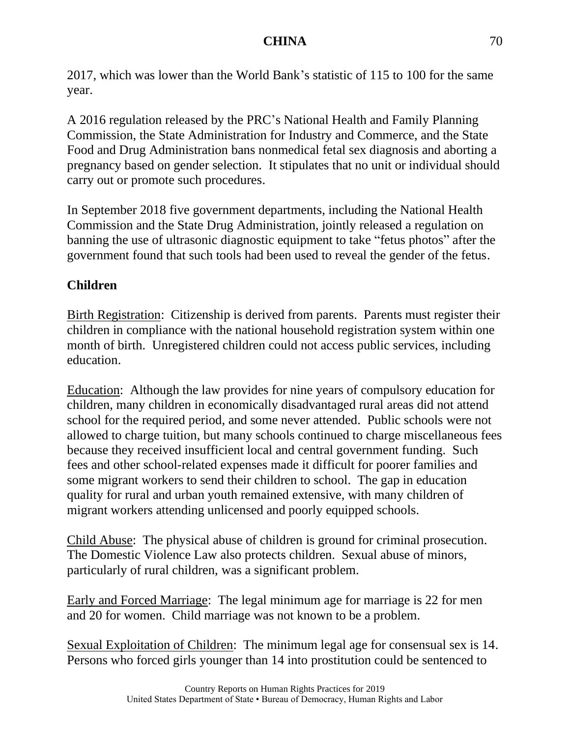2017, which was lower than the World Bank's statistic of 115 to 100 for the same year.

A 2016 regulation released by the PRC's National Health and Family Planning Commission, the State Administration for Industry and Commerce, and the State Food and Drug Administration bans nonmedical fetal sex diagnosis and aborting a pregnancy based on gender selection. It stipulates that no unit or individual should carry out or promote such procedures.

In September 2018 five government departments, including the National Health Commission and the State Drug Administration, jointly released a regulation on banning the use of ultrasonic diagnostic equipment to take "fetus photos" after the government found that such tools had been used to reveal the gender of the fetus.

## Children

Birth Registration: Citizenship is derived from parents. Parents must register their children in compliance with the national household registration system within one month of birth. Unregistered children could not access public services, including education.

Education: Although the law provides for nine years of compulsory education for children, many children in economically disadvantaged rural areas did not attend school for the required period, and some never attended. Public schools were not allowed to charge tuition, but many schools continued to charge miscellaneous fees because they received insufficient local and central government funding. Such fees and other school-related expenses made it difficult for poorer families and some migrant workers to send their children to school. The gap in education quality for rural and urban youth remained extensive, with many children of migrant workers attending unlicensed and poorly equipped schools.

Child Abuse: The physical abuse of children is ground for criminal prosecution. The Domestic Violence Law also protects children. Sexual abuse of minors, particularly of rural children, was a significant problem.

Early and Forced Marriage: The legal minimum age for marriage is 22 for men and 20 for women. Child marriage was not known to be a problem.

Sexual Exploitation of Children: The minimum legal age for consensual sex is 14. Persons who forced girls younger than 14 into prostitution could be sentenced to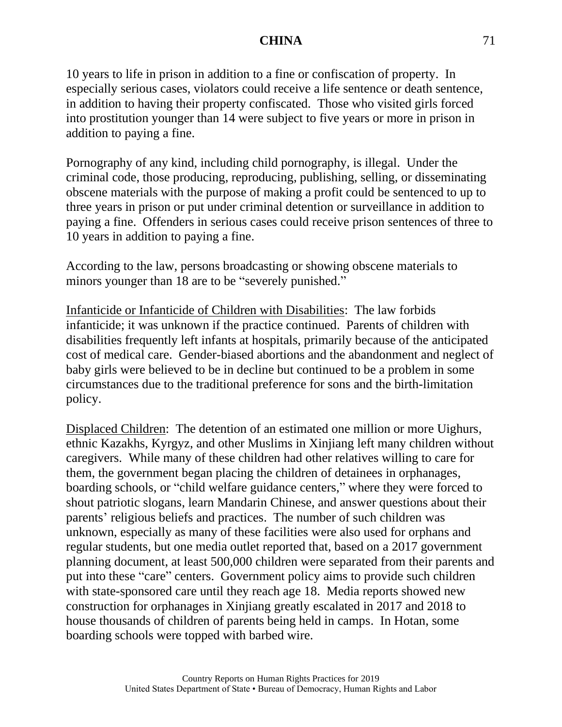10 years to life in prison in addition to a fine or confiscation of property. In especially serious cases, violators could receive a life sentence or death sentence, in addition to having their property confiscated. Those who visited girls forced into prostitution younger than 14 were subject to five years or more in prison in addition to paying a fine.

Pornography of any kind, including child pornography, is illegal. Under the criminal code, those producing, reproducing, publishing, selling, or disseminating obscene materials with the purpose of making a profit could be sentenced to up to three years in prison or put under criminal detention or surveillance in addition to paying a fine. Offenders in serious cases could receive prison sentences of three to 10 years in addition to paying a fine.

According to the law, persons broadcasting or showing obscene materials to minors younger than 18 are to be "severely punished."

Infanticide or Infanticide of Children with Disabilities: The law forbids infanticide; it was unknown if the practice continued. Parents of children with disabilities frequently left infants at hospitals, primarily because of the anticipated cost of medical care. Gender-biased abortions and the abandonment and neglect of baby girls were believed to be in decline but continued to be a problem in some circumstances due to the traditional preference for sons and the birth-limitation policy.

Displaced Children: The detention of an estimated one million or more Uighurs, ethnic Kazakhs, Kyrgyz, and other Muslims in Xinjiang left many children without caregivers. While many of these children had other relatives willing to care for them, the government began placing the children of detainees in orphanages, boarding schools, or "child welfare guidance centers," where they were forced to shout patriotic slogans, learn Mandarin Chinese, and answer questions about their parents' religious beliefs and practices. The number of such children was unknown, especially as many of these facilities were also used for orphans and regular students, but one media outlet reported that, based on a 2017 government planning document, at least 500,000 children were separated from their parents and put into these "care" centers. Government policy aims to provide such children with state-sponsored care until they reach age 18. Media reports showed new construction for orphanages in Xinjiang greatly escalated in 2017 and 2018 to house thousands of children of parents being held in camps. In Hotan, some boarding schools were topped with barbed wire.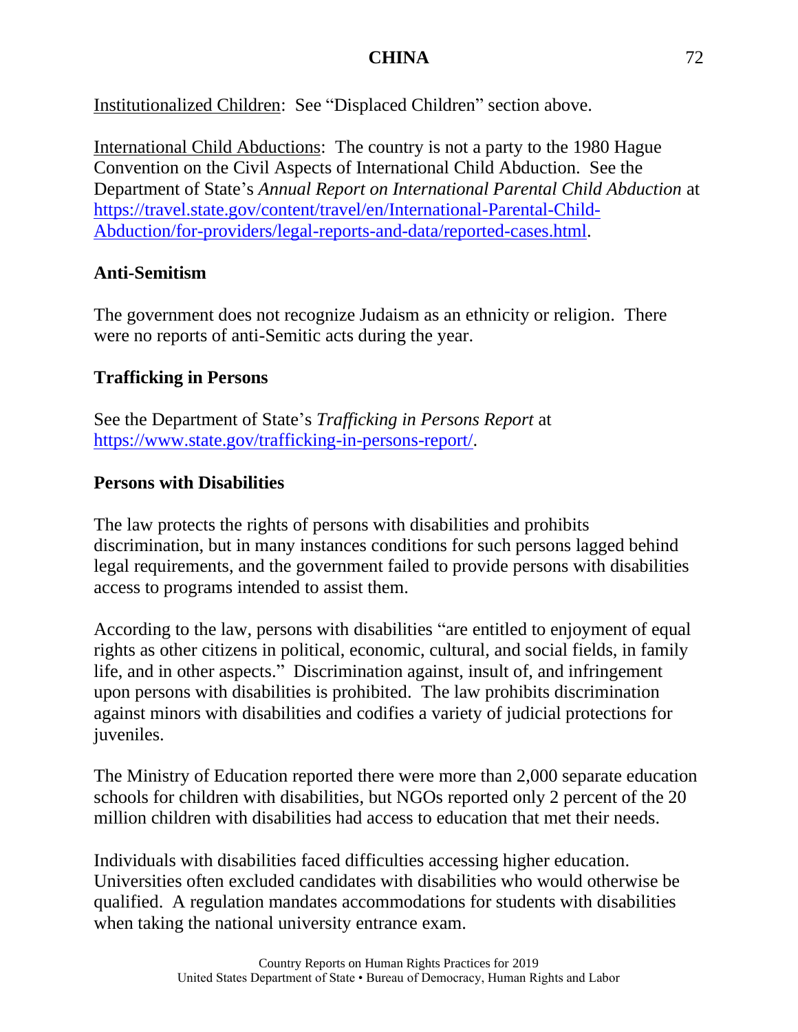Institutionalized Children: See "Displaced Children" section above.

International Child Abductions: The country is not a party to the 1980 Hague Convention on the Civil Aspects of International Child Abduction. See the Department of State's *Annual Report on International Parental Child Abduction* at [https://travel.state.gov/content/travel/en/International-Parental-Child-Abduction/for-providers/legal-reports-and-data/reported-cases.html](https://travel.state.gov/content/travel/en/International-Parental-Child-Abduction/for-providers/legal-reports-and-data/reported-cases.html).

## Anti-Semitism

The government does not recognize Judaism as an ethnicity or religion. There were no reports of anti-Semitic acts during the year.

## Trafficking in Persons

See the Department of State's *Trafficking in Persons Report* at [https://www.state.gov/trafficking-in-persons-report/](https://www.state.gov/trafficking-in-persons-report/).

## Persons with Disabilities

The law protects the rights of persons with disabilities and prohibits discrimination, but in many instances conditions for such persons lagged behind legal requirements, and the government failed to provide persons with disabilities access to programs intended to assist them.

According to the law, persons with disabilities "are entitled to enjoyment of equal rights as other citizens in political, economic, cultural, and social fields, in family life, and in other aspects." Discrimination against, insult of, and infringement upon persons with disabilities is prohibited. The law prohibits discrimination against minors with disabilities and codifies a variety of judicial protections for juveniles.

The Ministry of Education reported there were more than 2,000 separate education schools for children with disabilities, but NGOs reported only 2 percent of the 20 million children with disabilities had access to education that met their needs.

Individuals with disabilities faced difficulties accessing higher education. Universities often excluded candidates with disabilities who would otherwise be qualified. A regulation mandates accommodations for students with disabilities when taking the national university entrance exam.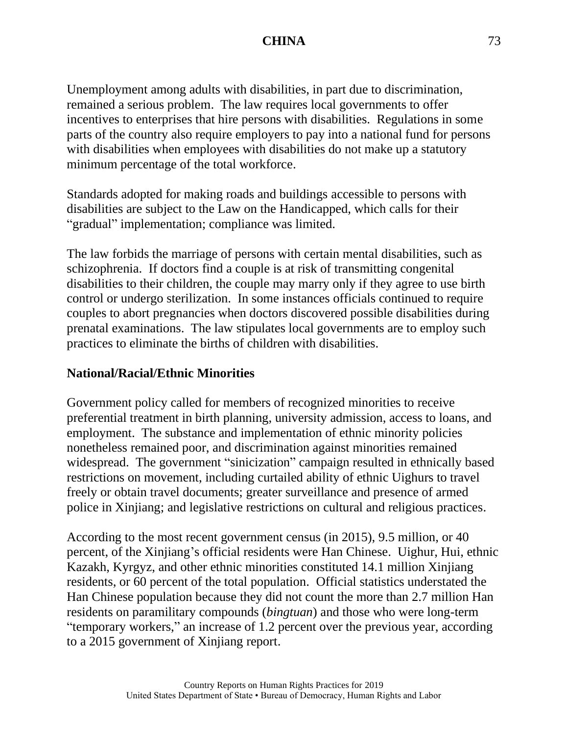Unemployment among adults with disabilities, in part due to discrimination, remained a serious problem. The law requires local governments to offer incentives to enterprises that hire persons with disabilities. Regulations in some parts of the country also require employers to pay into a national fund for persons with disabilities when employees with disabilities do not make up a statutory minimum percentage of the total workforce.

Standards adopted for making roads and buildings accessible to persons with disabilities are subject to the Law on the Handicapped, which calls for their "gradual" implementation; compliance was limited.

The law forbids the marriage of persons with certain mental disabilities, such as schizophrenia. If doctors find a couple is at risk of transmitting congenital disabilities to their children, the couple may marry only if they agree to use birth control or undergo sterilization. In some instances officials continued to require couples to abort pregnancies when doctors discovered possible disabilities during prenatal examinations. The law stipulates local governments are to employ such practices to eliminate the births of children with disabilities.

**National/Racial/Ethnic Minorities**

Government policy called for members of recognized minorities to receive preferential treatment in birth planning, university admission, access to loans, and employment. The substance and implementation of ethnic minority policies nonetheless remained poor, and discrimination against minorities remained widespread. The government "sinicization" campaign resulted in ethnically based restrictions on movement, including curtailed ability of ethnic Uighurs to travel freely or obtain travel documents; greater surveillance and presence of armed police in Xinjiang; and legislative restrictions on cultural and religious practices.

According to the most recent government census (in 2015), 9.5 million, or 40 percent, of the Xinjiang's official residents were Han Chinese. Uighur, Hui, ethnic Kazakh, Kyrgyz, and other ethnic minorities constituted 14.1 million Xinjiang residents, or 60 percent of the total population. Official statistics understated the Han Chinese population because they did not count the more than 2.7 million Han residents on paramilitary compounds (*bingtuan*) and those who were long-term "temporary workers," an increase of 1.2 percent over the previous year, according to a 2015 government of Xinjiang report.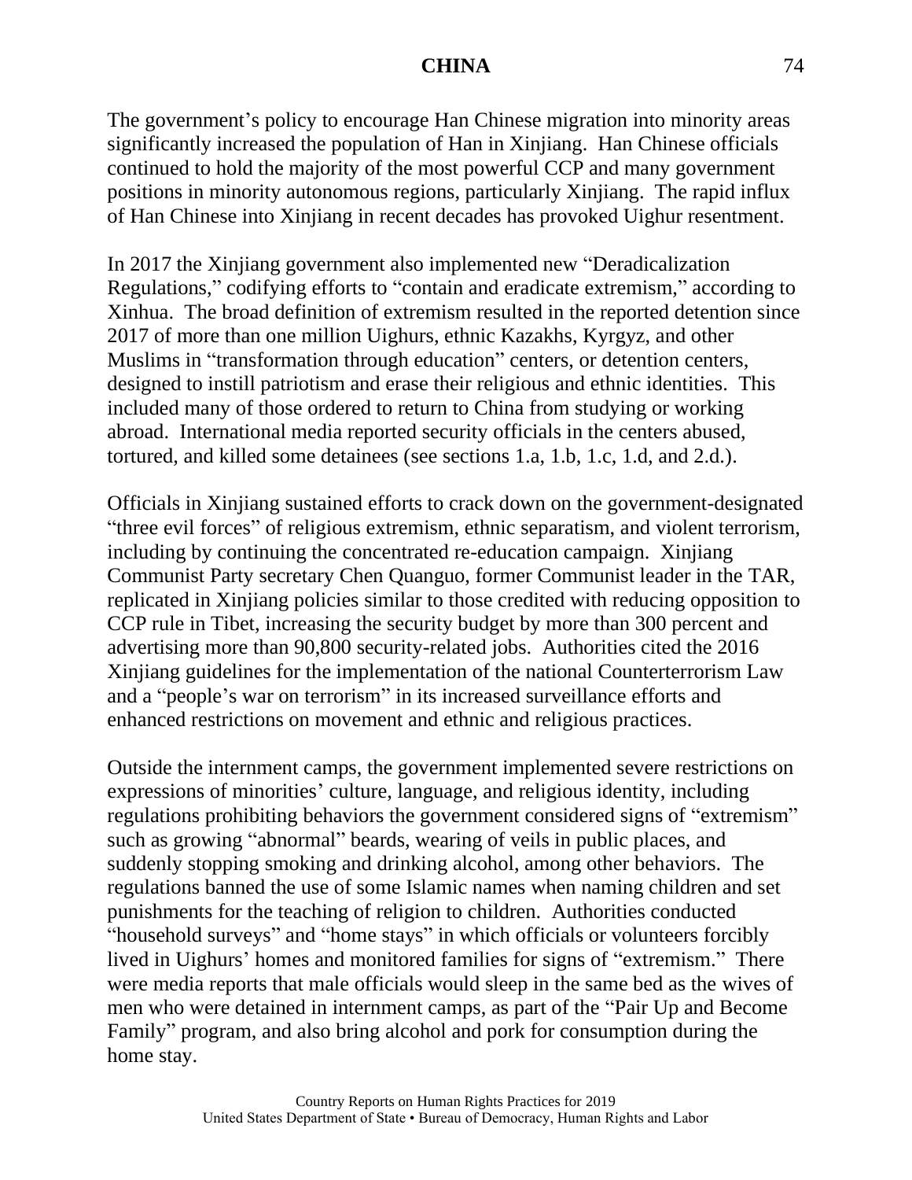The government's policy to encourage Han Chinese migration into minority areas significantly increased the population of Han in Xinjiang. Han Chinese officials continued to hold the majority of the most powerful CCP and many government positions in minority autonomous regions, particularly Xinjiang. The rapid influx of Han Chinese into Xinjiang in recent decades has provoked Uighur resentment.

In 2017 the Xinjiang government also implemented new "Deradicalization Regulations," codifying efforts to "contain and eradicate extremism," according to Xinhua. The broad definition of extremism resulted in the reported detention since 2017 of more than one million Uighurs, ethnic Kazakhs, Kyrgyz, and other Muslims in "transformation through education" centers, or detention centers, designed to instill patriotism and erase their religious and ethnic identities. This included many of those ordered to return to China from studying or working abroad. International media reported security officials in the centers abused, tortured, and killed some detainees (see sections 1.a, 1.b, 1.c, 1.d, and 2.d.).

Officials in Xinjiang sustained efforts to crack down on the government-designated "three evil forces" of religious extremism, ethnic separatism, and violent terrorism, including by continuing the concentrated re-education campaign. Xinjiang Communist Party secretary Chen Quanguo, former Communist leader in the TAR, replicated in Xinjiang policies similar to those credited with reducing opposition to CCP rule in Tibet, increasing the security budget by more than 300 percent and advertising more than 90,800 security-related jobs. Authorities cited the 2016 Xinjiang guidelines for the implementation of the national Counterterrorism Law and a "people's war on terrorism" in its increased surveillance efforts and enhanced restrictions on movement and ethnic and religious practices.

Outside the internment camps, the government implemented severe restrictions on expressions of minorities' culture, language, and religious identity, including regulations prohibiting behaviors the government considered signs of "extremism" such as growing "abnormal" beards, wearing of veils in public places, and suddenly stopping smoking and drinking alcohol, among other behaviors. The regulations banned the use of some Islamic names when naming children and set punishments for the teaching of religion to children. Authorities conducted "household surveys" and "home stays" in which officials or volunteers forcibly lived in Uighurs' homes and monitored families for signs of "extremism." There were media reports that male officials would sleep in the same bed as the wives of men who were detained in internment camps, as part of the "Pair Up and Become Family" program, and also bring alcohol and pork for consumption during the home stay.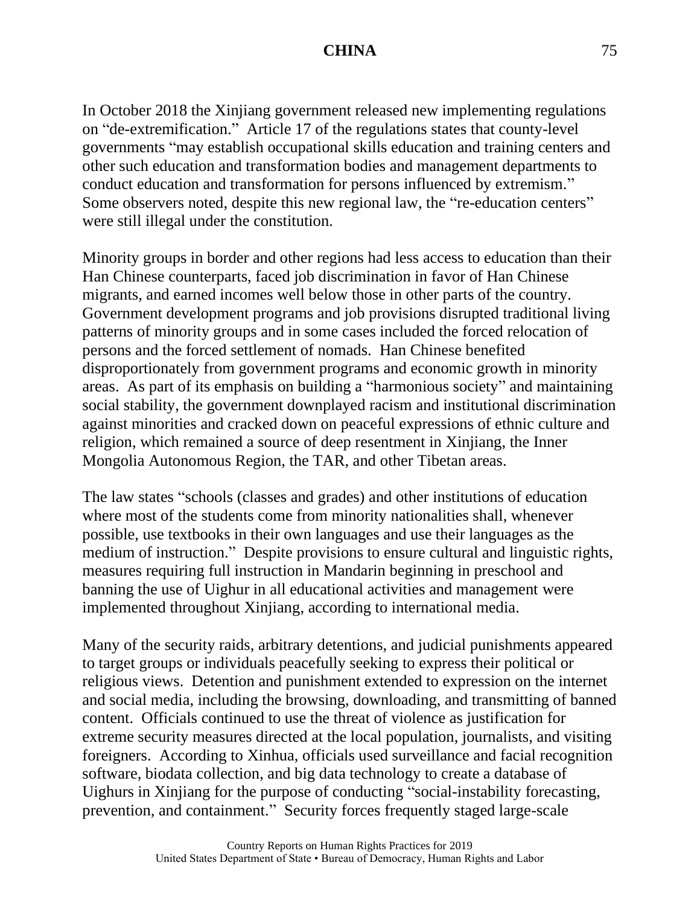In October 2018 the Xinjiang government released new implementing regulations on "de-extremification." Article 17 of the regulations states that county-level governments "may establish occupational skills education and training centers and other such education and transformation bodies and management departments to conduct education and transformation for persons influenced by extremism." Some observers noted, despite this new regional law, the "re-education centers" were still illegal under the constitution.

Minority groups in border and other regions had less access to education than their Han Chinese counterparts, faced job discrimination in favor of Han Chinese migrants, and earned incomes well below those in other parts of the country. Government development programs and job provisions disrupted traditional living patterns of minority groups and in some cases included the forced relocation of persons and the forced settlement of nomads. Han Chinese benefited disproportionately from government programs and economic growth in minority areas. As part of its emphasis on building a "harmonious society" and maintaining social stability, the government downplayed racism and institutional discrimination against minorities and cracked down on peaceful expressions of ethnic culture and religion, which remained a source of deep resentment in Xinjiang, the Inner Mongolia Autonomous Region, the TAR, and other Tibetan areas.

The law states "schools (classes and grades) and other institutions of education where most of the students come from minority nationalities shall, whenever possible, use textbooks in their own languages and use their languages as the medium of instruction." Despite provisions to ensure cultural and linguistic rights, measures requiring full instruction in Mandarin beginning in preschool and banning the use of Uighur in all educational activities and management were implemented throughout Xinjiang, according to international media.

Many of the security raids, arbitrary detentions, and judicial punishments appeared to target groups or individuals peacefully seeking to express their political or religious views. Detention and punishment extended to expression on the internet and social media, including the browsing, downloading, and transmitting of banned content. Officials continued to use the threat of violence as justification for extreme security measures directed at the local population, journalists, and visiting foreigners. According to Xinhua, officials used surveillance and facial recognition software, biodata collection, and big data technology to create a database of Uighurs in Xinjiang for the purpose of conducting "social-instability forecasting, prevention, and containment." Security forces frequently staged large-scale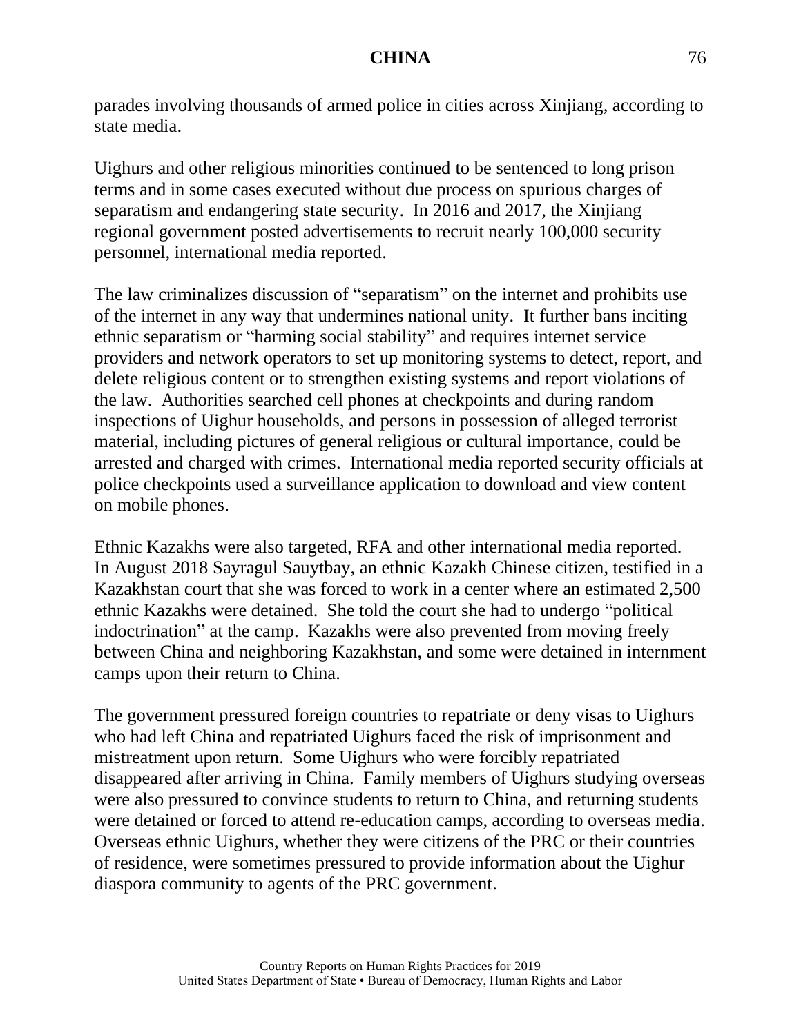parades involving thousands of armed police in cities across Xinjiang, according to state media.

Uighurs and other religious minorities continued to be sentenced to long prison terms and in some cases executed without due process on spurious charges of separatism and endangering state security. In 2016 and 2017, the Xinjiang regional government posted advertisements to recruit nearly 100,000 security personnel, international media reported.

The law criminalizes discussion of "separatism" on the internet and prohibits use of the internet in any way that undermines national unity. It further bans inciting ethnic separatism or "harming social stability" and requires internet service providers and network operators to set up monitoring systems to detect, report, and delete religious content or to strengthen existing systems and report violations of the law. Authorities searched cell phones at checkpoints and during random inspections of Uighur households, and persons in possession of alleged terrorist material, including pictures of general religious or cultural importance, could be arrested and charged with crimes. International media reported security officials at police checkpoints used a surveillance application to download and view content on mobile phones.

Ethnic Kazakhs were also targeted, RFA and other international media reported. In August 2018 Sayragul Sauytbay, an ethnic Kazakh Chinese citizen, testified in a Kazakhstan court that she was forced to work in a center where an estimated 2,500 ethnic Kazakhs were detained. She told the court she had to undergo "political indoctrination" at the camp. Kazakhs were also prevented from moving freely between China and neighboring Kazakhstan, and some were detained in internment camps upon their return to China.

The government pressured foreign countries to repatriate or deny visas to Uighurs who had left China and repatriated Uighurs faced the risk of imprisonment and mistreatment upon return. Some Uighurs who were forcibly repatriated disappeared after arriving in China. Family members of Uighurs studying overseas were also pressured to convince students to return to China, and returning students were detained or forced to attend re-education camps, according to overseas media. Overseas ethnic Uighurs, whether they were citizens of the PRC or their countries of residence, were sometimes pressured to provide information about the Uighur diaspora community to agents of the PRC government.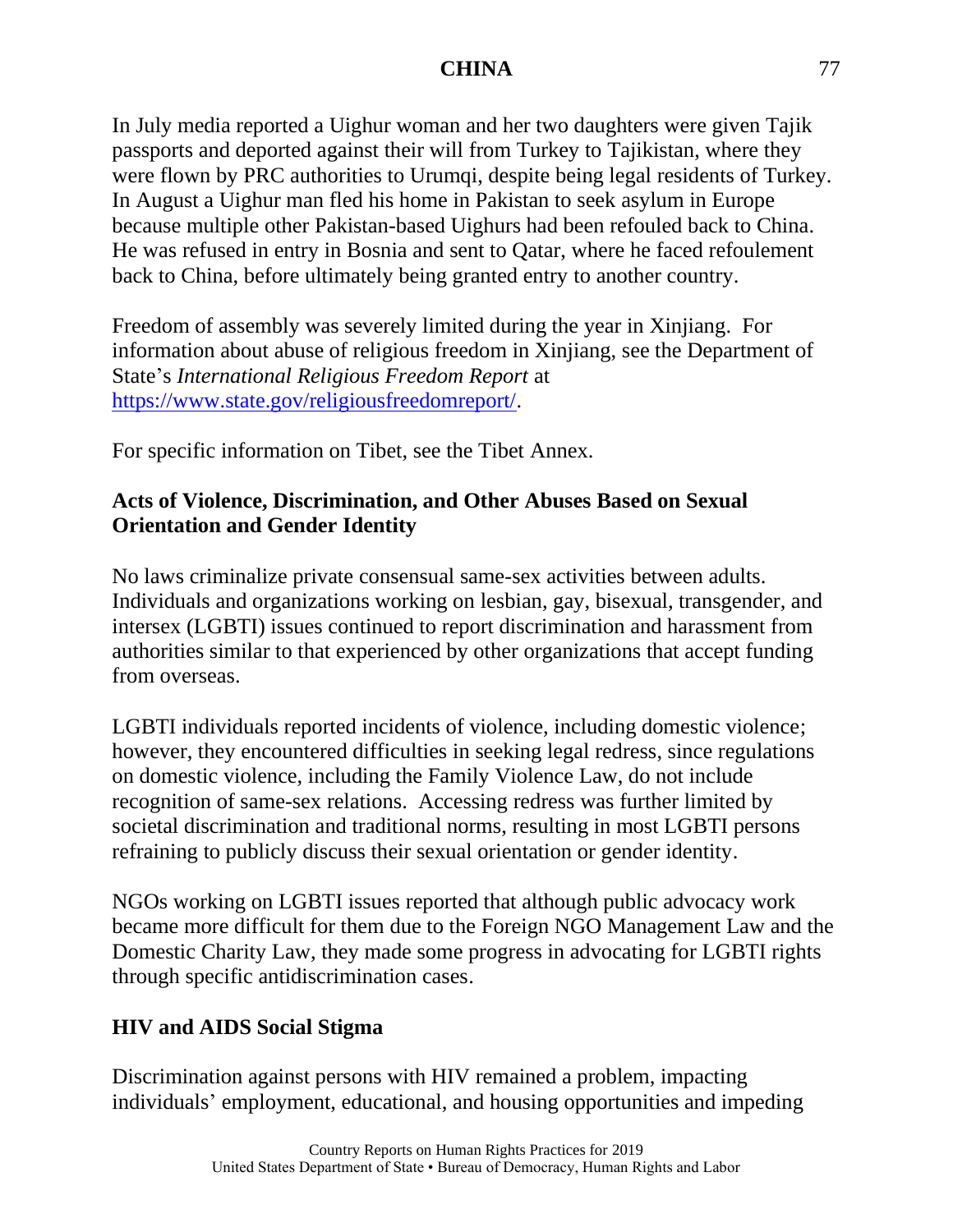In July media reported a Uighur woman and her two daughters were given Tajik passports and deported against their will from Turkey to Tajikistan, where they were flown by PRC authorities to Urumqi, despite being legal residents of Turkey. In August a Uighur man fled his home in Pakistan to seek asylum in Europe because multiple other Pakistan-based Uighurs had been refouled back to China. He was refused in entry in Bosnia and sent to Qatar, where he faced refoulement back to China, before ultimately being granted entry to another country.

Freedom of assembly was severely limited during the year in Xinjiang. For information about abuse of religious freedom in Xinjiang, see the Department of State's *International Religious Freedom Report* at https://www.state.gov/religiousfreedomreport/.

For specific information on Tibet, see the Tibet Annex.

**Acts of Violence, Discrimination, and Other Abuses Based on Sexual Orientation and Gender Identity**

No laws criminalize private consensual same-sex activities between adults. Individuals and organizations working on lesbian, gay, bisexual, transgender, and intersex (LGBTI) issues continued to report discrimination and harassment from authorities similar to that experienced by other organizations that accept funding from overseas.

LGBTI individuals reported incidents of violence, including domestic violence; however, they encountered difficulties in seeking legal redress, since regulations on domestic violence, including the Family Violence Law, do not include recognition of same-sex relations. Accessing redress was further limited by societal discrimination and traditional norms, resulting in most LGBTI persons refraining to publicly discuss their sexual orientation or gender identity.

NGOs working on LGBTI issues reported that although public advocacy work became more difficult for them due to the Foreign NGO Management Law and the Domestic Charity Law, they made some progress in advocating for LGBTI rights through specific antidiscrimination cases.

**HIV and AIDS Social Stigma**

Discrimination against persons with HIV remained a problem, impacting individuals' employment, educational, and housing opportunities and impeding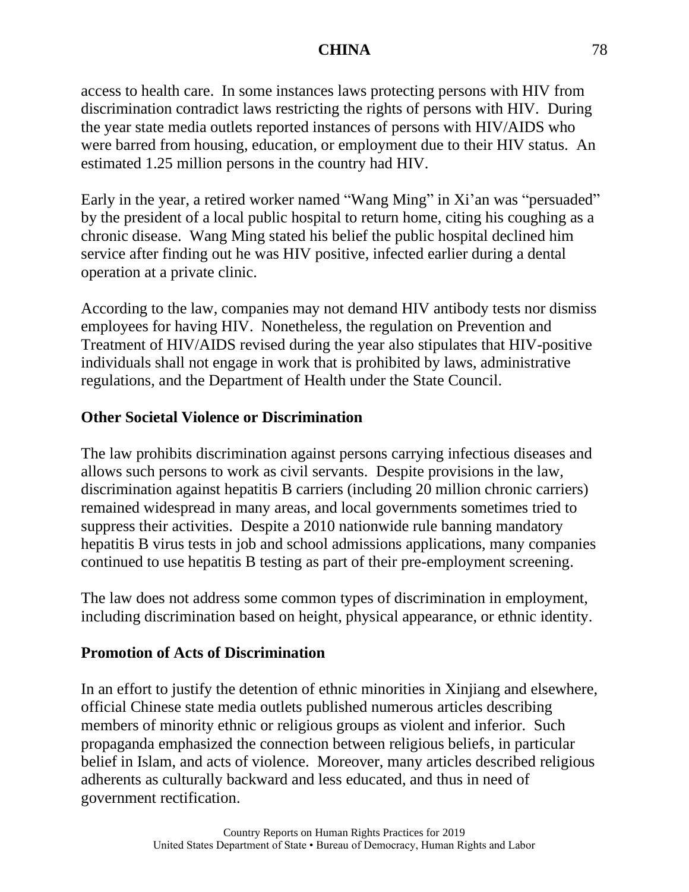access to health care. In some instances laws protecting persons with HIV from discrimination contradict laws restricting the rights of persons with HIV. During the year state media outlets reported instances of persons with HIV/AIDS who were barred from housing, education, or employment due to their HIV status. An estimated 1.25 million persons in the country had HIV.

Early in the year, a retired worker named "Wang Ming" in Xi'an was "persuaded" by the president of a local public hospital to return home, citing his coughing as a chronic disease. Wang Ming stated his belief the public hospital declined him service after finding out he was HIV positive, infected earlier during a dental operation at a private clinic.

According to the law, companies may not demand HIV antibody tests nor dismiss employees for having HIV. Nonetheless, the regulation on Prevention and Treatment of HIV/AIDS revised during the year also stipulates that HIV-positive individuals shall not engage in work that is prohibited by laws, administrative regulations, and the Department of Health under the State Council.

## Other Societal Violence or Discrimination

The law prohibits discrimination against persons carrying infectious diseases and allows such persons to work as civil servants. Despite provisions in the law, discrimination against hepatitis B carriers (including 20 million chronic carriers) remained widespread in many areas, and local governments sometimes tried to suppress their activities. Despite a 2010 nationwide rule banning mandatory hepatitis B virus tests in job and school admissions applications, many companies continued to use hepatitis B testing as part of their pre-employment screening.

The law does not address some common types of discrimination in employment, including discrimination based on height, physical appearance, or ethnic identity.

## Promotion of Acts of Discrimination

In an effort to justify the detention of ethnic minorities in Xinjiang and elsewhere, official Chinese state media outlets published numerous articles describing members of minority ethnic or religious groups as violent and inferior. Such propaganda emphasized the connection between religious beliefs, in particular belief in Islam, and acts of violence. Moreover, many articles described religious adherents as culturally backward and less educated, and thus in need of government rectification.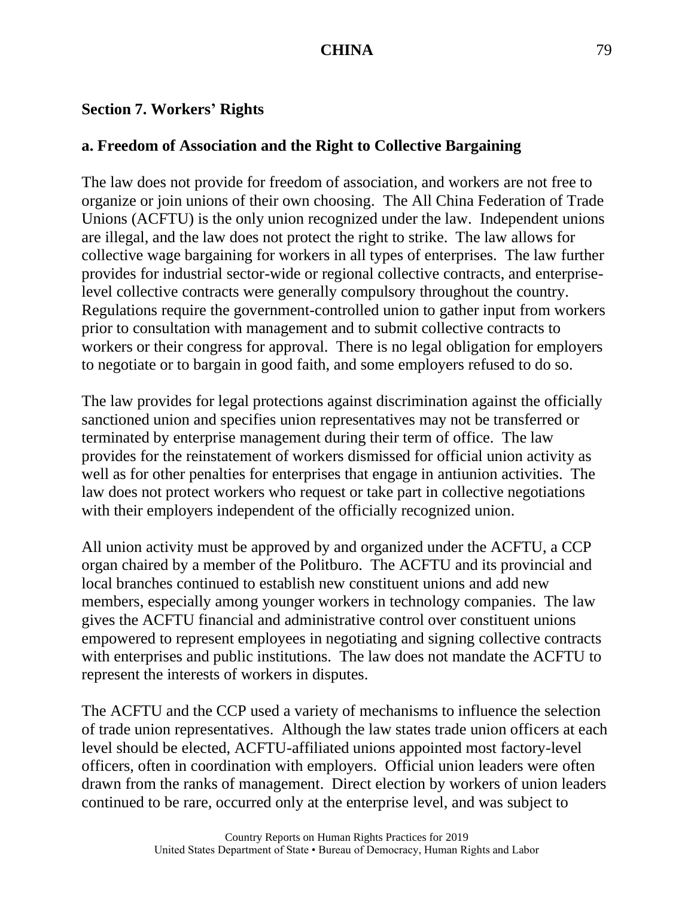## Section 7. Workers' Rights

### a. Freedom of Association and the Right to Collective Bargaining

The law does not provide for freedom of association, and workers are not free to organize or join unions of their own choosing. The All China Federation of Trade Unions (ACFTU) is the only union recognized under the law. Independent unions are illegal, and the law does not protect the right to strike. The law allows for collective wage bargaining for workers in all types of enterprises. The law further provides for industrial sector-wide or regional collective contracts, and enterprise-level collective contracts were generally compulsory throughout the country. Regulations require the government-controlled union to gather input from workers prior to consultation with management and to submit collective contracts to workers or their congress for approval. There is no legal obligation for employers to negotiate or to bargain in good faith, and some employers refused to do so.

The law provides for legal protections against discrimination against the officially sanctioned union and specifies union representatives may not be transferred or terminated by enterprise management during their term of office. The law provides for the reinstatement of workers dismissed for official union activity as well as for other penalties for enterprises that engage in antiunion activities. The law does not protect workers who request or take part in collective negotiations with their employers independent of the officially recognized union.

All union activity must be approved by and organized under the ACFTU, a CCP organ chaired by a member of the Politburo. The ACFTU and its provincial and local branches continued to establish new constituent unions and add new members, especially among younger workers in technology companies. The law gives the ACFTU financial and administrative control over constituent unions empowered to represent employees in negotiating and signing collective contracts with enterprises and public institutions. The law does not mandate the ACFTU to represent the interests of workers in disputes.

The ACFTU and the CCP used a variety of mechanisms to influence the selection of trade union representatives. Although the law states trade union officers at each level should be elected, ACFTU-affiliated unions appointed most factory-level officers, often in coordination with employers. Official union leaders were often drawn from the ranks of management. Direct election by workers of union leaders continued to be rare, occurred only at the enterprise level, and was subject to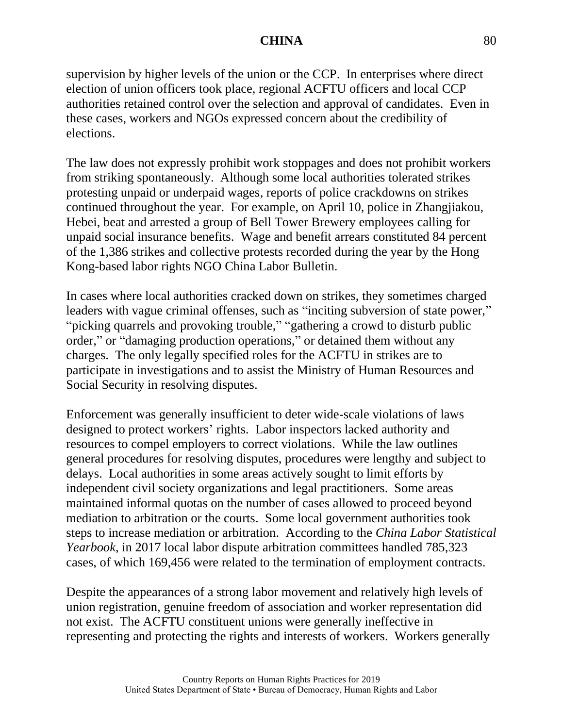supervision by higher levels of the union or the CCP. In enterprises where direct election of union officers took place, regional ACFTU officers and local CCP authorities retained control over the selection and approval of candidates. Even in these cases, workers and NGOs expressed concern about the credibility of elections.

The law does not expressly prohibit work stoppages and does not prohibit workers from striking spontaneously. Although some local authorities tolerated strikes protesting unpaid or underpaid wages, reports of police crackdowns on strikes continued throughout the year. For example, on April 10, police in Zhangjiakou, Hebei, beat and arrested a group of Bell Tower Brewery employees calling for unpaid social insurance benefits. Wage and benefit arrears constituted 84 percent of the 1,386 strikes and collective protests recorded during the year by the Hong Kong-based labor rights NGO China Labor Bulletin.

In cases where local authorities cracked down on strikes, they sometimes charged leaders with vague criminal offenses, such as "inciting subversion of state power," "picking quarrels and provoking trouble," "gathering a crowd to disturb public order," or "damaging production operations," or detained them without any charges. The only legally specified roles for the ACFTU in strikes are to participate in investigations and to assist the Ministry of Human Resources and Social Security in resolving disputes.

Enforcement was generally insufficient to deter wide-scale violations of laws designed to protect workers' rights. Labor inspectors lacked authority and resources to compel employers to correct violations. While the law outlines general procedures for resolving disputes, procedures were lengthy and subject to delays. Local authorities in some areas actively sought to limit efforts by independent civil society organizations and legal practitioners. Some areas maintained informal quotas on the number of cases allowed to proceed beyond mediation to arbitration or the courts. Some local government authorities took steps to increase mediation or arbitration. According to the *China Labor Statistical Yearbook*, in 2017 local labor dispute arbitration committees handled 785,323 cases, of which 169,456 were related to the termination of employment contracts.

Despite the appearances of a strong labor movement and relatively high levels of union registration, genuine freedom of association and worker representation did not exist. The ACFTU constituent unions were generally ineffective in representing and protecting the rights and interests of workers. Workers generally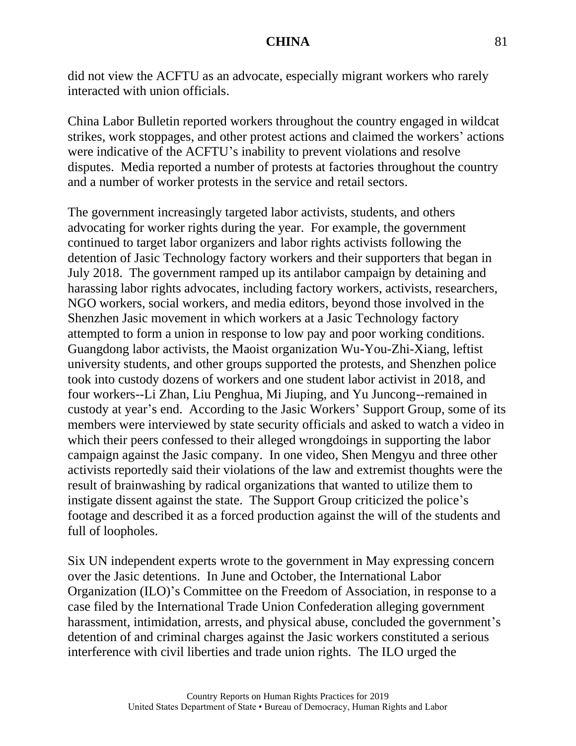did not view the ACFTU as an advocate, especially migrant workers who rarely interacted with union officials.

China Labor Bulletin reported workers throughout the country engaged in wildcat strikes, work stoppages, and other protest actions and claimed the workers' actions were indicative of the ACFTU's inability to prevent violations and resolve disputes. Media reported a number of protests at factories throughout the country and a number of worker protests in the service and retail sectors.

The government increasingly targeted labor activists, students, and others advocating for worker rights during the year. For example, the government continued to target labor organizers and labor rights activists following the detention of Jasic Technology factory workers and their supporters that began in July 2018. The government ramped up its antilabor campaign by detaining and harassing labor rights advocates, including factory workers, activists, researchers, NGO workers, social workers, and media editors, beyond those involved in the Shenzhen Jasic movement in which workers at a Jasic Technology factory attempted to form a union in response to low pay and poor working conditions. Guangdong labor activists, the Maoist organization Wu-You-Zhi-Xiang, leftist university students, and other groups supported the protests, and Shenzhen police took into custody dozens of workers and one student labor activist in 2018, and four workers--Li Zhan, Liu Penghua, Mi Jiuping, and Yu Juncong--remained in custody at year's end. According to the Jasic Workers' Support Group, some of its members were interviewed by state security officials and asked to watch a video in which their peers confessed to their alleged wrongdoings in supporting the labor campaign against the Jasic company. In one video, Shen Mengyu and three other activists reportedly said their violations of the law and extremist thoughts were the result of brainwashing by radical organizations that wanted to utilize them to instigate dissent against the state. The Support Group criticized the police's footage and described it as a forced production against the will of the students and full of loopholes.

Six UN independent experts wrote to the government in May expressing concern over the Jasic detentions. In June and October, the International Labor Organization (ILO)'s Committee on the Freedom of Association, in response to a case filed by the International Trade Union Confederation alleging government harassment, intimidation, arrests, and physical abuse, concluded the government's detention of and criminal charges against the Jasic workers constituted a serious interference with civil liberties and trade union rights. The ILO urged the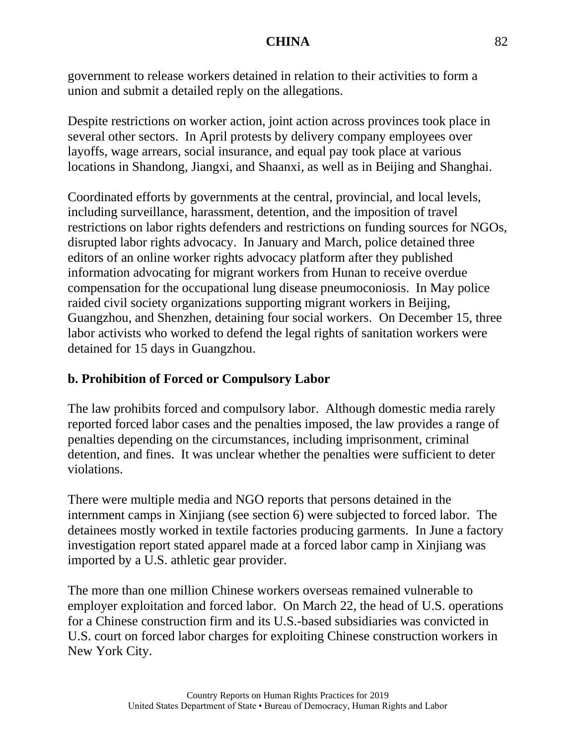government to release workers detained in relation to their activities to form a union and submit a detailed reply on the allegations.

Despite restrictions on worker action, joint action across provinces took place in several other sectors. In April protests by delivery company employees over layoffs, wage arrears, social insurance, and equal pay took place at various locations in Shandong, Jiangxi, and Shaanxi, as well as in Beijing and Shanghai.

Coordinated efforts by governments at the central, provincial, and local levels, including surveillance, harassment, detention, and the imposition of travel restrictions on labor rights defenders and restrictions on funding sources for NGOs, disrupted labor rights advocacy. In January and March, police detained three editors of an online worker rights advocacy platform after they published information advocating for migrant workers from Hunan to receive overdue compensation for the occupational lung disease pneumoconiosis. In May police raided civil society organizations supporting migrant workers in Beijing, Guangzhou, and Shenzhen, detaining four social workers. On December 15, three labor activists who worked to defend the legal rights of sanitation workers were detained for 15 days in Guangzhou.

**b. Prohibition of Forced or Compulsory Labor**

The law prohibits forced and compulsory labor. Although domestic media rarely reported forced labor cases and the penalties imposed, the law provides a range of penalties depending on the circumstances, including imprisonment, criminal detention, and fines. It was unclear whether the penalties were sufficient to deter violations.

There were multiple media and NGO reports that persons detained in the internment camps in Xinjiang (see section 6) were subjected to forced labor. The detainees mostly worked in textile factories producing garments. In June a factory investigation report stated apparel made at a forced labor camp in Xinjiang was imported by a U.S. athletic gear provider.

The more than one million Chinese workers overseas remained vulnerable to employer exploitation and forced labor. On March 22, the head of U.S. operations for a Chinese construction firm and its U.S.-based subsidiaries was convicted in U.S. court on forced labor charges for exploiting Chinese construction workers in New York City.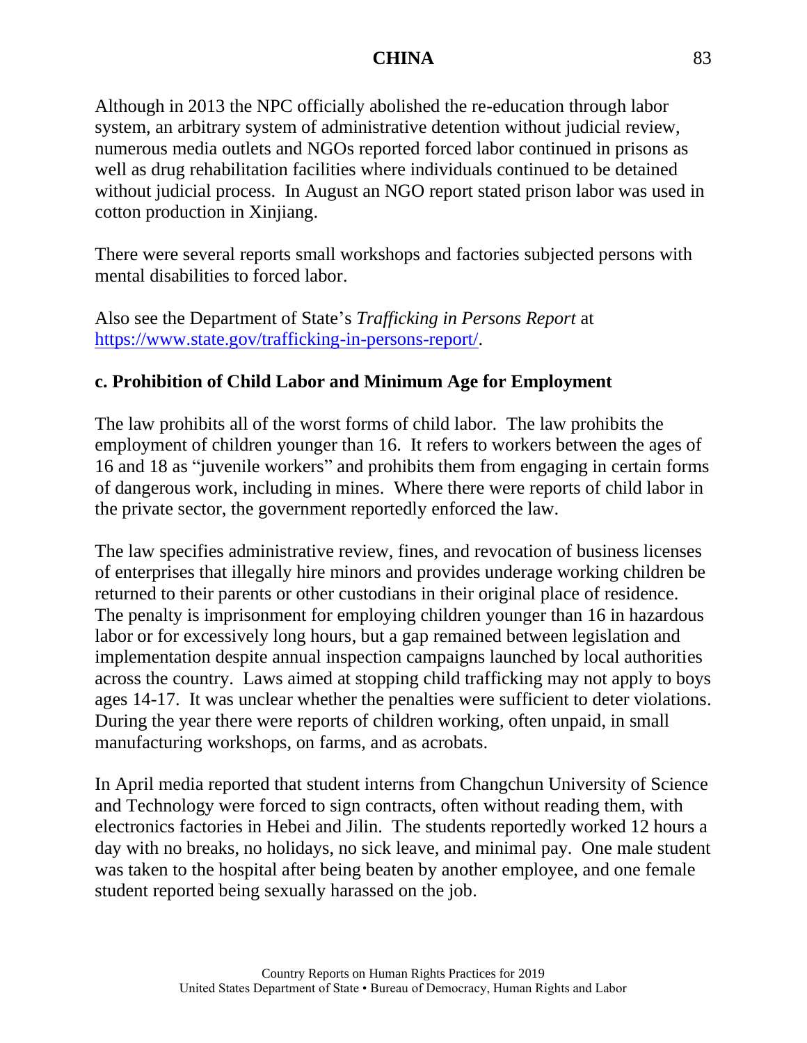Although in 2013 the NPC officially abolished the re-education through labor system, an arbitrary system of administrative detention without judicial review, numerous media outlets and NGOs reported forced labor continued in prisons as well as drug rehabilitation facilities where individuals continued to be detained without judicial process. In August an NGO report stated prison labor was used in cotton production in Xinjiang.

There were several reports small workshops and factories subjected persons with mental disabilities to forced labor.

Also see the Department of State's *Trafficking in Persons Report* at [https://www.state.gov/trafficking-in-persons-report/](https://www.state.gov/trafficking-in-persons-report/).

### c. Prohibition of Child Labor and Minimum Age for Employment

The law prohibits all of the worst forms of child labor. The law prohibits the employment of children younger than 16. It refers to workers between the ages of 16 and 18 as "juvenile workers" and prohibits them from engaging in certain forms of dangerous work, including in mines. Where there were reports of child labor in the private sector, the government reportedly enforced the law.

The law specifies administrative review, fines, and revocation of business licenses of enterprises that illegally hire minors and provides underage working children be returned to their parents or other custodians in their original place of residence. The penalty is imprisonment for employing children younger than 16 in hazardous labor or for excessively long hours, but a gap remained between legislation and implementation despite annual inspection campaigns launched by local authorities across the country. Laws aimed at stopping child trafficking may not apply to boys ages 14-17. It was unclear whether the penalties were sufficient to deter violations. During the year there were reports of children working, often unpaid, in small manufacturing workshops, on farms, and as acrobats.

In April media reported that student interns from Changchun University of Science and Technology were forced to sign contracts, often without reading them, with electronics factories in Hebei and Jilin. The students reportedly worked 12 hours a day with no breaks, no holidays, no sick leave, and minimal pay. One male student was taken to the hospital after being beaten by another employee, and one female student reported being sexually harassed on the job.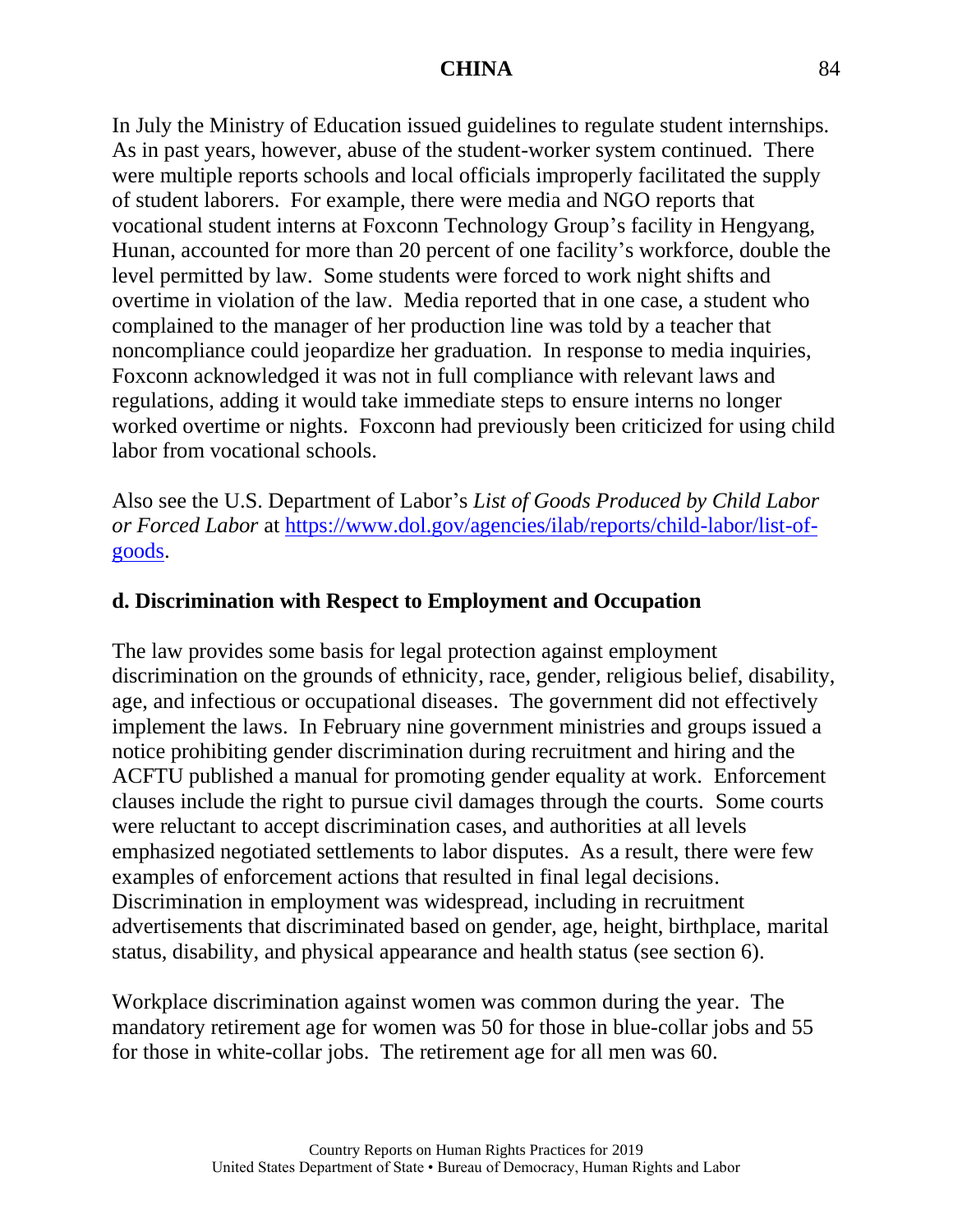In July the Ministry of Education issued guidelines to regulate student internships. As in past years, however, abuse of the student-worker system continued. There were multiple reports schools and local officials improperly facilitated the supply of student laborers. For example, there were media and NGO reports that vocational student interns at Foxconn Technology Group's facility in Hengyang, Hunan, accounted for more than 20 percent of one facility's workforce, double the level permitted by law. Some students were forced to work night shifts and overtime in violation of the law. Media reported that in one case, a student who complained to the manager of her production line was told by a teacher that noncompliance could jeopardize her graduation. In response to media inquiries, Foxconn acknowledged it was not in full compliance with relevant laws and regulations, adding it would take immediate steps to ensure interns no longer worked overtime or nights. Foxconn had previously been criticized for using child labor from vocational schools.

Also see the U.S. Department of Labor's *List of Goods Produced by Child Labor or Forced Labor* at [https://www.dol.gov/agencies/ilab/reports/child-labor/list-of-goods](https://www.dol.gov/agencies/ilab/reports/child-labor/list-of-goods).

## d. Discrimination with Respect to Employment and Occupation

The law provides some basis for legal protection against employment discrimination on the grounds of ethnicity, race, gender, religious belief, disability, age, and infectious or occupational diseases. The government did not effectively implement the laws. In February nine government ministries and groups issued a notice prohibiting gender discrimination during recruitment and hiring and the ACFTU published a manual for promoting gender equality at work. Enforcement clauses include the right to pursue civil damages through the courts. Some courts were reluctant to accept discrimination cases, and authorities at all levels emphasized negotiated settlements to labor disputes. As a result, there were few examples of enforcement actions that resulted in final legal decisions. Discrimination in employment was widespread, including in recruitment advertisements that discriminated based on gender, age, height, birthplace, marital status, disability, and physical appearance and health status (see section 6).

Workplace discrimination against women was common during the year. The mandatory retirement age for women was 50 for those in blue-collar jobs and 55 for those in white-collar jobs. The retirement age for all men was 60.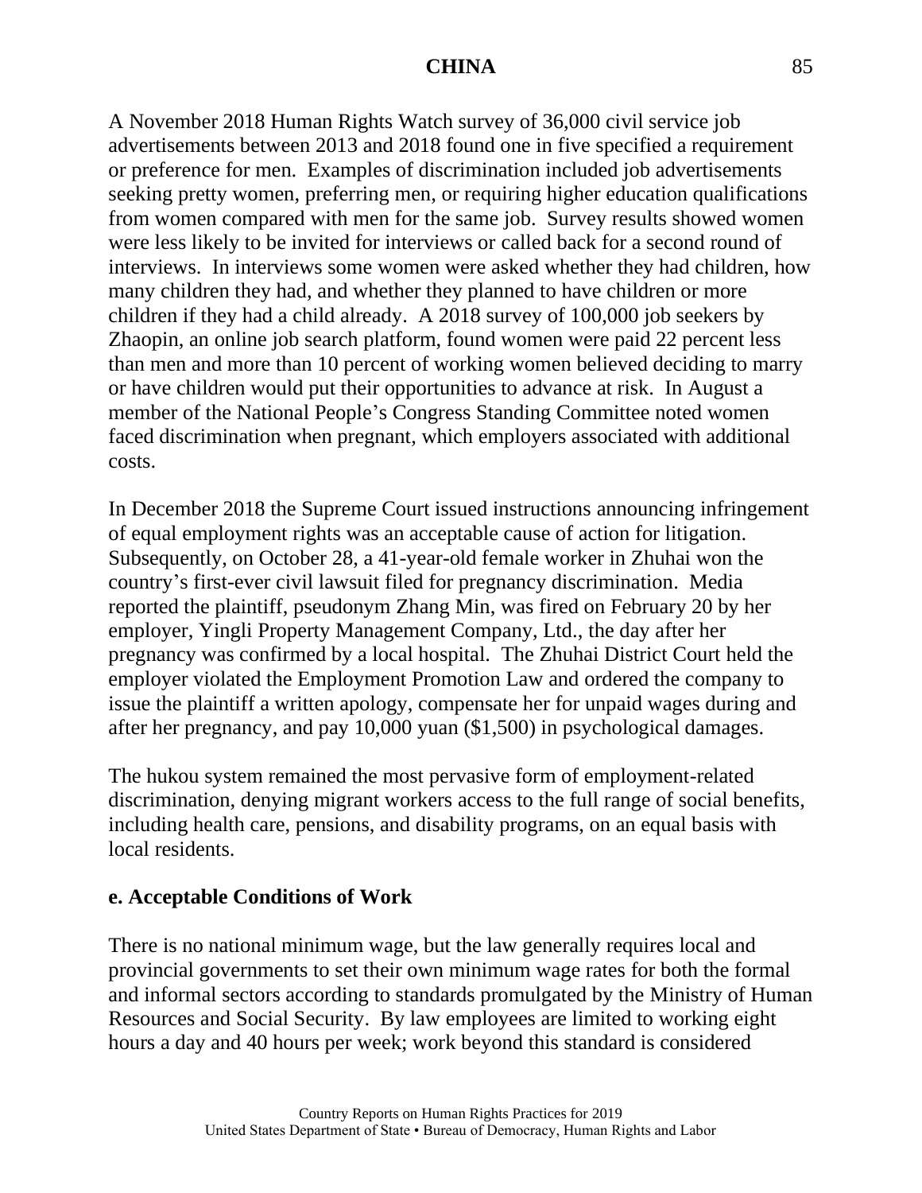A November 2018 Human Rights Watch survey of 36,000 civil service job advertisements between 2013 and 2018 found one in five specified a requirement or preference for men. Examples of discrimination included job advertisements seeking pretty women, preferring men, or requiring higher education qualifications from women compared with men for the same job. Survey results showed women were less likely to be invited for interviews or called back for a second round of interviews. In interviews some women were asked whether they had children, how many children they had, and whether they planned to have children or more children if they had a child already. A 2018 survey of 100,000 job seekers by Zhaopin, an online job search platform, found women were paid 22 percent less than men and more than 10 percent of working women believed deciding to marry or have children would put their opportunities to advance at risk. In August a member of the National People's Congress Standing Committee noted women faced discrimination when pregnant, which employers associated with additional costs.

In December 2018 the Supreme Court issued instructions announcing infringement of equal employment rights was an acceptable cause of action for litigation. Subsequently, on October 28, a 41-year-old female worker in Zhuhai won the country's first-ever civil lawsuit filed for pregnancy discrimination. Media reported the plaintiff, pseudonym Zhang Min, was fired on February 20 by her employer, Yingli Property Management Company, Ltd., the day after her pregnancy was confirmed by a local hospital. The Zhuhai District Court held the employer violated the Employment Promotion Law and ordered the company to issue the plaintiff a written apology, compensate her for unpaid wages during and after her pregnancy, and pay 10,000 yuan ($1,500) in psychological damages.

The hukou system remained the most pervasive form of employment-related discrimination, denying migrant workers access to the full range of social benefits, including health care, pensions, and disability programs, on an equal basis with local residents.

### e. Acceptable Conditions of Work

There is no national minimum wage, but the law generally requires local and provincial governments to set their own minimum wage rates for both the formal and informal sectors according to standards promulgated by the Ministry of Human Resources and Social Security. By law employees are limited to working eight hours a day and 40 hours per week; work beyond this standard is considered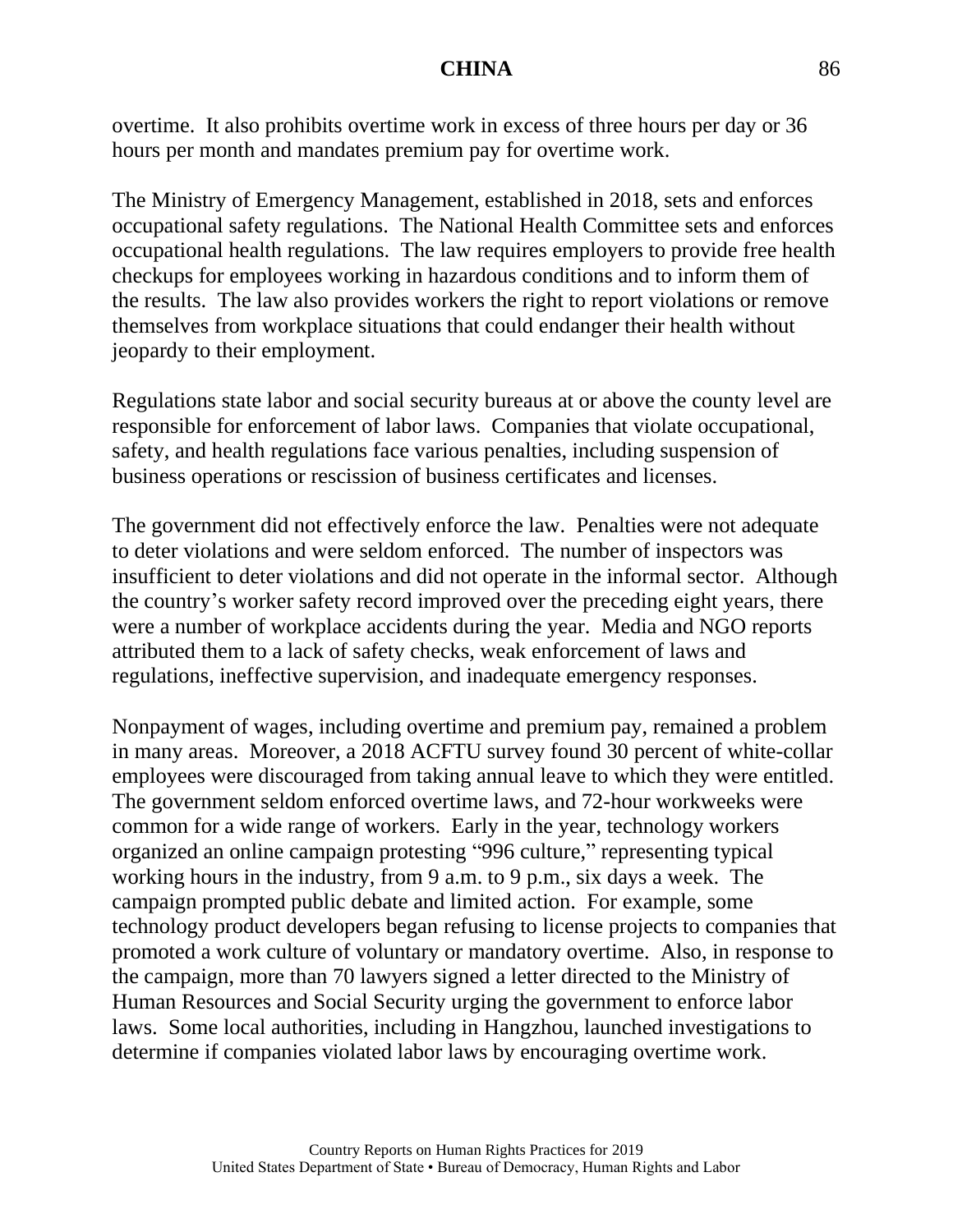overtime. It also prohibits overtime work in excess of three hours per day or 36 hours per month and mandates premium pay for overtime work.

The Ministry of Emergency Management, established in 2018, sets and enforces occupational safety regulations. The National Health Committee sets and enforces occupational health regulations. The law requires employers to provide free health checkups for employees working in hazardous conditions and to inform them of the results. The law also provides workers the right to report violations or remove themselves from workplace situations that could endanger their health without jeopardy to their employment.

Regulations state labor and social security bureaus at or above the county level are responsible for enforcement of labor laws. Companies that violate occupational, safety, and health regulations face various penalties, including suspension of business operations or rescission of business certificates and licenses.

The government did not effectively enforce the law. Penalties were not adequate to deter violations and were seldom enforced. The number of inspectors was insufficient to deter violations and did not operate in the informal sector. Although the country's worker safety record improved over the preceding eight years, there were a number of workplace accidents during the year. Media and NGO reports attributed them to a lack of safety checks, weak enforcement of laws and regulations, ineffective supervision, and inadequate emergency responses.

Nonpayment of wages, including overtime and premium pay, remained a problem in many areas. Moreover, a 2018 ACFTU survey found 30 percent of white-collar employees were discouraged from taking annual leave to which they were entitled. The government seldom enforced overtime laws, and 72-hour workweeks were common for a wide range of workers. Early in the year, technology workers organized an online campaign protesting "996 culture," representing typical working hours in the industry, from 9 a.m. to 9 p.m., six days a week. The campaign prompted public debate and limited action. For example, some technology product developers began refusing to license projects to companies that promoted a work culture of voluntary or mandatory overtime. Also, in response to the campaign, more than 70 lawyers signed a letter directed to the Ministry of Human Resources and Social Security urging the government to enforce labor laws. Some local authorities, including in Hangzhou, launched investigations to determine if companies violated labor laws by encouraging overtime work.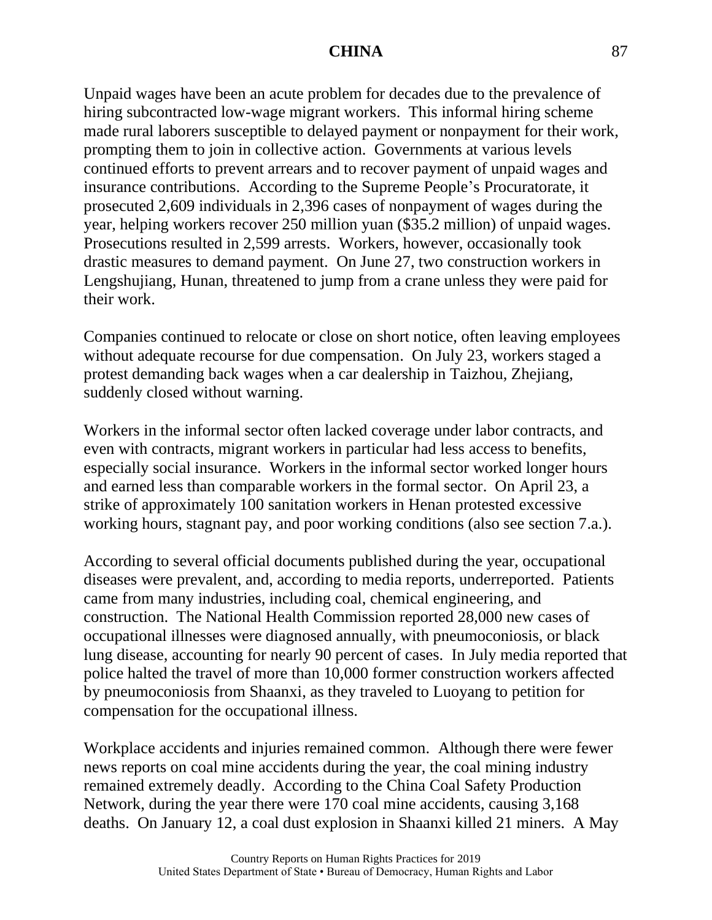Unpaid wages have been an acute problem for decades due to the prevalence of hiring subcontracted low-wage migrant workers. This informal hiring scheme made rural laborers susceptible to delayed payment or nonpayment for their work, prompting them to join in collective action. Governments at various levels continued efforts to prevent arrears and to recover payment of unpaid wages and insurance contributions. According to the Supreme People's Procuratorate, it prosecuted 2,609 individuals in 2,396 cases of nonpayment of wages during the year, helping workers recover 250 million yuan ($35.2 million) of unpaid wages. Prosecutions resulted in 2,599 arrests. Workers, however, occasionally took drastic measures to demand payment. On June 27, two construction workers in Lengshujiang, Hunan, threatened to jump from a crane unless they were paid for their work.

Companies continued to relocate or close on short notice, often leaving employees without adequate recourse for due compensation. On July 23, workers staged a protest demanding back wages when a car dealership in Taizhou, Zhejiang, suddenly closed without warning.

Workers in the informal sector often lacked coverage under labor contracts, and even with contracts, migrant workers in particular had less access to benefits, especially social insurance. Workers in the informal sector worked longer hours and earned less than comparable workers in the formal sector. On April 23, a strike of approximately 100 sanitation workers in Henan protested excessive working hours, stagnant pay, and poor working conditions (also see section 7.a.).

According to several official documents published during the year, occupational diseases were prevalent, and, according to media reports, underreported. Patients came from many industries, including coal, chemical engineering, and construction. The National Health Commission reported 28,000 new cases of occupational illnesses were diagnosed annually, with pneumoconiosis, or black lung disease, accounting for nearly 90 percent of cases. In July media reported that police halted the travel of more than 10,000 former construction workers affected by pneumoconiosis from Shaanxi, as they traveled to Luoyang to petition for compensation for the occupational illness.

Workplace accidents and injuries remained common. Although there were fewer news reports on coal mine accidents during the year, the coal mining industry remained extremely deadly. According to the China Coal Safety Production Network, during the year there were 170 coal mine accidents, causing 3,168 deaths. On January 12, a coal dust explosion in Shaanxi killed 21 miners. A May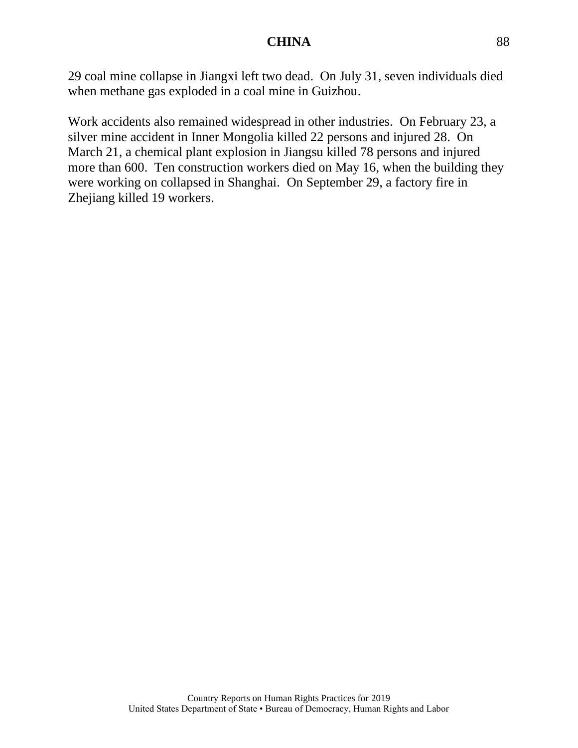29 coal mine collapse in Jiangxi left two dead. On July 31, seven individuals died when methane gas exploded in a coal mine in Guizhou.

Work accidents also remained widespread in other industries. On February 23, a silver mine accident in Inner Mongolia killed 22 persons and injured 28. On March 21, a chemical plant explosion in Jiangsu killed 78 persons and injured more than 600. Ten construction workers died on May 16, when the building they were working on collapsed in Shanghai. On September 29, a factory fire in Zhejiang killed 19 workers.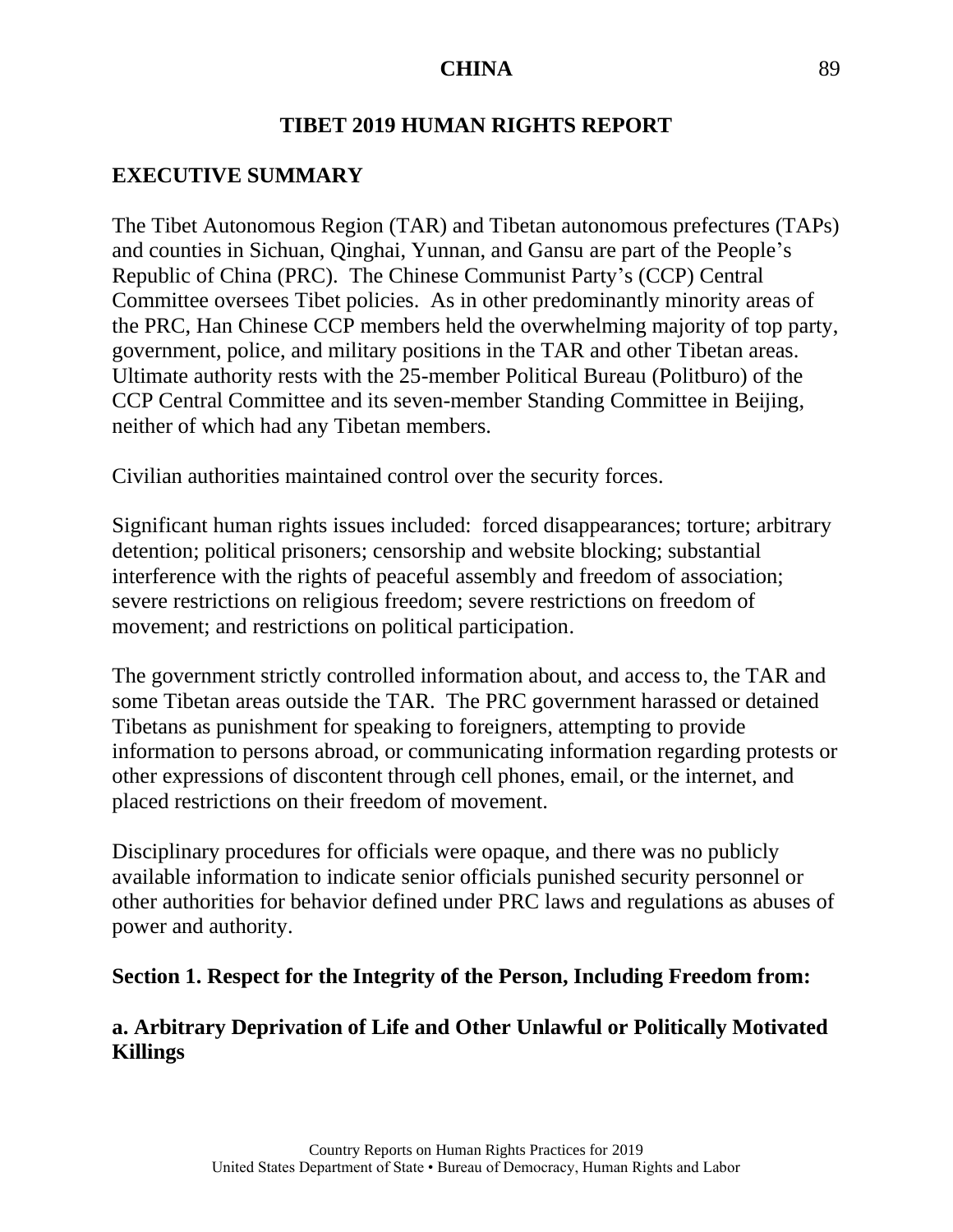# TIBET 2019 HUMAN RIGHTS REPORT

## EXECUTIVE SUMMARY

The Tibet Autonomous Region (TAR) and Tibetan autonomous prefectures (TAPs) and counties in Sichuan, Qinghai, Yunnan, and Gansu are part of the People's Republic of China (PRC). The Chinese Communist Party's (CCP) Central Committee oversees Tibet policies. As in other predominantly minority areas of the PRC, Han Chinese CCP members held the overwhelming majority of top party, government, police, and military positions in the TAR and other Tibetan areas. Ultimate authority rests with the 25-member Political Bureau (Politburo) of the CCP Central Committee and its seven-member Standing Committee in Beijing, neither of which had any Tibetan members.

Civilian authorities maintained control over the security forces.

Significant human rights issues included: forced disappearances; torture; arbitrary detention; political prisoners; censorship and website blocking; substantial interference with the rights of peaceful assembly and freedom of association; severe restrictions on religious freedom; severe restrictions on freedom of movement; and restrictions on political participation.

The government strictly controlled information about, and access to, the TAR and some Tibetan areas outside the TAR. The PRC government harassed or detained Tibetans as punishment for speaking to foreigners, attempting to provide information to persons abroad, or communicating information regarding protests or other expressions of discontent through cell phones, email, or the internet, and placed restrictions on their freedom of movement.

Disciplinary procedures for officials were opaque, and there was no publicly available information to indicate senior officials punished security personnel or other authorities for behavior defined under PRC laws and regulations as abuses of power and authority.

## Section 1. Respect for the Integrity of the Person, Including Freedom from:

### a. Arbitrary Deprivation of Life and Other Unlawful or Politically Motivated Killings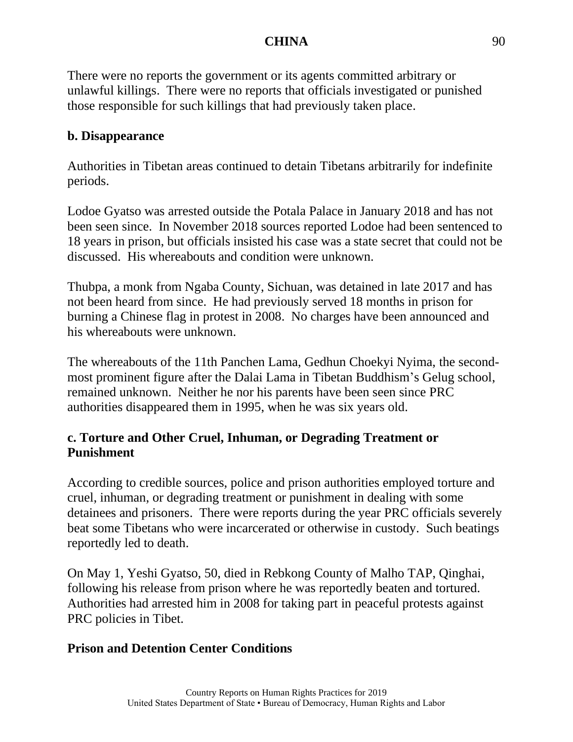There were no reports the government or its agents committed arbitrary or unlawful killings. There were no reports that officials investigated or punished those responsible for such killings that had previously taken place.

**b. Disappearance**

Authorities in Tibetan areas continued to detain Tibetans arbitrarily for indefinite periods.

Lodoe Gyatso was arrested outside the Potala Palace in January 2018 and has not been seen since. In November 2018 sources reported Lodoe had been sentenced to 18 years in prison, but officials insisted his case was a state secret that could not be discussed. His whereabouts and condition were unknown.

Thubpa, a monk from Ngaba County, Sichuan, was detained in late 2017 and has not been heard from since. He had previously served 18 months in prison for burning a Chinese flag in protest in 2008. No charges have been announced and his whereabouts were unknown.

The whereabouts of the 11th Panchen Lama, Gedhun Choekyi Nyima, the second-most prominent figure after the Dalai Lama in Tibetan Buddhism's Gelug school, remained unknown. Neither he nor his parents have been seen since PRC authorities disappeared them in 1995, when he was six years old.

**c. Torture and Other Cruel, Inhuman, or Degrading Treatment or Punishment**

According to credible sources, police and prison authorities employed torture and cruel, inhuman, or degrading treatment or punishment in dealing with some detainees and prisoners. There were reports during the year PRC officials severely beat some Tibetans who were incarcerated or otherwise in custody. Such beatings reportedly led to death.

On May 1, Yeshi Gyatso, 50, died in Rebkong County of Malho TAP, Qinghai, following his release from prison where he was reportedly beaten and tortured. Authorities had arrested him in 2008 for taking part in peaceful protests against PRC policies in Tibet.

**Prison and Detention Center Conditions**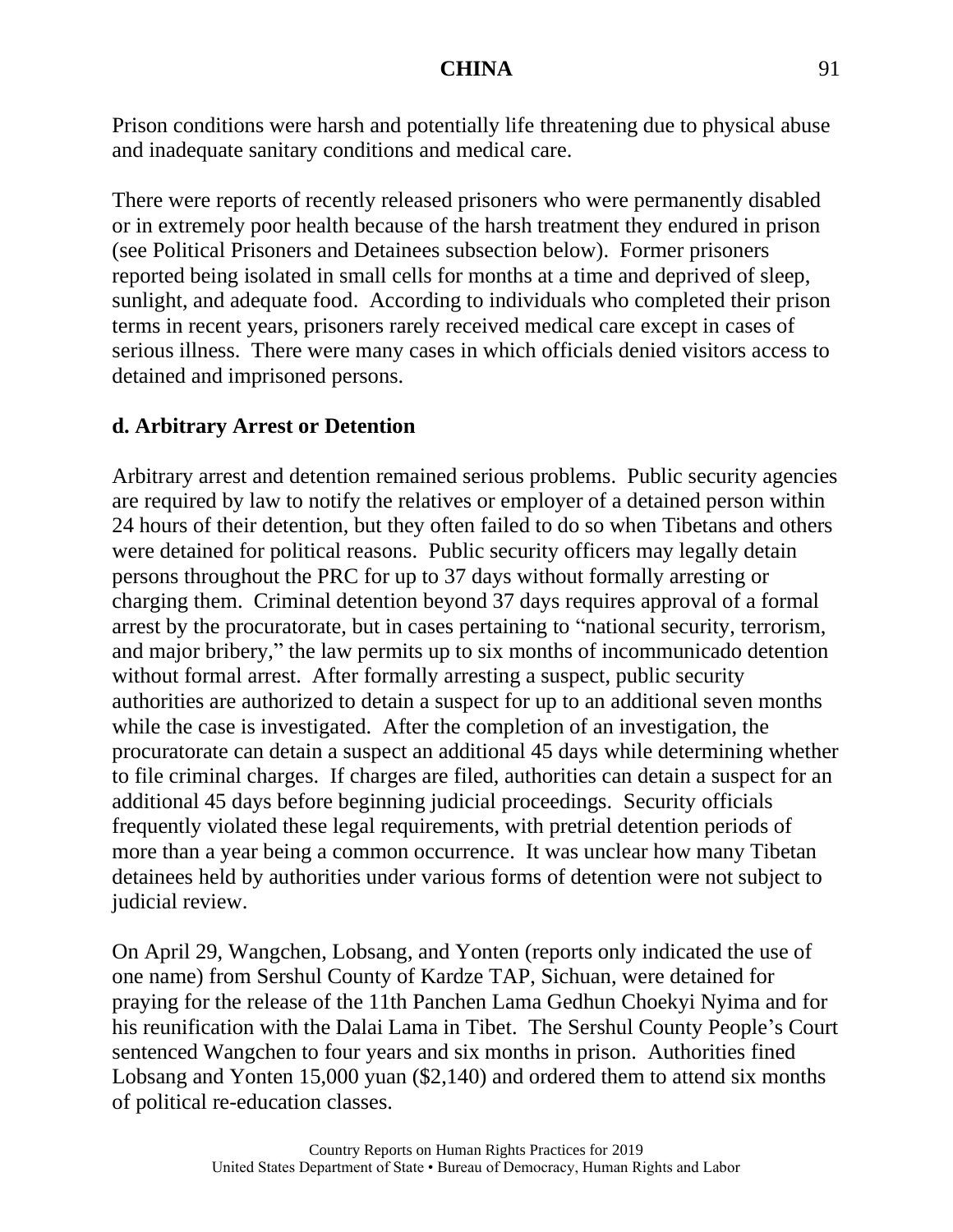Prison conditions were harsh and potentially life threatening due to physical abuse and inadequate sanitary conditions and medical care.

There were reports of recently released prisoners who were permanently disabled or in extremely poor health because of the harsh treatment they endured in prison (see Political Prisoners and Detainees subsection below). Former prisoners reported being isolated in small cells for months at a time and deprived of sleep, sunlight, and adequate food. According to individuals who completed their prison terms in recent years, prisoners rarely received medical care except in cases of serious illness. There were many cases in which officials denied visitors access to detained and imprisoned persons.

## d. Arbitrary Arrest or Detention

Arbitrary arrest and detention remained serious problems. Public security agencies are required by law to notify the relatives or employer of a detained person within 24 hours of their detention, but they often failed to do so when Tibetans and others were detained for political reasons. Public security officers may legally detain persons throughout the PRC for up to 37 days without formally arresting or charging them. Criminal detention beyond 37 days requires approval of a formal arrest by the procuratorate, but in cases pertaining to “national security, terrorism, and major bribery,” the law permits up to six months of incommunicado detention without formal arrest. After formally arresting a suspect, public security authorities are authorized to detain a suspect for up to an additional seven months while the case is investigated. After the completion of an investigation, the procuratorate can detain a suspect an additional 45 days while determining whether to file criminal charges. If charges are filed, authorities can detain a suspect for an additional 45 days before beginning judicial proceedings. Security officials frequently violated these legal requirements, with pretrial detention periods of more than a year being a common occurrence. It was unclear how many Tibetan detainees held by authorities under various forms of detention were not subject to judicial review.

On April 29, Wangchen, Lobsang, and Yonten (reports only indicated the use of one name) from Sershul County of Kardze TAP, Sichuan, were detained for praying for the release of the 11th Panchen Lama Gedhun Choekyi Nyima and for his reunification with the Dalai Lama in Tibet. The Sershul County People’s Court sentenced Wangchen to four years and six months in prison. Authorities fined Lobsang and Yonten 15,000 yuan ($2,140) and ordered them to attend six months of political re-education classes.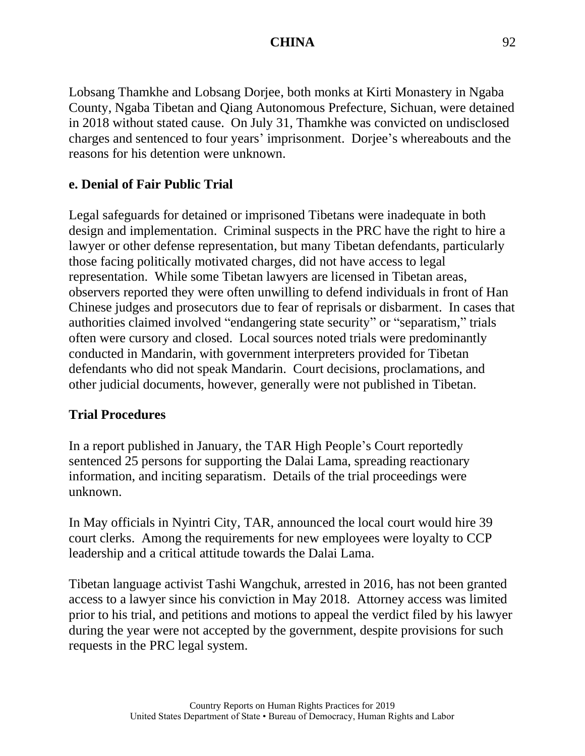Lobsang Thamkhe and Lobsang Dorjee, both monks at Kirti Monastery in Ngaba County, Ngaba Tibetan and Qiang Autonomous Prefecture, Sichuan, were detained in 2018 without stated cause. On July 31, Thamkhe was convicted on undisclosed charges and sentenced to four years' imprisonment. Dorjee's whereabouts and the reasons for his detention were unknown.

## e. Denial of Fair Public Trial

Legal safeguards for detained or imprisoned Tibetans were inadequate in both design and implementation. Criminal suspects in the PRC have the right to hire a lawyer or other defense representation, but many Tibetan defendants, particularly those facing politically motivated charges, did not have access to legal representation. While some Tibetan lawyers are licensed in Tibetan areas, observers reported they were often unwilling to defend individuals in front of Han Chinese judges and prosecutors due to fear of reprisals or disbarment. In cases that authorities claimed involved "endangering state security" or "separatism," trials often were cursory and closed. Local sources noted trials were predominantly conducted in Mandarin, with government interpreters provided for Tibetan defendants who did not speak Mandarin. Court decisions, proclamations, and other judicial documents, however, generally were not published in Tibetan.

### Trial Procedures

In a report published in January, the TAR High People's Court reportedly sentenced 25 persons for supporting the Dalai Lama, spreading reactionary information, and inciting separatism. Details of the trial proceedings were unknown.

In May officials in Nyintri City, TAR, announced the local court would hire 39 court clerks. Among the requirements for new employees were loyalty to CCP leadership and a critical attitude towards the Dalai Lama.

Tibetan language activist Tashi Wangchuk, arrested in 2016, has not been granted access to a lawyer since his conviction in May 2018. Attorney access was limited prior to his trial, and petitions and motions to appeal the verdict filed by his lawyer during the year were not accepted by the government, despite provisions for such requests in the PRC legal system.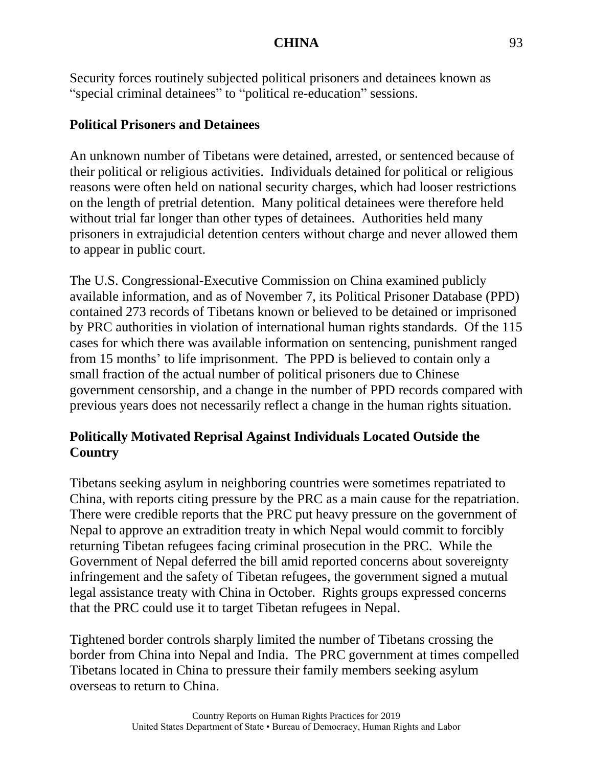Security forces routinely subjected political prisoners and detainees known as "special criminal detainees" to "political re-education" sessions.

**Political Prisoners and Detainees**

An unknown number of Tibetans were detained, arrested, or sentenced because of their political or religious activities. Individuals detained for political or religious reasons were often held on national security charges, which had looser restrictions on the length of pretrial detention. Many political detainees were therefore held without trial far longer than other types of detainees. Authorities held many prisoners in extrajudicial detention centers without charge and never allowed them to appear in public court.

The U.S. Congressional-Executive Commission on China examined publicly available information, and as of November 7, its Political Prisoner Database (PPD) contained 273 records of Tibetans known or believed to be detained or imprisoned by PRC authorities in violation of international human rights standards. Of the 115 cases for which there was available information on sentencing, punishment ranged from 15 months' to life imprisonment. The PPD is believed to contain only a small fraction of the actual number of political prisoners due to Chinese government censorship, and a change in the number of PPD records compared with previous years does not necessarily reflect a change in the human rights situation.

**Politically Motivated Reprisal Against Individuals Located Outside the Country**

Tibetans seeking asylum in neighboring countries were sometimes repatriated to China, with reports citing pressure by the PRC as a main cause for the repatriation. There were credible reports that the PRC put heavy pressure on the government of Nepal to approve an extradition treaty in which Nepal would commit to forcibly returning Tibetan refugees facing criminal prosecution in the PRC. While the Government of Nepal deferred the bill amid reported concerns about sovereignty infringement and the safety of Tibetan refugees, the government signed a mutual legal assistance treaty with China in October. Rights groups expressed concerns that the PRC could use it to target Tibetan refugees in Nepal.

Tightened border controls sharply limited the number of Tibetans crossing the border from China into Nepal and India. The PRC government at times compelled Tibetans located in China to pressure their family members seeking asylum overseas to return to China.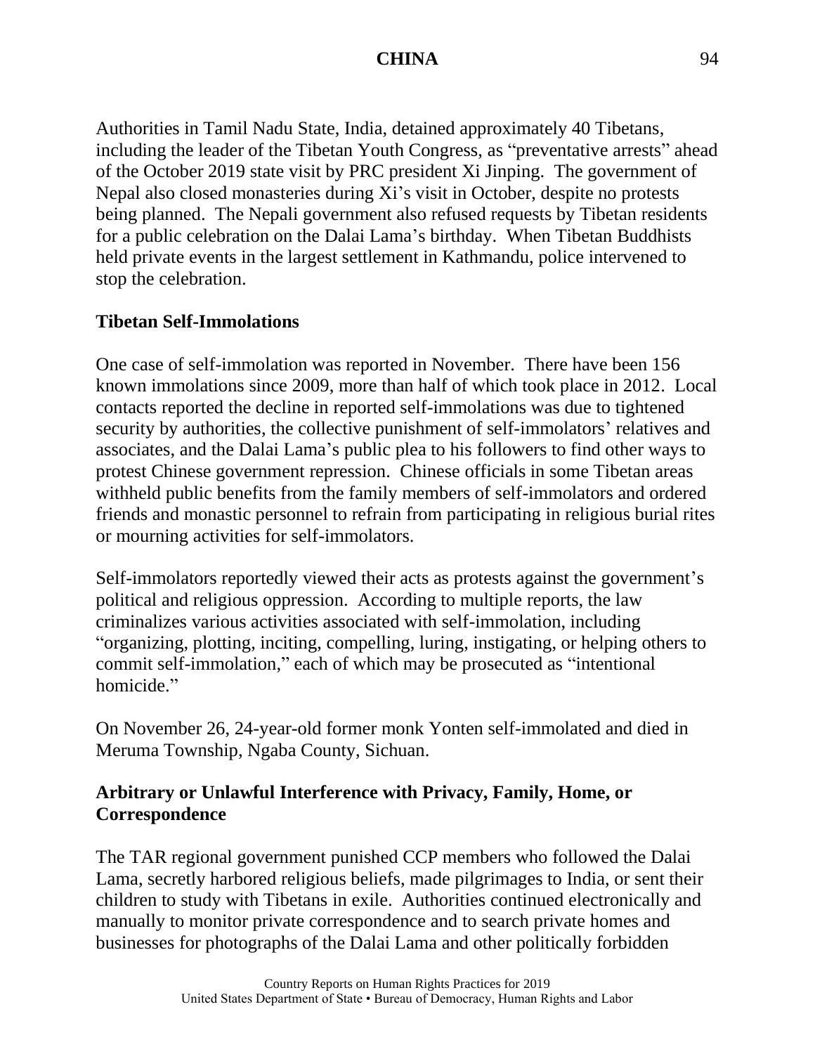Authorities in Tamil Nadu State, India, detained approximately 40 Tibetans, including the leader of the Tibetan Youth Congress, as "preventative arrests" ahead of the October 2019 state visit by PRC president Xi Jinping. The government of Nepal also closed monasteries during Xi's visit in October, despite no protests being planned. The Nepali government also refused requests by Tibetan residents for a public celebration on the Dalai Lama's birthday. When Tibetan Buddhists held private events in the largest settlement in Kathmandu, police intervened to stop the celebration.

## Tibetan Self-Immolations

One case of self-immolation was reported in November. There have been 156 known immolations since 2009, more than half of which took place in 2012. Local contacts reported the decline in reported self-immolations was due to tightened security by authorities, the collective punishment of self-immolators' relatives and associates, and the Dalai Lama's public plea to his followers to find other ways to protest Chinese government repression. Chinese officials in some Tibetan areas withheld public benefits from the family members of self-immolators and ordered friends and monastic personnel to refrain from participating in religious burial rites or mourning activities for self-immolators.

Self-immolators reportedly viewed their acts as protests against the government's political and religious oppression. According to multiple reports, the law criminalizes various activities associated with self-immolation, including "organizing, plotting, inciting, compelling, luring, instigating, or helping others to commit self-immolation," each of which may be prosecuted as "intentional homicide."

On November 26, 24-year-old former monk Yonten self-immolated and died in Meruma Township, Ngaba County, Sichuan.

## Arbitrary or Unlawful Interference with Privacy, Family, Home, or Correspondence

The TAR regional government punished CCP members who followed the Dalai Lama, secretly harbored religious beliefs, made pilgrimages to India, or sent their children to study with Tibetans in exile. Authorities continued electronically and manually to monitor private correspondence and to search private homes and businesses for photographs of the Dalai Lama and other politically forbidden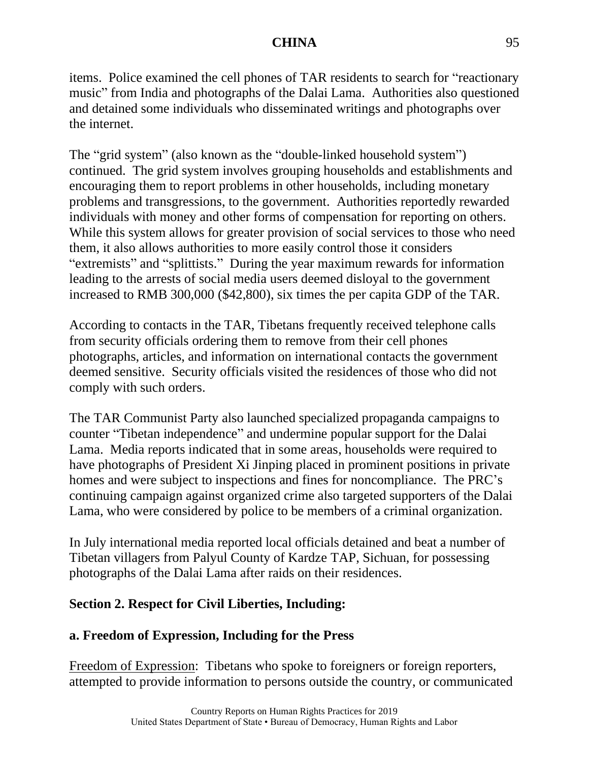items. Police examined the cell phones of TAR residents to search for "reactionary music" from India and photographs of the Dalai Lama. Authorities also questioned and detained some individuals who disseminated writings and photographs over the internet.

The "grid system" (also known as the "double-linked household system") continued. The grid system involves grouping households and establishments and encouraging them to report problems in other households, including monetary problems and transgressions, to the government. Authorities reportedly rewarded individuals with money and other forms of compensation for reporting on others. While this system allows for greater provision of social services to those who need them, it also allows authorities to more easily control those it considers "extremists" and "splittists." During the year maximum rewards for information leading to the arrests of social media users deemed disloyal to the government increased to RMB 300,000 ($42,800), six times the per capita GDP of the TAR.

According to contacts in the TAR, Tibetans frequently received telephone calls from security officials ordering them to remove from their cell phones photographs, articles, and information on international contacts the government deemed sensitive. Security officials visited the residences of those who did not comply with such orders.

The TAR Communist Party also launched specialized propaganda campaigns to counter "Tibetan independence" and undermine popular support for the Dalai Lama. Media reports indicated that in some areas, households were required to have photographs of President Xi Jinping placed in prominent positions in private homes and were subject to inspections and fines for noncompliance. The PRC's continuing campaign against organized crime also targeted supporters of the Dalai Lama, who were considered by police to be members of a criminal organization.

In July international media reported local officials detained and beat a number of Tibetan villagers from Palyul County of Kardze TAP, Sichuan, for possessing photographs of the Dalai Lama after raids on their residences.

## Section 2. Respect for Civil Liberties, Including:

### a. Freedom of Expression, Including for the Press

Freedom of Expression: Tibetans who spoke to foreigners or foreign reporters, attempted to provide information to persons outside the country, or communicated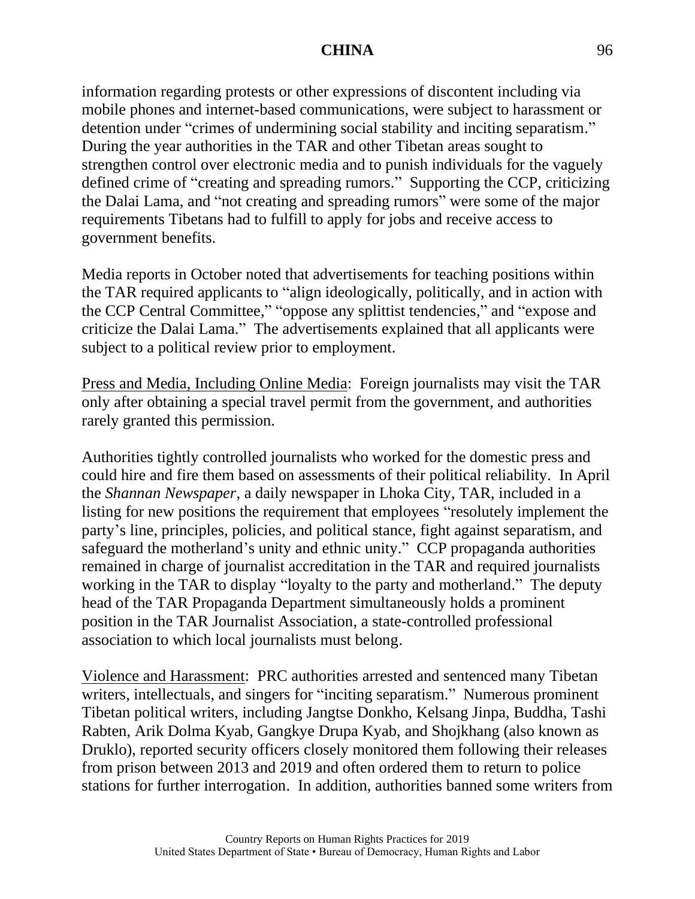information regarding protests or other expressions of discontent including via mobile phones and internet-based communications, were subject to harassment or detention under "crimes of undermining social stability and inciting separatism." During the year authorities in the TAR and other Tibetan areas sought to strengthen control over electronic media and to punish individuals for the vaguely defined crime of "creating and spreading rumors." Supporting the CCP, criticizing the Dalai Lama, and "not creating and spreading rumors" were some of the major requirements Tibetans had to fulfill to apply for jobs and receive access to government benefits.

Media reports in October noted that advertisements for teaching positions within the TAR required applicants to "align ideologically, politically, and in action with the CCP Central Committee," "oppose any splittist tendencies," and "expose and criticize the Dalai Lama." The advertisements explained that all applicants were subject to a political review prior to employment.

Press and Media, Including Online Media: Foreign journalists may visit the TAR only after obtaining a special travel permit from the government, and authorities rarely granted this permission.

Authorities tightly controlled journalists who worked for the domestic press and could hire and fire them based on assessments of their political reliability. In April the *Shannan Newspaper*, a daily newspaper in Lhoka City, TAR, included in a listing for new positions the requirement that employees "resolutely implement the party's line, principles, policies, and political stance, fight against separatism, and safeguard the motherland's unity and ethnic unity." CCP propaganda authorities remained in charge of journalist accreditation in the TAR and required journalists working in the TAR to display "loyalty to the party and motherland." The deputy head of the TAR Propaganda Department simultaneously holds a prominent position in the TAR Journalist Association, a state-controlled professional association to which local journalists must belong.

Violence and Harassment: PRC authorities arrested and sentenced many Tibetan writers, intellectuals, and singers for "inciting separatism." Numerous prominent Tibetan political writers, including Jangtse Donkho, Kelsang Jinpa, Buddha, Tashi Rabten, Arik Dolma Kyab, Gangkye Drupa Kyab, and Shojkhang (also known as Druklo), reported security officers closely monitored them following their releases from prison between 2013 and 2019 and often ordered them to return to police stations for further interrogation. In addition, authorities banned some writers from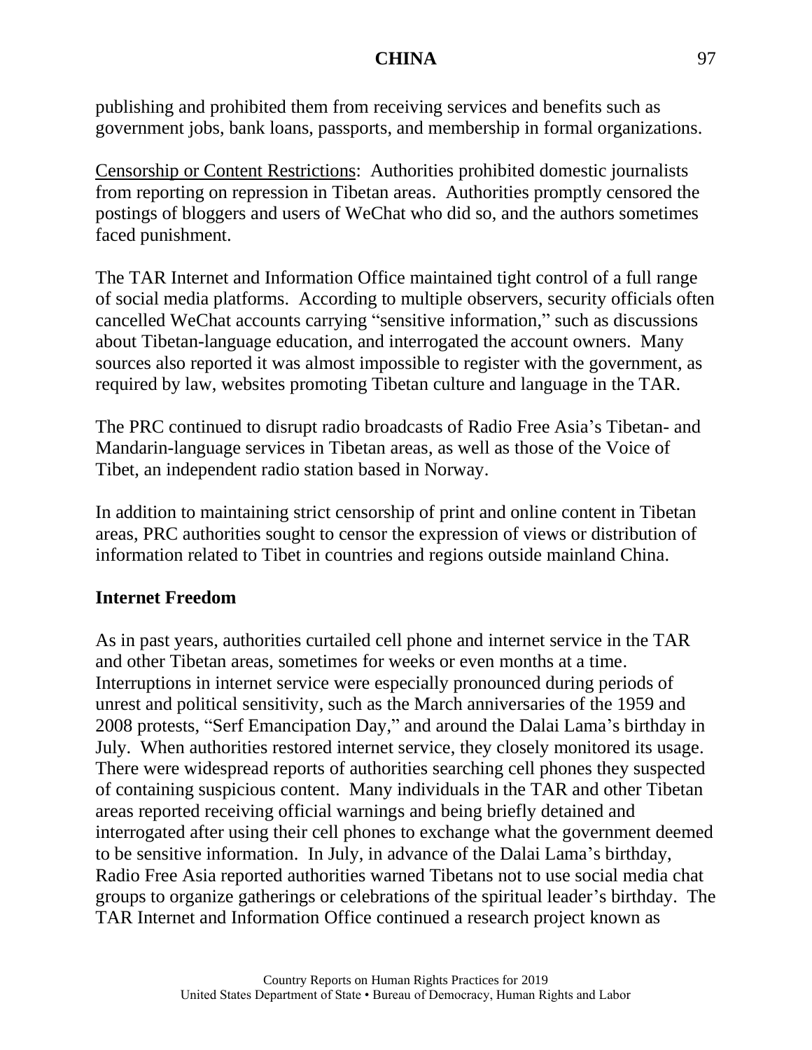publishing and prohibited them from receiving services and benefits such as government jobs, bank loans, passports, and membership in formal organizations.

Censorship or Content Restrictions: Authorities prohibited domestic journalists from reporting on repression in Tibetan areas. Authorities promptly censored the postings of bloggers and users of WeChat who did so, and the authors sometimes faced punishment.

The TAR Internet and Information Office maintained tight control of a full range of social media platforms. According to multiple observers, security officials often cancelled WeChat accounts carrying "sensitive information," such as discussions about Tibetan-language education, and interrogated the account owners. Many sources also reported it was almost impossible to register with the government, as required by law, websites promoting Tibetan culture and language in the TAR.

The PRC continued to disrupt radio broadcasts of Radio Free Asia's Tibetan- and Mandarin-language services in Tibetan areas, as well as those of the Voice of Tibet, an independent radio station based in Norway.

In addition to maintaining strict censorship of print and online content in Tibetan areas, PRC authorities sought to censor the expression of views or distribution of information related to Tibet in countries and regions outside mainland China.

**Internet Freedom**

As in past years, authorities curtailed cell phone and internet service in the TAR and other Tibetan areas, sometimes for weeks or even months at a time. Interruptions in internet service were especially pronounced during periods of unrest and political sensitivity, such as the March anniversaries of the 1959 and 2008 protests, "Serf Emancipation Day," and around the Dalai Lama's birthday in July. When authorities restored internet service, they closely monitored its usage. There were widespread reports of authorities searching cell phones they suspected of containing suspicious content. Many individuals in the TAR and other Tibetan areas reported receiving official warnings and being briefly detained and interrogated after using their cell phones to exchange what the government deemed to be sensitive information. In July, in advance of the Dalai Lama's birthday, Radio Free Asia reported authorities warned Tibetans not to use social media chat groups to organize gatherings or celebrations of the spiritual leader's birthday. The TAR Internet and Information Office continued a research project known as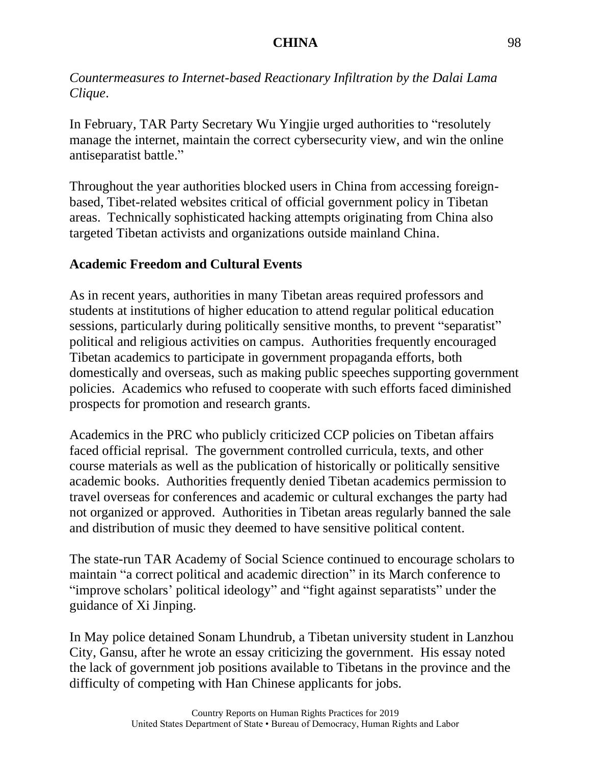*Countermeasures to Internet-based Reactionary Infiltration by the Dalai Lama Clique*.

In February, TAR Party Secretary Wu Yingjie urged authorities to "resolutely manage the internet, maintain the correct cybersecurity view, and win the online antiseparatist battle."

Throughout the year authorities blocked users in China from accessing foreign-based, Tibet-related websites critical of official government policy in Tibetan areas. Technically sophisticated hacking attempts originating from China also targeted Tibetan activists and organizations outside mainland China.

**Academic Freedom and Cultural Events**

As in recent years, authorities in many Tibetan areas required professors and students at institutions of higher education to attend regular political education sessions, particularly during politically sensitive months, to prevent "separatist" political and religious activities on campus. Authorities frequently encouraged Tibetan academics to participate in government propaganda efforts, both domestically and overseas, such as making public speeches supporting government policies. Academics who refused to cooperate with such efforts faced diminished prospects for promotion and research grants.

Academics in the PRC who publicly criticized CCP policies on Tibetan affairs faced official reprisal. The government controlled curricula, texts, and other course materials as well as the publication of historically or politically sensitive academic books. Authorities frequently denied Tibetan academics permission to travel overseas for conferences and academic or cultural exchanges the party had not organized or approved. Authorities in Tibetan areas regularly banned the sale and distribution of music they deemed to have sensitive political content.

The state-run TAR Academy of Social Science continued to encourage scholars to maintain "a correct political and academic direction" in its March conference to "improve scholars' political ideology" and "fight against separatists" under the guidance of Xi Jinping.

In May police detained Sonam Lhundrub, a Tibetan university student in Lanzhou City, Gansu, after he wrote an essay criticizing the government. His essay noted the lack of government job positions available to Tibetans in the province and the difficulty of competing with Han Chinese applicants for jobs.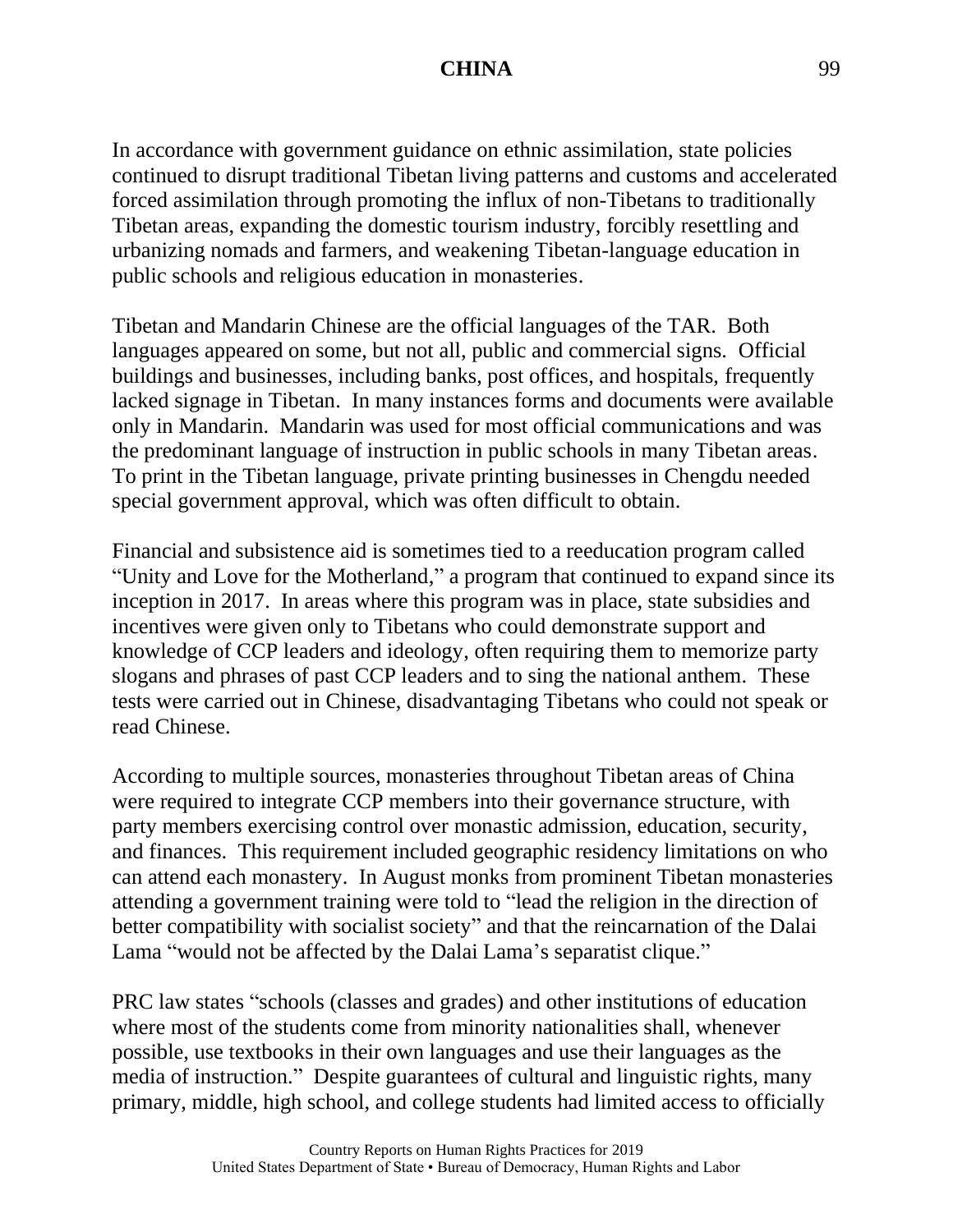In accordance with government guidance on ethnic assimilation, state policies continued to disrupt traditional Tibetan living patterns and customs and accelerated forced assimilation through promoting the influx of non-Tibetans to traditionally Tibetan areas, expanding the domestic tourism industry, forcibly resettling and urbanizing nomads and farmers, and weakening Tibetan-language education in public schools and religious education in monasteries.

Tibetan and Mandarin Chinese are the official languages of the TAR. Both languages appeared on some, but not all, public and commercial signs. Official buildings and businesses, including banks, post offices, and hospitals, frequently lacked signage in Tibetan. In many instances forms and documents were available only in Mandarin. Mandarin was used for most official communications and was the predominant language of instruction in public schools in many Tibetan areas. To print in the Tibetan language, private printing businesses in Chengdu needed special government approval, which was often difficult to obtain.

Financial and subsistence aid is sometimes tied to a reeducation program called "Unity and Love for the Motherland," a program that continued to expand since its inception in 2017. In areas where this program was in place, state subsidies and incentives were given only to Tibetans who could demonstrate support and knowledge of CCP leaders and ideology, often requiring them to memorize party slogans and phrases of past CCP leaders and to sing the national anthem. These tests were carried out in Chinese, disadvantaging Tibetans who could not speak or read Chinese.

According to multiple sources, monasteries throughout Tibetan areas of China were required to integrate CCP members into their governance structure, with party members exercising control over monastic admission, education, security, and finances. This requirement included geographic residency limitations on who can attend each monastery. In August monks from prominent Tibetan monasteries attending a government training were told to "lead the religion in the direction of better compatibility with socialist society" and that the reincarnation of the Dalai Lama "would not be affected by the Dalai Lama's separatist clique."

PRC law states "schools (classes and grades) and other institutions of education where most of the students come from minority nationalities shall, whenever possible, use textbooks in their own languages and use their languages as the media of instruction." Despite guarantees of cultural and linguistic rights, many primary, middle, high school, and college students had limited access to officially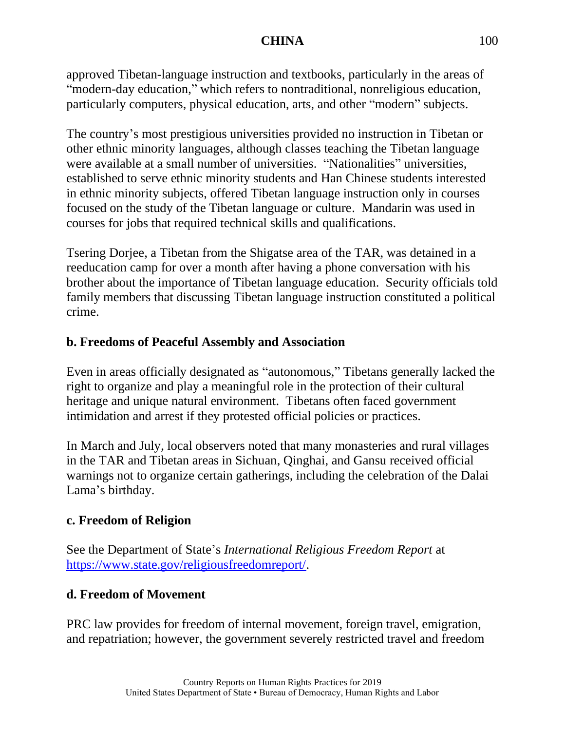approved Tibetan-language instruction and textbooks, particularly in the areas of "modern-day education," which refers to nontraditional, nonreligious education, particularly computers, physical education, arts, and other "modern" subjects.

The country's most prestigious universities provided no instruction in Tibetan or other ethnic minority languages, although classes teaching the Tibetan language were available at a small number of universities. "Nationalities" universities, established to serve ethnic minority students and Han Chinese students interested in ethnic minority subjects, offered Tibetan language instruction only in courses focused on the study of the Tibetan language or culture. Mandarin was used in courses for jobs that required technical skills and qualifications.

Tsering Dorjee, a Tibetan from the Shigatse area of the TAR, was detained in a reeducation camp for over a month after having a phone conversation with his brother about the importance of Tibetan language education. Security officials told family members that discussing Tibetan language instruction constituted a political crime.

### b. Freedoms of Peaceful Assembly and Association

Even in areas officially designated as "autonomous," Tibetans generally lacked the right to organize and play a meaningful role in the protection of their cultural heritage and unique natural environment. Tibetans often faced government intimidation and arrest if they protested official policies or practices.

In March and July, local observers noted that many monasteries and rural villages in the TAR and Tibetan areas in Sichuan, Qinghai, and Gansu received official warnings not to organize certain gatherings, including the celebration of the Dalai Lama's birthday.

### c. Freedom of Religion

See the Department of State's *International Religious Freedom Report* at [https://www.state.gov/religiousfreedomreport/](https://www.state.gov/religiousfreedomreport/).

### d. Freedom of Movement

PRC law provides for freedom of internal movement, foreign travel, emigration, and repatriation; however, the government severely restricted travel and freedom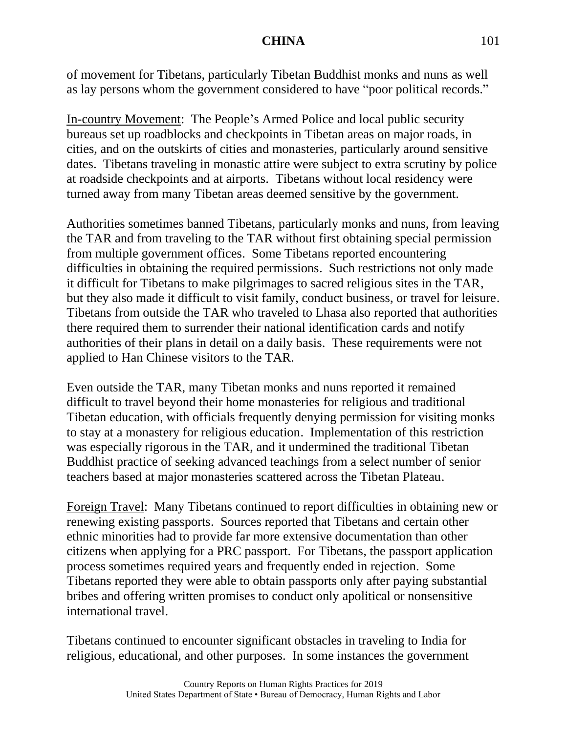of movement for Tibetans, particularly Tibetan Buddhist monks and nuns as well as lay persons whom the government considered to have "poor political records."

<u>In-country Movement</u>: The People's Armed Police and local public security bureaus set up roadblocks and checkpoints in Tibetan areas on major roads, in cities, and on the outskirts of cities and monasteries, particularly around sensitive dates. Tibetans traveling in monastic attire were subject to extra scrutiny by police at roadside checkpoints and at airports. Tibetans without local residency were turned away from many Tibetan areas deemed sensitive by the government.

Authorities sometimes banned Tibetans, particularly monks and nuns, from leaving the TAR and from traveling to the TAR without first obtaining special permission from multiple government offices. Some Tibetans reported encountering difficulties in obtaining the required permissions. Such restrictions not only made it difficult for Tibetans to make pilgrimages to sacred religious sites in the TAR, but they also made it difficult to visit family, conduct business, or travel for leisure. Tibetans from outside the TAR who traveled to Lhasa also reported that authorities there required them to surrender their national identification cards and notify authorities of their plans in detail on a daily basis. These requirements were not applied to Han Chinese visitors to the TAR.

Even outside the TAR, many Tibetan monks and nuns reported it remained difficult to travel beyond their home monasteries for religious and traditional Tibetan education, with officials frequently denying permission for visiting monks to stay at a monastery for religious education. Implementation of this restriction was especially rigorous in the TAR, and it undermined the traditional Tibetan Buddhist practice of seeking advanced teachings from a select number of senior teachers based at major monasteries scattered across the Tibetan Plateau.

<u>Foreign Travel</u>: Many Tibetans continued to report difficulties in obtaining new or renewing existing passports. Sources reported that Tibetans and certain other ethnic minorities had to provide far more extensive documentation than other citizens when applying for a PRC passport. For Tibetans, the passport application process sometimes required years and frequently ended in rejection. Some Tibetans reported they were able to obtain passports only after paying substantial bribes and offering written promises to conduct only apolitical or nonsensitive international travel.

Tibetans continued to encounter significant obstacles in traveling to India for religious, educational, and other purposes. In some instances the government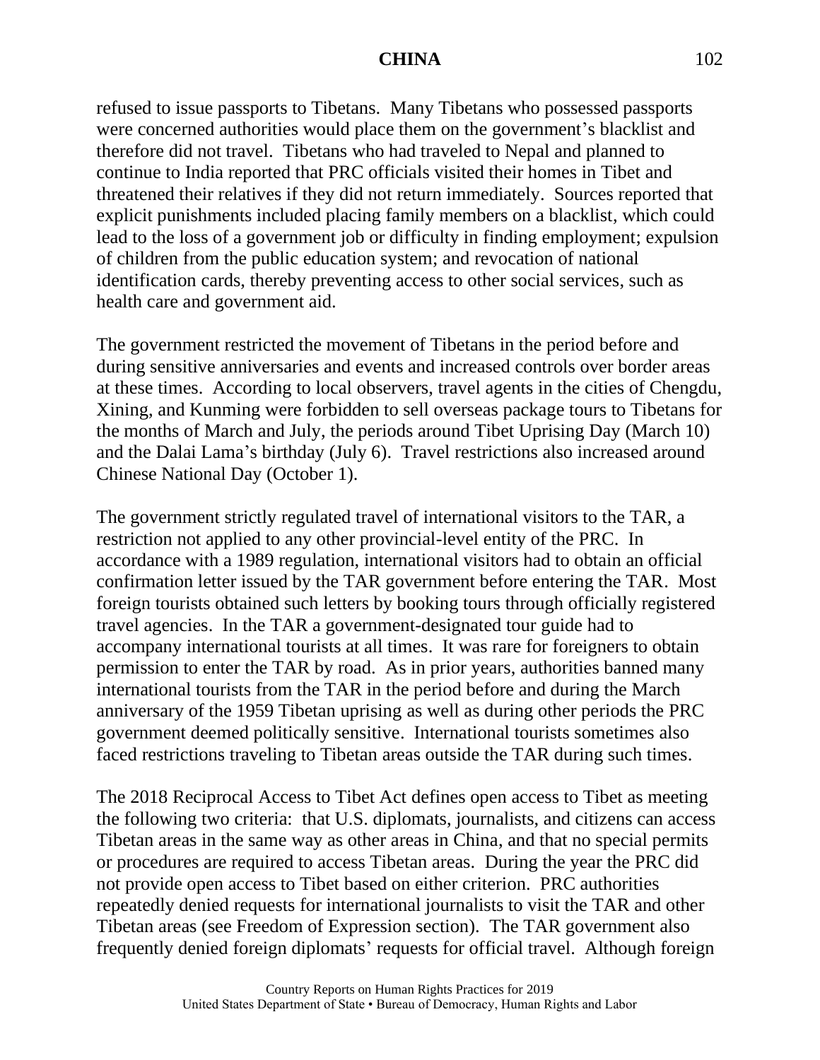refused to issue passports to Tibetans. Many Tibetans who possessed passports were concerned authorities would place them on the government's blacklist and therefore did not travel. Tibetans who had traveled to Nepal and planned to continue to India reported that PRC officials visited their homes in Tibet and threatened their relatives if they did not return immediately. Sources reported that explicit punishments included placing family members on a blacklist, which could lead to the loss of a government job or difficulty in finding employment; expulsion of children from the public education system; and revocation of national identification cards, thereby preventing access to other social services, such as health care and government aid.

The government restricted the movement of Tibetans in the period before and during sensitive anniversaries and events and increased controls over border areas at these times. According to local observers, travel agents in the cities of Chengdu, Xining, and Kunming were forbidden to sell overseas package tours to Tibetans for the months of March and July, the periods around Tibet Uprising Day (March 10) and the Dalai Lama's birthday (July 6). Travel restrictions also increased around Chinese National Day (October 1).

The government strictly regulated travel of international visitors to the TAR, a restriction not applied to any other provincial-level entity of the PRC. In accordance with a 1989 regulation, international visitors had to obtain an official confirmation letter issued by the TAR government before entering the TAR. Most foreign tourists obtained such letters by booking tours through officially registered travel agencies. In the TAR a government-designated tour guide had to accompany international tourists at all times. It was rare for foreigners to obtain permission to enter the TAR by road. As in prior years, authorities banned many international tourists from the TAR in the period before and during the March anniversary of the 1959 Tibetan uprising as well as during other periods the PRC government deemed politically sensitive. International tourists sometimes also faced restrictions traveling to Tibetan areas outside the TAR during such times.

The 2018 Reciprocal Access to Tibet Act defines open access to Tibet as meeting the following two criteria: that U.S. diplomats, journalists, and citizens can access Tibetan areas in the same way as other areas in China, and that no special permits or procedures are required to access Tibetan areas. During the year the PRC did not provide open access to Tibet based on either criterion. PRC authorities repeatedly denied requests for international journalists to visit the TAR and other Tibetan areas (see Freedom of Expression section). The TAR government also frequently denied foreign diplomats' requests for official travel. Although foreign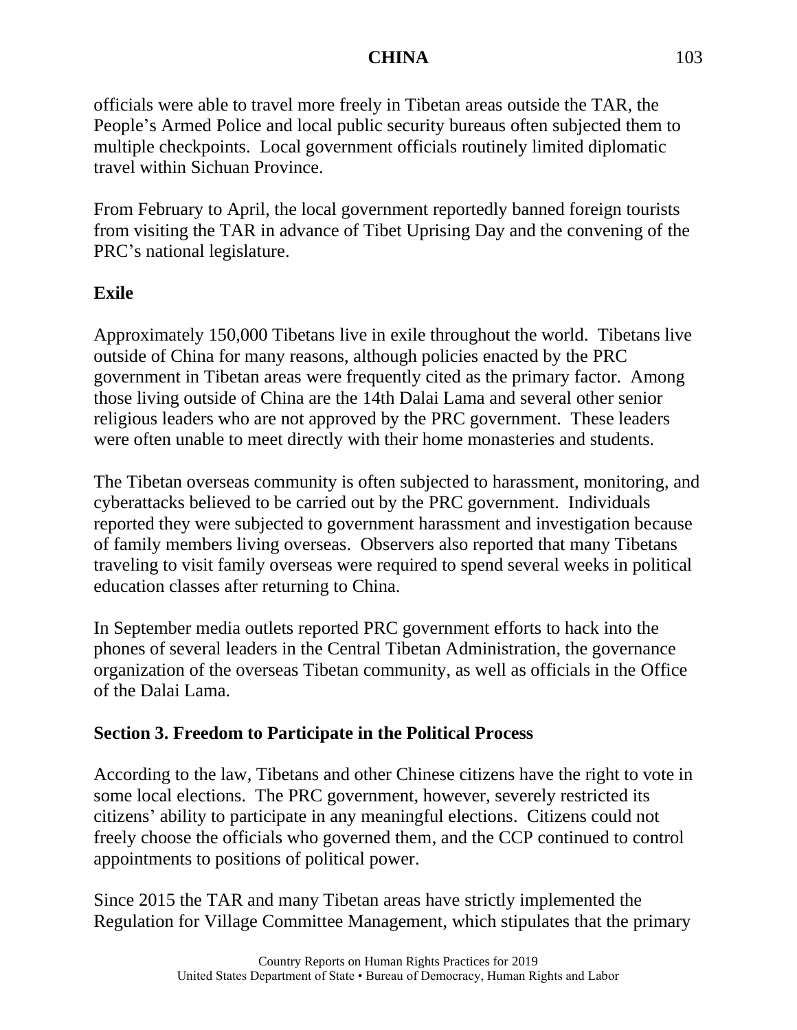officials were able to travel more freely in Tibetan areas outside the TAR, the People's Armed Police and local public security bureaus often subjected them to multiple checkpoints. Local government officials routinely limited diplomatic travel within Sichuan Province.

From February to April, the local government reportedly banned foreign tourists from visiting the TAR in advance of Tibet Uprising Day and the convening of the PRC's national legislature.

**Exile**

Approximately 150,000 Tibetans live in exile throughout the world. Tibetans live outside of China for many reasons, although policies enacted by the PRC government in Tibetan areas were frequently cited as the primary factor. Among those living outside of China are the 14th Dalai Lama and several other senior religious leaders who are not approved by the PRC government. These leaders were often unable to meet directly with their home monasteries and students.

The Tibetan overseas community is often subjected to harassment, monitoring, and cyberattacks believed to be carried out by the PRC government. Individuals reported they were subjected to government harassment and investigation because of family members living overseas. Observers also reported that many Tibetans traveling to visit family overseas were required to spend several weeks in political education classes after returning to China.

In September media outlets reported PRC government efforts to hack into the phones of several leaders in the Central Tibetan Administration, the governance organization of the overseas Tibetan community, as well as officials in the Office of the Dalai Lama.

## Section 3. Freedom to Participate in the Political Process

According to the law, Tibetans and other Chinese citizens have the right to vote in some local elections. The PRC government, however, severely restricted its citizens' ability to participate in any meaningful elections. Citizens could not freely choose the officials who governed them, and the CCP continued to control appointments to positions of political power.

Since 2015 the TAR and many Tibetan areas have strictly implemented the Regulation for Village Committee Management, which stipulates that the primary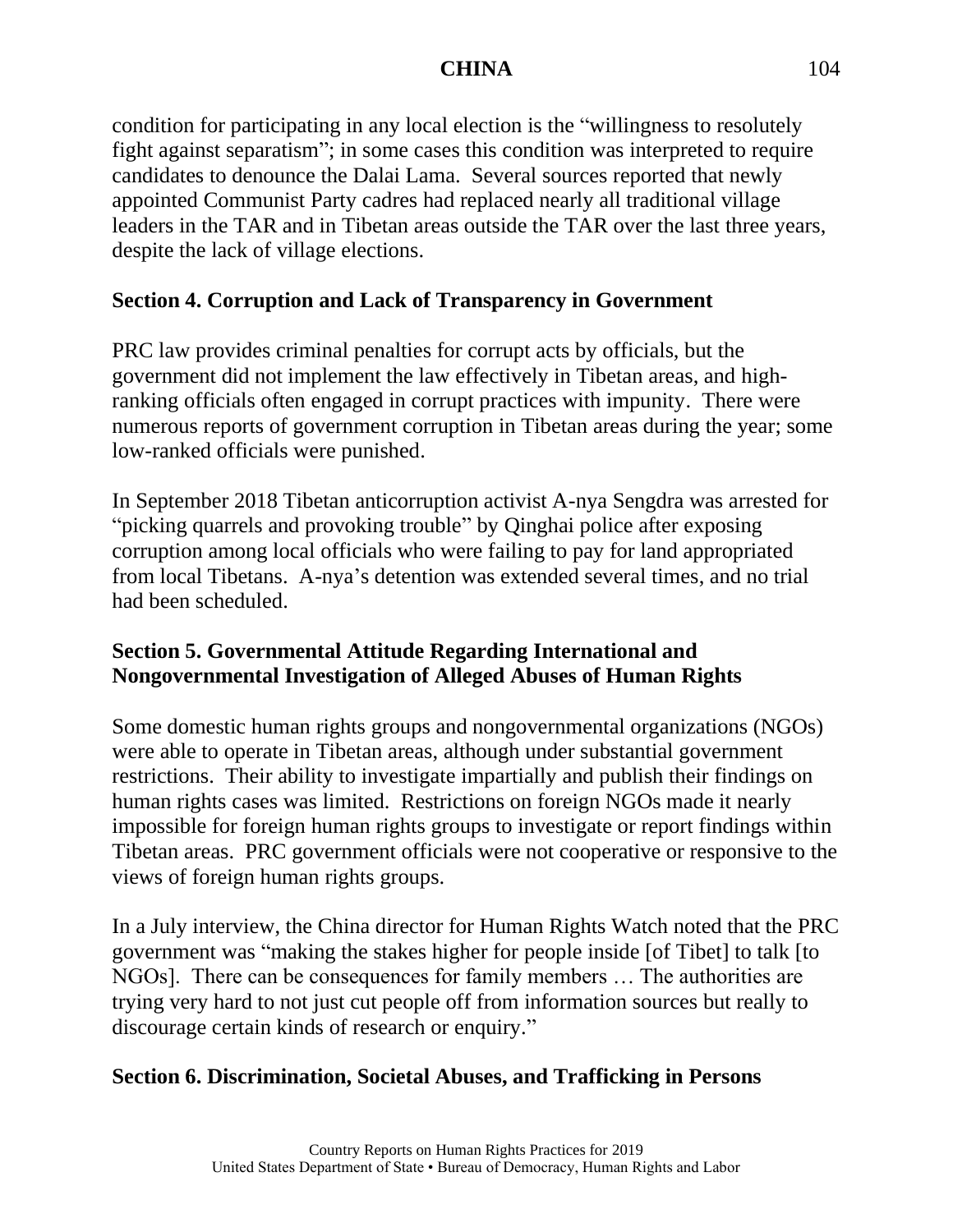condition for participating in any local election is the "willingness to resolutely fight against separatism"; in some cases this condition was interpreted to require candidates to denounce the Dalai Lama. Several sources reported that newly appointed Communist Party cadres had replaced nearly all traditional village leaders in the TAR and in Tibetan areas outside the TAR over the last three years, despite the lack of village elections.

## Section 4. Corruption and Lack of Transparency in Government

PRC law provides criminal penalties for corrupt acts by officials, but the government did not implement the law effectively in Tibetan areas, and high-ranking officials often engaged in corrupt practices with impunity. There were numerous reports of government corruption in Tibetan areas during the year; some low-ranked officials were punished.

In September 2018 Tibetan anticorruption activist A-nya Sengdra was arrested for "picking quarrels and provoking trouble" by Qinghai police after exposing corruption among local officials who were failing to pay for land appropriated from local Tibetans. A-nya's detention was extended several times, and no trial had been scheduled.

## Section 5. Governmental Attitude Regarding International and Nongovernmental Investigation of Alleged Abuses of Human Rights

Some domestic human rights groups and nongovernmental organizations (NGOs) were able to operate in Tibetan areas, although under substantial government restrictions. Their ability to investigate impartially and publish their findings on human rights cases was limited. Restrictions on foreign NGOs made it nearly impossible for foreign human rights groups to investigate or report findings within Tibetan areas. PRC government officials were not cooperative or responsive to the views of foreign human rights groups.

In a July interview, the China director for Human Rights Watch noted that the PRC government was "making the stakes higher for people inside [of Tibet] to talk [to NGOs]. There can be consequences for family members … The authorities are trying very hard to not just cut people off from information sources but really to discourage certain kinds of research or enquiry."

## Section 6. Discrimination, Societal Abuses, and Trafficking in Persons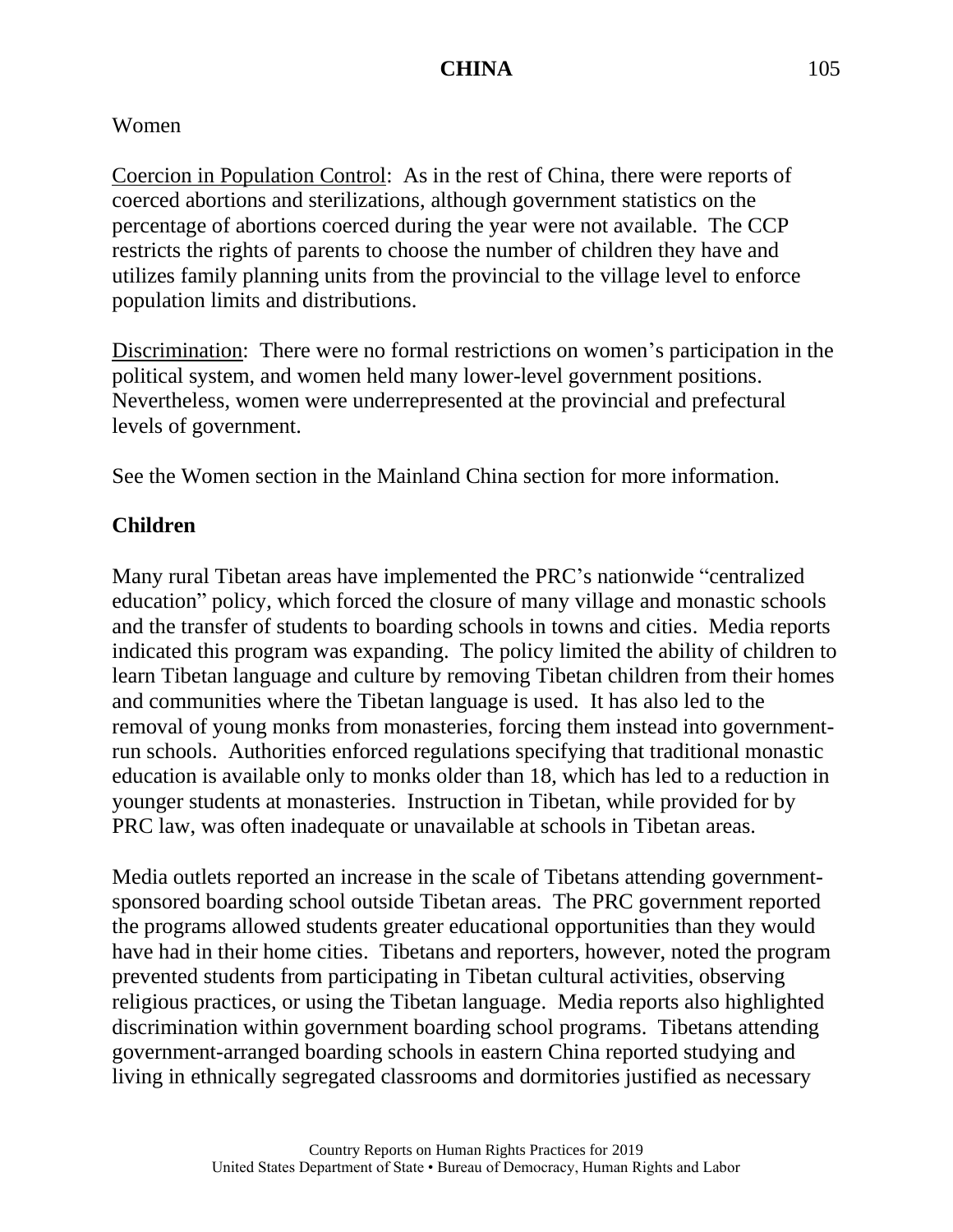Women

Coercion in Population Control: As in the rest of China, there were reports of coerced abortions and sterilizations, although government statistics on the percentage of abortions coerced during the year were not available. The CCP restricts the rights of parents to choose the number of children they have and utilizes family planning units from the provincial to the village level to enforce population limits and distributions.

Discrimination: There were no formal restrictions on women's participation in the political system, and women held many lower-level government positions. Nevertheless, women were underrepresented at the provincial and prefectural levels of government.

See the Women section in the Mainland China section for more information.

**Children**

Many rural Tibetan areas have implemented the PRC's nationwide "centralized education" policy, which forced the closure of many village and monastic schools and the transfer of students to boarding schools in towns and cities. Media reports indicated this program was expanding. The policy limited the ability of children to learn Tibetan language and culture by removing Tibetan children from their homes and communities where the Tibetan language is used. It has also led to the removal of young monks from monasteries, forcing them instead into government-run schools. Authorities enforced regulations specifying that traditional monastic education is available only to monks older than 18, which has led to a reduction in younger students at monasteries. Instruction in Tibetan, while provided for by PRC law, was often inadequate or unavailable at schools in Tibetan areas.

Media outlets reported an increase in the scale of Tibetans attending government-sponsored boarding school outside Tibetan areas. The PRC government reported the programs allowed students greater educational opportunities than they would have had in their home cities. Tibetans and reporters, however, noted the program prevented students from participating in Tibetan cultural activities, observing religious practices, or using the Tibetan language. Media reports also highlighted discrimination within government boarding school programs. Tibetans attending government-arranged boarding schools in eastern China reported studying and living in ethnically segregated classrooms and dormitories justified as necessary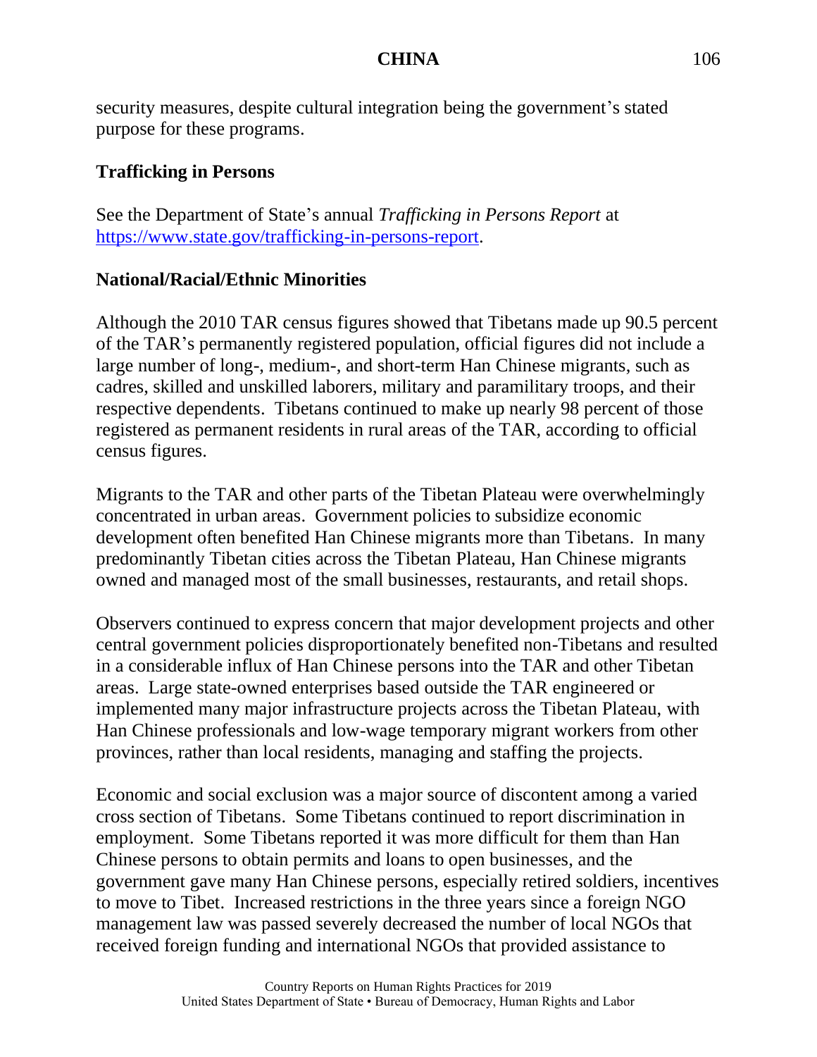security measures, despite cultural integration being the government's stated purpose for these programs.

**Trafficking in Persons**

See the Department of State's annual *Trafficking in Persons Report* at [https://www.state.gov/trafficking-in-persons-report](https://www.state.gov/trafficking-in-persons-report).

**National/Racial/Ethnic Minorities**

Although the 2010 TAR census figures showed that Tibetans made up 90.5 percent of the TAR's permanently registered population, official figures did not include a large number of long-, medium-, and short-term Han Chinese migrants, such as cadres, skilled and unskilled laborers, military and paramilitary troops, and their respective dependents. Tibetans continued to make up nearly 98 percent of those registered as permanent residents in rural areas of the TAR, according to official census figures.

Migrants to the TAR and other parts of the Tibetan Plateau were overwhelmingly concentrated in urban areas. Government policies to subsidize economic development often benefited Han Chinese migrants more than Tibetans. In many predominantly Tibetan cities across the Tibetan Plateau, Han Chinese migrants owned and managed most of the small businesses, restaurants, and retail shops.

Observers continued to express concern that major development projects and other central government policies disproportionately benefited non-Tibetans and resulted in a considerable influx of Han Chinese persons into the TAR and other Tibetan areas. Large state-owned enterprises based outside the TAR engineered or implemented many major infrastructure projects across the Tibetan Plateau, with Han Chinese professionals and low-wage temporary migrant workers from other provinces, rather than local residents, managing and staffing the projects.

Economic and social exclusion was a major source of discontent among a varied cross section of Tibetans. Some Tibetans continued to report discrimination in employment. Some Tibetans reported it was more difficult for them than Han Chinese persons to obtain permits and loans to open businesses, and the government gave many Han Chinese persons, especially retired soldiers, incentives to move to Tibet. Increased restrictions in the three years since a foreign NGO management law was passed severely decreased the number of local NGOs that received foreign funding and international NGOs that provided assistance to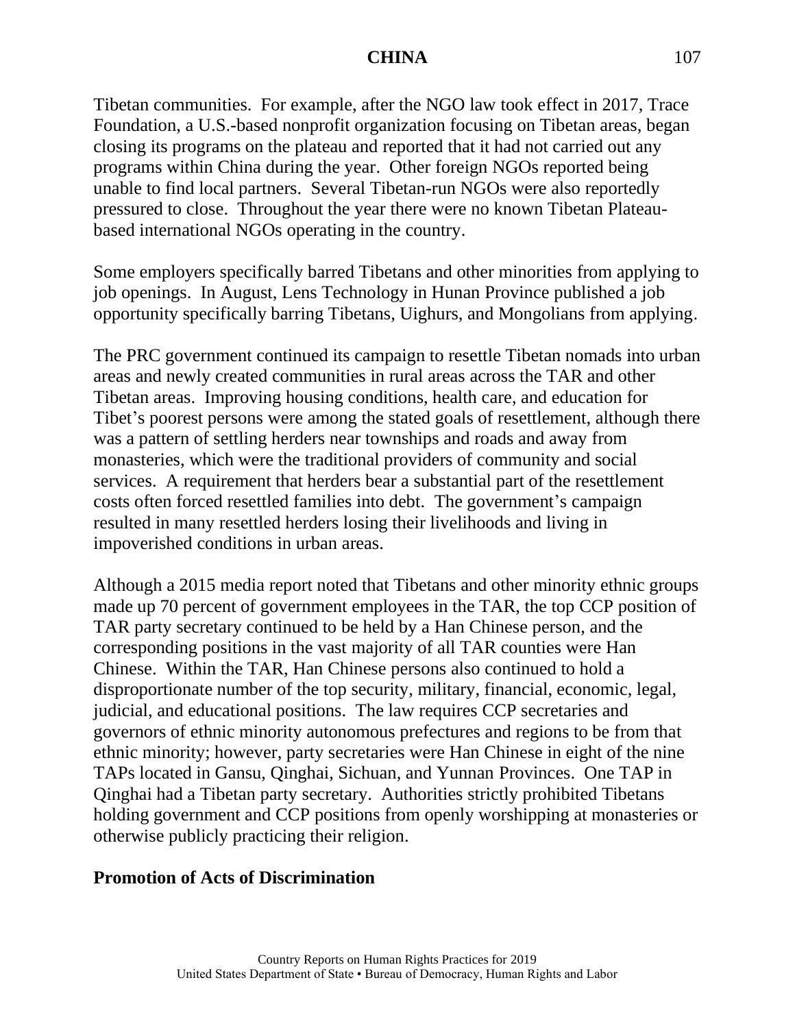Tibetan communities. For example, after the NGO law took effect in 2017, Trace Foundation, a U.S.-based nonprofit organization focusing on Tibetan areas, began closing its programs on the plateau and reported that it had not carried out any programs within China during the year. Other foreign NGOs reported being unable to find local partners. Several Tibetan-run NGOs were also reportedly pressured to close. Throughout the year there were no known Tibetan Plateau-based international NGOs operating in the country.

Some employers specifically barred Tibetans and other minorities from applying to job openings. In August, Lens Technology in Hunan Province published a job opportunity specifically barring Tibetans, Uighurs, and Mongolians from applying.

The PRC government continued its campaign to resettle Tibetan nomads into urban areas and newly created communities in rural areas across the TAR and other Tibetan areas. Improving housing conditions, health care, and education for Tibet's poorest persons were among the stated goals of resettlement, although there was a pattern of settling herders near townships and roads and away from monasteries, which were the traditional providers of community and social services. A requirement that herders bear a substantial part of the resettlement costs often forced resettled families into debt. The government's campaign resulted in many resettled herders losing their livelihoods and living in impoverished conditions in urban areas.

Although a 2015 media report noted that Tibetans and other minority ethnic groups made up 70 percent of government employees in the TAR, the top CCP position of TAR party secretary continued to be held by a Han Chinese person, and the corresponding positions in the vast majority of all TAR counties were Han Chinese. Within the TAR, Han Chinese persons also continued to hold a disproportionate number of the top security, military, financial, economic, legal, judicial, and educational positions. The law requires CCP secretaries and governors of ethnic minority autonomous prefectures and regions to be from that ethnic minority; however, party secretaries were Han Chinese in eight of the nine TAPs located in Gansu, Qinghai, Sichuan, and Yunnan Provinces. One TAP in Qinghai had a Tibetan party secretary. Authorities strictly prohibited Tibetans holding government and CCP positions from openly worshipping at monasteries or otherwise publicly practicing their religion.

**Promotion of Acts of Discrimination**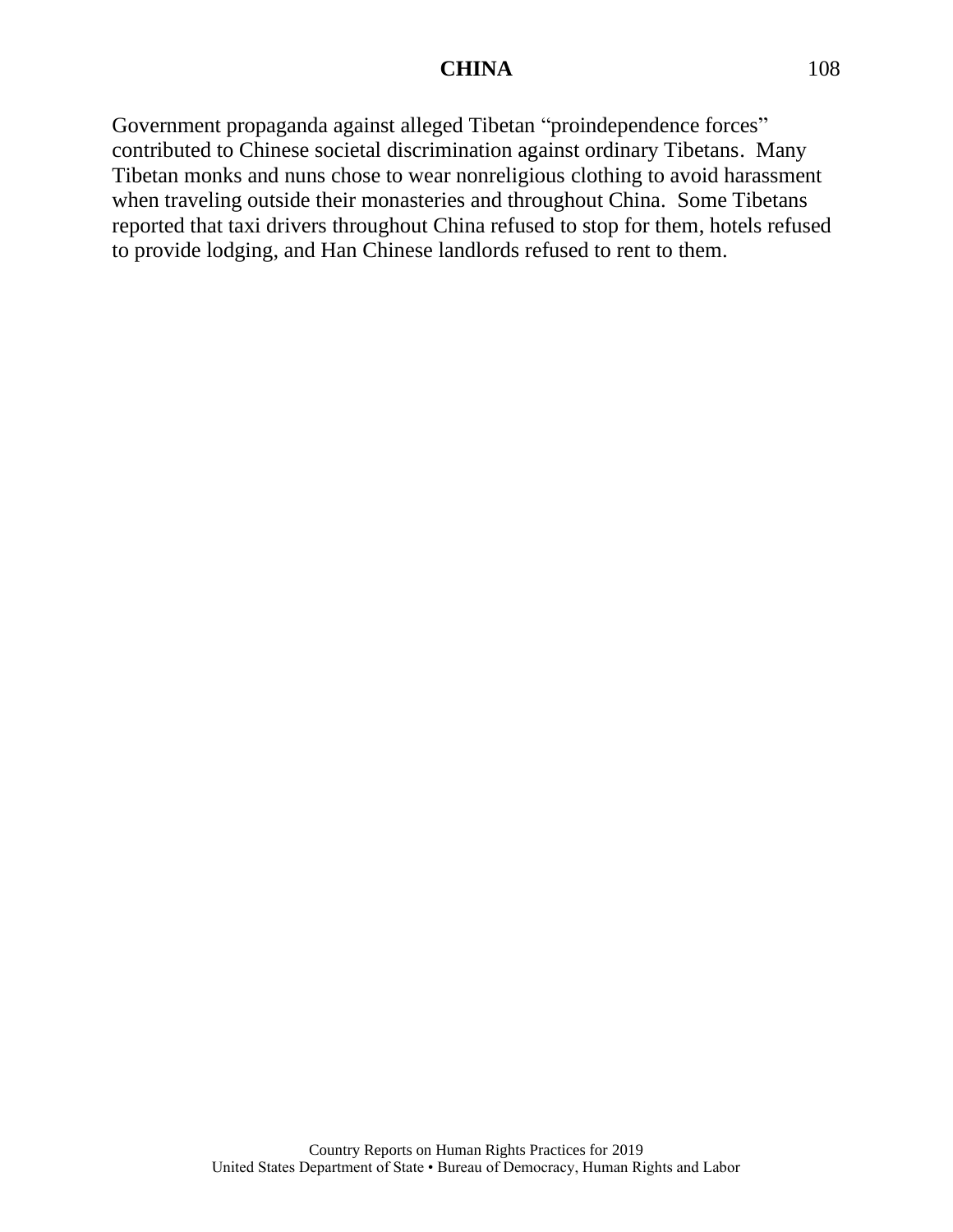Government propaganda against alleged Tibetan "proindependence forces" contributed to Chinese societal discrimination against ordinary Tibetans. Many Tibetan monks and nuns chose to wear nonreligious clothing to avoid harassment when traveling outside their monasteries and throughout China. Some Tibetans reported that taxi drivers throughout China refused to stop for them, hotels refused to provide lodging, and Han Chinese landlords refused to rent to them.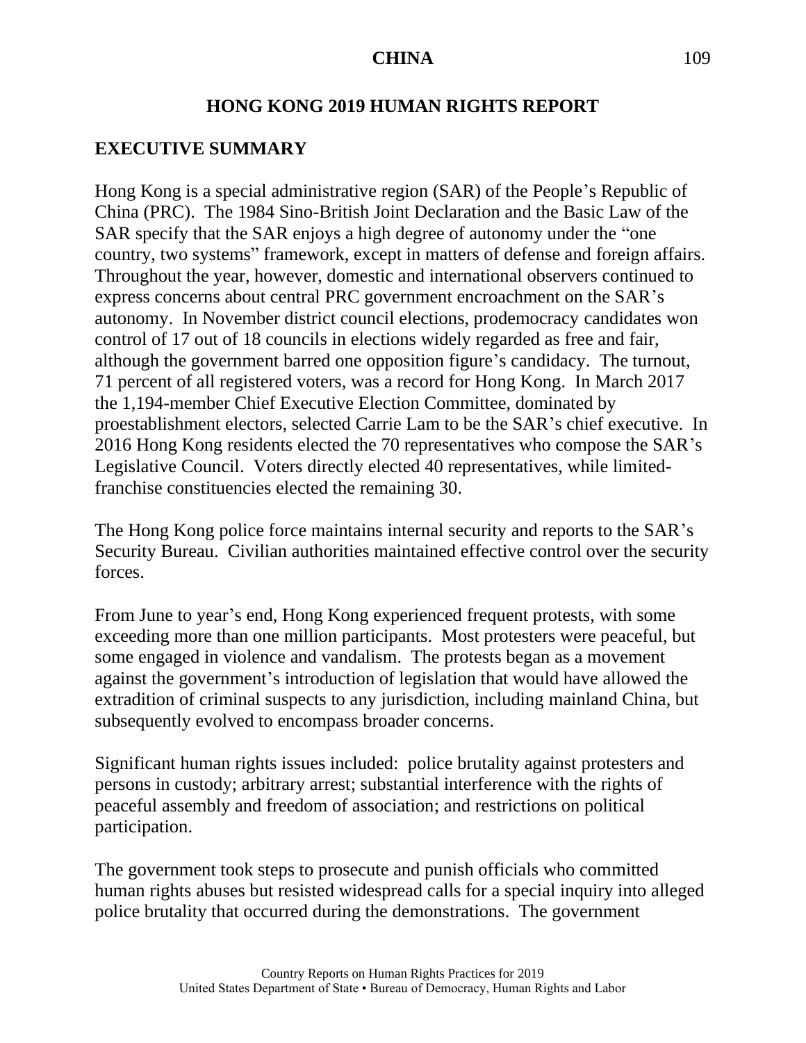# HONG KONG 2019 HUMAN RIGHTS REPORT

## EXECUTIVE SUMMARY

Hong Kong is a special administrative region (SAR) of the People's Republic of China (PRC). The 1984 Sino-British Joint Declaration and the Basic Law of the SAR specify that the SAR enjoys a high degree of autonomy under the "one country, two systems" framework, except in matters of defense and foreign affairs. Throughout the year, however, domestic and international observers continued to express concerns about central PRC government encroachment on the SAR's autonomy. In November district council elections, prodemocracy candidates won control of 17 out of 18 councils in elections widely regarded as free and fair, although the government barred one opposition figure's candidacy. The turnout, 71 percent of all registered voters, was a record for Hong Kong. In March 2017 the 1,194-member Chief Executive Election Committee, dominated by proestablishment electors, selected Carrie Lam to be the SAR's chief executive. In 2016 Hong Kong residents elected the 70 representatives who compose the SAR's Legislative Council. Voters directly elected 40 representatives, while limited-franchise constituencies elected the remaining 30.

The Hong Kong police force maintains internal security and reports to the SAR's Security Bureau. Civilian authorities maintained effective control over the security forces.

From June to year's end, Hong Kong experienced frequent protests, with some exceeding more than one million participants. Most protesters were peaceful, but some engaged in violence and vandalism. The protests began as a movement against the government's introduction of legislation that would have allowed the extradition of criminal suspects to any jurisdiction, including mainland China, but subsequently evolved to encompass broader concerns.

Significant human rights issues included: police brutality against protesters and persons in custody; arbitrary arrest; substantial interference with the rights of peaceful assembly and freedom of association; and restrictions on political participation.

The government took steps to prosecute and punish officials who committed human rights abuses but resisted widespread calls for a special inquiry into alleged police brutality that occurred during the demonstrations. The government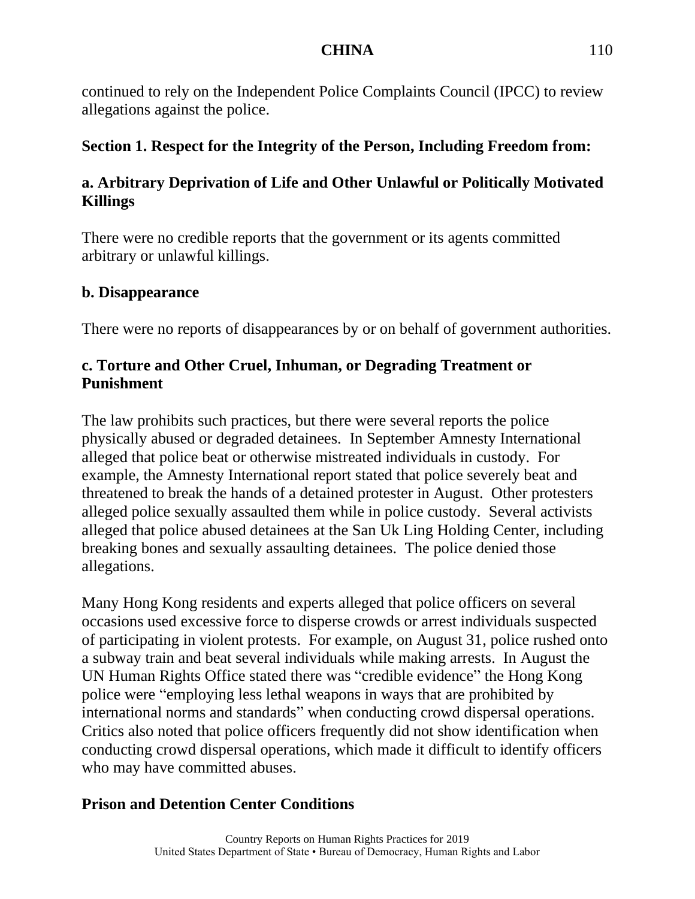continued to rely on the Independent Police Complaints Council (IPCC) to review allegations against the police.

## Section 1. Respect for the Integrity of the Person, Including Freedom from:

### a. Arbitrary Deprivation of Life and Other Unlawful or Politically Motivated Killings

There were no credible reports that the government or its agents committed arbitrary or unlawful killings.

### b. Disappearance

There were no reports of disappearances by or on behalf of government authorities.

### c. Torture and Other Cruel, Inhuman, or Degrading Treatment or Punishment

The law prohibits such practices, but there were several reports the police physically abused or degraded detainees. In September Amnesty International alleged that police beat or otherwise mistreated individuals in custody. For example, the Amnesty International report stated that police severely beat and threatened to break the hands of a detained protester in August. Other protesters alleged police sexually assaulted them while in police custody. Several activists alleged that police abused detainees at the San Uk Ling Holding Center, including breaking bones and sexually assaulting detainees. The police denied those allegations.

Many Hong Kong residents and experts alleged that police officers on several occasions used excessive force to disperse crowds or arrest individuals suspected of participating in violent protests. For example, on August 31, police rushed onto a subway train and beat several individuals while making arrests. In August the UN Human Rights Office stated there was "credible evidence" the Hong Kong police were "employing less lethal weapons in ways that are prohibited by international norms and standards" when conducting crowd dispersal operations. Critics also noted that police officers frequently did not show identification when conducting crowd dispersal operations, which made it difficult to identify officers who may have committed abuses.

#### Prison and Detention Center Conditions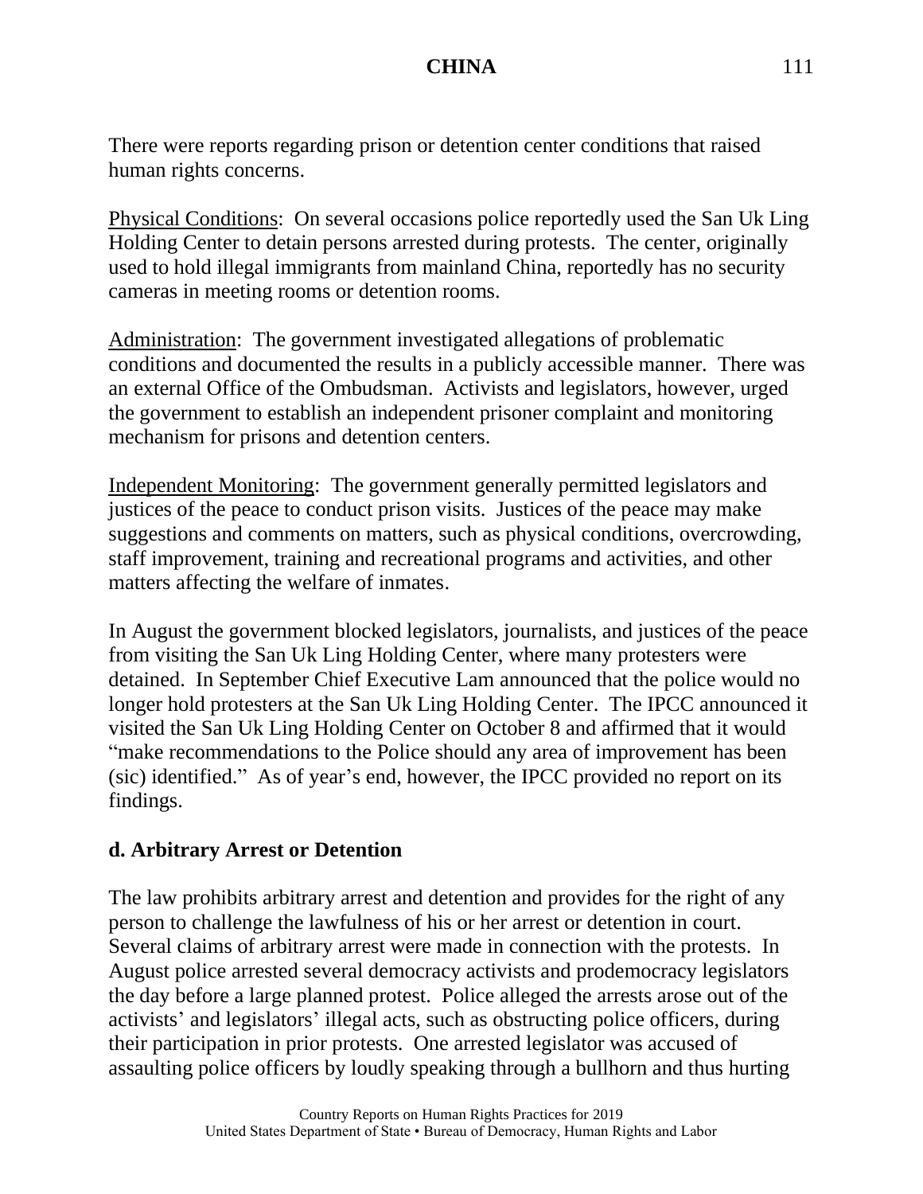There were reports regarding prison or detention center conditions that raised human rights concerns.

Physical Conditions: On several occasions police reportedly used the San Uk Ling Holding Center to detain persons arrested during protests. The center, originally used to hold illegal immigrants from mainland China, reportedly has no security cameras in meeting rooms or detention rooms.

Administration: The government investigated allegations of problematic conditions and documented the results in a publicly accessible manner. There was an external Office of the Ombudsman. Activists and legislators, however, urged the government to establish an independent prisoner complaint and monitoring mechanism for prisons and detention centers.

Independent Monitoring: The government generally permitted legislators and justices of the peace to conduct prison visits. Justices of the peace may make suggestions and comments on matters, such as physical conditions, overcrowding, staff improvement, training and recreational programs and activities, and other matters affecting the welfare of inmates.

In August the government blocked legislators, journalists, and justices of the peace from visiting the San Uk Ling Holding Center, where many protesters were detained. In September Chief Executive Lam announced that the police would no longer hold protesters at the San Uk Ling Holding Center. The IPCC announced it visited the San Uk Ling Holding Center on October 8 and affirmed that it would "make recommendations to the Police should any area of improvement has been (sic) identified." As of year's end, however, the IPCC provided no report on its findings.

## d. Arbitrary Arrest or Detention

The law prohibits arbitrary arrest and detention and provides for the right of any person to challenge the lawfulness of his or her arrest or detention in court. Several claims of arbitrary arrest were made in connection with the protests. In August police arrested several democracy activists and prodemocracy legislators the day before a large planned protest. Police alleged the arrests arose out of the activists' and legislators' illegal acts, such as obstructing police officers, during their participation in prior protests. One arrested legislator was accused of assaulting police officers by loudly speaking through a bullhorn and thus hurting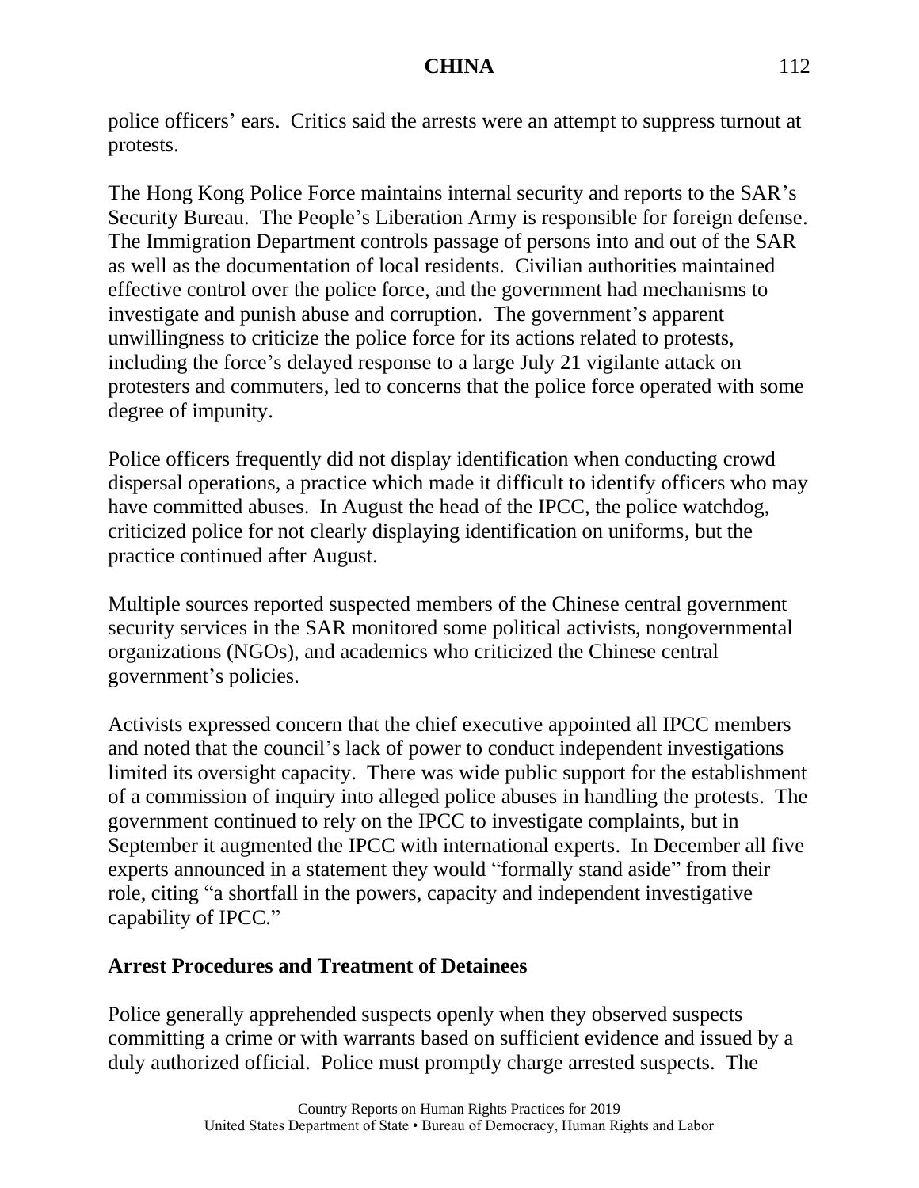police officers' ears. Critics said the arrests were an attempt to suppress turnout at protests.

The Hong Kong Police Force maintains internal security and reports to the SAR's Security Bureau. The People's Liberation Army is responsible for foreign defense. The Immigration Department controls passage of persons into and out of the SAR as well as the documentation of local residents. Civilian authorities maintained effective control over the police force, and the government had mechanisms to investigate and punish abuse and corruption. The government's apparent unwillingness to criticize the police force for its actions related to protests, including the force's delayed response to a large July 21 vigilante attack on protesters and commuters, led to concerns that the police force operated with some degree of impunity.

Police officers frequently did not display identification when conducting crowd dispersal operations, a practice which made it difficult to identify officers who may have committed abuses. In August the head of the IPCC, the police watchdog, criticized police for not clearly displaying identification on uniforms, but the practice continued after August.

Multiple sources reported suspected members of the Chinese central government security services in the SAR monitored some political activists, nongovernmental organizations (NGOs), and academics who criticized the Chinese central government's policies.

Activists expressed concern that the chief executive appointed all IPCC members and noted that the council's lack of power to conduct independent investigations limited its oversight capacity. There was wide public support for the establishment of a commission of inquiry into alleged police abuses in handling the protests. The government continued to rely on the IPCC to investigate complaints, but in September it augmented the IPCC with international experts. In December all five experts announced in a statement they would "formally stand aside" from their role, citing "a shortfall in the powers, capacity and independent investigative capability of IPCC."

**Arrest Procedures and Treatment of Detainees**

Police generally apprehended suspects openly when they observed suspects committing a crime or with warrants based on sufficient evidence and issued by a duly authorized official. Police must promptly charge arrested suspects. The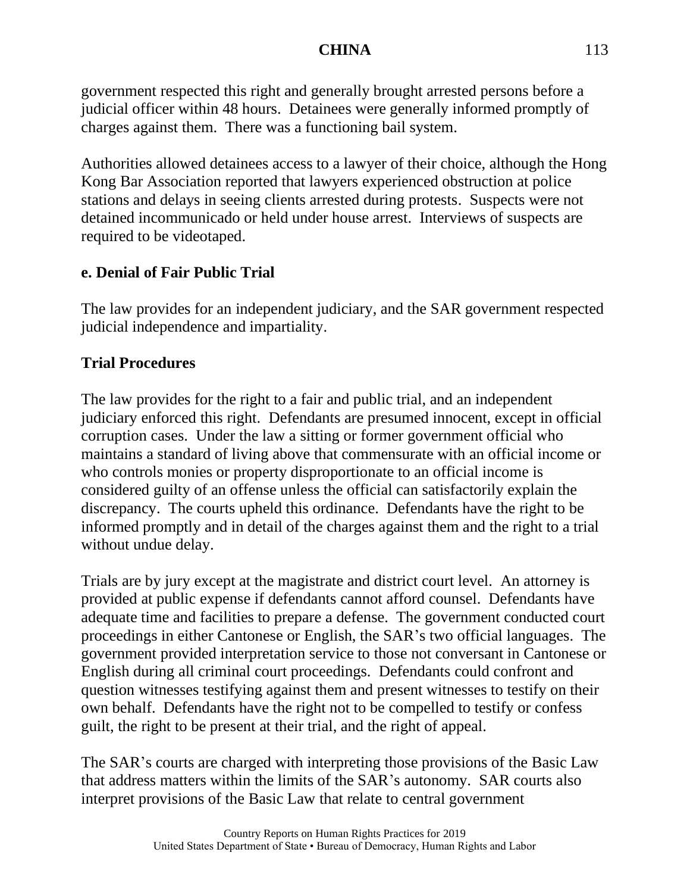government respected this right and generally brought arrested persons before a judicial officer within 48 hours. Detainees were generally informed promptly of charges against them. There was a functioning bail system.

Authorities allowed detainees access to a lawyer of their choice, although the Hong Kong Bar Association reported that lawyers experienced obstruction at police stations and delays in seeing clients arrested during protests. Suspects were not detained incommunicado or held under house arrest. Interviews of suspects are required to be videotaped.

**e. Denial of Fair Public Trial**

The law provides for an independent judiciary, and the SAR government respected judicial independence and impartiality.

**Trial Procedures**

The law provides for the right to a fair and public trial, and an independent judiciary enforced this right. Defendants are presumed innocent, except in official corruption cases. Under the law a sitting or former government official who maintains a standard of living above that commensurate with an official income or who controls monies or property disproportionate to an official income is considered guilty of an offense unless the official can satisfactorily explain the discrepancy. The courts upheld this ordinance. Defendants have the right to be informed promptly and in detail of the charges against them and the right to a trial without undue delay.

Trials are by jury except at the magistrate and district court level. An attorney is provided at public expense if defendants cannot afford counsel. Defendants have adequate time and facilities to prepare a defense. The government conducted court proceedings in either Cantonese or English, the SAR's two official languages. The government provided interpretation service to those not conversant in Cantonese or English during all criminal court proceedings. Defendants could confront and question witnesses testifying against them and present witnesses to testify on their own behalf. Defendants have the right not to be compelled to testify or confess guilt, the right to be present at their trial, and the right of appeal.

The SAR's courts are charged with interpreting those provisions of the Basic Law that address matters within the limits of the SAR's autonomy. SAR courts also interpret provisions of the Basic Law that relate to central government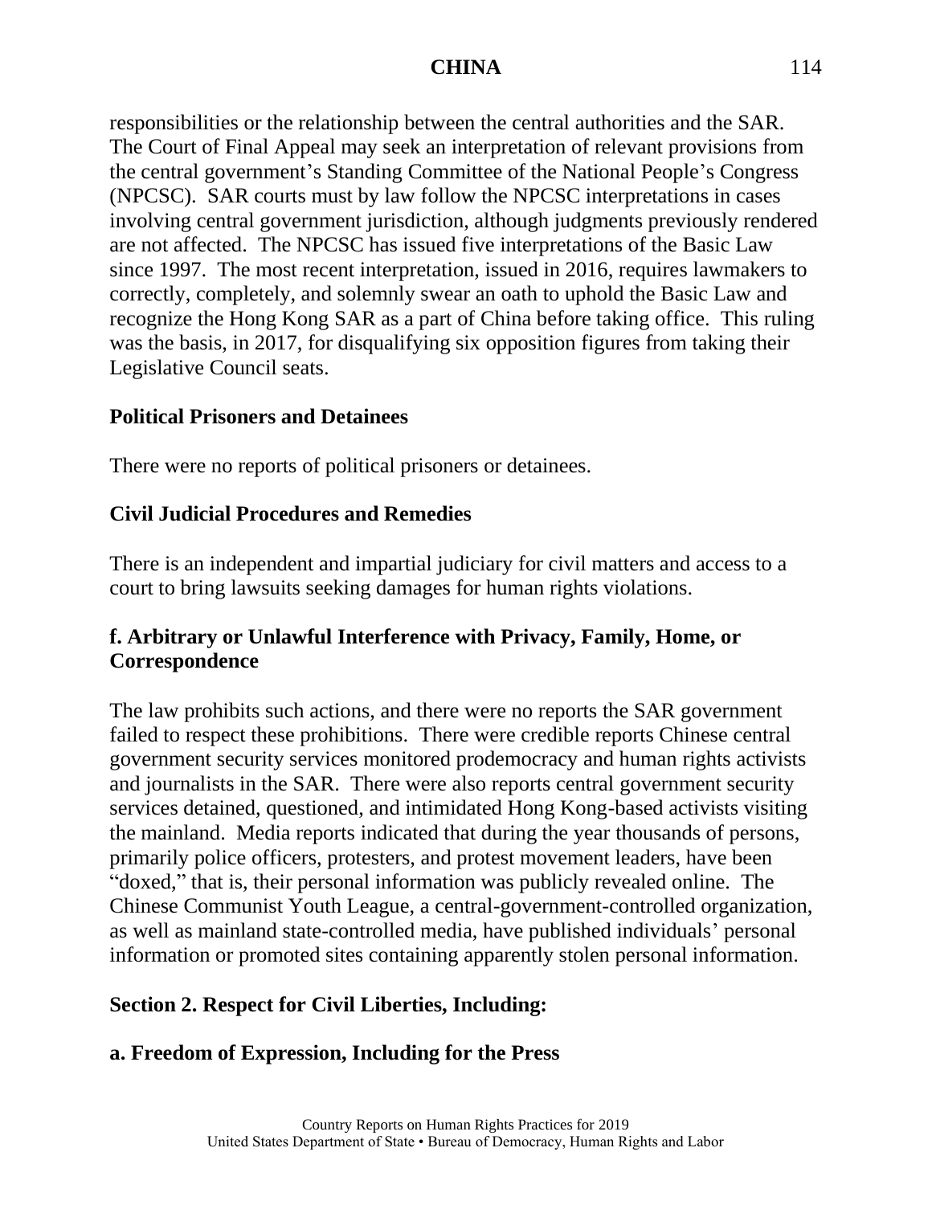responsibilities or the relationship between the central authorities and the SAR. The Court of Final Appeal may seek an interpretation of relevant provisions from the central government's Standing Committee of the National People's Congress (NPCSC). SAR courts must by law follow the NPCSC interpretations in cases involving central government jurisdiction, although judgments previously rendered are not affected. The NPCSC has issued five interpretations of the Basic Law since 1997. The most recent interpretation, issued in 2016, requires lawmakers to correctly, completely, and solemnly swear an oath to uphold the Basic Law and recognize the Hong Kong SAR as a part of China before taking office. This ruling was the basis, in 2017, for disqualifying six opposition figures from taking their Legislative Council seats.

### Political Prisoners and Detainees

There were no reports of political prisoners or detainees.

### Civil Judicial Procedures and Remedies

There is an independent and impartial judiciary for civil matters and access to a court to bring lawsuits seeking damages for human rights violations.

### f. Arbitrary or Unlawful Interference with Privacy, Family, Home, or Correspondence

The law prohibits such actions, and there were no reports the SAR government failed to respect these prohibitions. There were credible reports Chinese central government security services monitored prodemocracy and human rights activists and journalists in the SAR. There were also reports central government security services detained, questioned, and intimidated Hong Kong-based activists visiting the mainland. Media reports indicated that during the year thousands of persons, primarily police officers, protesters, and protest movement leaders, have been "doxed," that is, their personal information was publicly revealed online. The Chinese Communist Youth League, a central-government-controlled organization, as well as mainland state-controlled media, have published individuals' personal information or promoted sites containing apparently stolen personal information.

## Section 2. Respect for Civil Liberties, Including:

### a. Freedom of Expression, Including for the Press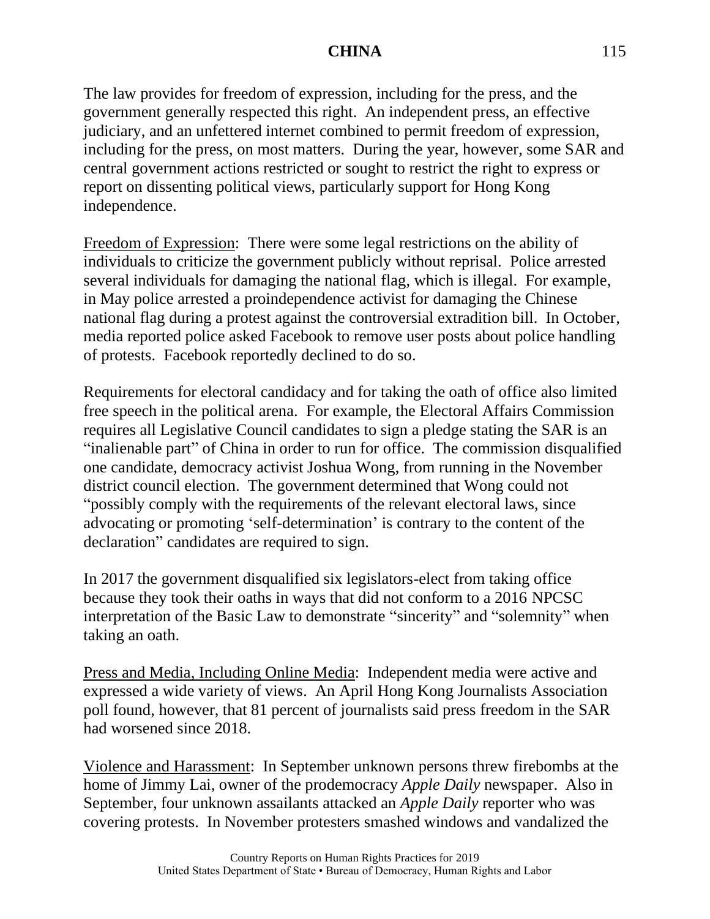The law provides for freedom of expression, including for the press, and the government generally respected this right. An independent press, an effective judiciary, and an unfettered internet combined to permit freedom of expression, including for the press, on most matters. During the year, however, some SAR and central government actions restricted or sought to restrict the right to express or report on dissenting political views, particularly support for Hong Kong independence.

Freedom of Expression: There were some legal restrictions on the ability of individuals to criticize the government publicly without reprisal. Police arrested several individuals for damaging the national flag, which is illegal. For example, in May police arrested a proindependence activist for damaging the Chinese national flag during a protest against the controversial extradition bill. In October, media reported police asked Facebook to remove user posts about police handling of protests. Facebook reportedly declined to do so.

Requirements for electoral candidacy and for taking the oath of office also limited free speech in the political arena. For example, the Electoral Affairs Commission requires all Legislative Council candidates to sign a pledge stating the SAR is an "inalienable part" of China in order to run for office. The commission disqualified one candidate, democracy activist Joshua Wong, from running in the November district council election. The government determined that Wong could not "possibly comply with the requirements of the relevant electoral laws, since advocating or promoting 'self-determination' is contrary to the content of the declaration" candidates are required to sign.

In 2017 the government disqualified six legislators-elect from taking office because they took their oaths in ways that did not conform to a 2016 NPCSC interpretation of the Basic Law to demonstrate "sincerity" and "solemnity" when taking an oath.

Press and Media, Including Online Media: Independent media were active and expressed a wide variety of views. An April Hong Kong Journalists Association poll found, however, that 81 percent of journalists said press freedom in the SAR had worsened since 2018.

Violence and Harassment: In September unknown persons threw firebombs at the home of Jimmy Lai, owner of the prodemocracy *Apple Daily* newspaper. Also in September, four unknown assailants attacked an *Apple Daily* reporter who was covering protests. In November protesters smashed windows and vandalized the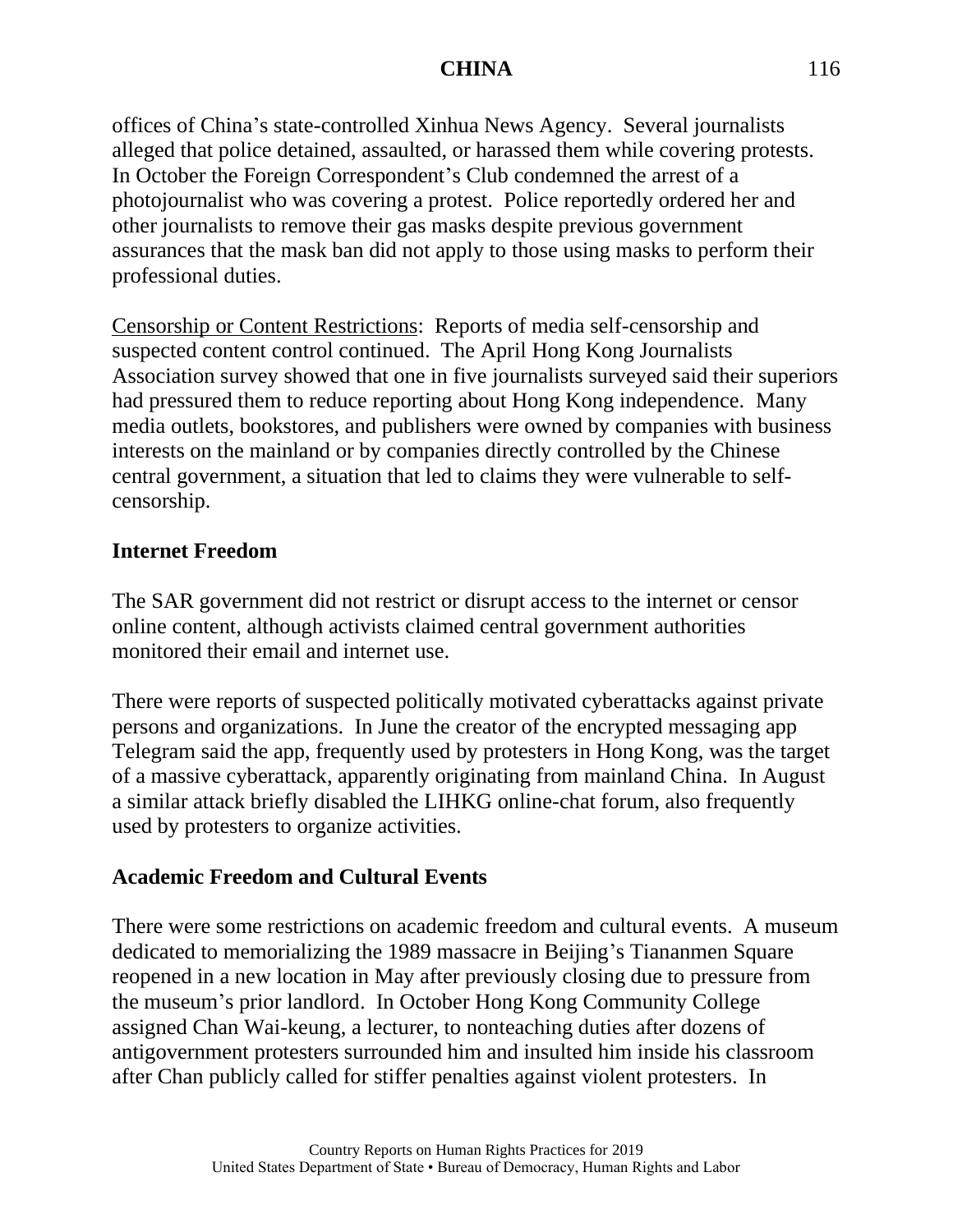offices of China's state-controlled Xinhua News Agency. Several journalists alleged that police detained, assaulted, or harassed them while covering protests. In October the Foreign Correspondent's Club condemned the arrest of a photojournalist who was covering a protest. Police reportedly ordered her and other journalists to remove their gas masks despite previous government assurances that the mask ban did not apply to those using masks to perform their professional duties.

Censorship or Content Restrictions: Reports of media self-censorship and suspected content control continued. The April Hong Kong Journalists Association survey showed that one in five journalists surveyed said their superiors had pressured them to reduce reporting about Hong Kong independence. Many media outlets, bookstores, and publishers were owned by companies with business interests on the mainland or by companies directly controlled by the Chinese central government, a situation that led to claims they were vulnerable to self-censorship.

**Internet Freedom**

The SAR government did not restrict or disrupt access to the internet or censor online content, although activists claimed central government authorities monitored their email and internet use.

There were reports of suspected politically motivated cyberattacks against private persons and organizations. In June the creator of the encrypted messaging app Telegram said the app, frequently used by protesters in Hong Kong, was the target of a massive cyberattack, apparently originating from mainland China. In August a similar attack briefly disabled the LIHKG online-chat forum, also frequently used by protesters to organize activities.

**Academic Freedom and Cultural Events**

There were some restrictions on academic freedom and cultural events. A museum dedicated to memorializing the 1989 massacre in Beijing's Tiananmen Square reopened in a new location in May after previously closing due to pressure from the museum's prior landlord. In October Hong Kong Community College assigned Chan Wai-keung, a lecturer, to nonteaching duties after dozens of antigovernment protesters surrounded him and insulted him inside his classroom after Chan publicly called for stiffer penalties against violent protesters. In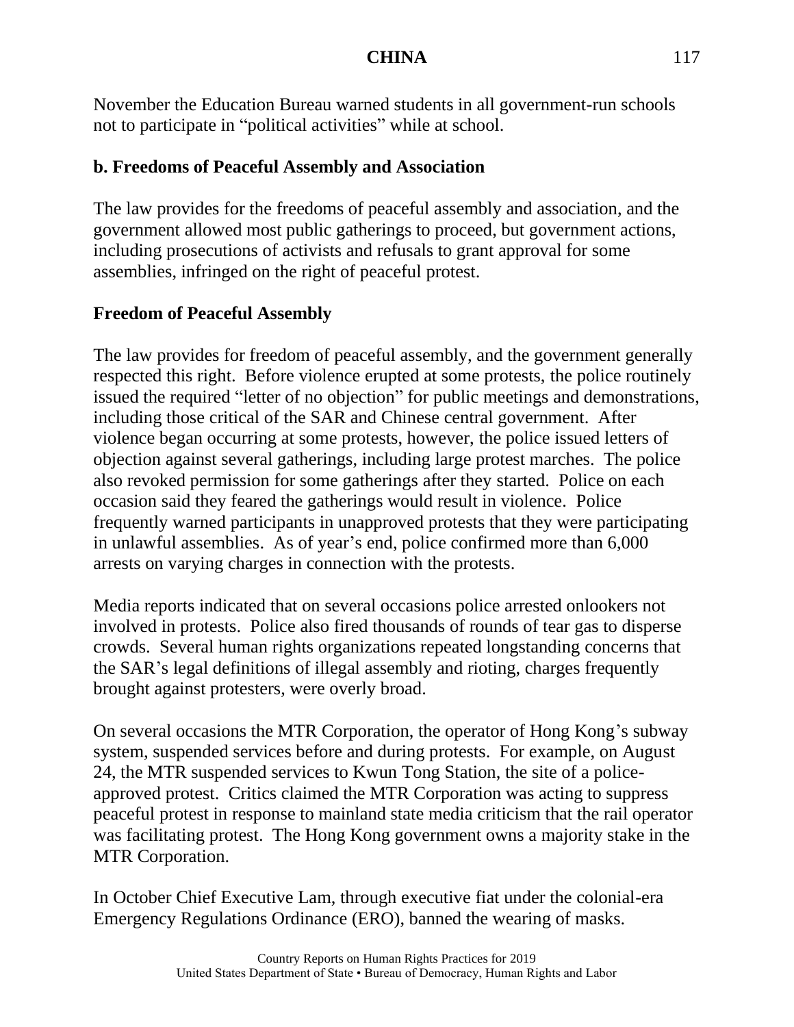November the Education Bureau warned students in all government-run schools not to participate in "political activities" while at school.

### b. Freedoms of Peaceful Assembly and Association

The law provides for the freedoms of peaceful assembly and association, and the government allowed most public gatherings to proceed, but government actions, including prosecutions of activists and refusals to grant approval for some assemblies, infringed on the right of peaceful protest.

#### Freedom of Peaceful Assembly

The law provides for freedom of peaceful assembly, and the government generally respected this right. Before violence erupted at some protests, the police routinely issued the required "letter of no objection" for public meetings and demonstrations, including those critical of the SAR and Chinese central government. After violence began occurring at some protests, however, the police issued letters of objection against several gatherings, including large protest marches. The police also revoked permission for some gatherings after they started. Police on each occasion said they feared the gatherings would result in violence. Police frequently warned participants in unapproved protests that they were participating in unlawful assemblies. As of year's end, police confirmed more than 6,000 arrests on varying charges in connection with the protests.

Media reports indicated that on several occasions police arrested onlookers not involved in protests. Police also fired thousands of rounds of tear gas to disperse crowds. Several human rights organizations repeated longstanding concerns that the SAR's legal definitions of illegal assembly and rioting, charges frequently brought against protesters, were overly broad.

On several occasions the MTR Corporation, the operator of Hong Kong's subway system, suspended services before and during protests. For example, on August 24, the MTR suspended services to Kwun Tong Station, the site of a police-approved protest. Critics claimed the MTR Corporation was acting to suppress peaceful protest in response to mainland state media criticism that the rail operator was facilitating protest. The Hong Kong government owns a majority stake in the MTR Corporation.

In October Chief Executive Lam, through executive fiat under the colonial-era Emergency Regulations Ordinance (ERO), banned the wearing of masks.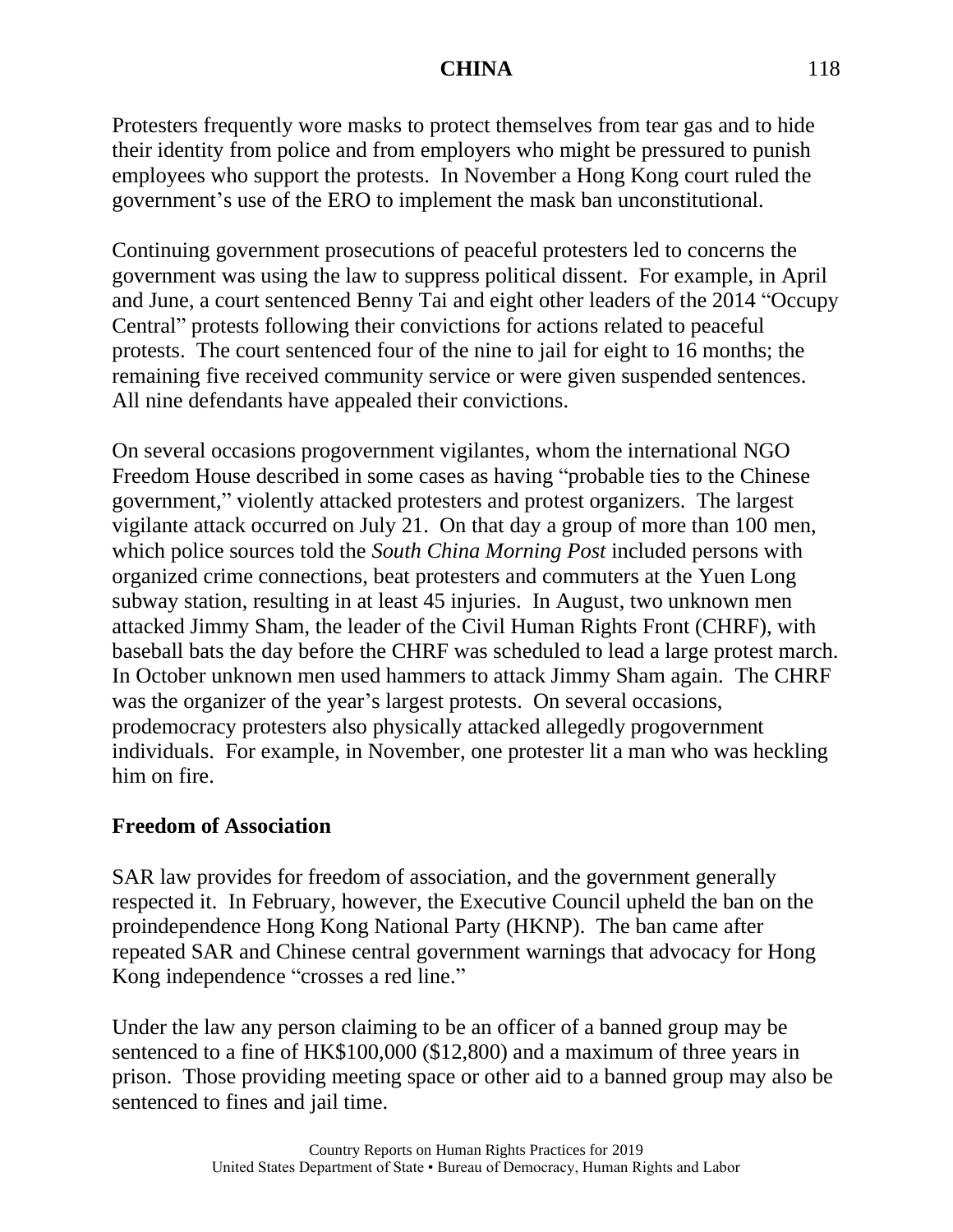Protesters frequently wore masks to protect themselves from tear gas and to hide their identity from police and from employers who might be pressured to punish employees who support the protests. In November a Hong Kong court ruled the government's use of the ERO to implement the mask ban unconstitutional.

Continuing government prosecutions of peaceful protesters led to concerns the government was using the law to suppress political dissent. For example, in April and June, a court sentenced Benny Tai and eight other leaders of the 2014 "Occupy Central" protests following their convictions for actions related to peaceful protests. The court sentenced four of the nine to jail for eight to 16 months; the remaining five received community service or were given suspended sentences. All nine defendants have appealed their convictions.

On several occasions progovernment vigilantes, whom the international NGO Freedom House described in some cases as having "probable ties to the Chinese government," violently attacked protesters and protest organizers. The largest vigilante attack occurred on July 21. On that day a group of more than 100 men, which police sources told the *South China Morning Post* included persons with organized crime connections, beat protesters and commuters at the Yuen Long subway station, resulting in at least 45 injuries. In August, two unknown men attacked Jimmy Sham, the leader of the Civil Human Rights Front (CHRF), with baseball bats the day before the CHRF was scheduled to lead a large protest march. In October unknown men used hammers to attack Jimmy Sham again. The CHRF was the organizer of the year's largest protests. On several occasions, prodemocracy protesters also physically attacked allegedly progovernment individuals. For example, in November, one protester lit a man who was heckling him on fire.

**Freedom of Association**

SAR law provides for freedom of association, and the government generally respected it. In February, however, the Executive Council upheld the ban on the proindependence Hong Kong National Party (HKNP). The ban came after repeated SAR and Chinese central government warnings that advocacy for Hong Kong independence "crosses a red line."

Under the law any person claiming to be an officer of a banned group may be sentenced to a fine of HK$100,000 ($12,800) and a maximum of three years in prison. Those providing meeting space or other aid to a banned group may also be sentenced to fines and jail time.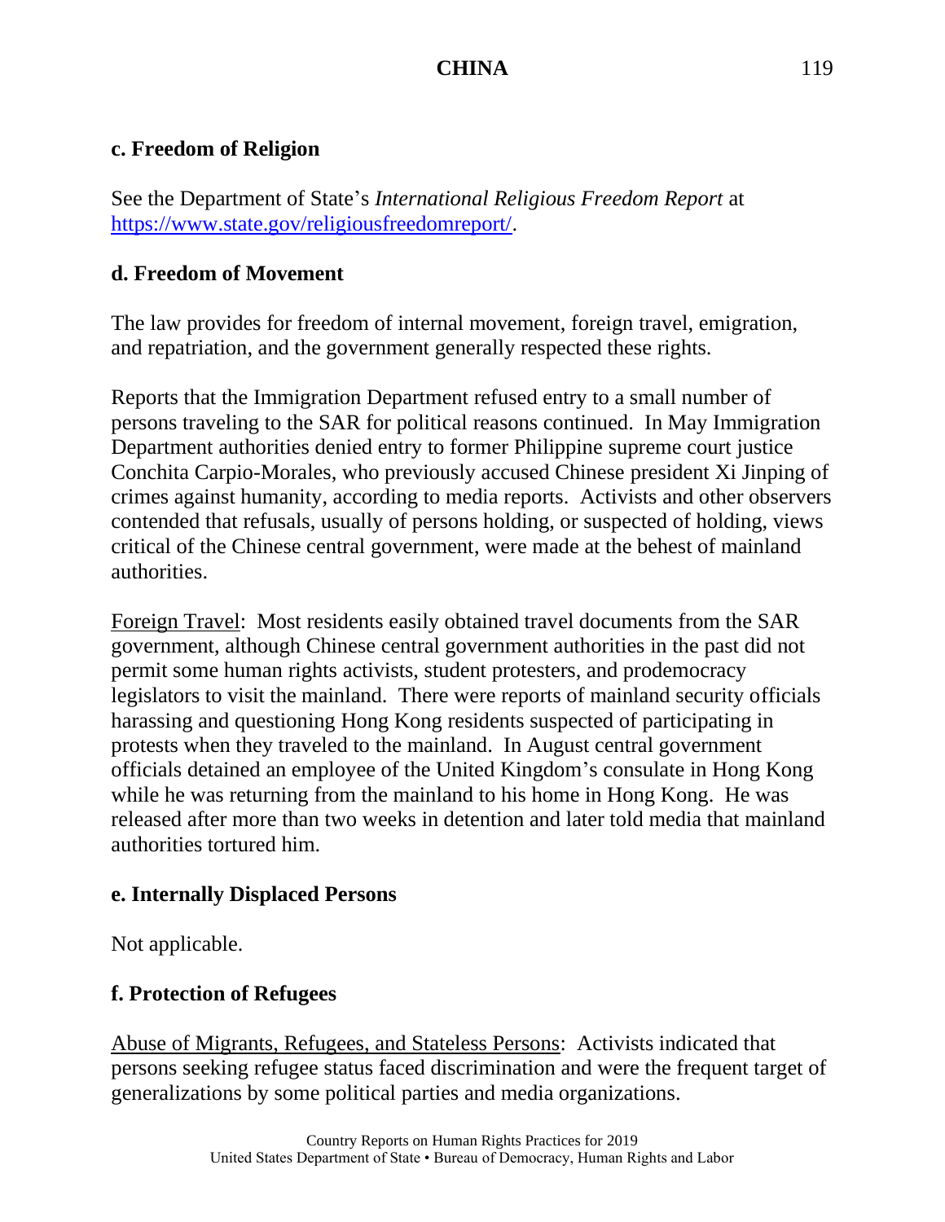### c. Freedom of Religion

See the Department of State's *International Religious Freedom Report* at https://www.state.gov/religiousfreedomreport/.

### d. Freedom of Movement

The law provides for freedom of internal movement, foreign travel, emigration, and repatriation, and the government generally respected these rights.

Reports that the Immigration Department refused entry to a small number of persons traveling to the SAR for political reasons continued. In May Immigration Department authorities denied entry to former Philippine supreme court justice Conchita Carpio-Morales, who previously accused Chinese president Xi Jinping of crimes against humanity, according to media reports. Activists and other observers contended that refusals, usually of persons holding, or suspected of holding, views critical of the Chinese central government, were made at the behest of mainland authorities.

Foreign Travel: Most residents easily obtained travel documents from the SAR government, although Chinese central government authorities in the past did not permit some human rights activists, student protesters, and prodemocracy legislators to visit the mainland. There were reports of mainland security officials harassing and questioning Hong Kong residents suspected of participating in protests when they traveled to the mainland. In August central government officials detained an employee of the United Kingdom's consulate in Hong Kong while he was returning from the mainland to his home in Hong Kong. He was released after more than two weeks in detention and later told media that mainland authorities tortured him.

### e. Internally Displaced Persons

Not applicable.

### f. Protection of Refugees

Abuse of Migrants, Refugees, and Stateless Persons: Activists indicated that persons seeking refugee status faced discrimination and were the frequent target of generalizations by some political parties and media organizations.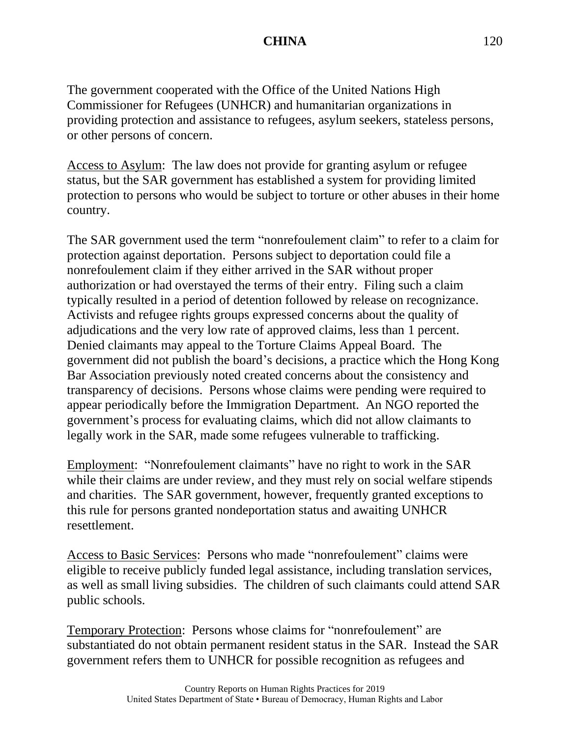The government cooperated with the Office of the United Nations High Commissioner for Refugees (UNHCR) and humanitarian organizations in providing protection and assistance to refugees, asylum seekers, stateless persons, or other persons of concern.

Access to Asylum: The law does not provide for granting asylum or refugee status, but the SAR government has established a system for providing limited protection to persons who would be subject to torture or other abuses in their home country.

The SAR government used the term "nonrefoulement claim" to refer to a claim for protection against deportation. Persons subject to deportation could file a nonrefoulement claim if they either arrived in the SAR without proper authorization or had overstayed the terms of their entry. Filing such a claim typically resulted in a period of detention followed by release on recognizance. Activists and refugee rights groups expressed concerns about the quality of adjudications and the very low rate of approved claims, less than 1 percent. Denied claimants may appeal to the Torture Claims Appeal Board. The government did not publish the board's decisions, a practice which the Hong Kong Bar Association previously noted created concerns about the consistency and transparency of decisions. Persons whose claims were pending were required to appear periodically before the Immigration Department. An NGO reported the government's process for evaluating claims, which did not allow claimants to legally work in the SAR, made some refugees vulnerable to trafficking.

Employment: "Nonrefoulement claimants" have no right to work in the SAR while their claims are under review, and they must rely on social welfare stipends and charities. The SAR government, however, frequently granted exceptions to this rule for persons granted nondeportation status and awaiting UNHCR resettlement.

Access to Basic Services: Persons who made "nonrefoulement" claims were eligible to receive publicly funded legal assistance, including translation services, as well as small living subsidies. The children of such claimants could attend SAR public schools.

Temporary Protection: Persons whose claims for "nonrefoulement" are substantiated do not obtain permanent resident status in the SAR. Instead the SAR government refers them to UNHCR for possible recognition as refugees and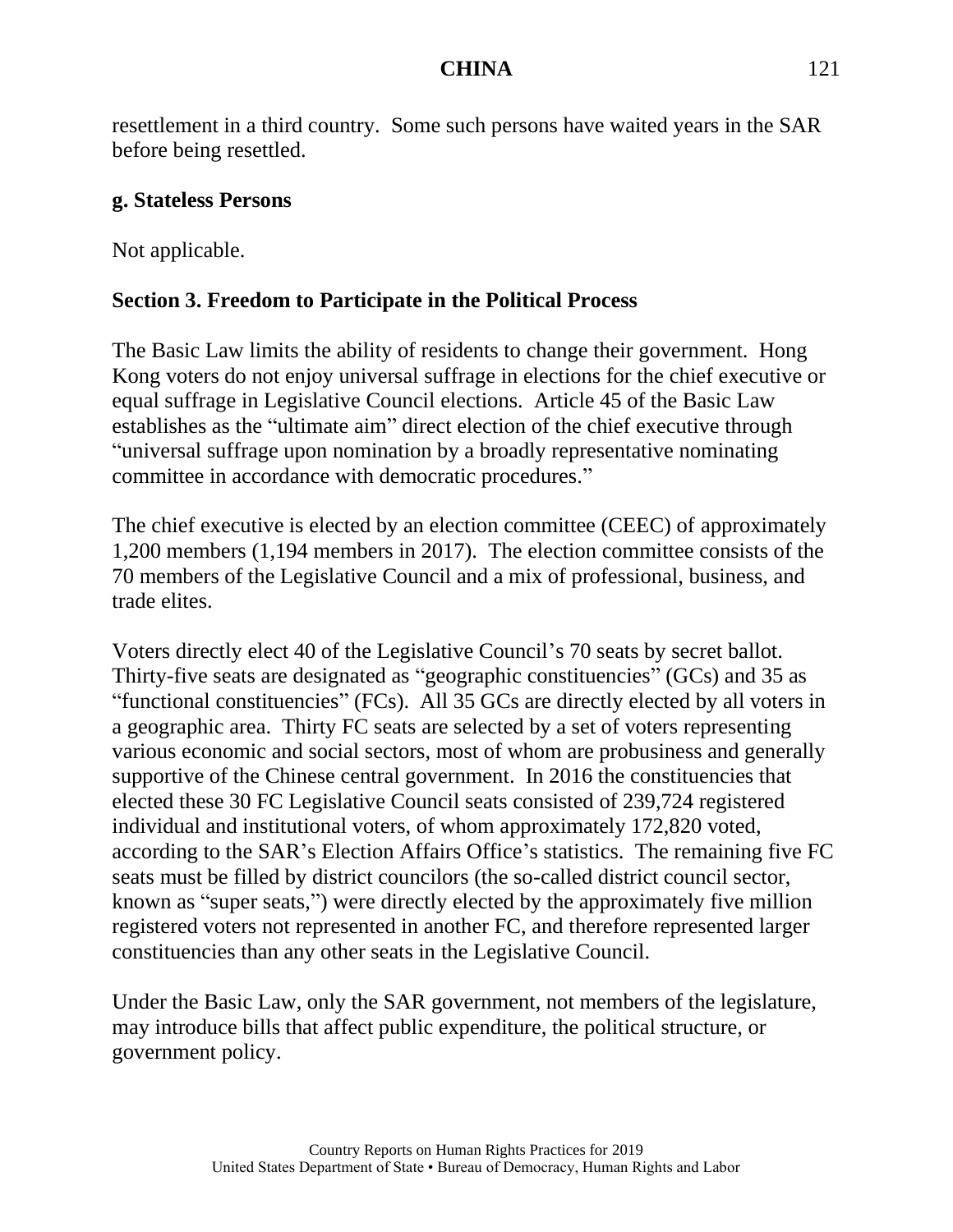resettlement in a third country. Some such persons have waited years in the SAR before being resettled.

### g. Stateless Persons

Not applicable.

## Section 3. Freedom to Participate in the Political Process

The Basic Law limits the ability of residents to change their government. Hong Kong voters do not enjoy universal suffrage in elections for the chief executive or equal suffrage in Legislative Council elections. Article 45 of the Basic Law establishes as the "ultimate aim" direct election of the chief executive through "universal suffrage upon nomination by a broadly representative nominating committee in accordance with democratic procedures."

The chief executive is elected by an election committee (CEEC) of approximately 1,200 members (1,194 members in 2017). The election committee consists of the 70 members of the Legislative Council and a mix of professional, business, and trade elites.

Voters directly elect 40 of the Legislative Council's 70 seats by secret ballot. Thirty-five seats are designated as "geographic constituencies" (GCs) and 35 as "functional constituencies" (FCs). All 35 GCs are directly elected by all voters in a geographic area. Thirty FC seats are selected by a set of voters representing various economic and social sectors, most of whom are probusiness and generally supportive of the Chinese central government. In 2016 the constituencies that elected these 30 FC Legislative Council seats consisted of 239,724 registered individual and institutional voters, of whom approximately 172,820 voted, according to the SAR's Election Affairs Office's statistics. The remaining five FC seats must be filled by district councilors (the so-called district council sector, known as "super seats,") were directly elected by the approximately five million registered voters not represented in another FC, and therefore represented larger constituencies than any other seats in the Legislative Council.

Under the Basic Law, only the SAR government, not members of the legislature, may introduce bills that affect public expenditure, the political structure, or government policy.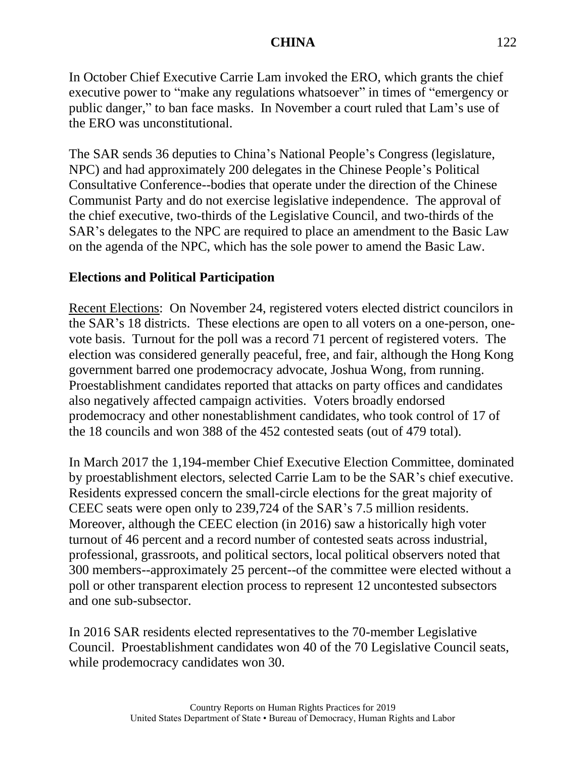In October Chief Executive Carrie Lam invoked the ERO, which grants the chief executive power to "make any regulations whatsoever" in times of "emergency or public danger," to ban face masks. In November a court ruled that Lam's use of the ERO was unconstitutional.

The SAR sends 36 deputies to China's National People's Congress (legislature, NPC) and had approximately 200 delegates in the Chinese People's Political Consultative Conference--bodies that operate under the direction of the Chinese Communist Party and do not exercise legislative independence. The approval of the chief executive, two-thirds of the Legislative Council, and two-thirds of the SAR's delegates to the NPC are required to place an amendment to the Basic Law on the agenda of the NPC, which has the sole power to amend the Basic Law.

## Elections and Political Participation

Recent Elections: On November 24, registered voters elected district councilors in the SAR's 18 districts. These elections are open to all voters on a one-person, one-vote basis. Turnout for the poll was a record 71 percent of registered voters. The election was considered generally peaceful, free, and fair, although the Hong Kong government barred one prodemocracy advocate, Joshua Wong, from running. Proestablishment candidates reported that attacks on party offices and candidates also negatively affected campaign activities. Voters broadly endorsed prodemocracy and other nonestablishment candidates, who took control of 17 of the 18 councils and won 388 of the 452 contested seats (out of 479 total).

In March 2017 the 1,194-member Chief Executive Election Committee, dominated by proestablishment electors, selected Carrie Lam to be the SAR's chief executive. Residents expressed concern the small-circle elections for the great majority of CEEC seats were open only to 239,724 of the SAR's 7.5 million residents. Moreover, although the CEEC election (in 2016) saw a historically high voter turnout of 46 percent and a record number of contested seats across industrial, professional, grassroots, and political sectors, local political observers noted that 300 members--approximately 25 percent--of the committee were elected without a poll or other transparent election process to represent 12 uncontested subsectors and one sub-subsector.

In 2016 SAR residents elected representatives to the 70-member Legislative Council. Proestablishment candidates won 40 of the 70 Legislative Council seats, while prodemocracy candidates won 30.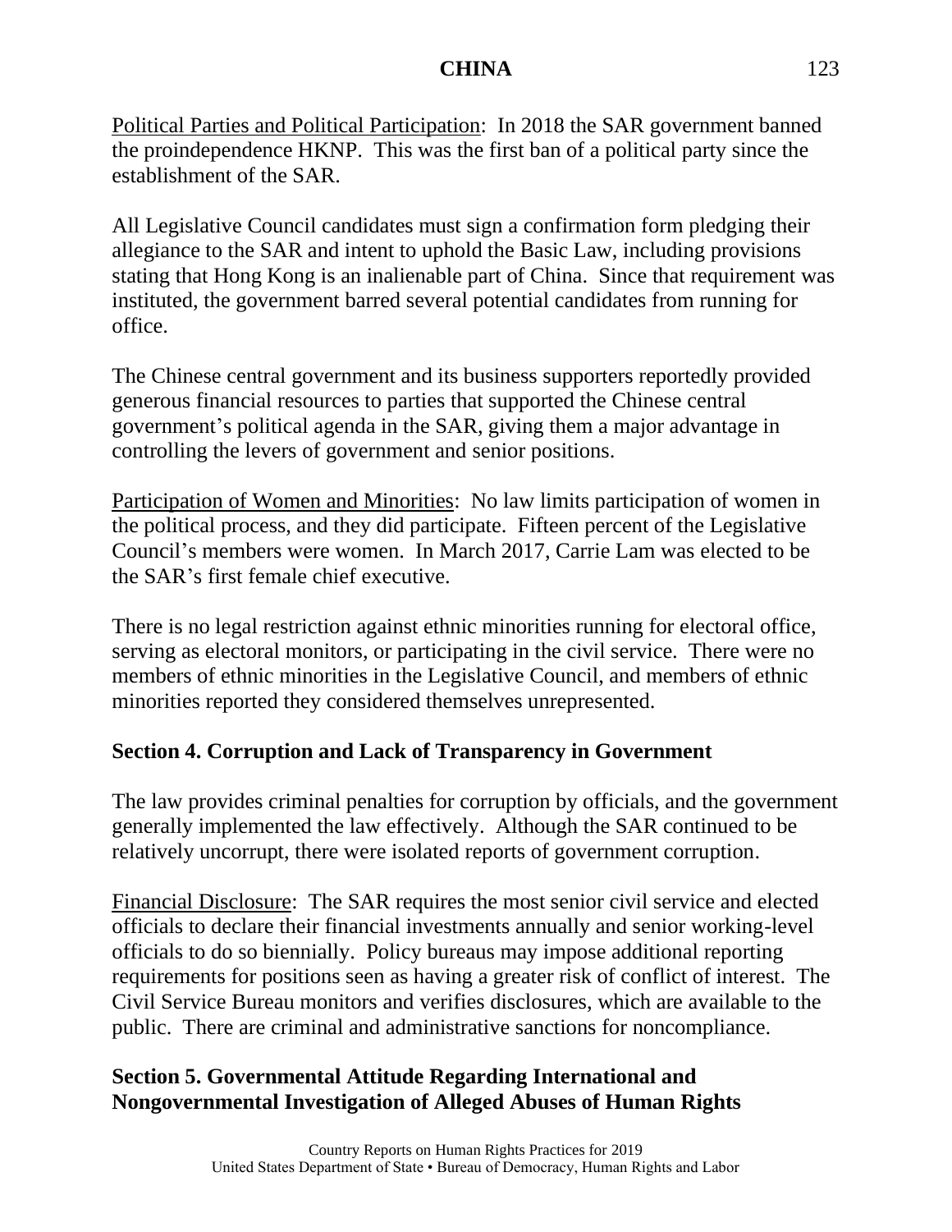Political Parties and Political Participation: In 2018 the SAR government banned the proindependence HKNP. This was the first ban of a political party since the establishment of the SAR.

All Legislative Council candidates must sign a confirmation form pledging their allegiance to the SAR and intent to uphold the Basic Law, including provisions stating that Hong Kong is an inalienable part of China. Since that requirement was instituted, the government barred several potential candidates from running for office.

The Chinese central government and its business supporters reportedly provided generous financial resources to parties that supported the Chinese central government's political agenda in the SAR, giving them a major advantage in controlling the levers of government and senior positions.

Participation of Women and Minorities: No law limits participation of women in the political process, and they did participate. Fifteen percent of the Legislative Council's members were women. In March 2017, Carrie Lam was elected to be the SAR's first female chief executive.

There is no legal restriction against ethnic minorities running for electoral office, serving as electoral monitors, or participating in the civil service. There were no members of ethnic minorities in the Legislative Council, and members of ethnic minorities reported they considered themselves unrepresented.

## Section 4. Corruption and Lack of Transparency in Government

The law provides criminal penalties for corruption by officials, and the government generally implemented the law effectively. Although the SAR continued to be relatively uncorrupt, there were isolated reports of government corruption.

Financial Disclosure: The SAR requires the most senior civil service and elected officials to declare their financial investments annually and senior working-level officials to do so biennially. Policy bureaus may impose additional reporting requirements for positions seen as having a greater risk of conflict of interest. The Civil Service Bureau monitors and verifies disclosures, which are available to the public. There are criminal and administrative sanctions for noncompliance.

## Section 5. Governmental Attitude Regarding International and Nongovernmental Investigation of Alleged Abuses of Human Rights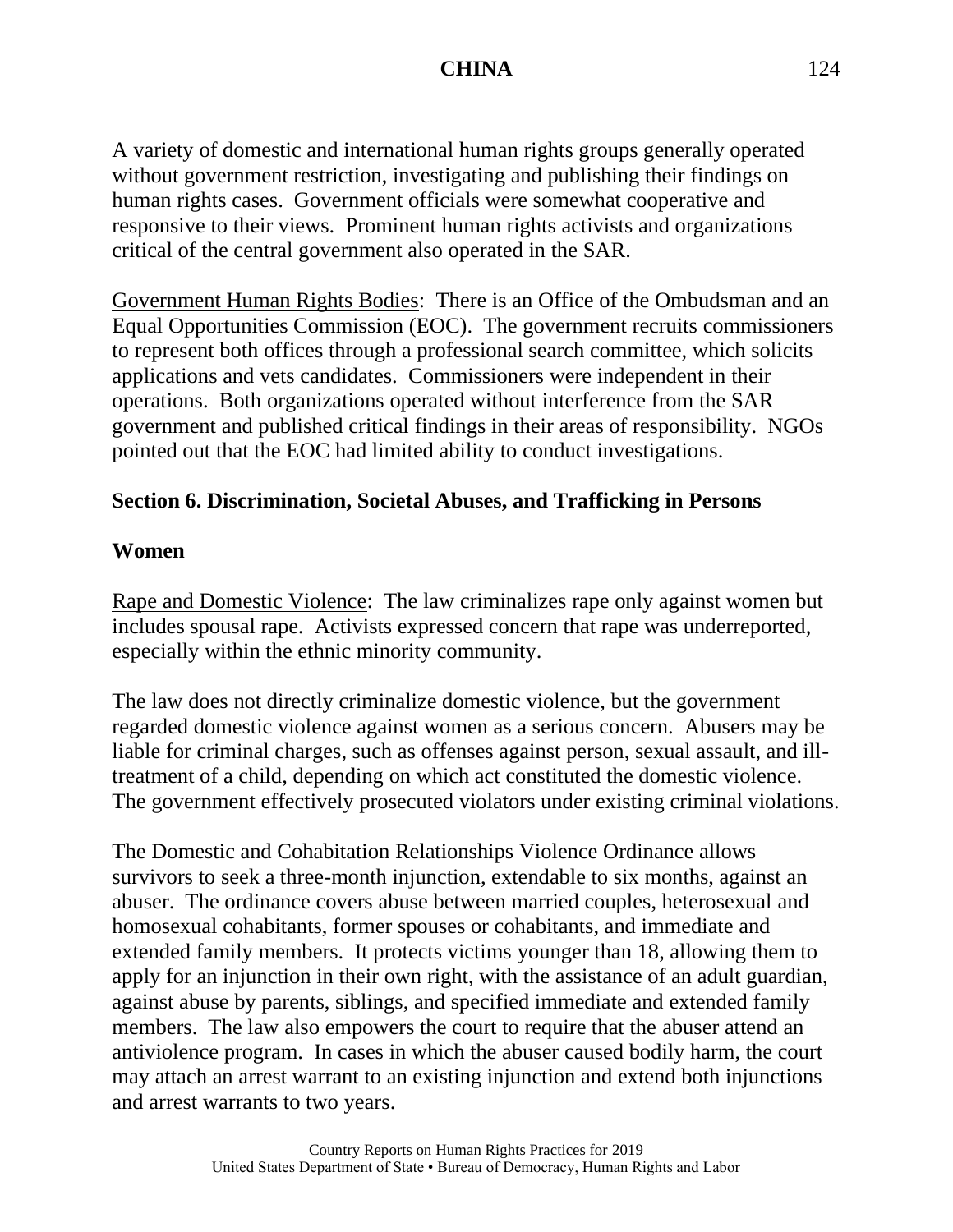A variety of domestic and international human rights groups generally operated without government restriction, investigating and publishing their findings on human rights cases. Government officials were somewhat cooperative and responsive to their views. Prominent human rights activists and organizations critical of the central government also operated in the SAR.

Government Human Rights Bodies: There is an Office of the Ombudsman and an Equal Opportunities Commission (EOC). The government recruits commissioners to represent both offices through a professional search committee, which solicits applications and vets candidates. Commissioners were independent in their operations. Both organizations operated without interference from the SAR government and published critical findings in their areas of responsibility. NGOs pointed out that the EOC had limited ability to conduct investigations.

## Section 6. Discrimination, Societal Abuses, and Trafficking in Persons

### Women

Rape and Domestic Violence: The law criminalizes rape only against women but includes spousal rape. Activists expressed concern that rape was underreported, especially within the ethnic minority community.

The law does not directly criminalize domestic violence, but the government regarded domestic violence against women as a serious concern. Abusers may be liable for criminal charges, such as offenses against person, sexual assault, and ill-treatment of a child, depending on which act constituted the domestic violence. The government effectively prosecuted violators under existing criminal violations.

The Domestic and Cohabitation Relationships Violence Ordinance allows survivors to seek a three-month injunction, extendable to six months, against an abuser. The ordinance covers abuse between married couples, heterosexual and homosexual cohabitants, former spouses or cohabitants, and immediate and extended family members. It protects victims younger than 18, allowing them to apply for an injunction in their own right, with the assistance of an adult guardian, against abuse by parents, siblings, and specified immediate and extended family members. The law also empowers the court to require that the abuser attend an antiviolence program. In cases in which the abuser caused bodily harm, the court may attach an arrest warrant to an existing injunction and extend both injunctions and arrest warrants to two years.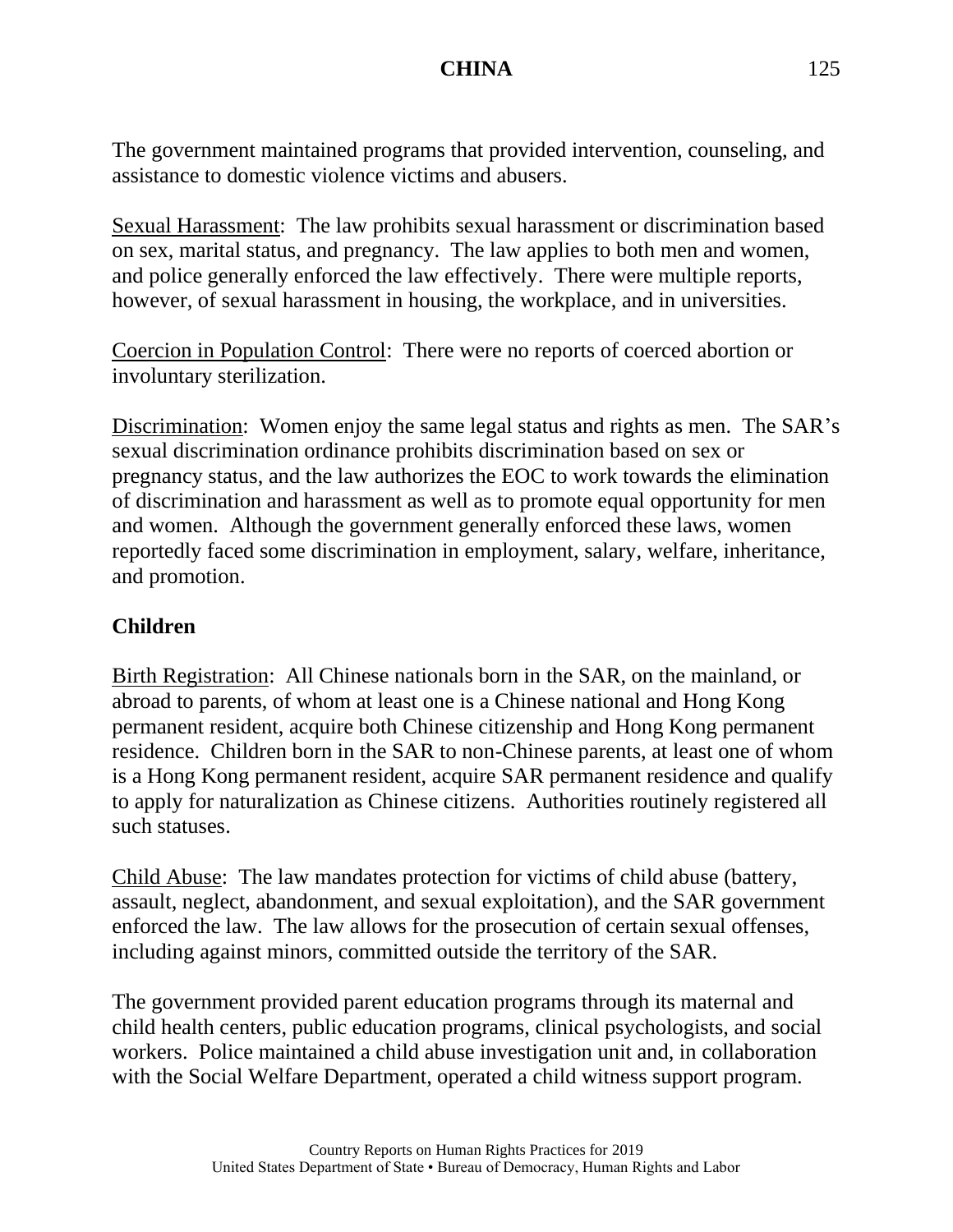The government maintained programs that provided intervention, counseling, and assistance to domestic violence victims and abusers.

Sexual Harassment: The law prohibits sexual harassment or discrimination based on sex, marital status, and pregnancy. The law applies to both men and women, and police generally enforced the law effectively. There were multiple reports, however, of sexual harassment in housing, the workplace, and in universities.

Coercion in Population Control: There were no reports of coerced abortion or involuntary sterilization.

Discrimination: Women enjoy the same legal status and rights as men. The SAR's sexual discrimination ordinance prohibits discrimination based on sex or pregnancy status, and the law authorizes the EOC to work towards the elimination of discrimination and harassment as well as to promote equal opportunity for men and women. Although the government generally enforced these laws, women reportedly faced some discrimination in employment, salary, welfare, inheritance, and promotion.

**Children**

Birth Registration: All Chinese nationals born in the SAR, on the mainland, or abroad to parents, of whom at least one is a Chinese national and Hong Kong permanent resident, acquire both Chinese citizenship and Hong Kong permanent residence. Children born in the SAR to non-Chinese parents, at least one of whom is a Hong Kong permanent resident, acquire SAR permanent residence and qualify to apply for naturalization as Chinese citizens. Authorities routinely registered all such statuses.

Child Abuse: The law mandates protection for victims of child abuse (battery, assault, neglect, abandonment, and sexual exploitation), and the SAR government enforced the law. The law allows for the prosecution of certain sexual offenses, including against minors, committed outside the territory of the SAR.

The government provided parent education programs through its maternal and child health centers, public education programs, clinical psychologists, and social workers. Police maintained a child abuse investigation unit and, in collaboration with the Social Welfare Department, operated a child witness support program.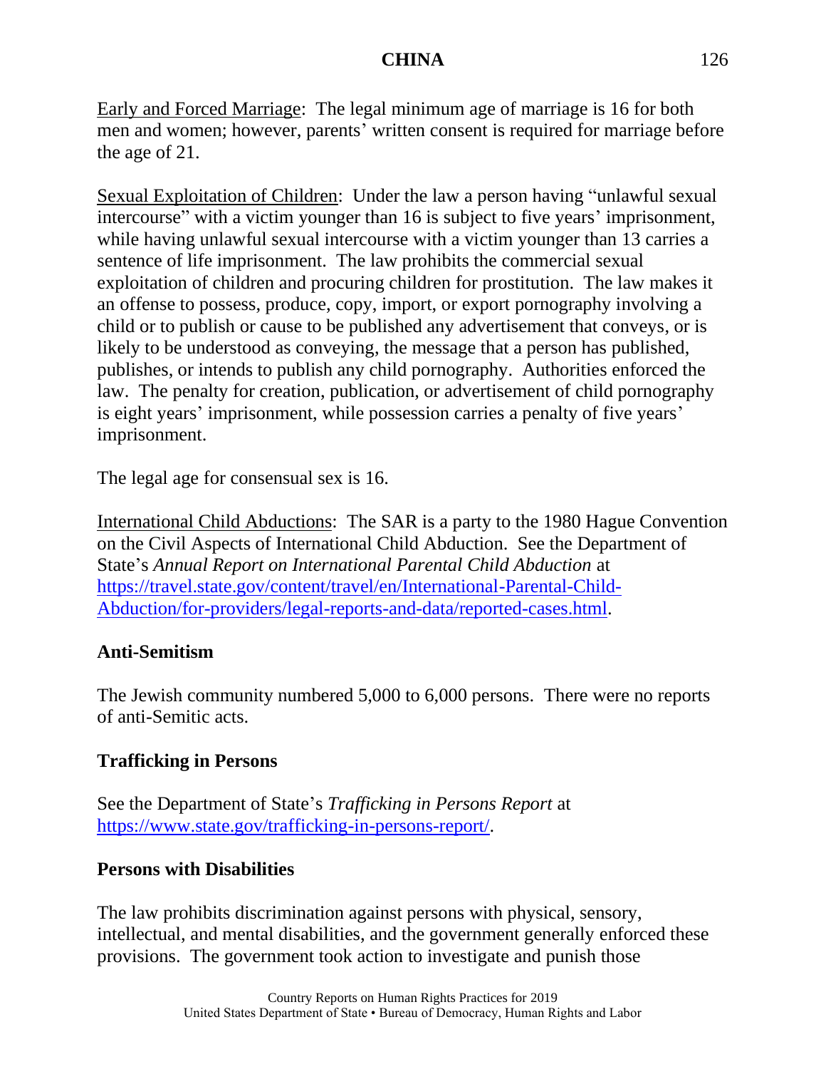Early and Forced Marriage: The legal minimum age of marriage is 16 for both men and women; however, parents' written consent is required for marriage before the age of 21.

Sexual Exploitation of Children: Under the law a person having "unlawful sexual intercourse" with a victim younger than 16 is subject to five years' imprisonment, while having unlawful sexual intercourse with a victim younger than 13 carries a sentence of life imprisonment. The law prohibits the commercial sexual exploitation of children and procuring children for prostitution. The law makes it an offense to possess, produce, copy, import, or export pornography involving a child or to publish or cause to be published any advertisement that conveys, or is likely to be understood as conveying, the message that a person has published, publishes, or intends to publish any child pornography. Authorities enforced the law. The penalty for creation, publication, or advertisement of child pornography is eight years' imprisonment, while possession carries a penalty of five years' imprisonment.

The legal age for consensual sex is 16.

International Child Abductions: The SAR is a party to the 1980 Hague Convention on the Civil Aspects of International Child Abduction. See the Department of State's *Annual Report on International Parental Child Abduction* at https://travel.state.gov/content/travel/en/International-Parental-Child-Abduction/for-providers/legal-reports-and-data/reported-cases.html.

**Anti-Semitism**

The Jewish community numbered 5,000 to 6,000 persons. There were no reports of anti-Semitic acts.

**Trafficking in Persons**

See the Department of State's *Trafficking in Persons Report* at https://www.state.gov/trafficking-in-persons-report/.

**Persons with Disabilities**

The law prohibits discrimination against persons with physical, sensory, intellectual, and mental disabilities, and the government generally enforced these provisions. The government took action to investigate and punish those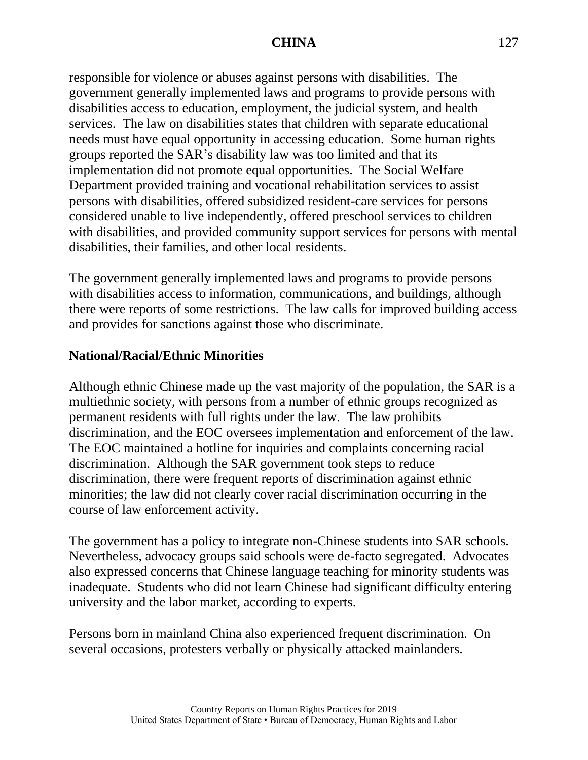responsible for violence or abuses against persons with disabilities. The government generally implemented laws and programs to provide persons with disabilities access to education, employment, the judicial system, and health services. The law on disabilities states that children with separate educational needs must have equal opportunity in accessing education. Some human rights groups reported the SAR's disability law was too limited and that its implementation did not promote equal opportunities. The Social Welfare Department provided training and vocational rehabilitation services to assist persons with disabilities, offered subsidized resident-care services for persons considered unable to live independently, offered preschool services to children with disabilities, and provided community support services for persons with mental disabilities, their families, and other local residents.

The government generally implemented laws and programs to provide persons with disabilities access to information, communications, and buildings, although there were reports of some restrictions. The law calls for improved building access and provides for sanctions against those who discriminate.

**National/Racial/Ethnic Minorities**

Although ethnic Chinese made up the vast majority of the population, the SAR is a multiethnic society, with persons from a number of ethnic groups recognized as permanent residents with full rights under the law. The law prohibits discrimination, and the EOC oversees implementation and enforcement of the law. The EOC maintained a hotline for inquiries and complaints concerning racial discrimination. Although the SAR government took steps to reduce discrimination, there were frequent reports of discrimination against ethnic minorities; the law did not clearly cover racial discrimination occurring in the course of law enforcement activity.

The government has a policy to integrate non-Chinese students into SAR schools. Nevertheless, advocacy groups said schools were de-facto segregated. Advocates also expressed concerns that Chinese language teaching for minority students was inadequate. Students who did not learn Chinese had significant difficulty entering university and the labor market, according to experts.

Persons born in mainland China also experienced frequent discrimination. On several occasions, protesters verbally or physically attacked mainlanders.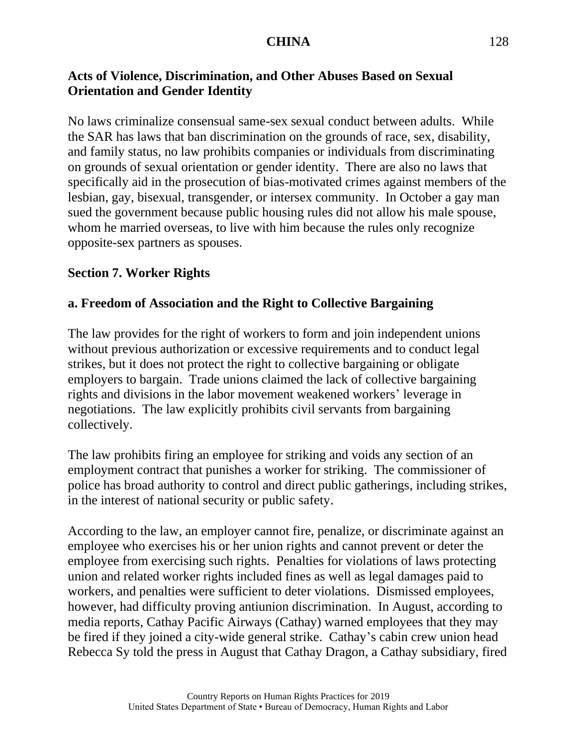**Acts of Violence, Discrimination, and Other Abuses Based on Sexual Orientation and Gender Identity**

No laws criminalize consensual same-sex sexual conduct between adults. While the SAR has laws that ban discrimination on the grounds of race, sex, disability, and family status, no law prohibits companies or individuals from discriminating on grounds of sexual orientation or gender identity. There are also no laws that specifically aid in the prosecution of bias-motivated crimes against members of the lesbian, gay, bisexual, transgender, or intersex community. In October a gay man sued the government because public housing rules did not allow his male spouse, whom he married overseas, to live with him because the rules only recognize opposite-sex partners as spouses.

## Section 7. Worker Rights

### a. Freedom of Association and the Right to Collective Bargaining

The law provides for the right of workers to form and join independent unions without previous authorization or excessive requirements and to conduct legal strikes, but it does not protect the right to collective bargaining or obligate employers to bargain. Trade unions claimed the lack of collective bargaining rights and divisions in the labor movement weakened workers' leverage in negotiations. The law explicitly prohibits civil servants from bargaining collectively.

The law prohibits firing an employee for striking and voids any section of an employment contract that punishes a worker for striking. The commissioner of police has broad authority to control and direct public gatherings, including strikes, in the interest of national security or public safety.

According to the law, an employer cannot fire, penalize, or discriminate against an employee who exercises his or her union rights and cannot prevent or deter the employee from exercising such rights. Penalties for violations of laws protecting union and related worker rights included fines as well as legal damages paid to workers, and penalties were sufficient to deter violations. Dismissed employees, however, had difficulty proving antiunion discrimination. In August, according to media reports, Cathay Pacific Airways (Cathay) warned employees that they may be fired if they joined a city-wide general strike. Cathay's cabin crew union head Rebecca Sy told the press in August that Cathay Dragon, a Cathay subsidiary, fired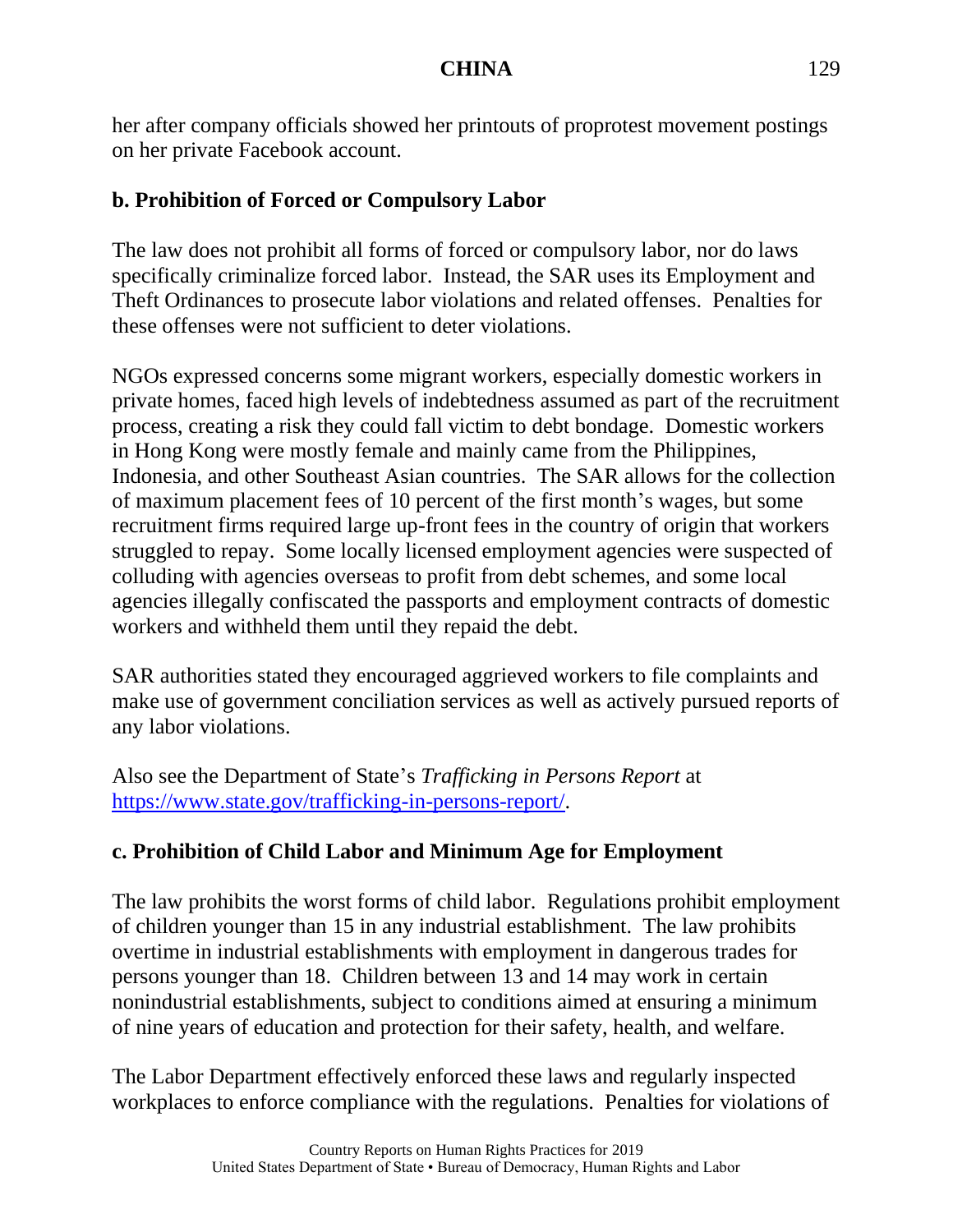her after company officials showed her printouts of proprotest movement postings on her private Facebook account.

**b. Prohibition of Forced or Compulsory Labor**

The law does not prohibit all forms of forced or compulsory labor, nor do laws specifically criminalize forced labor. Instead, the SAR uses its Employment and Theft Ordinances to prosecute labor violations and related offenses. Penalties for these offenses were not sufficient to deter violations.

NGOs expressed concerns some migrant workers, especially domestic workers in private homes, faced high levels of indebtedness assumed as part of the recruitment process, creating a risk they could fall victim to debt bondage. Domestic workers in Hong Kong were mostly female and mainly came from the Philippines, Indonesia, and other Southeast Asian countries. The SAR allows for the collection of maximum placement fees of 10 percent of the first month's wages, but some recruitment firms required large up-front fees in the country of origin that workers struggled to repay. Some locally licensed employment agencies were suspected of colluding with agencies overseas to profit from debt schemes, and some local agencies illegally confiscated the passports and employment contracts of domestic workers and withheld them until they repaid the debt.

SAR authorities stated they encouraged aggrieved workers to file complaints and make use of government conciliation services as well as actively pursued reports of any labor violations.

Also see the Department of State's *Trafficking in Persons Report* at [https://www.state.gov/trafficking-in-persons-report/](https://www.state.gov/trafficking-in-persons-report/).

**c. Prohibition of Child Labor and Minimum Age for Employment**

The law prohibits the worst forms of child labor. Regulations prohibit employment of children younger than 15 in any industrial establishment. The law prohibits overtime in industrial establishments with employment in dangerous trades for persons younger than 18. Children between 13 and 14 may work in certain nonindustrial establishments, subject to conditions aimed at ensuring a minimum of nine years of education and protection for their safety, health, and welfare.

The Labor Department effectively enforced these laws and regularly inspected workplaces to enforce compliance with the regulations. Penalties for violations of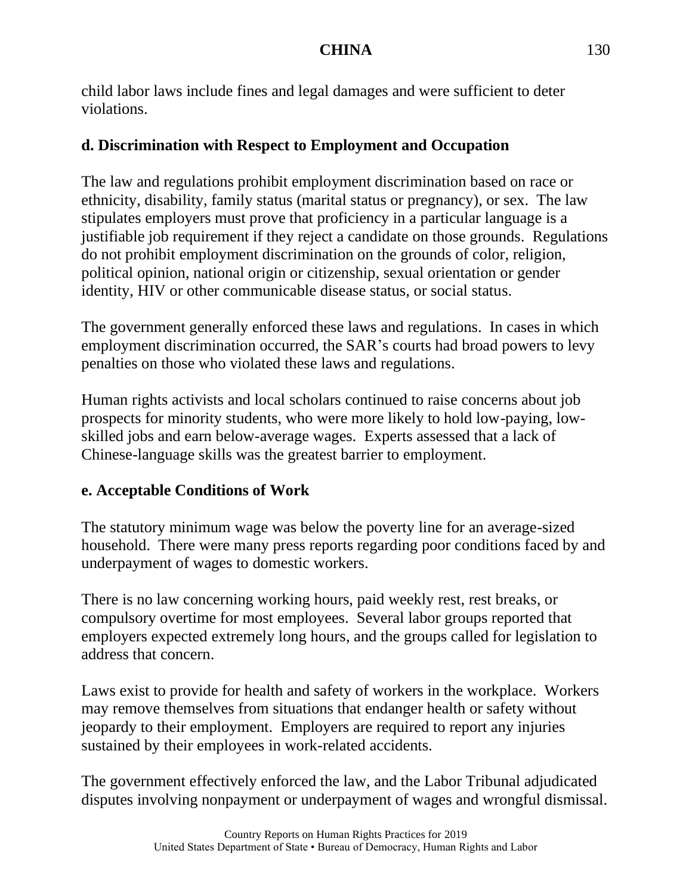child labor laws include fines and legal damages and were sufficient to deter violations.

### d. Discrimination with Respect to Employment and Occupation

The law and regulations prohibit employment discrimination based on race or ethnicity, disability, family status (marital status or pregnancy), or sex. The law stipulates employers must prove that proficiency in a particular language is a justifiable job requirement if they reject a candidate on those grounds. Regulations do not prohibit employment discrimination on the grounds of color, religion, political opinion, national origin or citizenship, sexual orientation or gender identity, HIV or other communicable disease status, or social status.

The government generally enforced these laws and regulations. In cases in which employment discrimination occurred, the SAR's courts had broad powers to levy penalties on those who violated these laws and regulations.

Human rights activists and local scholars continued to raise concerns about job prospects for minority students, who were more likely to hold low-paying, low-skilled jobs and earn below-average wages. Experts assessed that a lack of Chinese-language skills was the greatest barrier to employment.

### e. Acceptable Conditions of Work

The statutory minimum wage was below the poverty line for an average-sized household. There were many press reports regarding poor conditions faced by and underpayment of wages to domestic workers.

There is no law concerning working hours, paid weekly rest, rest breaks, or compulsory overtime for most employees. Several labor groups reported that employers expected extremely long hours, and the groups called for legislation to address that concern.

Laws exist to provide for health and safety of workers in the workplace. Workers may remove themselves from situations that endanger health or safety without jeopardy to their employment. Employers are required to report any injuries sustained by their employees in work-related accidents.

The government effectively enforced the law, and the Labor Tribunal adjudicated disputes involving nonpayment or underpayment of wages and wrongful dismissal.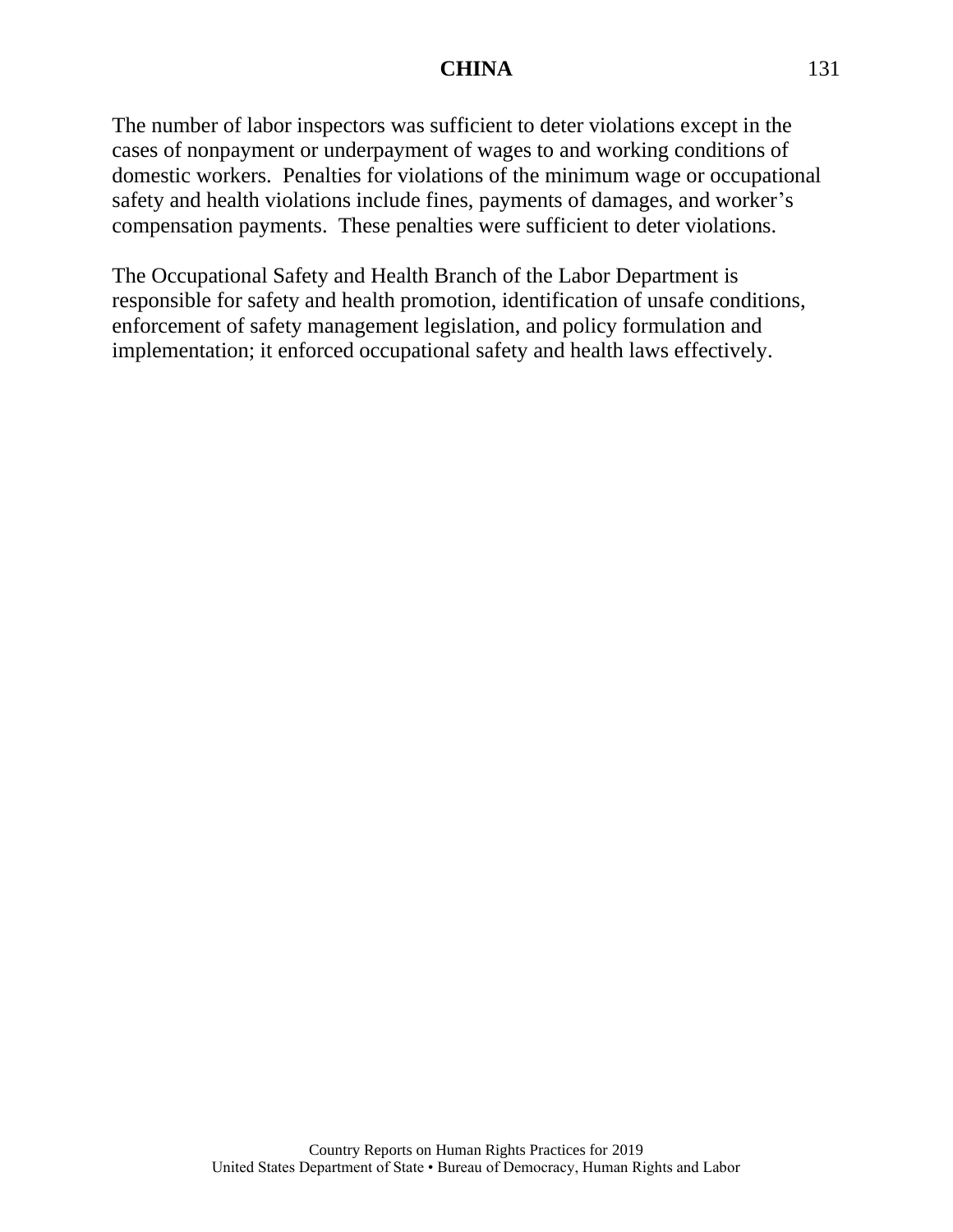The number of labor inspectors was sufficient to deter violations except in the cases of nonpayment or underpayment of wages to and working conditions of domestic workers.  Penalties for violations of the minimum wage or occupational safety and health violations include fines, payments of damages, and worker's compensation payments.  These penalties were sufficient to deter violations.

The Occupational Safety and Health Branch of the Labor Department is responsible for safety and health promotion, identification of unsafe conditions, enforcement of safety management legislation, and policy formulation and implementation; it enforced occupational safety and health laws effectively.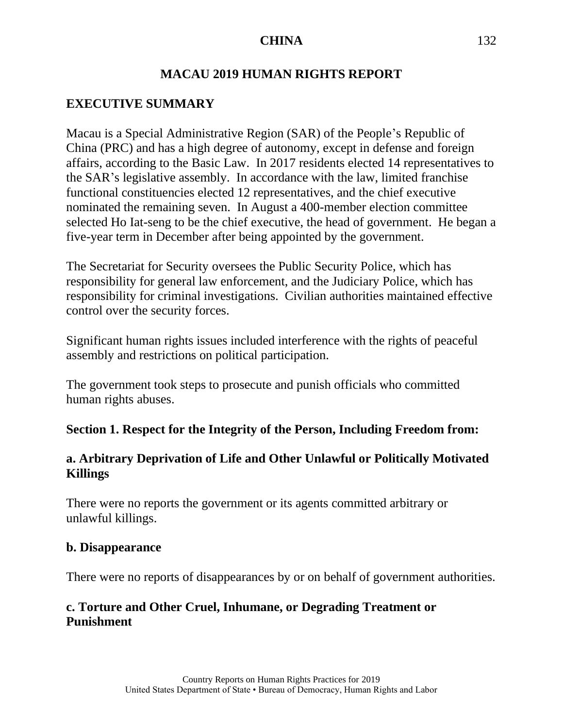# MACAU 2019 HUMAN RIGHTS REPORT

## EXECUTIVE SUMMARY

Macau is a Special Administrative Region (SAR) of the People's Republic of China (PRC) and has a high degree of autonomy, except in defense and foreign affairs, according to the Basic Law. In 2017 residents elected 14 representatives to the SAR's legislative assembly. In accordance with the law, limited franchise functional constituencies elected 12 representatives, and the chief executive nominated the remaining seven. In August a 400-member election committee selected Ho Iat-seng to be the chief executive, the head of government. He began a five-year term in December after being appointed by the government.

The Secretariat for Security oversees the Public Security Police, which has responsibility for general law enforcement, and the Judiciary Police, which has responsibility for criminal investigations. Civilian authorities maintained effective control over the security forces.

Significant human rights issues included interference with the rights of peaceful assembly and restrictions on political participation.

The government took steps to prosecute and punish officials who committed human rights abuses.

## Section 1. Respect for the Integrity of the Person, Including Freedom from:

### a. Arbitrary Deprivation of Life and Other Unlawful or Politically Motivated Killings

There were no reports the government or its agents committed arbitrary or unlawful killings.

### b. Disappearance

There were no reports of disappearances by or on behalf of government authorities.

### c. Torture and Other Cruel, Inhumane, or Degrading Treatment or Punishment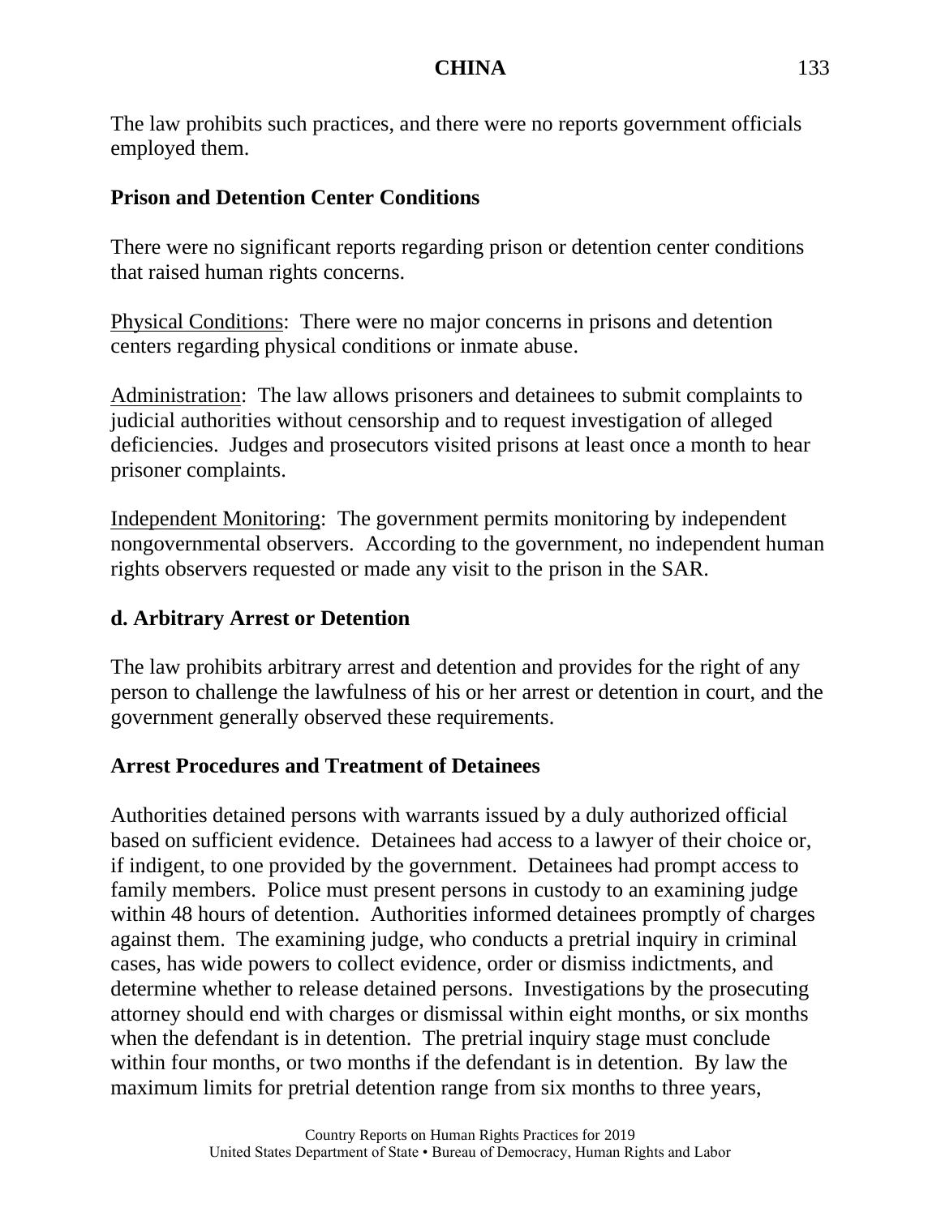The law prohibits such practices, and there were no reports government officials employed them.

### Prison and Detention Center Conditions

There were no significant reports regarding prison or detention center conditions that raised human rights concerns.

Physical Conditions: There were no major concerns in prisons and detention centers regarding physical conditions or inmate abuse.

Administration: The law allows prisoners and detainees to submit complaints to judicial authorities without censorship and to request investigation of alleged deficiencies. Judges and prosecutors visited prisons at least once a month to hear prisoner complaints.

Independent Monitoring: The government permits monitoring by independent nongovernmental observers. According to the government, no independent human rights observers requested or made any visit to the prison in the SAR.

## d. Arbitrary Arrest or Detention

The law prohibits arbitrary arrest and detention and provides for the right of any person to challenge the lawfulness of his or her arrest or detention in court, and the government generally observed these requirements.

### Arrest Procedures and Treatment of Detainees

Authorities detained persons with warrants issued by a duly authorized official based on sufficient evidence. Detainees had access to a lawyer of their choice or, if indigent, to one provided by the government. Detainees had prompt access to family members. Police must present persons in custody to an examining judge within 48 hours of detention. Authorities informed detainees promptly of charges against them. The examining judge, who conducts a pretrial inquiry in criminal cases, has wide powers to collect evidence, order or dismiss indictments, and determine whether to release detained persons. Investigations by the prosecuting attorney should end with charges or dismissal within eight months, or six months when the defendant is in detention. The pretrial inquiry stage must conclude within four months, or two months if the defendant is in detention. By law the maximum limits for pretrial detention range from six months to three years,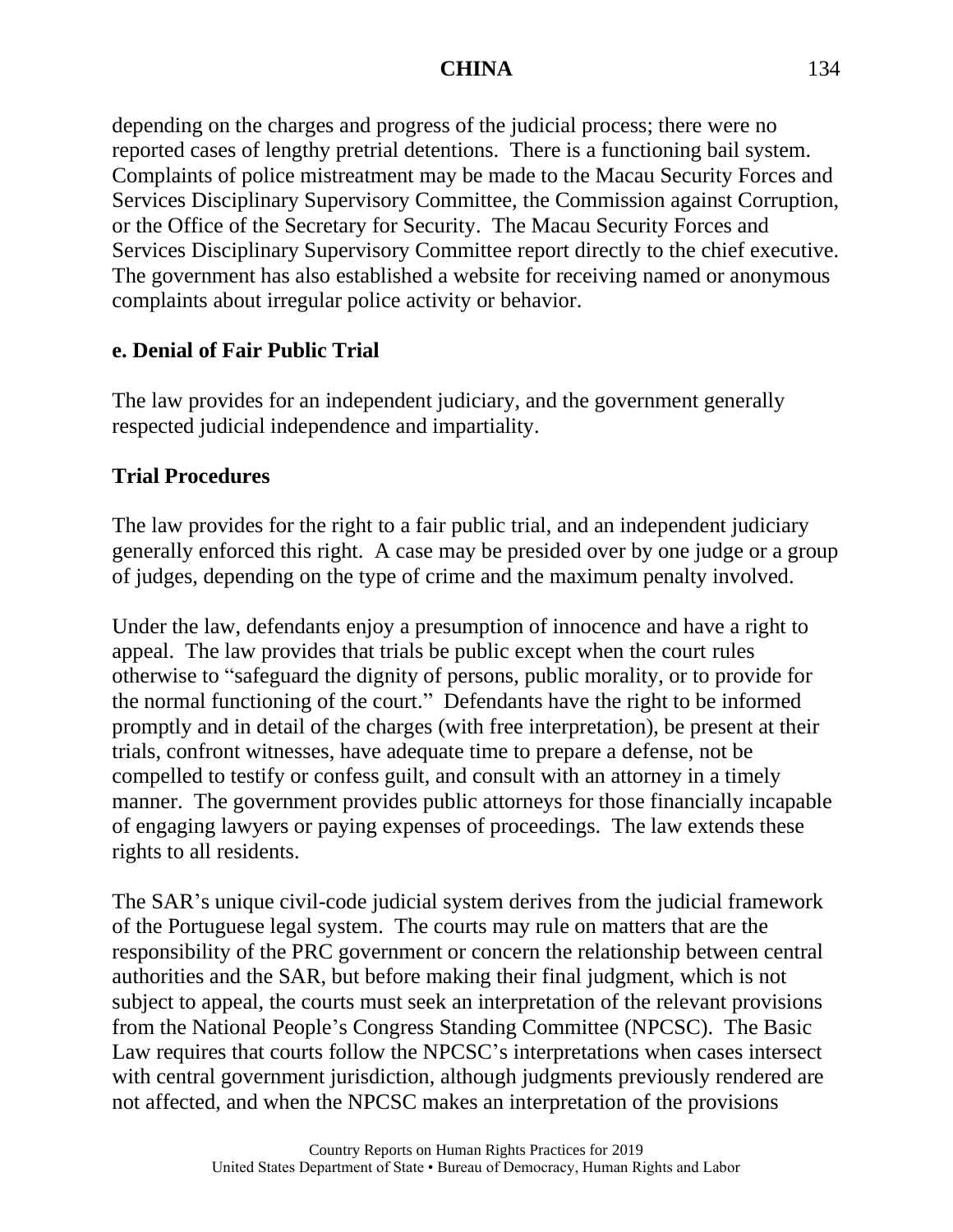depending on the charges and progress of the judicial process; there were no reported cases of lengthy pretrial detentions. There is a functioning bail system. Complaints of police mistreatment may be made to the Macau Security Forces and Services Disciplinary Supervisory Committee, the Commission against Corruption, or the Office of the Secretary for Security. The Macau Security Forces and Services Disciplinary Supervisory Committee report directly to the chief executive. The government has also established a website for receiving named or anonymous complaints about irregular police activity or behavior.

**e. Denial of Fair Public Trial**

The law provides for an independent judiciary, and the government generally respected judicial independence and impartiality.

**Trial Procedures**

The law provides for the right to a fair public trial, and an independent judiciary generally enforced this right. A case may be presided over by one judge or a group of judges, depending on the type of crime and the maximum penalty involved.

Under the law, defendants enjoy a presumption of innocence and have a right to appeal. The law provides that trials be public except when the court rules otherwise to "safeguard the dignity of persons, public morality, or to provide for the normal functioning of the court." Defendants have the right to be informed promptly and in detail of the charges (with free interpretation), be present at their trials, confront witnesses, have adequate time to prepare a defense, not be compelled to testify or confess guilt, and consult with an attorney in a timely manner. The government provides public attorneys for those financially incapable of engaging lawyers or paying expenses of proceedings. The law extends these rights to all residents.

The SAR's unique civil-code judicial system derives from the judicial framework of the Portuguese legal system. The courts may rule on matters that are the responsibility of the PRC government or concern the relationship between central authorities and the SAR, but before making their final judgment, which is not subject to appeal, the courts must seek an interpretation of the relevant provisions from the National People's Congress Standing Committee (NPCSC). The Basic Law requires that courts follow the NPCSC's interpretations when cases intersect with central government jurisdiction, although judgments previously rendered are not affected, and when the NPCSC makes an interpretation of the provisions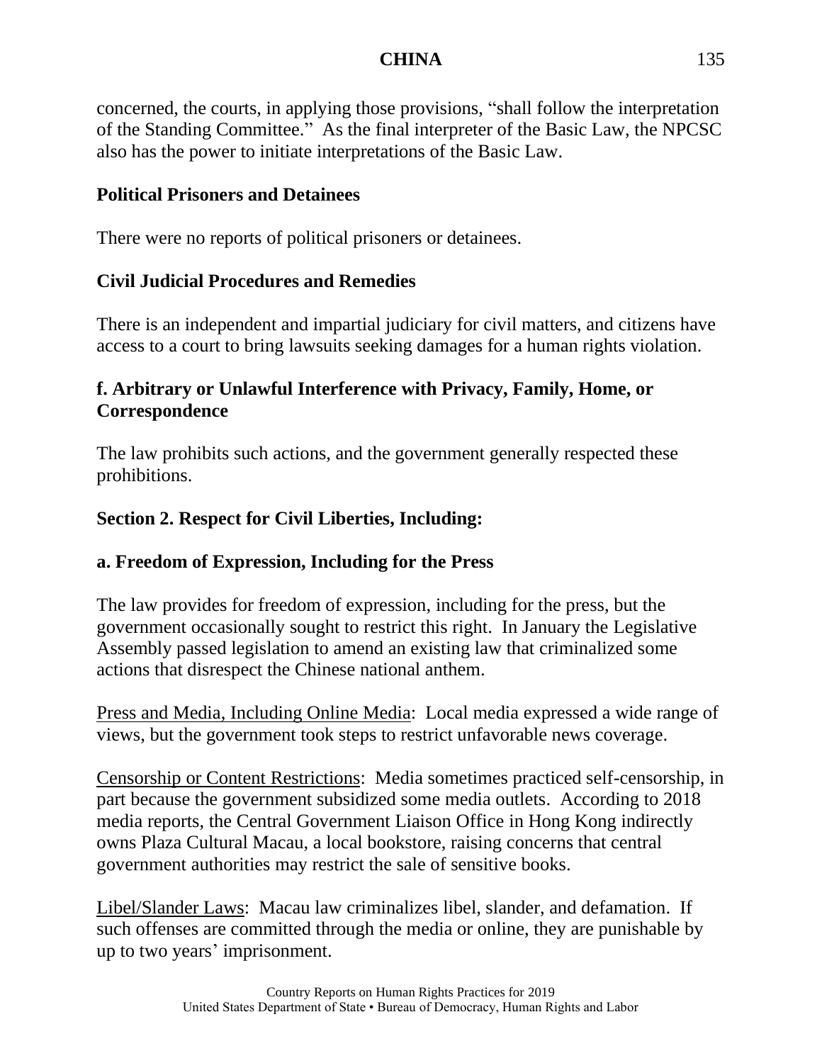concerned, the courts, in applying those provisions, "shall follow the interpretation of the Standing Committee." As the final interpreter of the Basic Law, the NPCSC also has the power to initiate interpretations of the Basic Law.

**Political Prisoners and Detainees**

There were no reports of political prisoners or detainees.

**Civil Judicial Procedures and Remedies**

There is an independent and impartial judiciary for civil matters, and citizens have access to a court to bring lawsuits seeking damages for a human rights violation.

**f. Arbitrary or Unlawful Interference with Privacy, Family, Home, or Correspondence**

The law prohibits such actions, and the government generally respected these prohibitions.

**Section 2. Respect for Civil Liberties, Including:**

**a. Freedom of Expression, Including for the Press**

The law provides for freedom of expression, including for the press, but the government occasionally sought to restrict this right. In January the Legislative Assembly passed legislation to amend an existing law that criminalized some actions that disrespect the Chinese national anthem.

Press and Media, Including Online Media: Local media expressed a wide range of views, but the government took steps to restrict unfavorable news coverage.

Censorship or Content Restrictions: Media sometimes practiced self-censorship, in part because the government subsidized some media outlets. According to 2018 media reports, the Central Government Liaison Office in Hong Kong indirectly owns Plaza Cultural Macau, a local bookstore, raising concerns that central government authorities may restrict the sale of sensitive books.

Libel/Slander Laws: Macau law criminalizes libel, slander, and defamation. If such offenses are committed through the media or online, they are punishable by up to two years' imprisonment.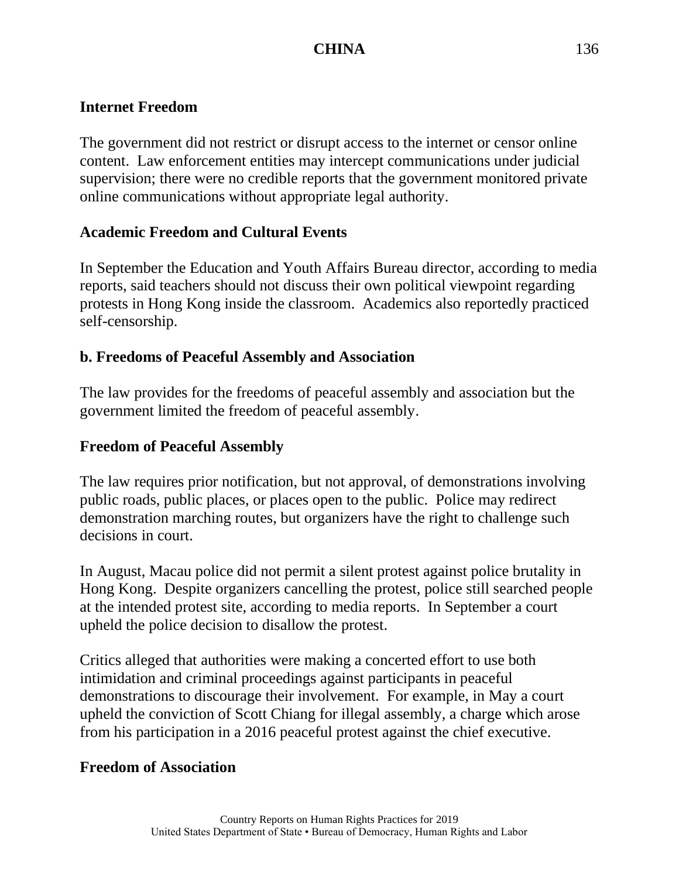**Internet Freedom**

The government did not restrict or disrupt access to the internet or censor online content. Law enforcement entities may intercept communications under judicial supervision; there were no credible reports that the government monitored private online communications without appropriate legal authority.

**Academic Freedom and Cultural Events**

In September the Education and Youth Affairs Bureau director, according to media reports, said teachers should not discuss their own political viewpoint regarding protests in Hong Kong inside the classroom. Academics also reportedly practiced self-censorship.

**b. Freedoms of Peaceful Assembly and Association**

The law provides for the freedoms of peaceful assembly and association but the government limited the freedom of peaceful assembly.

**Freedom of Peaceful Assembly**

The law requires prior notification, but not approval, of demonstrations involving public roads, public places, or places open to the public. Police may redirect demonstration marching routes, but organizers have the right to challenge such decisions in court.

In August, Macau police did not permit a silent protest against police brutality in Hong Kong. Despite organizers cancelling the protest, police still searched people at the intended protest site, according to media reports. In September a court upheld the police decision to disallow the protest.

Critics alleged that authorities were making a concerted effort to use both intimidation and criminal proceedings against participants in peaceful demonstrations to discourage their involvement. For example, in May a court upheld the conviction of Scott Chiang for illegal assembly, a charge which arose from his participation in a 2016 peaceful protest against the chief executive.

**Freedom of Association**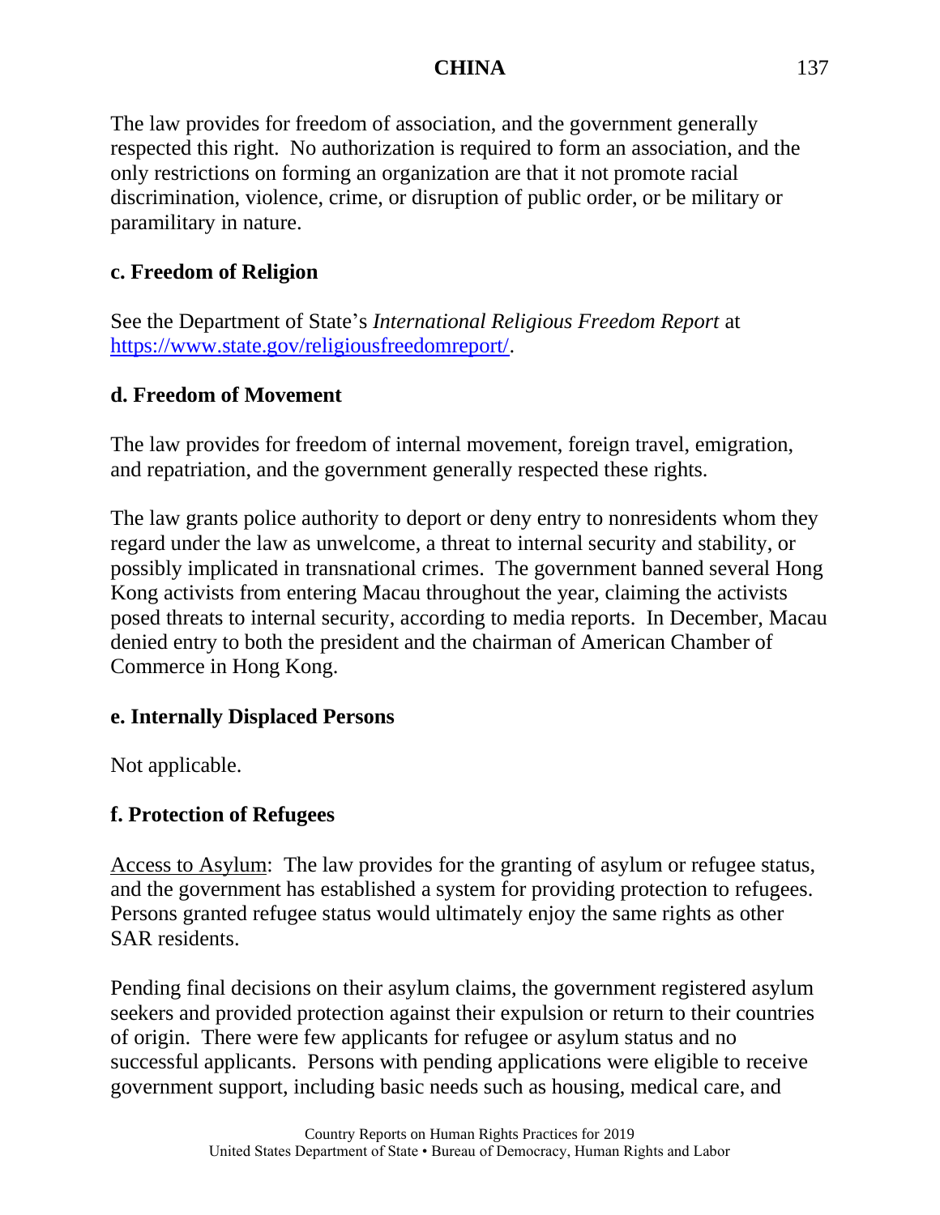The law provides for freedom of association, and the government generally respected this right. No authorization is required to form an association, and the only restrictions on forming an organization are that it not promote racial discrimination, violence, crime, or disruption of public order, or be military or paramilitary in nature.

### c. Freedom of Religion

See the Department of State's *International Religious Freedom Report* at https://www.state.gov/religiousfreedomreport/.

### d. Freedom of Movement

The law provides for freedom of internal movement, foreign travel, emigration, and repatriation, and the government generally respected these rights.

The law grants police authority to deport or deny entry to nonresidents whom they regard under the law as unwelcome, a threat to internal security and stability, or possibly implicated in transnational crimes. The government banned several Hong Kong activists from entering Macau throughout the year, claiming the activists posed threats to internal security, according to media reports. In December, Macau denied entry to both the president and the chairman of American Chamber of Commerce in Hong Kong.

### e. Internally Displaced Persons

Not applicable.

### f. Protection of Refugees

Access to Asylum: The law provides for the granting of asylum or refugee status, and the government has established a system for providing protection to refugees. Persons granted refugee status would ultimately enjoy the same rights as other SAR residents.

Pending final decisions on their asylum claims, the government registered asylum seekers and provided protection against their expulsion or return to their countries of origin. There were few applicants for refugee or asylum status and no successful applicants. Persons with pending applications were eligible to receive government support, including basic needs such as housing, medical care, and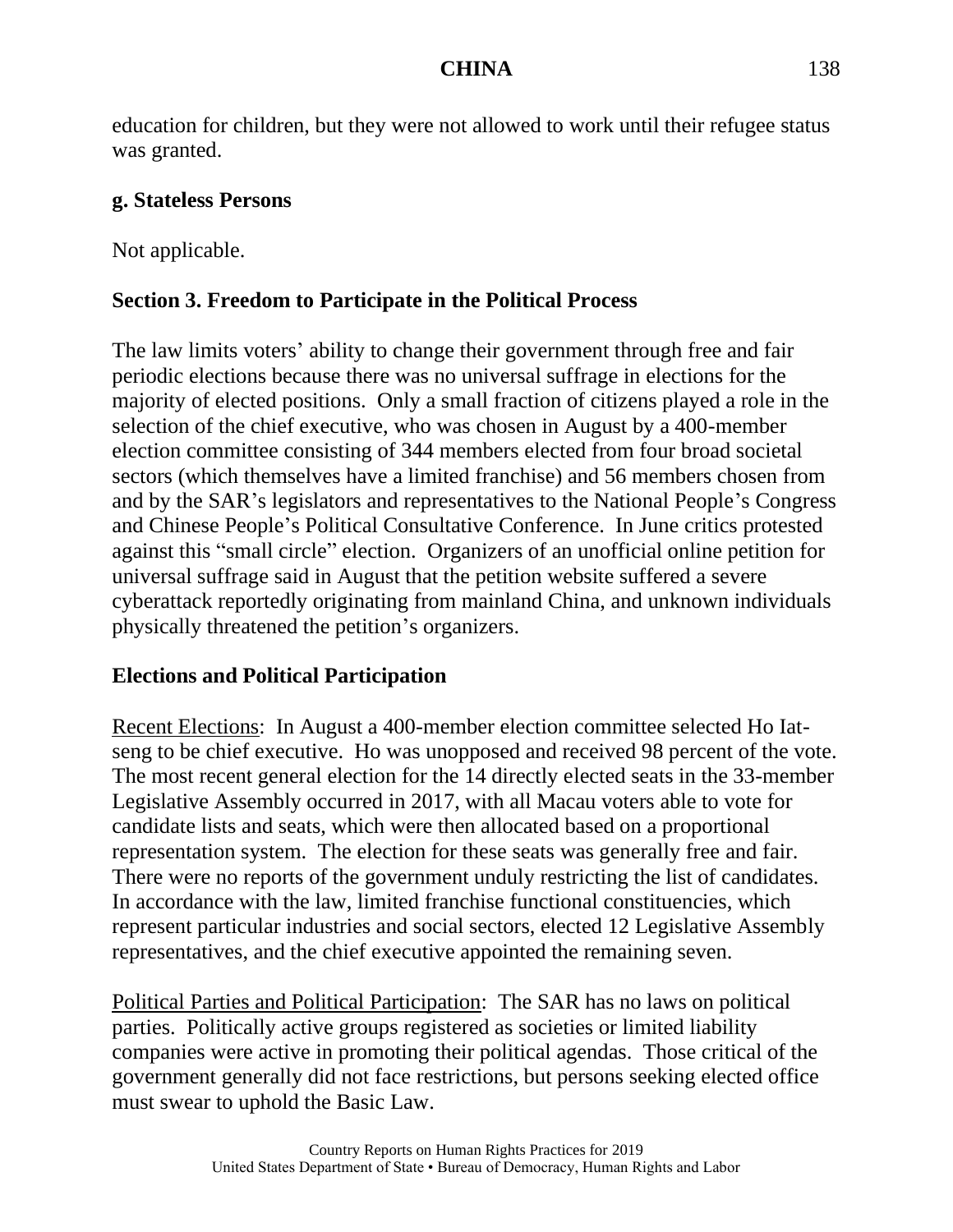education for children, but they were not allowed to work until their refugee status was granted.

**g. Stateless Persons**

Not applicable.

## Section 3. Freedom to Participate in the Political Process

The law limits voters' ability to change their government through free and fair periodic elections because there was no universal suffrage in elections for the majority of elected positions. Only a small fraction of citizens played a role in the selection of the chief executive, who was chosen in August by a 400-member election committee consisting of 344 members elected from four broad societal sectors (which themselves have a limited franchise) and 56 members chosen from and by the SAR's legislators and representatives to the National People's Congress and Chinese People's Political Consultative Conference. In June critics protested against this "small circle" election. Organizers of an unofficial online petition for universal suffrage said in August that the petition website suffered a severe cyberattack reportedly originating from mainland China, and unknown individuals physically threatened the petition's organizers.

### Elections and Political Participation

Recent Elections: In August a 400-member election committee selected Ho Iat-seng to be chief executive. Ho was unopposed and received 98 percent of the vote. The most recent general election for the 14 directly elected seats in the 33-member Legislative Assembly occurred in 2017, with all Macau voters able to vote for candidate lists and seats, which were then allocated based on a proportional representation system. The election for these seats was generally free and fair. There were no reports of the government unduly restricting the list of candidates. In accordance with the law, limited franchise functional constituencies, which represent particular industries and social sectors, elected 12 Legislative Assembly representatives, and the chief executive appointed the remaining seven.

Political Parties and Political Participation: The SAR has no laws on political parties. Politically active groups registered as societies or limited liability companies were active in promoting their political agendas. Those critical of the government generally did not face restrictions, but persons seeking elected office must swear to uphold the Basic Law.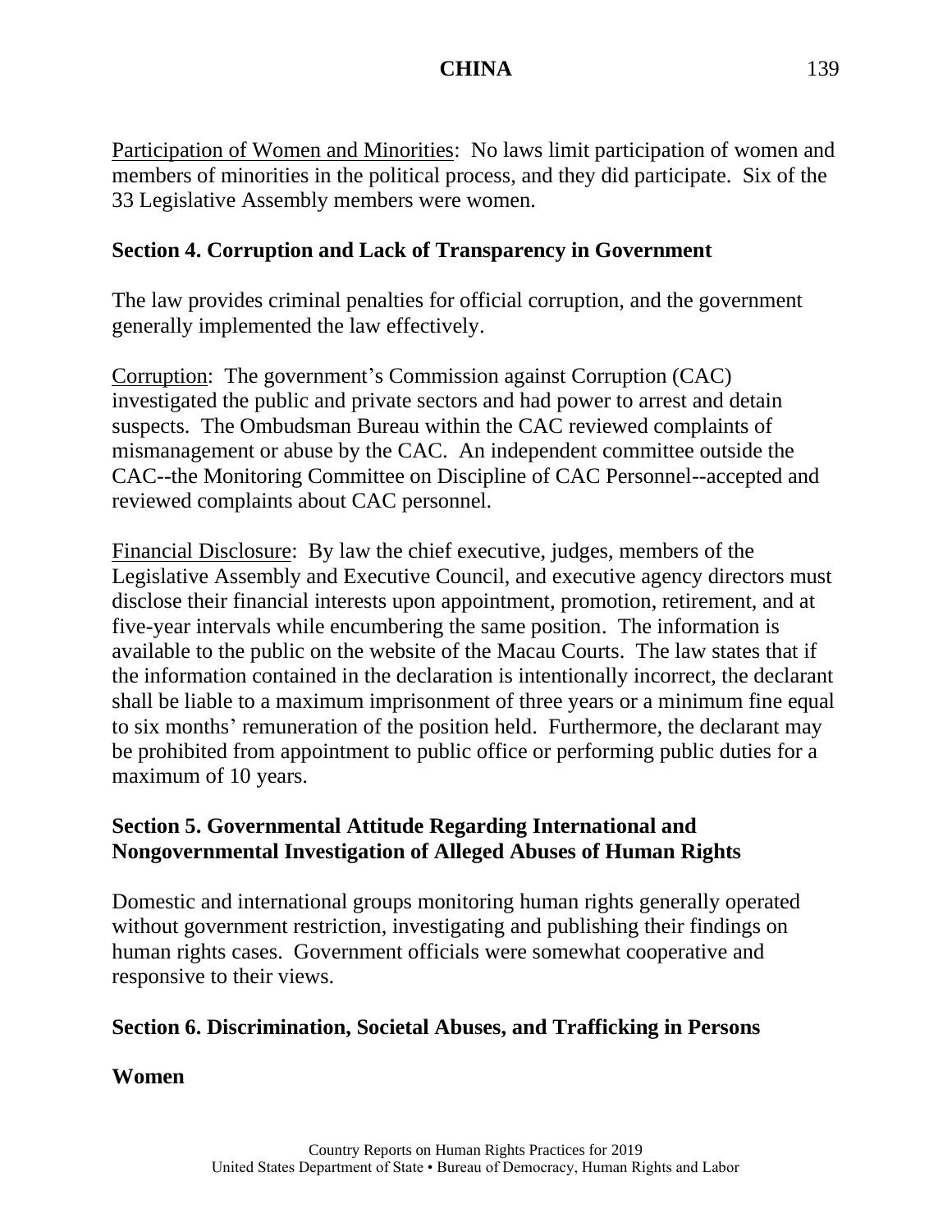Participation of Women and Minorities: No laws limit participation of women and members of minorities in the political process, and they did participate. Six of the 33 Legislative Assembly members were women.

## Section 4. Corruption and Lack of Transparency in Government

The law provides criminal penalties for official corruption, and the government generally implemented the law effectively.

Corruption: The government's Commission against Corruption (CAC) investigated the public and private sectors and had power to arrest and detain suspects. The Ombudsman Bureau within the CAC reviewed complaints of mismanagement or abuse by the CAC. An independent committee outside the CAC--the Monitoring Committee on Discipline of CAC Personnel--accepted and reviewed complaints about CAC personnel.

Financial Disclosure: By law the chief executive, judges, members of the Legislative Assembly and Executive Council, and executive agency directors must disclose their financial interests upon appointment, promotion, retirement, and at five-year intervals while encumbering the same position. The information is available to the public on the website of the Macau Courts. The law states that if the information contained in the declaration is intentionally incorrect, the declarant shall be liable to a maximum imprisonment of three years or a minimum fine equal to six months' remuneration of the position held. Furthermore, the declarant may be prohibited from appointment to public office or performing public duties for a maximum of 10 years.

## Section 5. Governmental Attitude Regarding International and Nongovernmental Investigation of Alleged Abuses of Human Rights

Domestic and international groups monitoring human rights generally operated without government restriction, investigating and publishing their findings on human rights cases. Government officials were somewhat cooperative and responsive to their views.

## Section 6. Discrimination, Societal Abuses, and Trafficking in Persons

### Women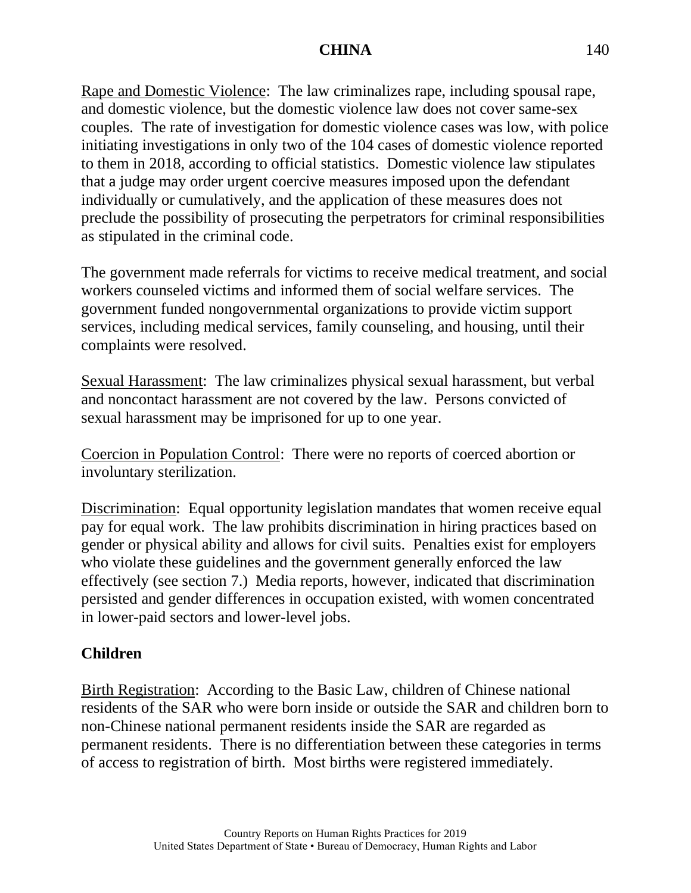<u>Rape and Domestic Violence</u>: The law criminalizes rape, including spousal rape, and domestic violence, but the domestic violence law does not cover same-sex couples. The rate of investigation for domestic violence cases was low, with police initiating investigations in only two of the 104 cases of domestic violence reported to them in 2018, according to official statistics. Domestic violence law stipulates that a judge may order urgent coercive measures imposed upon the defendant individually or cumulatively, and the application of these measures does not preclude the possibility of prosecuting the perpetrators for criminal responsibilities as stipulated in the criminal code.

The government made referrals for victims to receive medical treatment, and social workers counseled victims and informed them of social welfare services. The government funded nongovernmental organizations to provide victim support services, including medical services, family counseling, and housing, until their complaints were resolved.

<u>Sexual Harassment</u>: The law criminalizes physical sexual harassment, but verbal and noncontact harassment are not covered by the law. Persons convicted of sexual harassment may be imprisoned for up to one year.

<u>Coercion in Population Control</u>: There were no reports of coerced abortion or involuntary sterilization.

<u>Discrimination</u>: Equal opportunity legislation mandates that women receive equal pay for equal work. The law prohibits discrimination in hiring practices based on gender or physical ability and allows for civil suits. Penalties exist for employers who violate these guidelines and the government generally enforced the law effectively (see section 7.) Media reports, however, indicated that discrimination persisted and gender differences in occupation existed, with women concentrated in lower-paid sectors and lower-level jobs.

**Children**

<u>Birth Registration</u>: According to the Basic Law, children of Chinese national residents of the SAR who were born inside or outside the SAR and children born to non-Chinese national permanent residents inside the SAR are regarded as permanent residents. There is no differentiation between these categories in terms of access to registration of birth. Most births were registered immediately.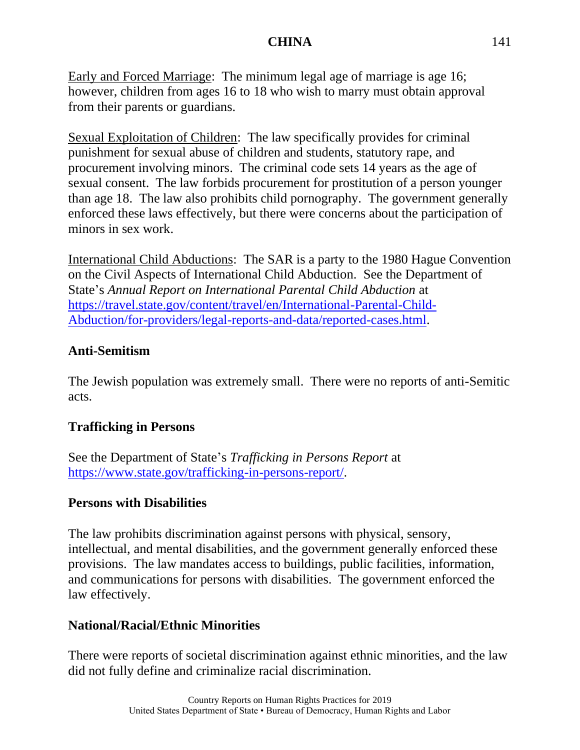Early and Forced Marriage: The minimum legal age of marriage is age 16; however, children from ages 16 to 18 who wish to marry must obtain approval from their parents or guardians.

Sexual Exploitation of Children: The law specifically provides for criminal punishment for sexual abuse of children and students, statutory rape, and procurement involving minors. The criminal code sets 14 years as the age of sexual consent. The law forbids procurement for prostitution of a person younger than age 18. The law also prohibits child pornography. The government generally enforced these laws effectively, but there were concerns about the participation of minors in sex work.

International Child Abductions: The SAR is a party to the 1980 Hague Convention on the Civil Aspects of International Child Abduction. See the Department of State's *Annual Report on International Parental Child Abduction* at https://travel.state.gov/content/travel/en/International-Parental-Child-Abduction/for-providers/legal-reports-and-data/reported-cases.html.

**Anti-Semitism**

The Jewish population was extremely small. There were no reports of anti-Semitic acts.

**Trafficking in Persons**

See the Department of State's *Trafficking in Persons Report* at https://www.state.gov/trafficking-in-persons-report/.

**Persons with Disabilities**

The law prohibits discrimination against persons with physical, sensory, intellectual, and mental disabilities, and the government generally enforced these provisions. The law mandates access to buildings, public facilities, information, and communications for persons with disabilities. The government enforced the law effectively.

**National/Racial/Ethnic Minorities**

There were reports of societal discrimination against ethnic minorities, and the law did not fully define and criminalize racial discrimination.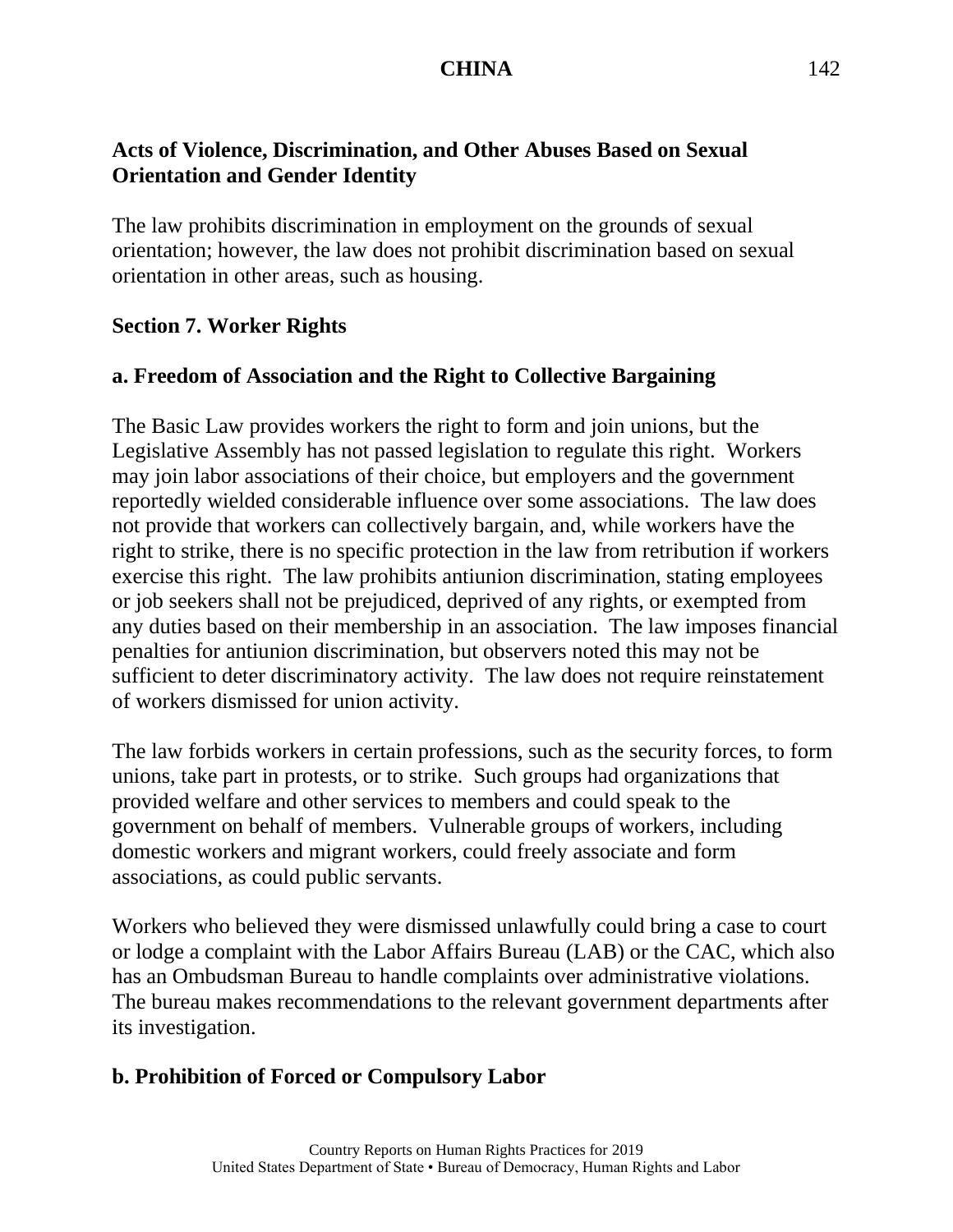**Acts of Violence, Discrimination, and Other Abuses Based on Sexual Orientation and Gender Identity**

The law prohibits discrimination in employment on the grounds of sexual orientation; however, the law does not prohibit discrimination based on sexual orientation in other areas, such as housing.

## Section 7. Worker Rights

### a. Freedom of Association and the Right to Collective Bargaining

The Basic Law provides workers the right to form and join unions, but the Legislative Assembly has not passed legislation to regulate this right. Workers may join labor associations of their choice, but employers and the government reportedly wielded considerable influence over some associations. The law does not provide that workers can collectively bargain, and, while workers have the right to strike, there is no specific protection in the law from retribution if workers exercise this right. The law prohibits antiunion discrimination, stating employees or job seekers shall not be prejudiced, deprived of any rights, or exempted from any duties based on their membership in an association. The law imposes financial penalties for antiunion discrimination, but observers noted this may not be sufficient to deter discriminatory activity. The law does not require reinstatement of workers dismissed for union activity.

The law forbids workers in certain professions, such as the security forces, to form unions, take part in protests, or to strike. Such groups had organizations that provided welfare and other services to members and could speak to the government on behalf of members. Vulnerable groups of workers, including domestic workers and migrant workers, could freely associate and form associations, as could public servants.

Workers who believed they were dismissed unlawfully could bring a case to court or lodge a complaint with the Labor Affairs Bureau (LAB) or the CAC, which also has an Ombudsman Bureau to handle complaints over administrative violations. The bureau makes recommendations to the relevant government departments after its investigation.

### b. Prohibition of Forced or Compulsory Labor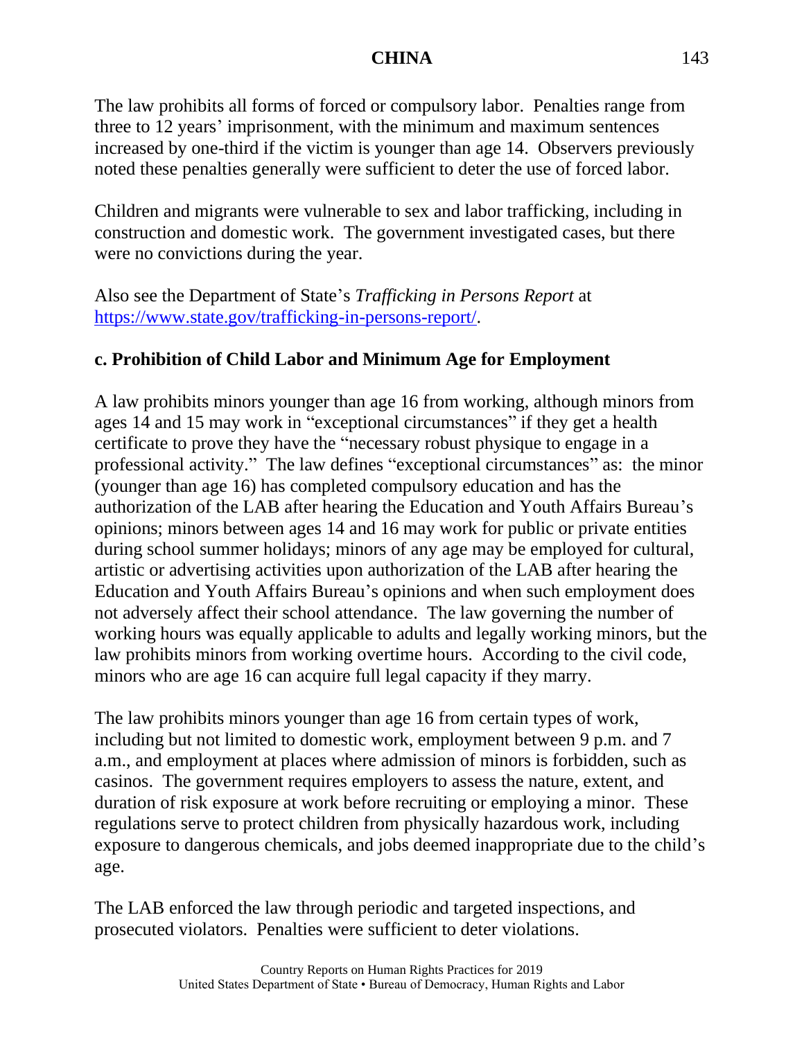The law prohibits all forms of forced or compulsory labor. Penalties range from three to 12 years' imprisonment, with the minimum and maximum sentences increased by one-third if the victim is younger than age 14. Observers previously noted these penalties generally were sufficient to deter the use of forced labor.

Children and migrants were vulnerable to sex and labor trafficking, including in construction and domestic work. The government investigated cases, but there were no convictions during the year.

Also see the Department of State's *Trafficking in Persons Report* at [https://www.state.gov/trafficking-in-persons-report/](https://www.state.gov/trafficking-in-persons-report/).

### c. Prohibition of Child Labor and Minimum Age for Employment

A law prohibits minors younger than age 16 from working, although minors from ages 14 and 15 may work in "exceptional circumstances" if they get a health certificate to prove they have the "necessary robust physique to engage in a professional activity." The law defines "exceptional circumstances" as: the minor (younger than age 16) has completed compulsory education and has the authorization of the LAB after hearing the Education and Youth Affairs Bureau's opinions; minors between ages 14 and 16 may work for public or private entities during school summer holidays; minors of any age may be employed for cultural, artistic or advertising activities upon authorization of the LAB after hearing the Education and Youth Affairs Bureau's opinions and when such employment does not adversely affect their school attendance. The law governing the number of working hours was equally applicable to adults and legally working minors, but the law prohibits minors from working overtime hours. According to the civil code, minors who are age 16 can acquire full legal capacity if they marry.

The law prohibits minors younger than age 16 from certain types of work, including but not limited to domestic work, employment between 9 p.m. and 7 a.m., and employment at places where admission of minors is forbidden, such as casinos. The government requires employers to assess the nature, extent, and duration of risk exposure at work before recruiting or employing a minor. These regulations serve to protect children from physically hazardous work, including exposure to dangerous chemicals, and jobs deemed inappropriate due to the child's age.

The LAB enforced the law through periodic and targeted inspections, and prosecuted violators. Penalties were sufficient to deter violations.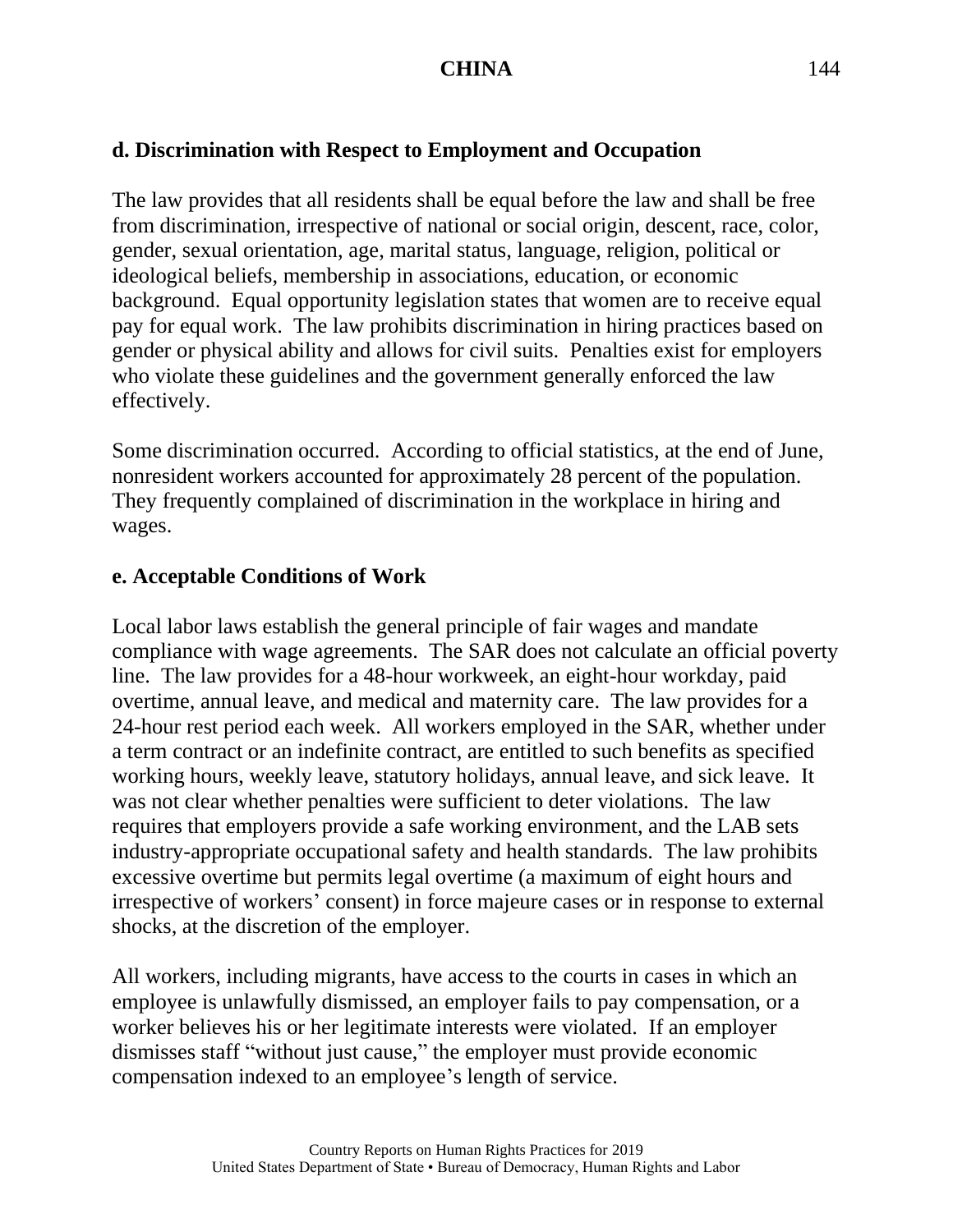### d. Discrimination with Respect to Employment and Occupation

The law provides that all residents shall be equal before the law and shall be free from discrimination, irrespective of national or social origin, descent, race, color, gender, sexual orientation, age, marital status, language, religion, political or ideological beliefs, membership in associations, education, or economic background. Equal opportunity legislation states that women are to receive equal pay for equal work. The law prohibits discrimination in hiring practices based on gender or physical ability and allows for civil suits. Penalties exist for employers who violate these guidelines and the government generally enforced the law effectively.

Some discrimination occurred. According to official statistics, at the end of June, nonresident workers accounted for approximately 28 percent of the population. They frequently complained of discrimination in the workplace in hiring and wages.

### e. Acceptable Conditions of Work

Local labor laws establish the general principle of fair wages and mandate compliance with wage agreements. The SAR does not calculate an official poverty line. The law provides for a 48-hour workweek, an eight-hour workday, paid overtime, annual leave, and medical and maternity care. The law provides for a 24-hour rest period each week. All workers employed in the SAR, whether under a term contract or an indefinite contract, are entitled to such benefits as specified working hours, weekly leave, statutory holidays, annual leave, and sick leave. It was not clear whether penalties were sufficient to deter violations. The law requires that employers provide a safe working environment, and the LAB sets industry-appropriate occupational safety and health standards. The law prohibits excessive overtime but permits legal overtime (a maximum of eight hours and irrespective of workers' consent) in force majeure cases or in response to external shocks, at the discretion of the employer.

All workers, including migrants, have access to the courts in cases in which an employee is unlawfully dismissed, an employer fails to pay compensation, or a worker believes his or her legitimate interests were violated. If an employer dismisses staff "without just cause," the employer must provide economic compensation indexed to an employee's length of service.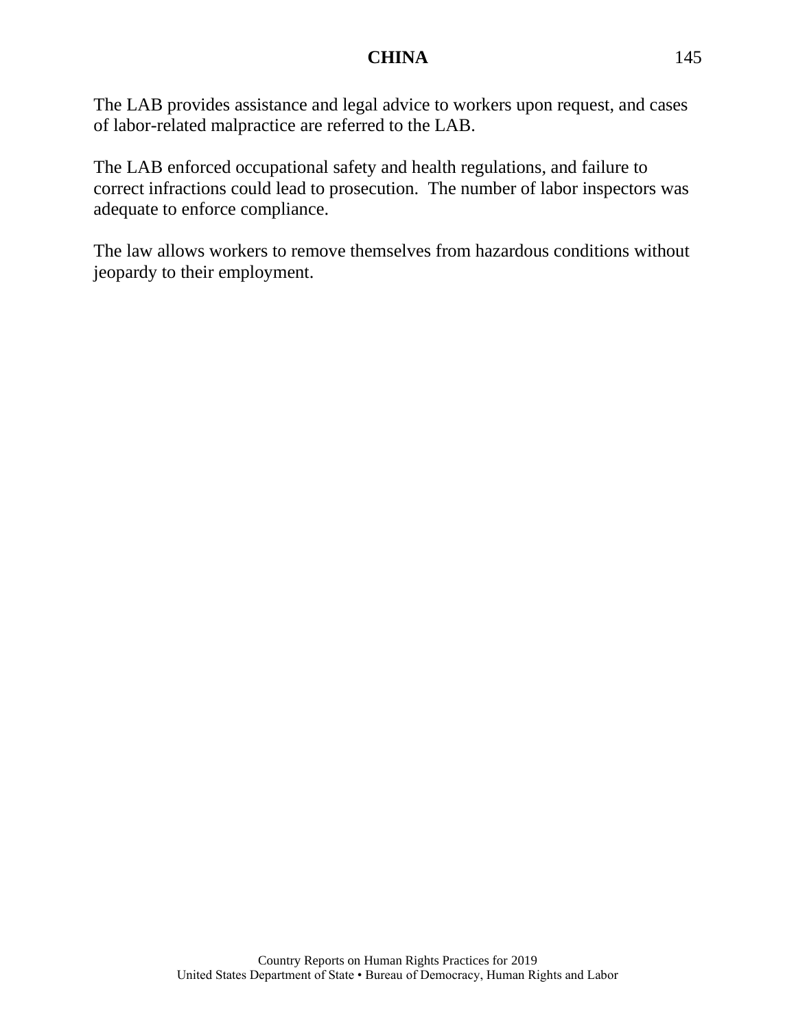The LAB provides assistance and legal advice to workers upon request, and cases of labor-related malpractice are referred to the LAB.

The LAB enforced occupational safety and health regulations, and failure to correct infractions could lead to prosecution. The number of labor inspectors was adequate to enforce compliance.

The law allows workers to remove themselves from hazardous conditions without jeopardy to their employment.